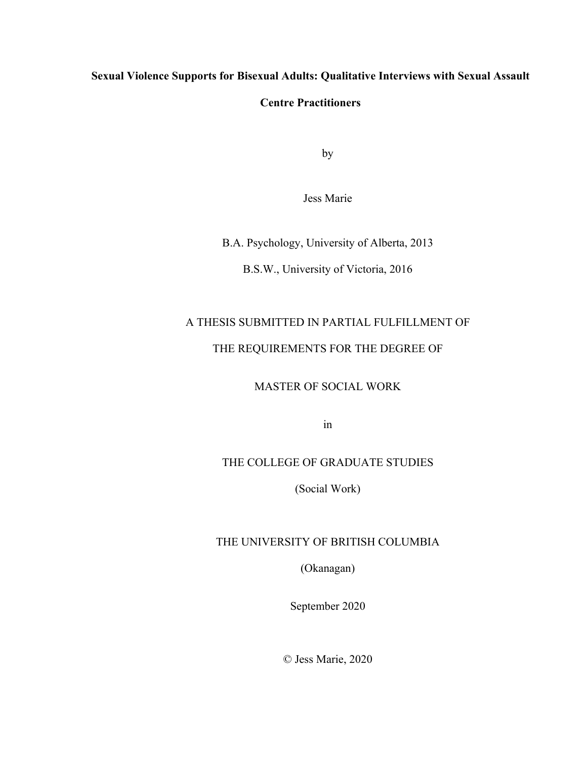# Sexual Violence Supports for Bisexual Adults: Qualitative Interviews with Sexual Assault Centre Practitioners

by

Jess Marie

B.A. Psychology, University of Alberta, 2013

B.S.W., University of Victoria, 2016

A THESIS SUBMITTED IN PARTIAL FULFILLMENT OF

THE REQUIREMENTS FOR THE DEGREE OF

MASTER OF SOCIAL WORK

in

THE COLLEGE OF GRADUATE STUDIES

(Social Work)

THE UNIVERSITY OF BRITISH COLUMBIA

(Okanagan)

September 2020

© Jess Marie, 2020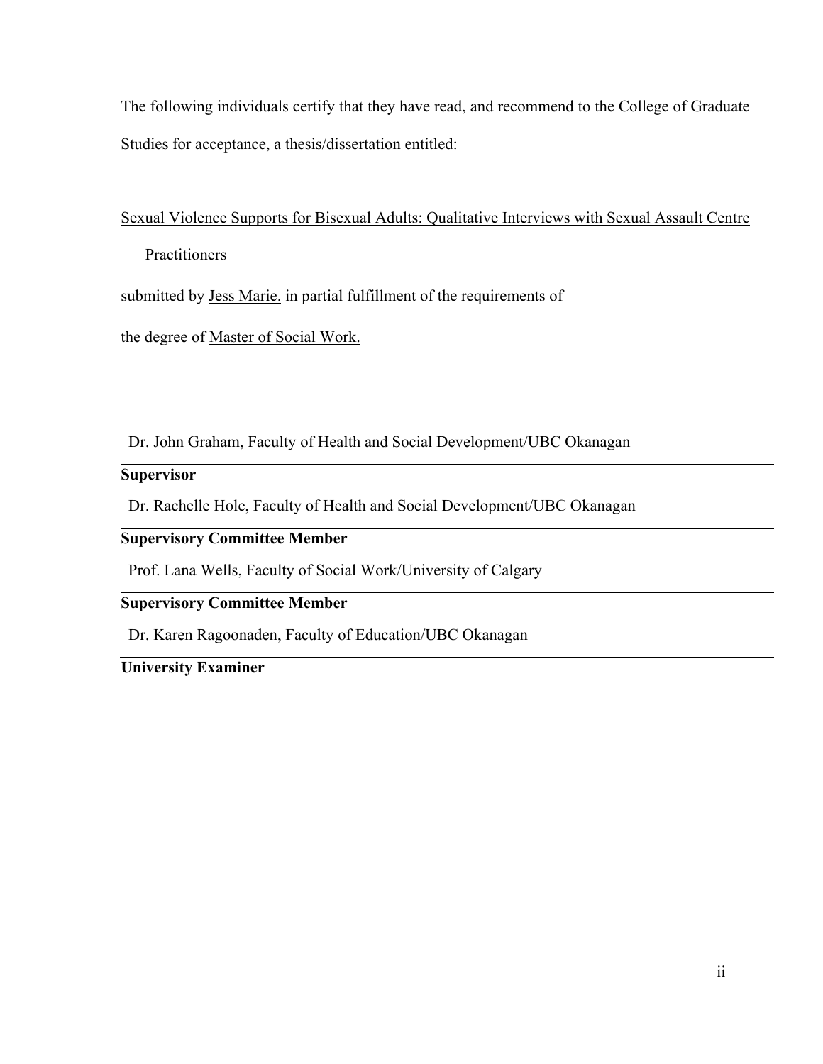The following individuals certify that they have read, and recommend to the College of Graduate Studies for acceptance, a thesis/dissertation entitled:

Sexual Violence Supports for Bisexual Adults: Qualitative Interviews with Sexual Assault Centre Practitioners

submitted by Jess Marie. in partial fulfillment of the requirements of

the degree of Master of Social Work.

Dr. John Graham, Faculty of Health and Social Development/UBC Okanagan

**Supervisor**

Dr. Rachelle Hole, Faculty of Health and Social Development/UBC Okanagan

**Supervisory Committee Member**

Prof. Lana Wells, Faculty of Social Work/University of Calgary

**Supervisory Committee Member**

Dr. Karen Ragoonaden, Faculty of Education/UBC Okanagan

**University Examiner**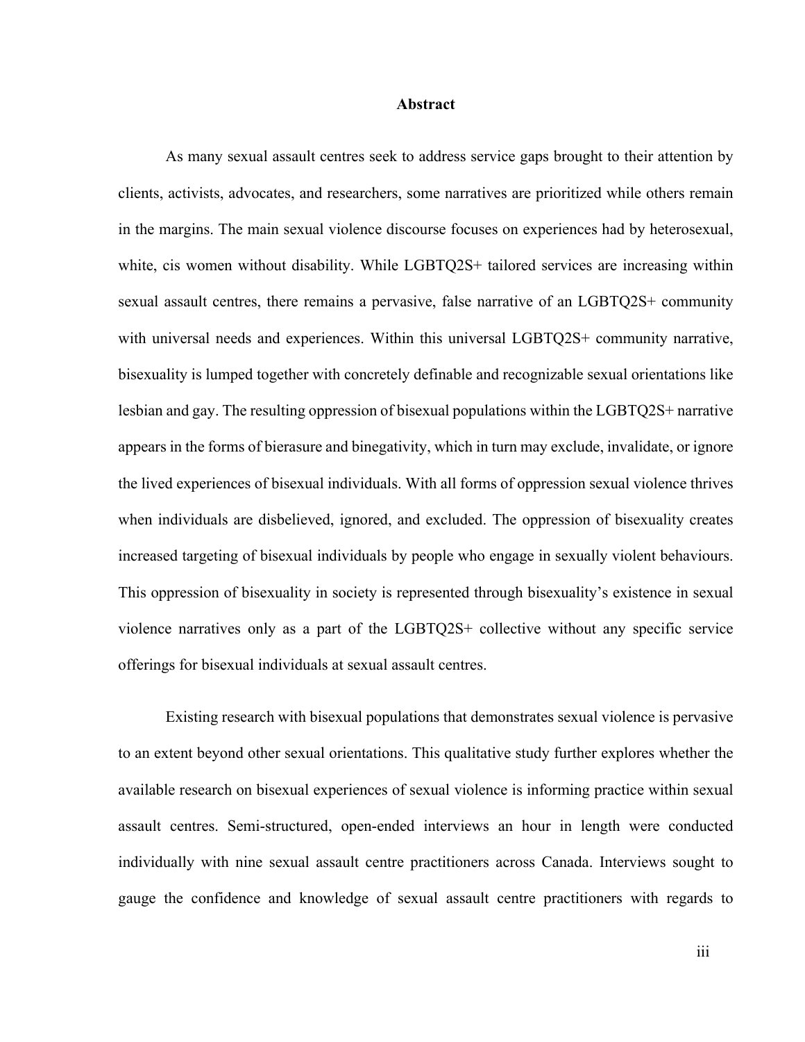# Abstract

As many sexual assault centres seek to address service gaps brought to their attention by clients, activists, advocates, and researchers, some narratives are prioritized while others remain in the margins. The main sexual violence discourse focuses on experiences had by heterosexual, white, cis women without disability. While LGBTQ2S+ tailored services are increasing within sexual assault centres, there remains a pervasive, false narrative of an LGBTQ2S+ community with universal needs and experiences. Within this universal LGBTQ2S+ community narrative, bisexuality is lumped together with concretely definable and recognizable sexual orientations like lesbian and gay. The resulting oppression of bisexual populations within the LGBTQ2S+ narrative appears in the forms of bierasure and binegativity, which in turn may exclude, invalidate, or ignore the lived experiences of bisexual individuals. With all forms of oppression sexual violence thrives when individuals are disbelieved, ignored, and excluded. The oppression of bisexuality creates increased targeting of bisexual individuals by people who engage in sexually violent behaviours. This oppression of bisexuality in society is represented through bisexuality's existence in sexual violence narratives only as a part of the LGBTQ2S+ collective without any specific service offerings for bisexual individuals at sexual assault centres.

Existing research with bisexual populations that demonstrates sexual violence is pervasive to an extent beyond other sexual orientations. This qualitative study further explores whether the available research on bisexual experiences of sexual violence is informing practice within sexual assault centres. Semi-structured, open-ended interviews an hour in length were conducted individually with nine sexual assault centre practitioners across Canada. Interviews sought to gauge the confidence and knowledge of sexual assault centre practitioners with regards to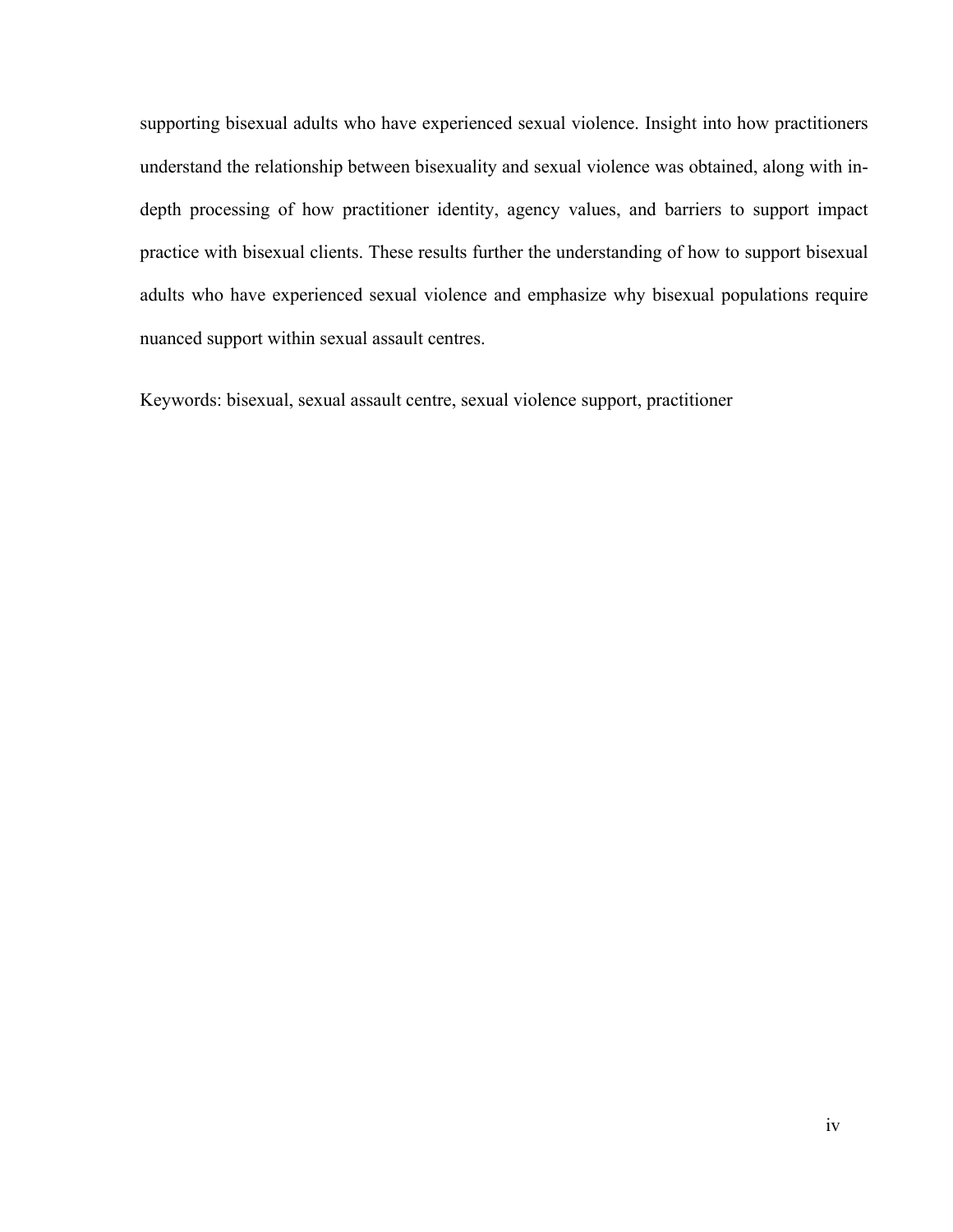supporting bisexual adults who have experienced sexual violence. Insight into how practitioners understand the relationship between bisexuality and sexual violence was obtained, along with in-depth processing of how practitioner identity, agency values, and barriers to support impact practice with bisexual clients. These results further the understanding of how to support bisexual adults who have experienced sexual violence and emphasize why bisexual populations require nuanced support within sexual assault centres.

Keywords: bisexual, sexual assault centre, sexual violence support, practitioner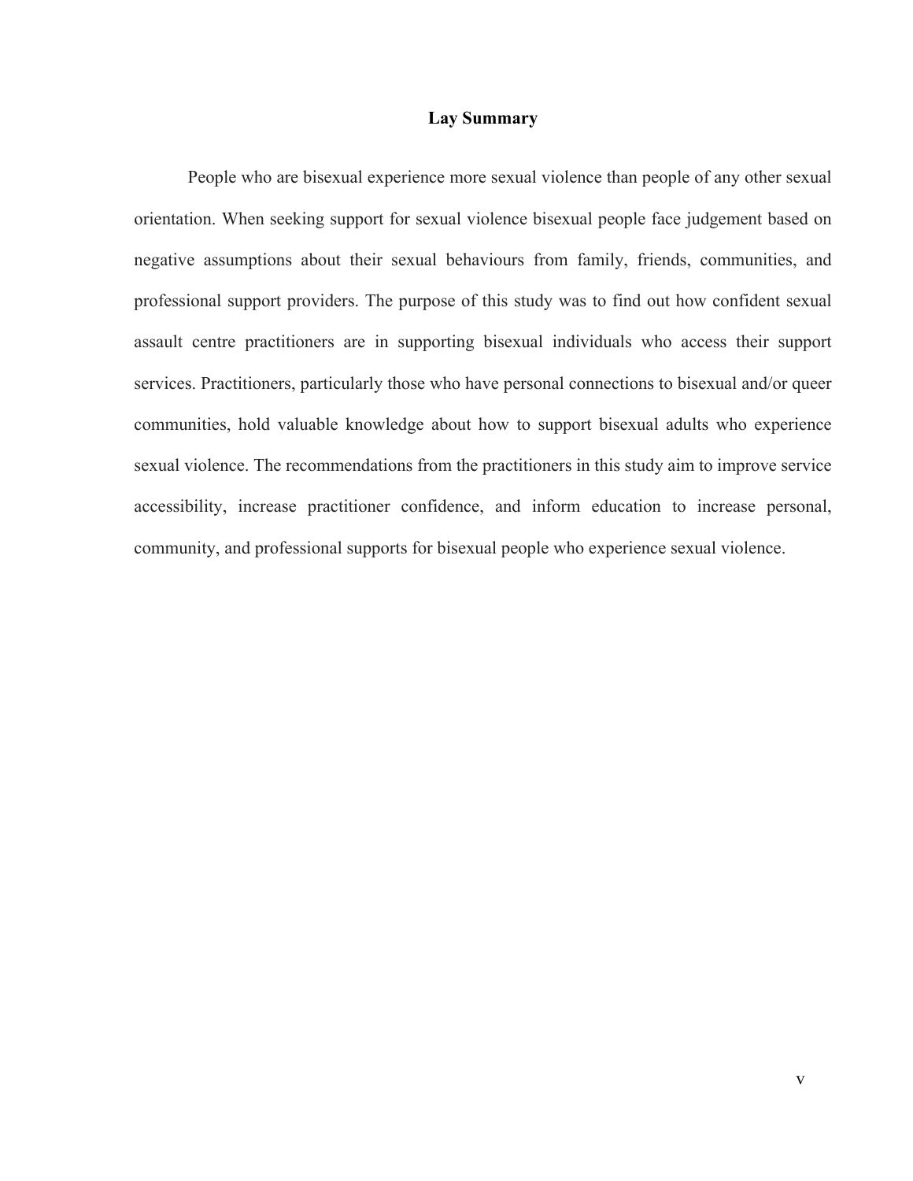## Lay Summary

People who are bisexual experience more sexual violence than people of any other sexual orientation. When seeking support for sexual violence bisexual people face judgement based on negative assumptions about their sexual behaviours from family, friends, communities, and professional support providers. The purpose of this study was to find out how confident sexual assault centre practitioners are in supporting bisexual individuals who access their support services. Practitioners, particularly those who have personal connections to bisexual and/or queer communities, hold valuable knowledge about how to support bisexual adults who experience sexual violence. The recommendations from the practitioners in this study aim to improve service accessibility, increase practitioner confidence, and inform education to increase personal, community, and professional supports for bisexual people who experience sexual violence.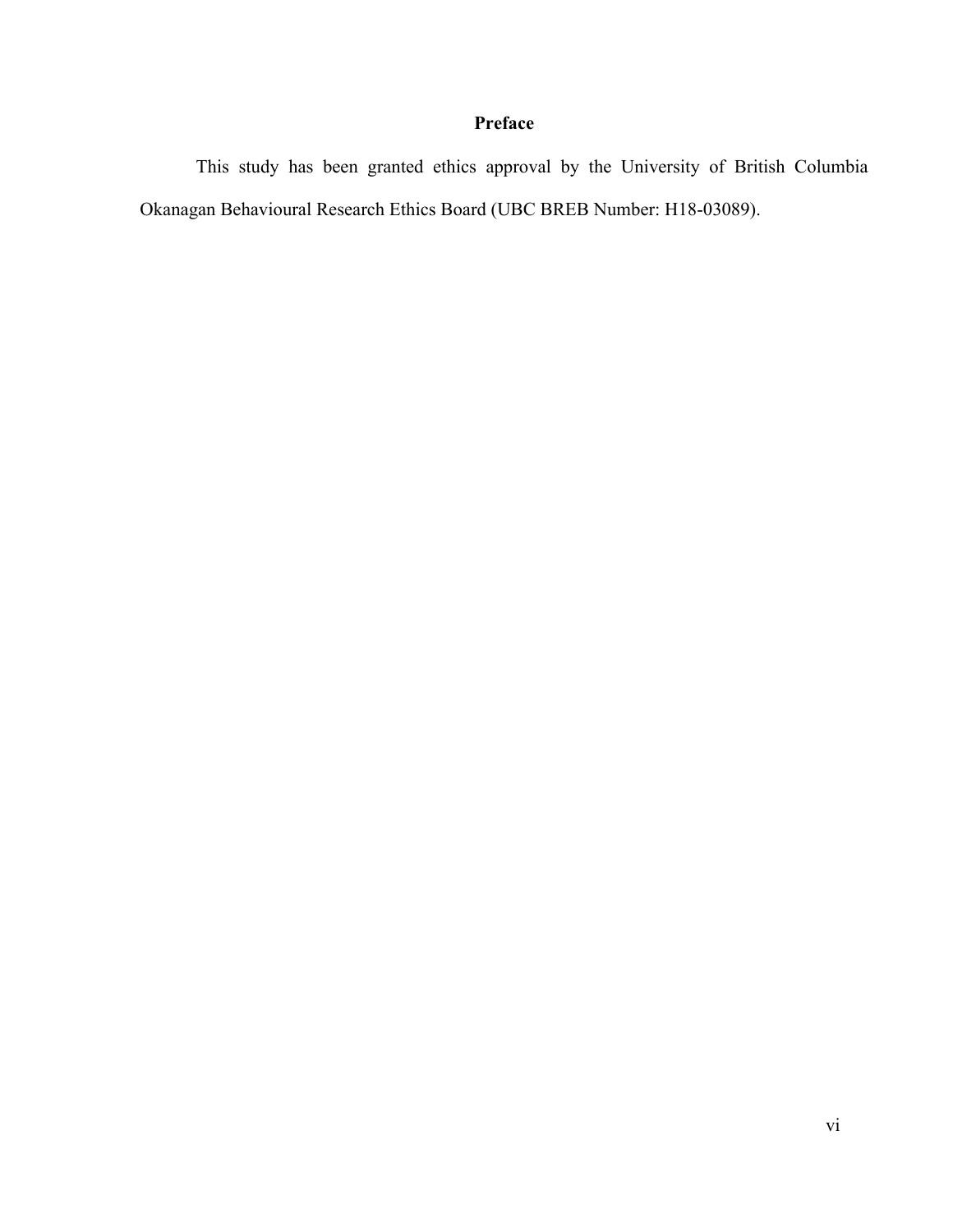## Preface

This study has been granted ethics approval by the University of British Columbia Okanagan Behavioural Research Ethics Board (UBC BREB Number: H18-03089).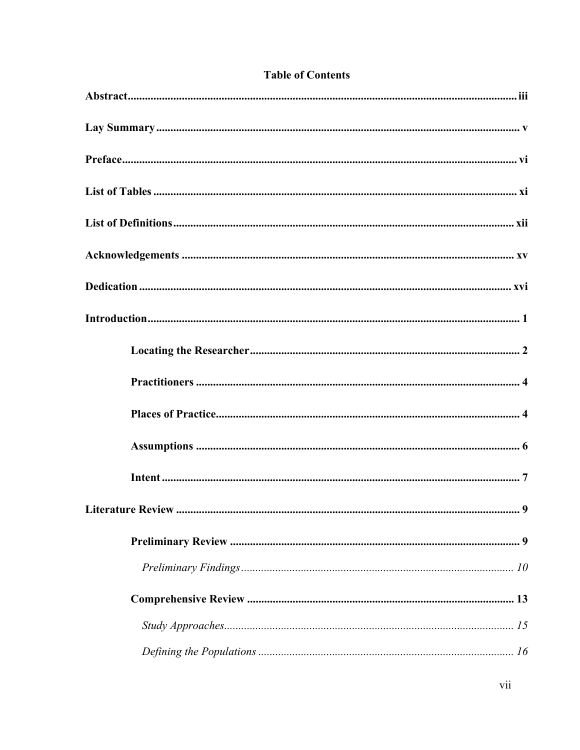**Table of Contents**

**Abstract** ........ iii

**Lay Summary** ........ v

**Preface** ........ vi

**List of Tables** ........ xi

**List of Definitions** ........ xii

**Acknowledgements** ........ xv

**Dedication** ........ xvi

**Introduction** ........ 1

- **Locating the Researcher** ........ 2
- **Practitioners** ........ 4
- **Places of Practice** ........ 4
- **Assumptions** ........ 6
- **Intent** ........ 7

**Literature Review** ........ 9

- **Preliminary Review** ........ 9
  - *Preliminary Findings* ........ 10
- **Comprehensive Review** ........ 13
  - *Study Approaches* ........ 15
  - *Defining the Populations* ........ 16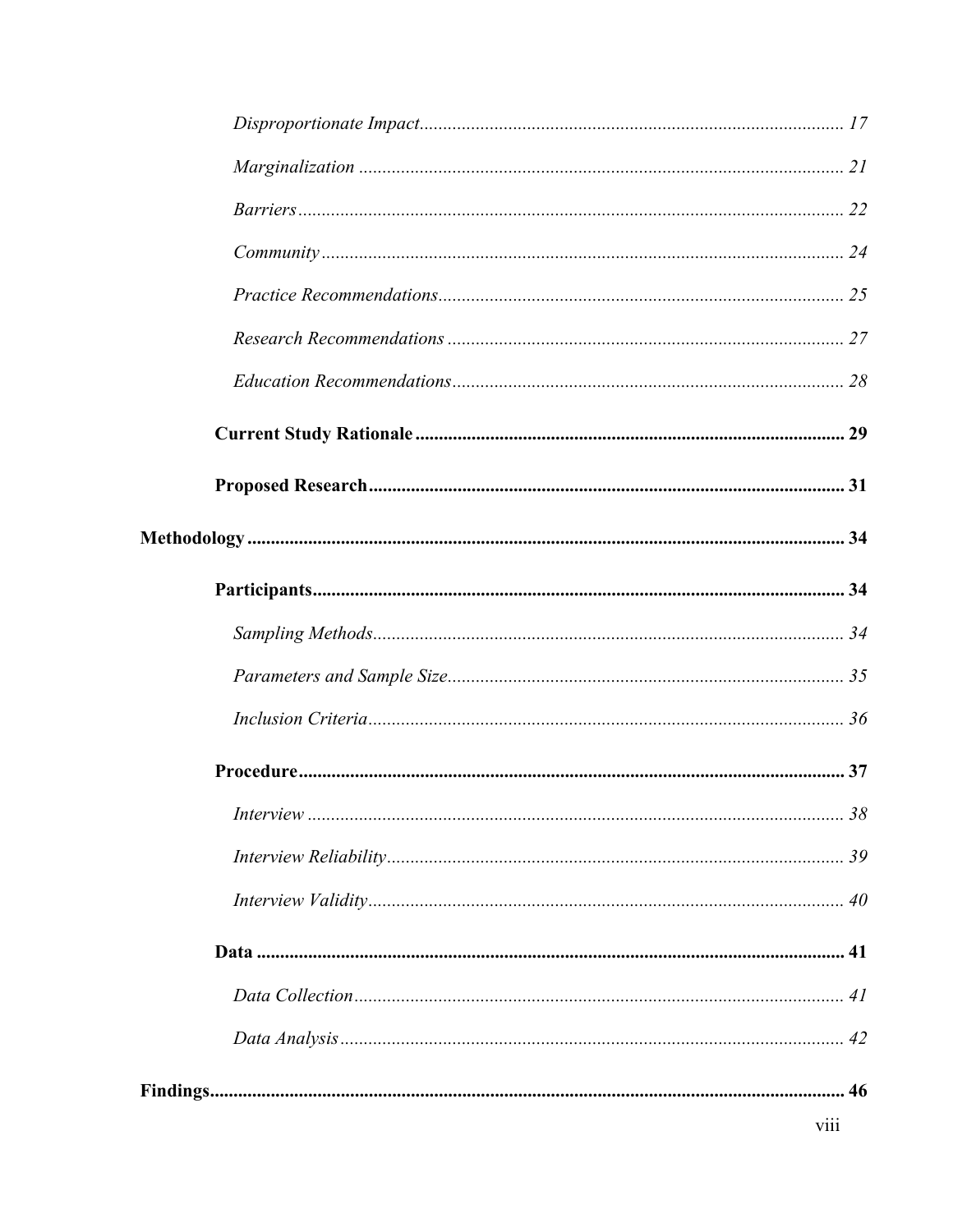*Disproportionate Impact* .......... 17

*Marginalization* .......... 21

*Barriers* .......... 22

*Community* .......... 24

*Practice Recommendations* .......... 25

*Research Recommendations* .......... 27

*Education Recommendations* .......... 28

**Current Study Rationale** .......... 29

**Proposed Research** .......... 31

**Methodology** .......... 34

**Participants** .......... 34

*Sampling Methods* .......... 34

*Parameters and Sample Size* .......... 35

*Inclusion Criteria* .......... 36

**Procedure** .......... 37

*Interview* .......... 38

*Interview Reliability* .......... 39

*Interview Validity* .......... 40

**Data** .......... 41

*Data Collection* .......... 41

*Data Analysis* .......... 42

**Findings** .......... 46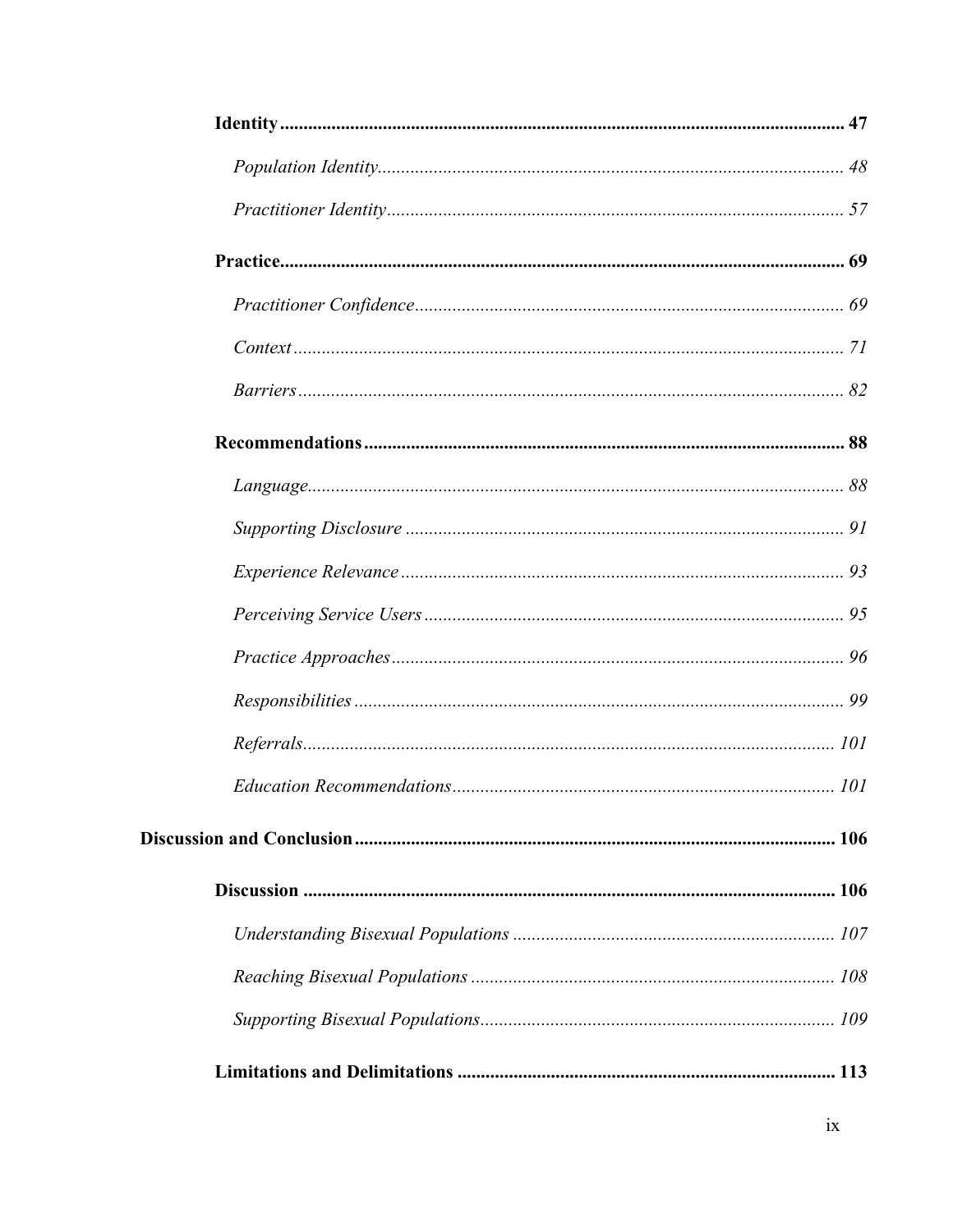**Identity** .......................................................................................................... **47**

*Population Identity*.................................................................................................. *48*

*Practitioner Identity*................................................................................................ *57*

**Practice**.......................................................................................................... **69**

*Practitioner Confidence*........................................................................................... *69*

*Context*.................................................................................................................. *71*

*Barriers*.................................................................................................................. *82*

**Recommendations**.......................................................................................... **88**

*Language*................................................................................................................ *88*

*Supporting Disclosure* ............................................................................................ *91*

*Experience Relevance* ............................................................................................. *93*

*Perceiving Service Users*......................................................................................... *95*

*Practice Approaches*................................................................................................ *96*

*Responsibilities* ....................................................................................................... *99*

*Referrals*................................................................................................................. *101*

*Education Recommendations*.................................................................................. *101*

**Discussion and Conclusion**.......................................................................................... **106**

**Discussion** ......................................................................................................... **106**

*Understanding Bisexual Populations* ...................................................................... *107*

*Reaching Bisexual Populations* .............................................................................. *108*

*Supporting Bisexual Populations*............................................................................ *109*

**Limitations and Delimitations** ........................................................................... **113**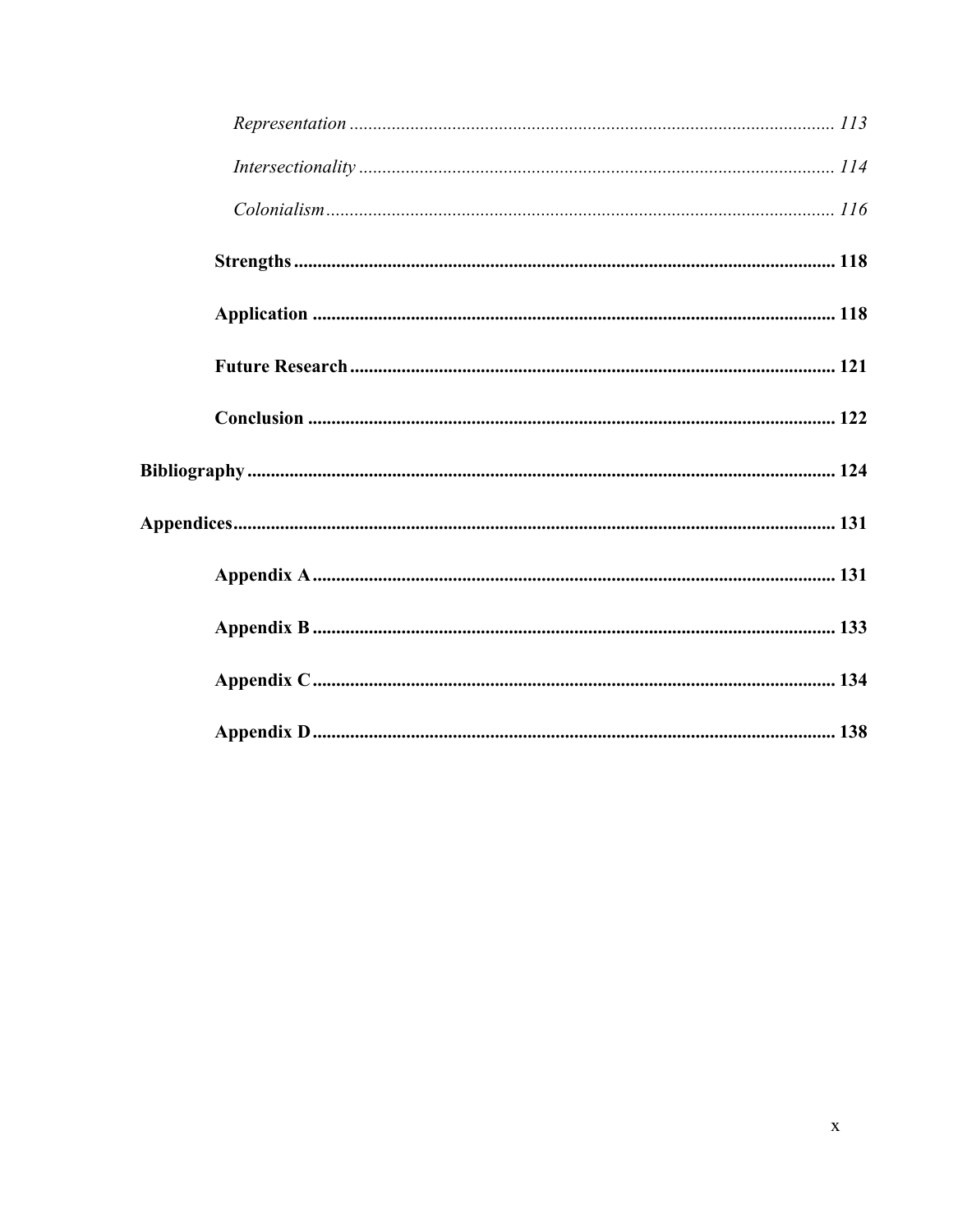*Representation* ........................................................................................................ *113*

*Intersectionality* ...................................................................................................... *114*

*Colonialism* ............................................................................................................. *116*

**Strengths** ................................................................................................................... **118**

**Application** ............................................................................................................... **118**

**Future Research** ........................................................................................................ **121**

**Conclusion** ................................................................................................................. **122**

**Bibliography** ................................................................................................................. **124**

**Appendices** .................................................................................................................... **131**

**Appendix A** ................................................................................................................ **131**

**Appendix B** ................................................................................................................ **133**

**Appendix C** ................................................................................................................ **134**

**Appendix D** ................................................................................................................ **138**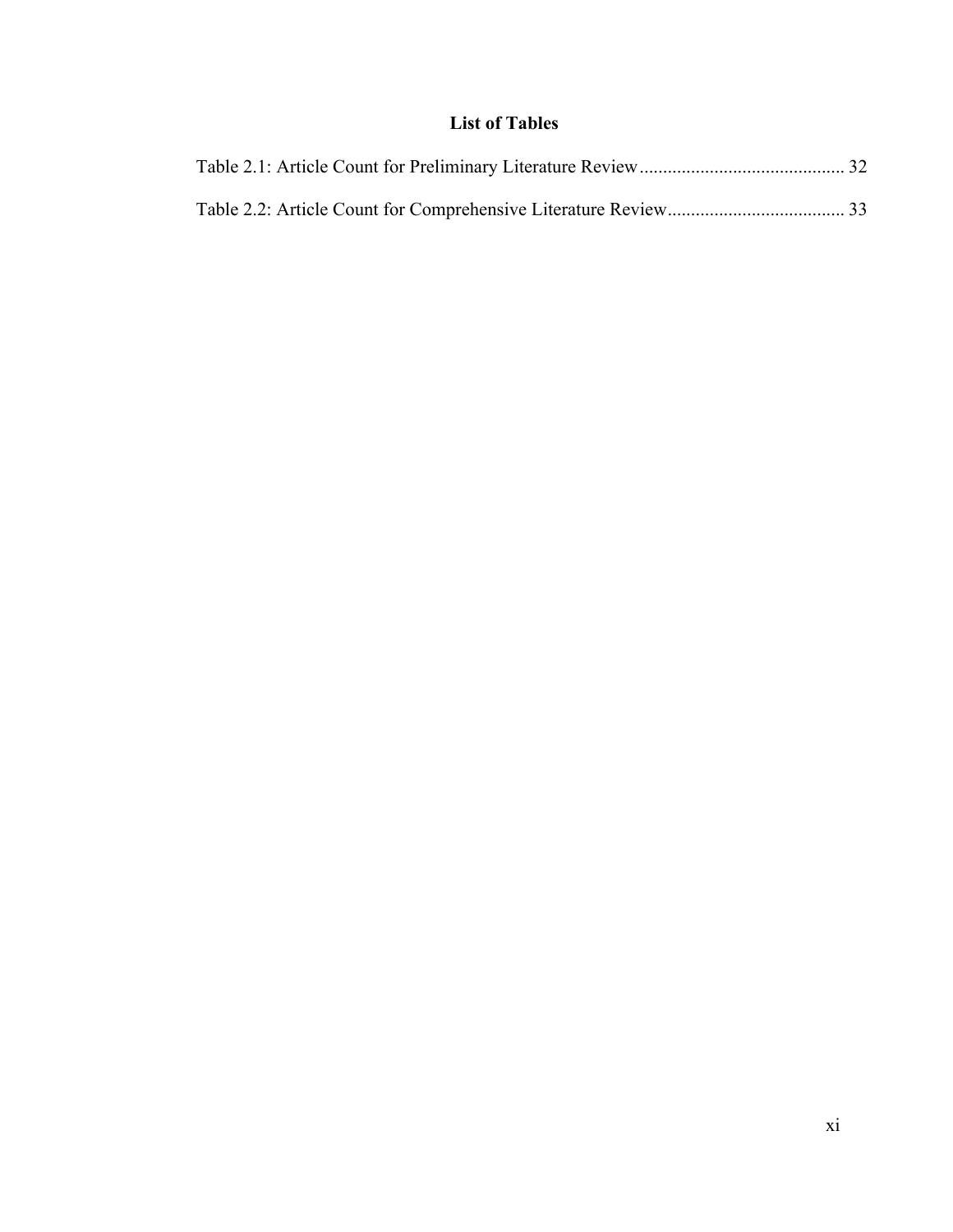# List of Tables

Table 2.1: Article Count for Preliminary Literature Review ........................................... 32

Table 2.2: Article Count for Comprehensive Literature Review ...................................... 33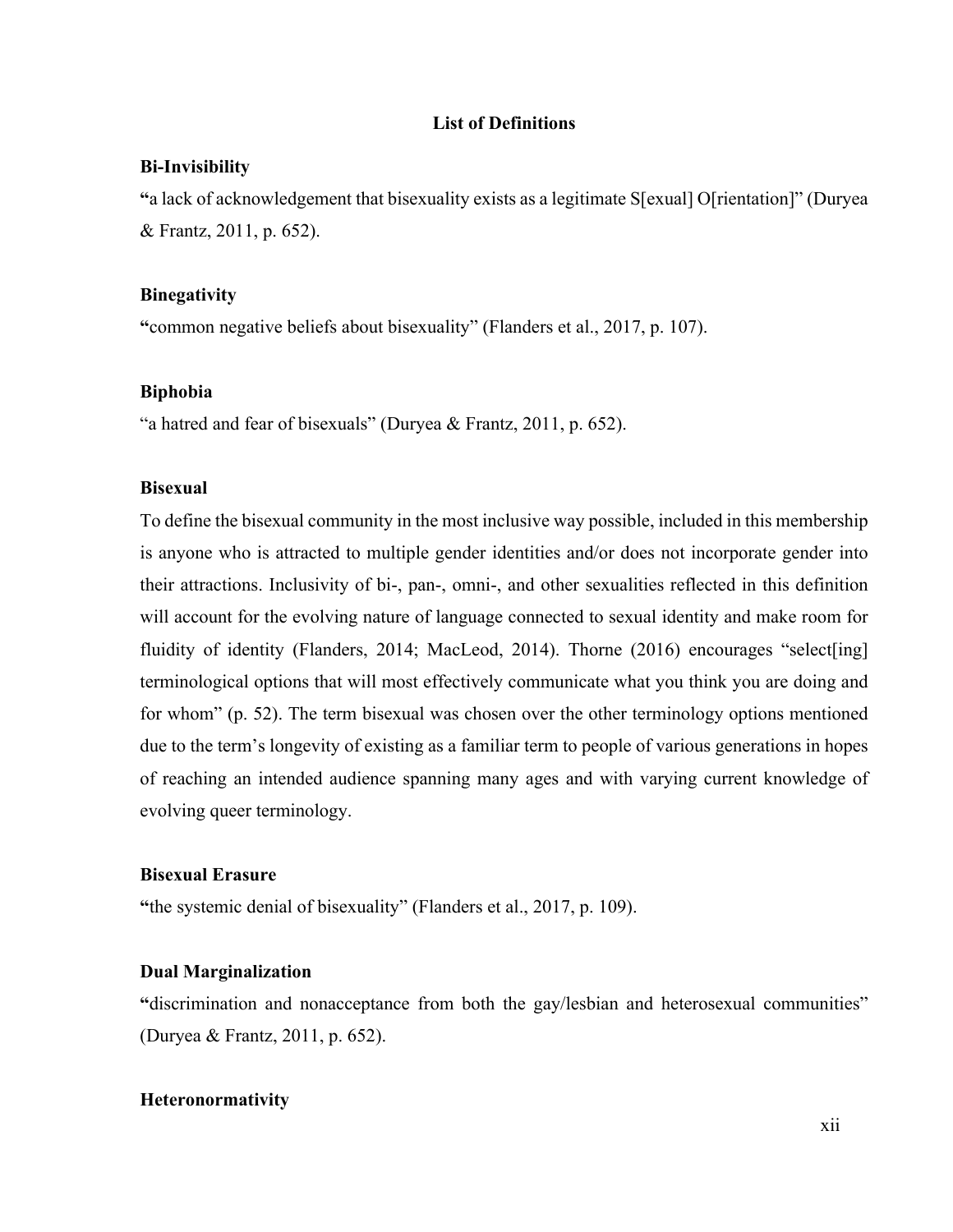## List of Definitions

### Bi-Invisibility

"a lack of acknowledgement that bisexuality exists as a legitimate S[exual] O[rientation]" (Duryea & Frantz, 2011, p. 652).

### Binegativity

"common negative beliefs about bisexuality" (Flanders et al., 2017, p. 107).

### Biphobia

"a hatred and fear of bisexuals" (Duryea & Frantz, 2011, p. 652).

### Bisexual

To define the bisexual community in the most inclusive way possible, included in this membership is anyone who is attracted to multiple gender identities and/or does not incorporate gender into their attractions. Inclusivity of bi-, pan-, omni-, and other sexualities reflected in this definition will account for the evolving nature of language connected to sexual identity and make room for fluidity of identity (Flanders, 2014; MacLeod, 2014). Thorne (2016) encourages "select[ing] terminological options that will most effectively communicate what you think you are doing and for whom" (p. 52). The term bisexual was chosen over the other terminology options mentioned due to the term's longevity of existing as a familiar term to people of various generations in hopes of reaching an intended audience spanning many ages and with varying current knowledge of evolving queer terminology.

### Bisexual Erasure

"the systemic denial of bisexuality" (Flanders et al., 2017, p. 109).

### Dual Marginalization

"discrimination and nonacceptance from both the gay/lesbian and heterosexual communities" (Duryea & Frantz, 2011, p. 652).

### Heteronormativity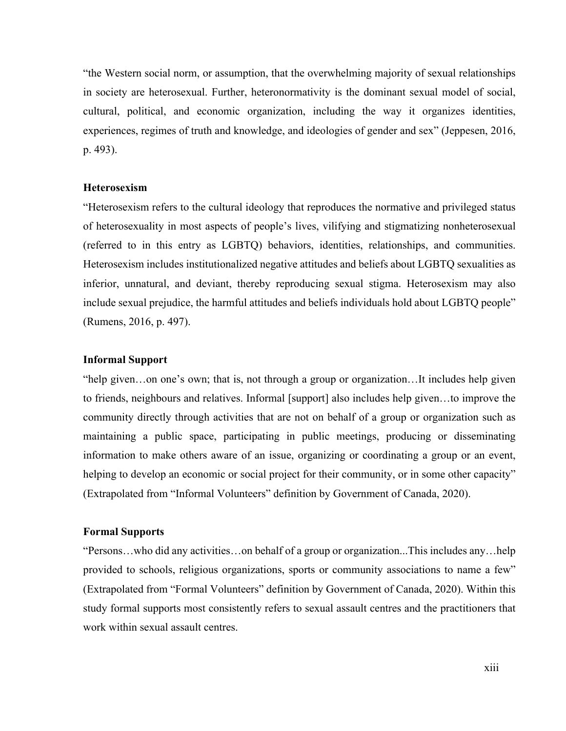“the Western social norm, or assumption, that the overwhelming majority of sexual relationships in society are heterosexual. Further, heteronormativity is the dominant sexual model of social, cultural, political, and economic organization, including the way it organizes identities, experiences, regimes of truth and knowledge, and ideologies of gender and sex” (Jeppesen, 2016, p. 493).

**Heterosexism**

“Heterosexism refers to the cultural ideology that reproduces the normative and privileged status of heterosexuality in most aspects of people’s lives, vilifying and stigmatizing nonheterosexual (referred to in this entry as LGBTQ) behaviors, identities, relationships, and communities. Heterosexism includes institutionalized negative attitudes and beliefs about LGBTQ sexualities as inferior, unnatural, and deviant, thereby reproducing sexual stigma. Heterosexism may also include sexual prejudice, the harmful attitudes and beliefs individuals hold about LGBTQ people” (Rumens, 2016, p. 497).

**Informal Support**

“help given…on one’s own; that is, not through a group or organization…It includes help given to friends, neighbours and relatives. Informal [support] also includes help given…to improve the community directly through activities that are not on behalf of a group or organization such as maintaining a public space, participating in public meetings, producing or disseminating information to make others aware of an issue, organizing or coordinating a group or an event, helping to develop an economic or social project for their community, or in some other capacity” (Extrapolated from “Informal Volunteers” definition by Government of Canada, 2020).

**Formal Supports**

“Persons…who did any activities…on behalf of a group or organization...This includes any…help provided to schools, religious organizations, sports or community associations to name a few” (Extrapolated from “Formal Volunteers” definition by Government of Canada, 2020). Within this study formal supports most consistently refers to sexual assault centres and the practitioners that work within sexual assault centres.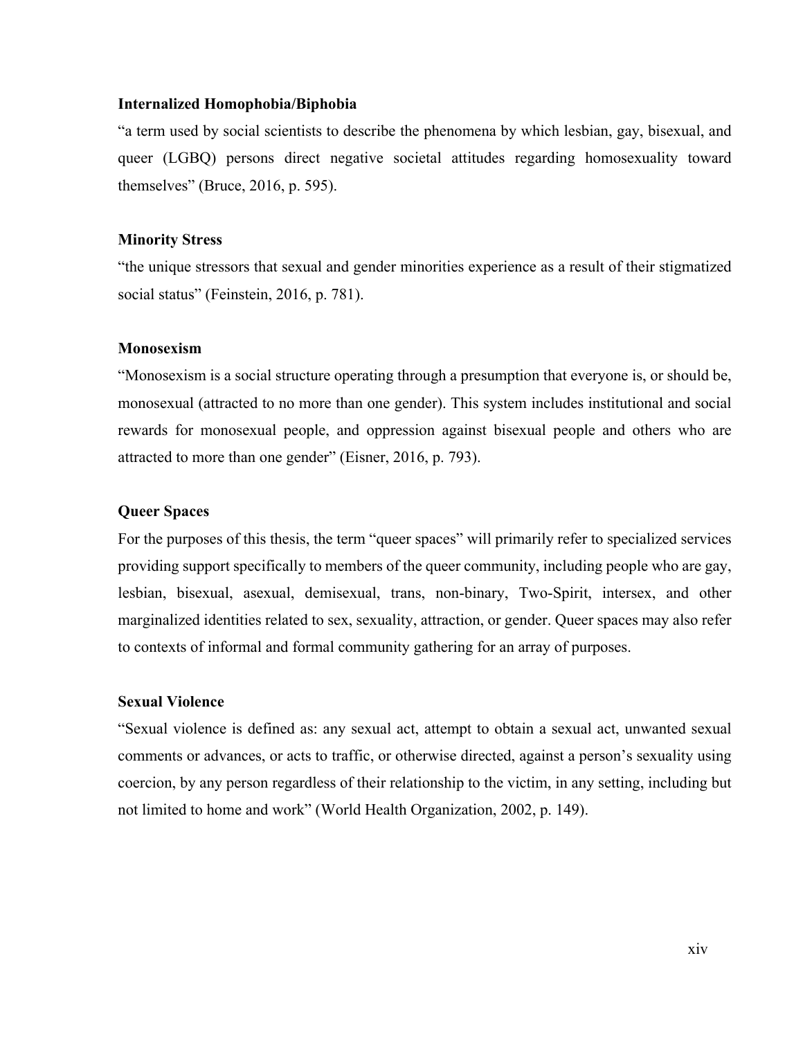**Internalized Homophobia/Biphobia**

"a term used by social scientists to describe the phenomena by which lesbian, gay, bisexual, and queer (LGBQ) persons direct negative societal attitudes regarding homosexuality toward themselves" (Bruce, 2016, p. 595).

**Minority Stress**

"the unique stressors that sexual and gender minorities experience as a result of their stigmatized social status" (Feinstein, 2016, p. 781).

**Monosexism**

"Monosexism is a social structure operating through a presumption that everyone is, or should be, monosexual (attracted to no more than one gender). This system includes institutional and social rewards for monosexual people, and oppression against bisexual people and others who are attracted to more than one gender" (Eisner, 2016, p. 793).

**Queer Spaces**

For the purposes of this thesis, the term "queer spaces" will primarily refer to specialized services providing support specifically to members of the queer community, including people who are gay, lesbian, bisexual, asexual, demisexual, trans, non-binary, Two-Spirit, intersex, and other marginalized identities related to sex, sexuality, attraction, or gender. Queer spaces may also refer to contexts of informal and formal community gathering for an array of purposes.

**Sexual Violence**

"Sexual violence is defined as: any sexual act, attempt to obtain a sexual act, unwanted sexual comments or advances, or acts to traffic, or otherwise directed, against a person's sexuality using coercion, by any person regardless of their relationship to the victim, in any setting, including but not limited to home and work" (World Health Organization, 2002, p. 149).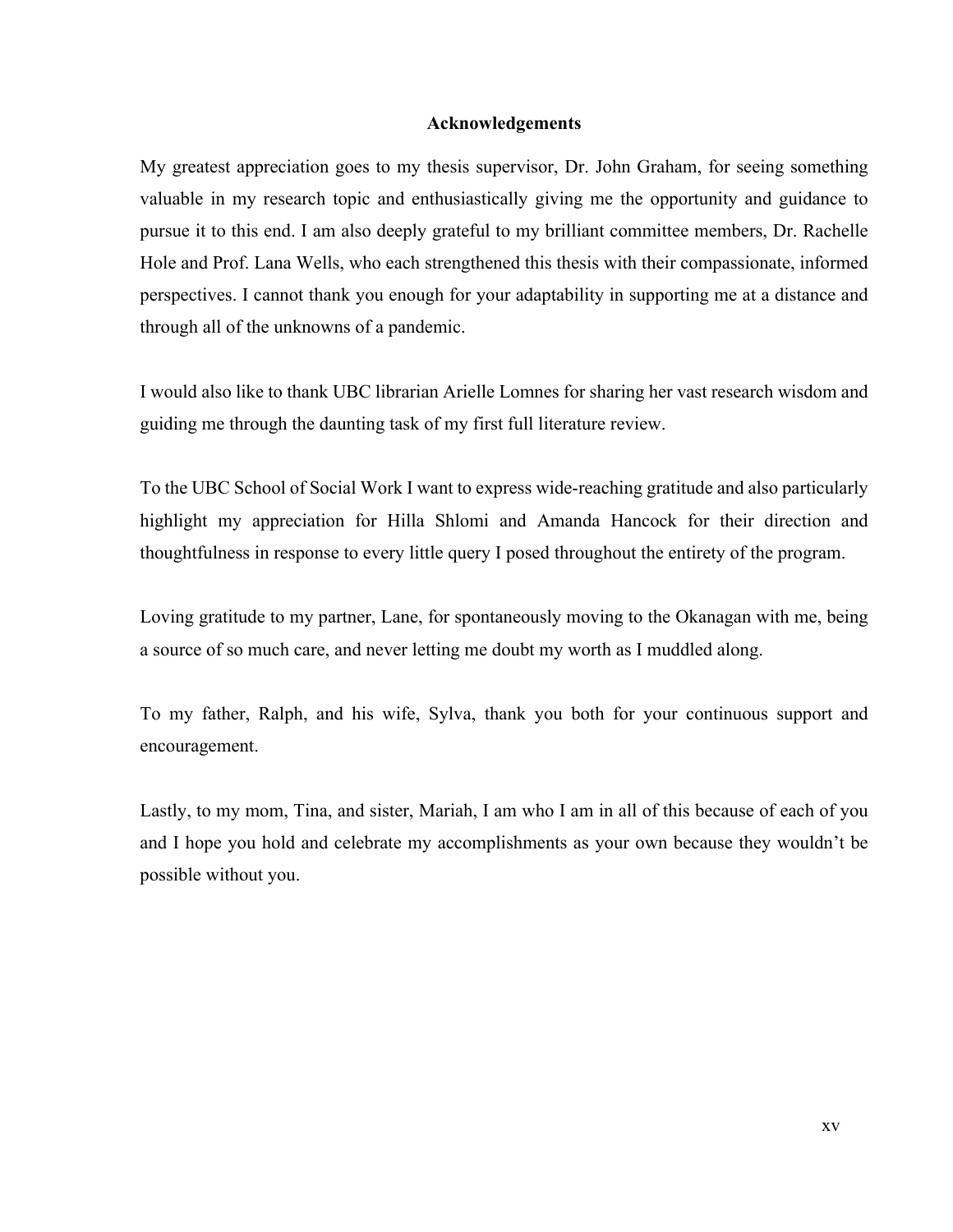## Acknowledgements

My greatest appreciation goes to my thesis supervisor, Dr. John Graham, for seeing something valuable in my research topic and enthusiastically giving me the opportunity and guidance to pursue it to this end. I am also deeply grateful to my brilliant committee members, Dr. Rachelle Hole and Prof. Lana Wells, who each strengthened this thesis with their compassionate, informed perspectives. I cannot thank you enough for your adaptability in supporting me at a distance and through all of the unknowns of a pandemic.

I would also like to thank UBC librarian Arielle Lomnes for sharing her vast research wisdom and guiding me through the daunting task of my first full literature review.

To the UBC School of Social Work I want to express wide-reaching gratitude and also particularly highlight my appreciation for Hilla Shlomi and Amanda Hancock for their direction and thoughtfulness in response to every little query I posed throughout the entirety of the program.

Loving gratitude to my partner, Lane, for spontaneously moving to the Okanagan with me, being a source of so much care, and never letting me doubt my worth as I muddled along.

To my father, Ralph, and his wife, Sylva, thank you both for your continuous support and encouragement.

Lastly, to my mom, Tina, and sister, Mariah, I am who I am in all of this because of each of you and I hope you hold and celebrate my accomplishments as your own because they wouldn't be possible without you.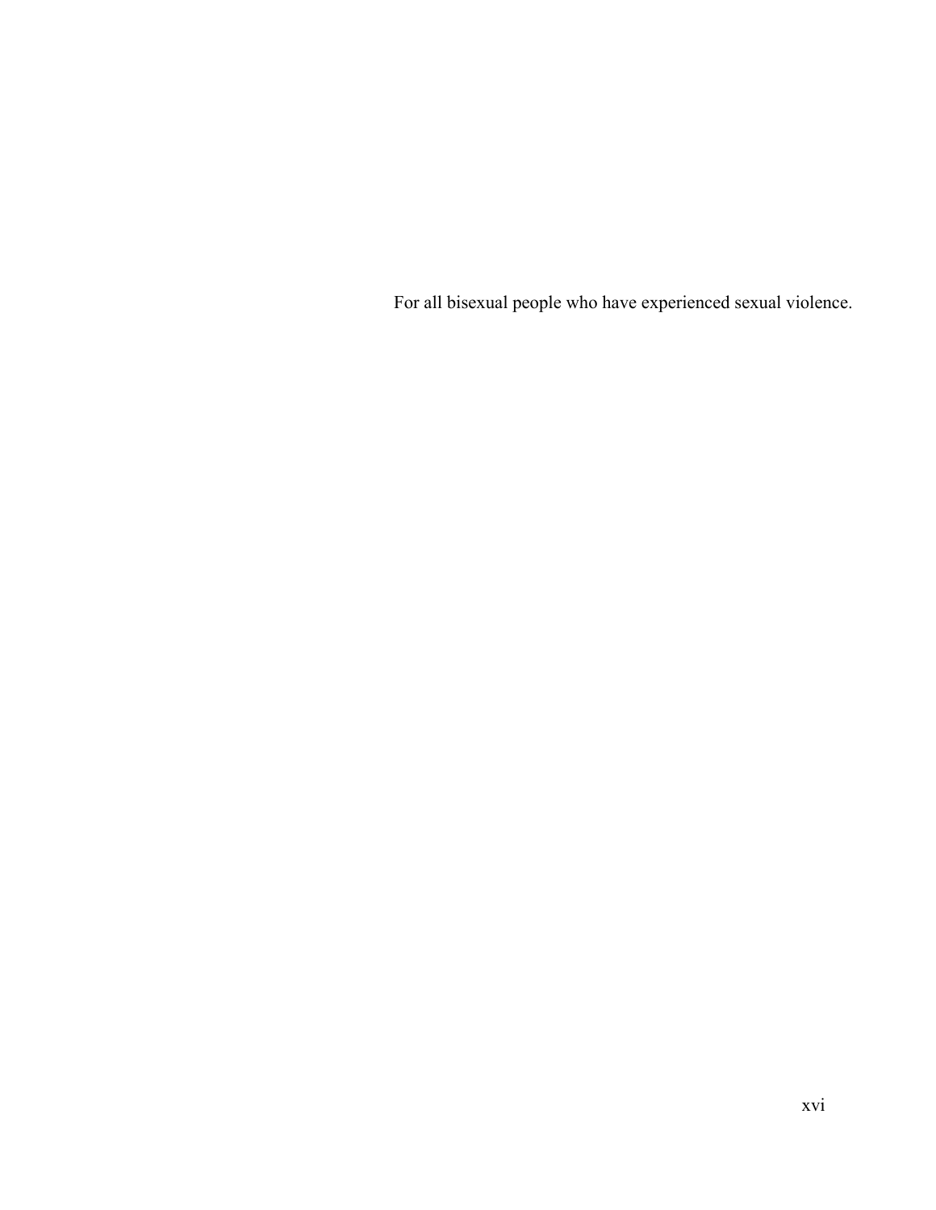For all bisexual people who have experienced sexual violence.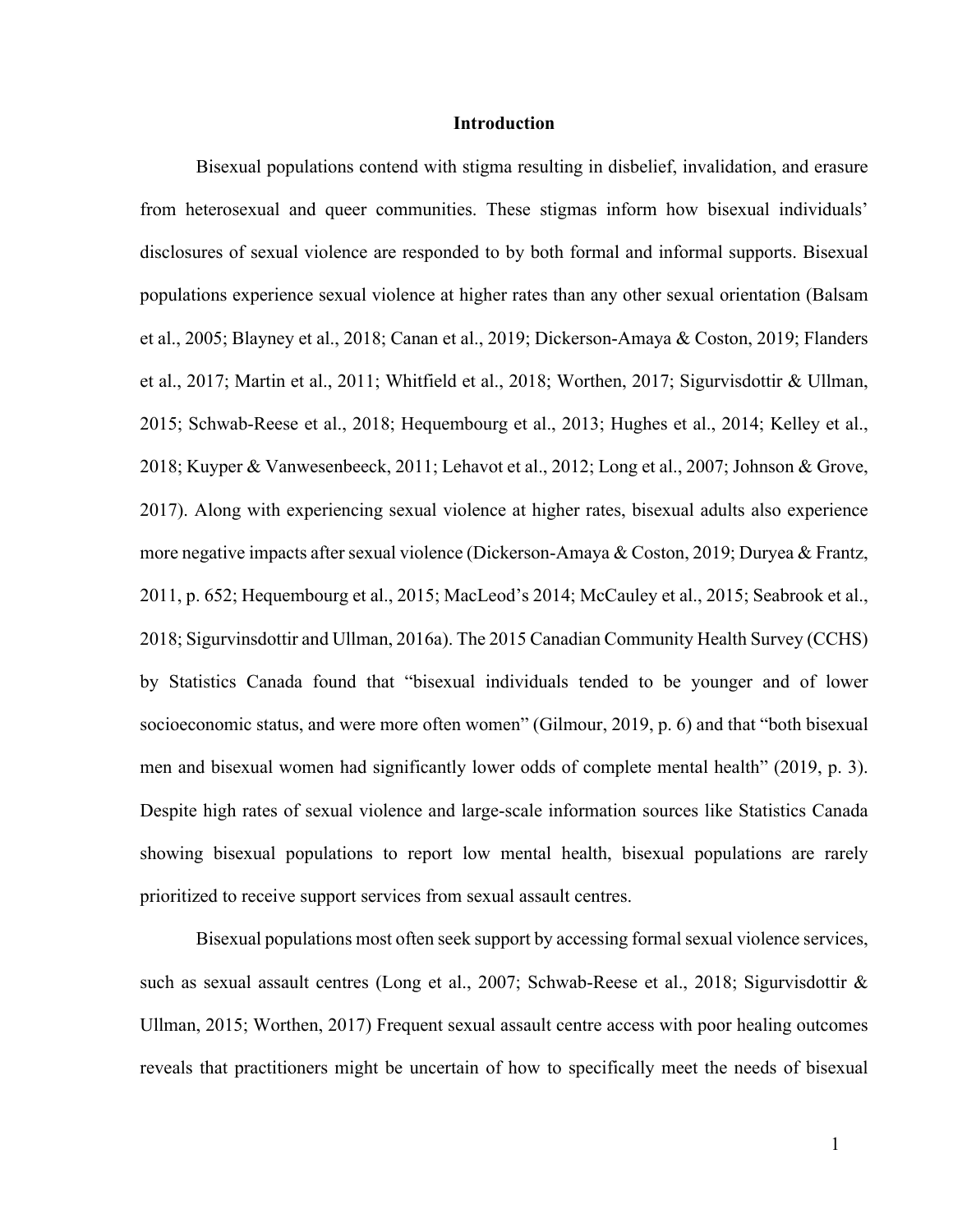# Introduction

Bisexual populations contend with stigma resulting in disbelief, invalidation, and erasure from heterosexual and queer communities. These stigmas inform how bisexual individuals' disclosures of sexual violence are responded to by both formal and informal supports. Bisexual populations experience sexual violence at higher rates than any other sexual orientation (Balsam et al., 2005; Blayney et al., 2018; Canan et al., 2019; Dickerson-Amaya & Coston, 2019; Flanders et al., 2017; Martin et al., 2011; Whitfield et al., 2018; Worthen, 2017; Sigurvisdottir & Ullman, 2015; Schwab-Reese et al., 2018; Hequembourg et al., 2013; Hughes et al., 2014; Kelley et al., 2018; Kuyper & Vanwesenbeeck, 2011; Lehavot et al., 2012; Long et al., 2007; Johnson & Grove, 2017). Along with experiencing sexual violence at higher rates, bisexual adults also experience more negative impacts after sexual violence (Dickerson-Amaya & Coston, 2019; Duryea & Frantz, 2011, p. 652; Hequembourg et al., 2015; MacLeod's 2014; McCauley et al., 2015; Seabrook et al., 2018; Sigurvinsdottir and Ullman, 2016a). The 2015 Canadian Community Health Survey (CCHS) by Statistics Canada found that "bisexual individuals tended to be younger and of lower socioeconomic status, and were more often women" (Gilmour, 2019, p. 6) and that "both bisexual men and bisexual women had significantly lower odds of complete mental health" (2019, p. 3). Despite high rates of sexual violence and large-scale information sources like Statistics Canada showing bisexual populations to report low mental health, bisexual populations are rarely prioritized to receive support services from sexual assault centres.

Bisexual populations most often seek support by accessing formal sexual violence services, such as sexual assault centres (Long et al., 2007; Schwab-Reese et al., 2018; Sigurvisdottir & Ullman, 2015; Worthen, 2017) Frequent sexual assault centre access with poor healing outcomes reveals that practitioners might be uncertain of how to specifically meet the needs of bisexual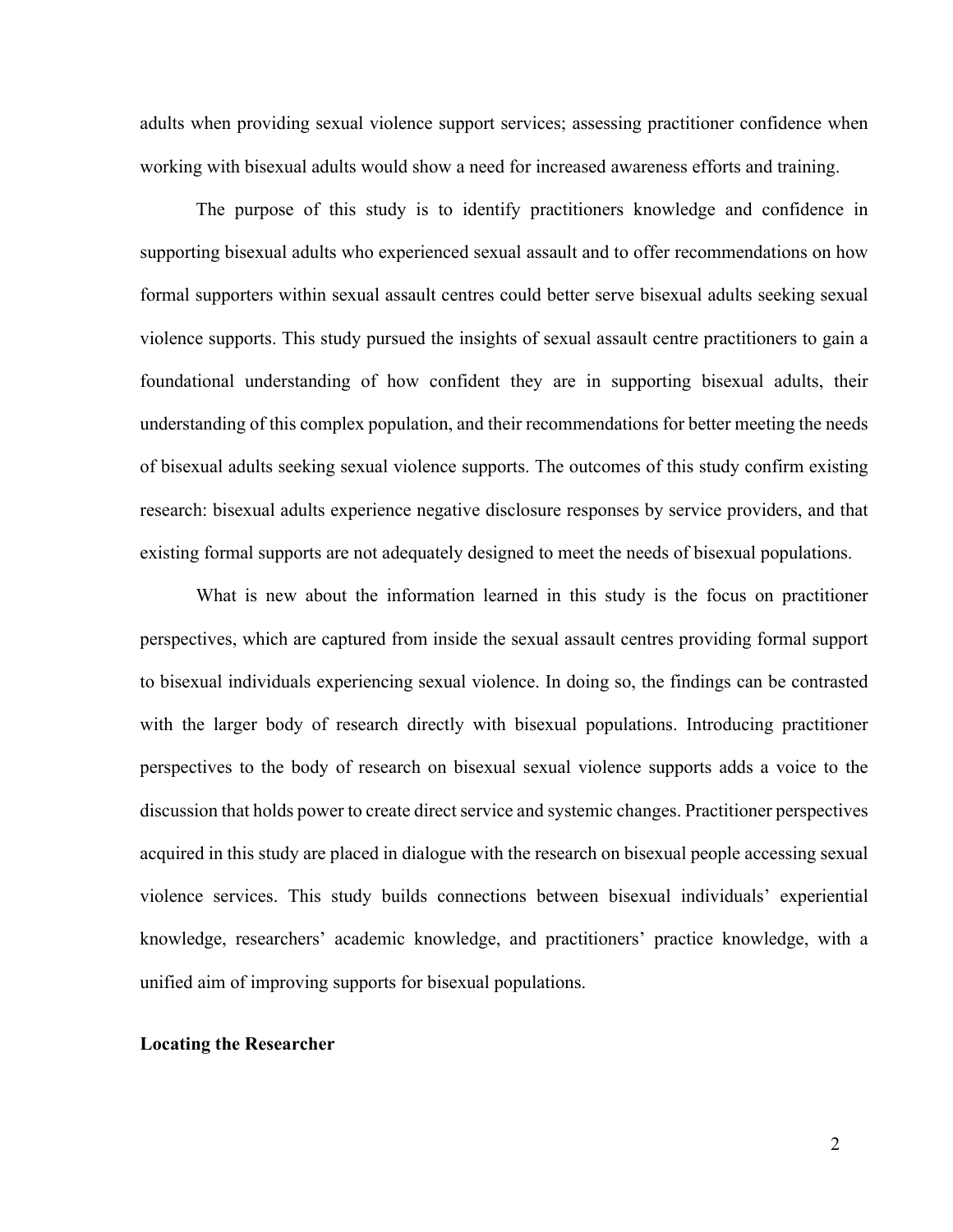adults when providing sexual violence support services; assessing practitioner confidence when working with bisexual adults would show a need for increased awareness efforts and training.

The purpose of this study is to identify practitioners knowledge and confidence in supporting bisexual adults who experienced sexual assault and to offer recommendations on how formal supporters within sexual assault centres could better serve bisexual adults seeking sexual violence supports. This study pursued the insights of sexual assault centre practitioners to gain a foundational understanding of how confident they are in supporting bisexual adults, their understanding of this complex population, and their recommendations for better meeting the needs of bisexual adults seeking sexual violence supports. The outcomes of this study confirm existing research: bisexual adults experience negative disclosure responses by service providers, and that existing formal supports are not adequately designed to meet the needs of bisexual populations.

What is new about the information learned in this study is the focus on practitioner perspectives, which are captured from inside the sexual assault centres providing formal support to bisexual individuals experiencing sexual violence. In doing so, the findings can be contrasted with the larger body of research directly with bisexual populations. Introducing practitioner perspectives to the body of research on bisexual sexual violence supports adds a voice to the discussion that holds power to create direct service and systemic changes. Practitioner perspectives acquired in this study are placed in dialogue with the research on bisexual people accessing sexual violence services. This study builds connections between bisexual individuals' experiential knowledge, researchers' academic knowledge, and practitioners' practice knowledge, with a unified aim of improving supports for bisexual populations.

**Locating the Researcher**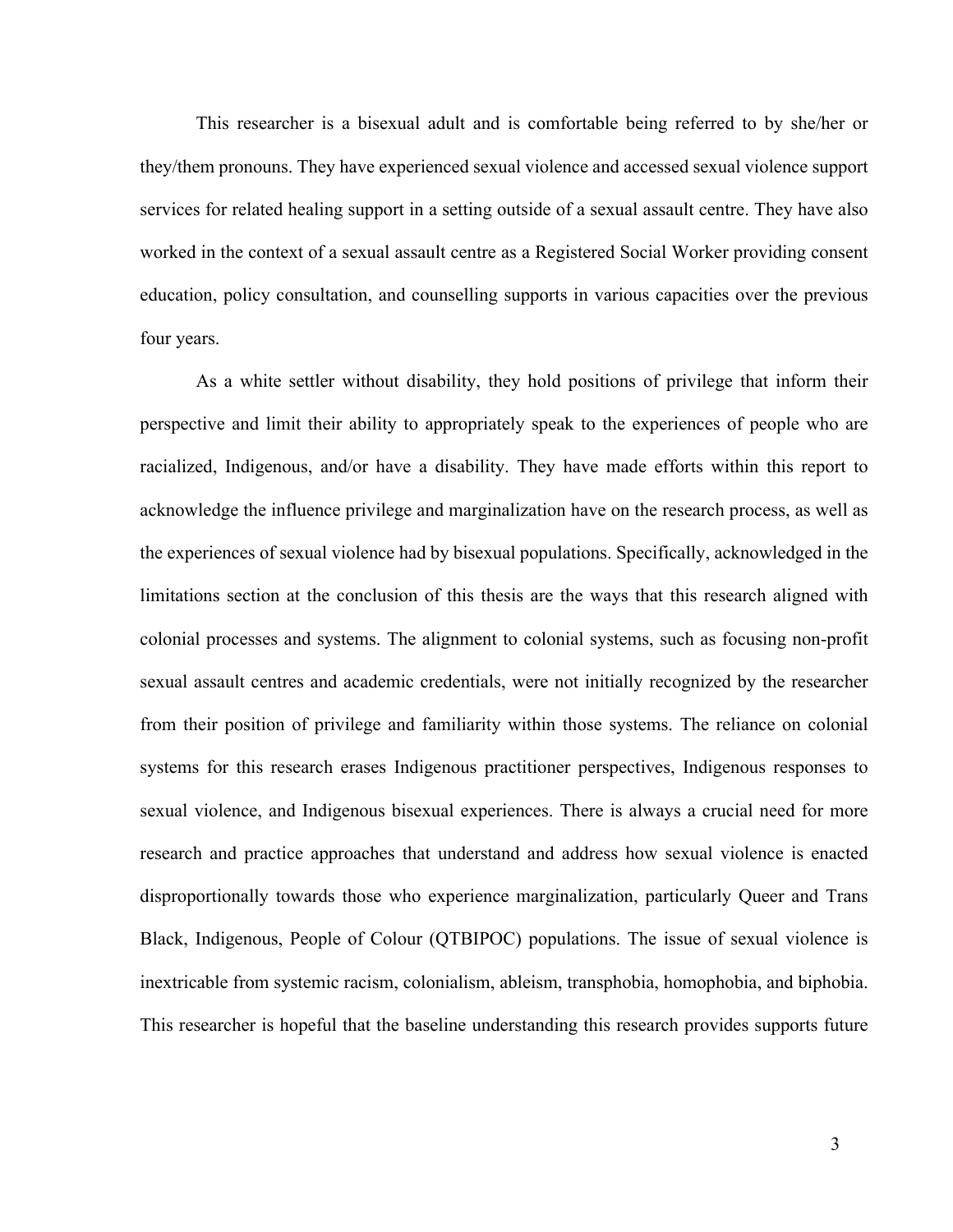This researcher is a bisexual adult and is comfortable being referred to by she/her or they/them pronouns. They have experienced sexual violence and accessed sexual violence support services for related healing support in a setting outside of a sexual assault centre. They have also worked in the context of a sexual assault centre as a Registered Social Worker providing consent education, policy consultation, and counselling supports in various capacities over the previous four years.

As a white settler without disability, they hold positions of privilege that inform their perspective and limit their ability to appropriately speak to the experiences of people who are racialized, Indigenous, and/or have a disability. They have made efforts within this report to acknowledge the influence privilege and marginalization have on the research process, as well as the experiences of sexual violence had by bisexual populations. Specifically, acknowledged in the limitations section at the conclusion of this thesis are the ways that this research aligned with colonial processes and systems. The alignment to colonial systems, such as focusing non-profit sexual assault centres and academic credentials, were not initially recognized by the researcher from their position of privilege and familiarity within those systems. The reliance on colonial systems for this research erases Indigenous practitioner perspectives, Indigenous responses to sexual violence, and Indigenous bisexual experiences. There is always a crucial need for more research and practice approaches that understand and address how sexual violence is enacted disproportionally towards those who experience marginalization, particularly Queer and Trans Black, Indigenous, People of Colour (QTBIPOC) populations. The issue of sexual violence is inextricable from systemic racism, colonialism, ableism, transphobia, homophobia, and biphobia. This researcher is hopeful that the baseline understanding this research provides supports future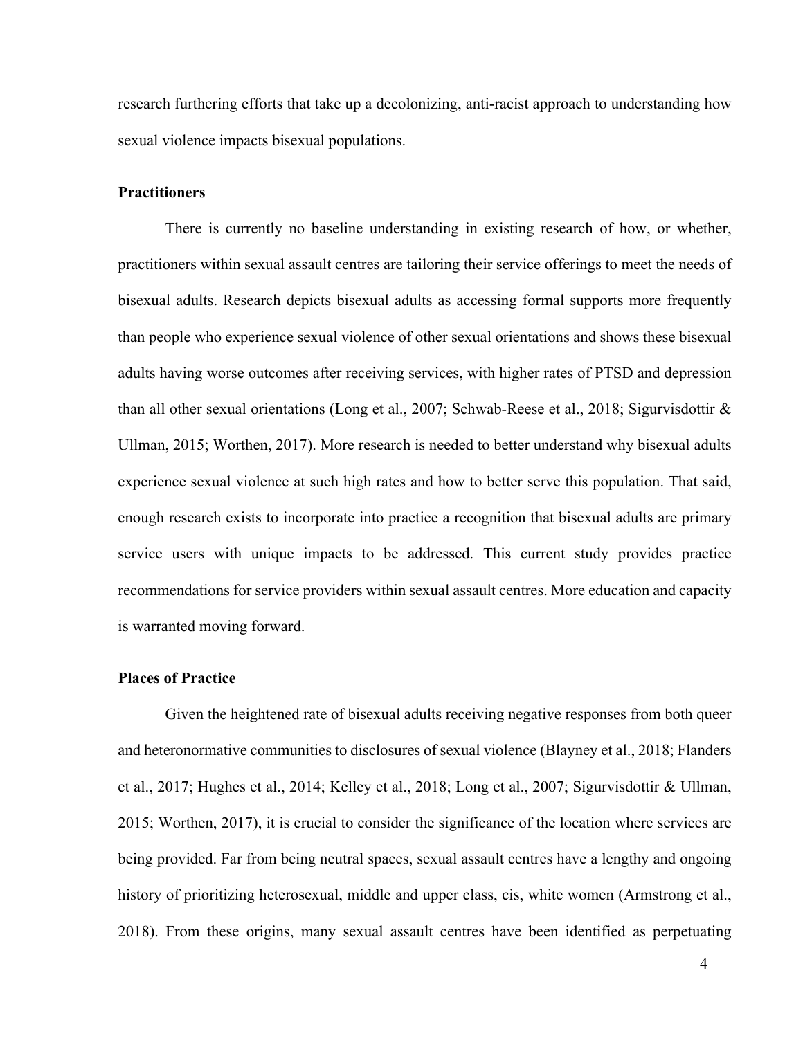research furthering efforts that take up a decolonizing, anti-racist approach to understanding how sexual violence impacts bisexual populations.

**Practitioners**

There is currently no baseline understanding in existing research of how, or whether, practitioners within sexual assault centres are tailoring their service offerings to meet the needs of bisexual adults. Research depicts bisexual adults as accessing formal supports more frequently than people who experience sexual violence of other sexual orientations and shows these bisexual adults having worse outcomes after receiving services, with higher rates of PTSD and depression than all other sexual orientations (Long et al., 2007; Schwab-Reese et al., 2018; Sigurvisdottir & Ullman, 2015; Worthen, 2017). More research is needed to better understand why bisexual adults experience sexual violence at such high rates and how to better serve this population. That said, enough research exists to incorporate into practice a recognition that bisexual adults are primary service users with unique impacts to be addressed. This current study provides practice recommendations for service providers within sexual assault centres. More education and capacity is warranted moving forward.

**Places of Practice**

Given the heightened rate of bisexual adults receiving negative responses from both queer and heteronormative communities to disclosures of sexual violence (Blayney et al., 2018; Flanders et al., 2017; Hughes et al., 2014; Kelley et al., 2018; Long et al., 2007; Sigurvisdottir & Ullman, 2015; Worthen, 2017), it is crucial to consider the significance of the location where services are being provided. Far from being neutral spaces, sexual assault centres have a lengthy and ongoing history of prioritizing heterosexual, middle and upper class, cis, white women (Armstrong et al., 2018). From these origins, many sexual assault centres have been identified as perpetuating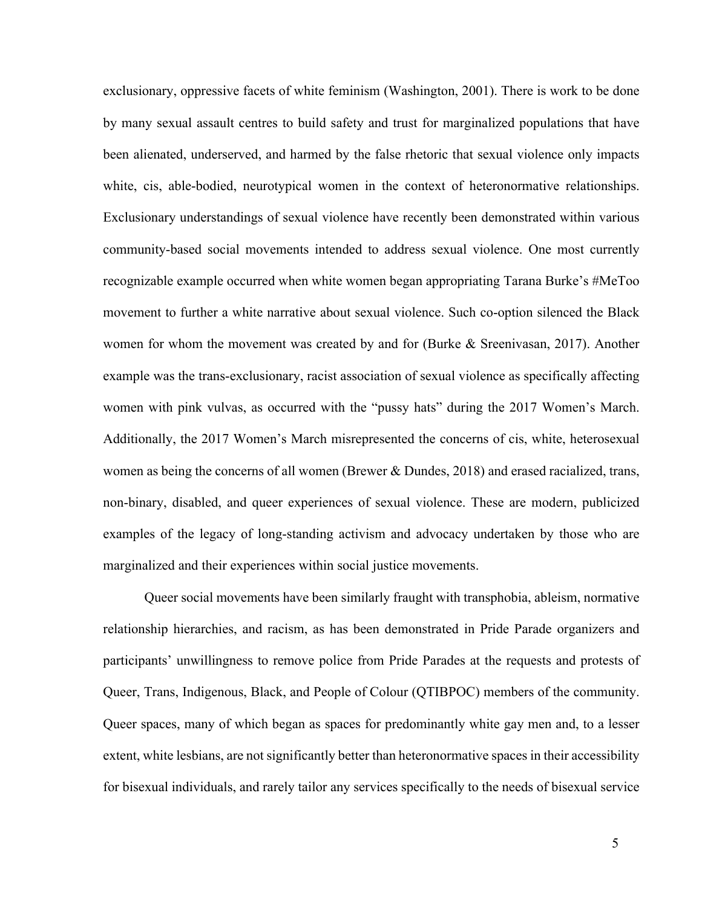exclusionary, oppressive facets of white feminism (Washington, 2001). There is work to be done by many sexual assault centres to build safety and trust for marginalized populations that have been alienated, underserved, and harmed by the false rhetoric that sexual violence only impacts white, cis, able-bodied, neurotypical women in the context of heteronormative relationships. Exclusionary understandings of sexual violence have recently been demonstrated within various community-based social movements intended to address sexual violence. One most currently recognizable example occurred when white women began appropriating Tarana Burke's #MeToo movement to further a white narrative about sexual violence. Such co-option silenced the Black women for whom the movement was created by and for (Burke & Sreenivasan, 2017). Another example was the trans-exclusionary, racist association of sexual violence as specifically affecting women with pink vulvas, as occurred with the "pussy hats" during the 2017 Women's March. Additionally, the 2017 Women's March misrepresented the concerns of cis, white, heterosexual women as being the concerns of all women (Brewer & Dundes, 2018) and erased racialized, trans, non-binary, disabled, and queer experiences of sexual violence. These are modern, publicized examples of the legacy of long-standing activism and advocacy undertaken by those who are marginalized and their experiences within social justice movements.

Queer social movements have been similarly fraught with transphobia, ableism, normative relationship hierarchies, and racism, as has been demonstrated in Pride Parade organizers and participants' unwillingness to remove police from Pride Parades at the requests and protests of Queer, Trans, Indigenous, Black, and People of Colour (QTIBPOC) members of the community. Queer spaces, many of which began as spaces for predominantly white gay men and, to a lesser extent, white lesbians, are not significantly better than heteronormative spaces in their accessibility for bisexual individuals, and rarely tailor any services specifically to the needs of bisexual service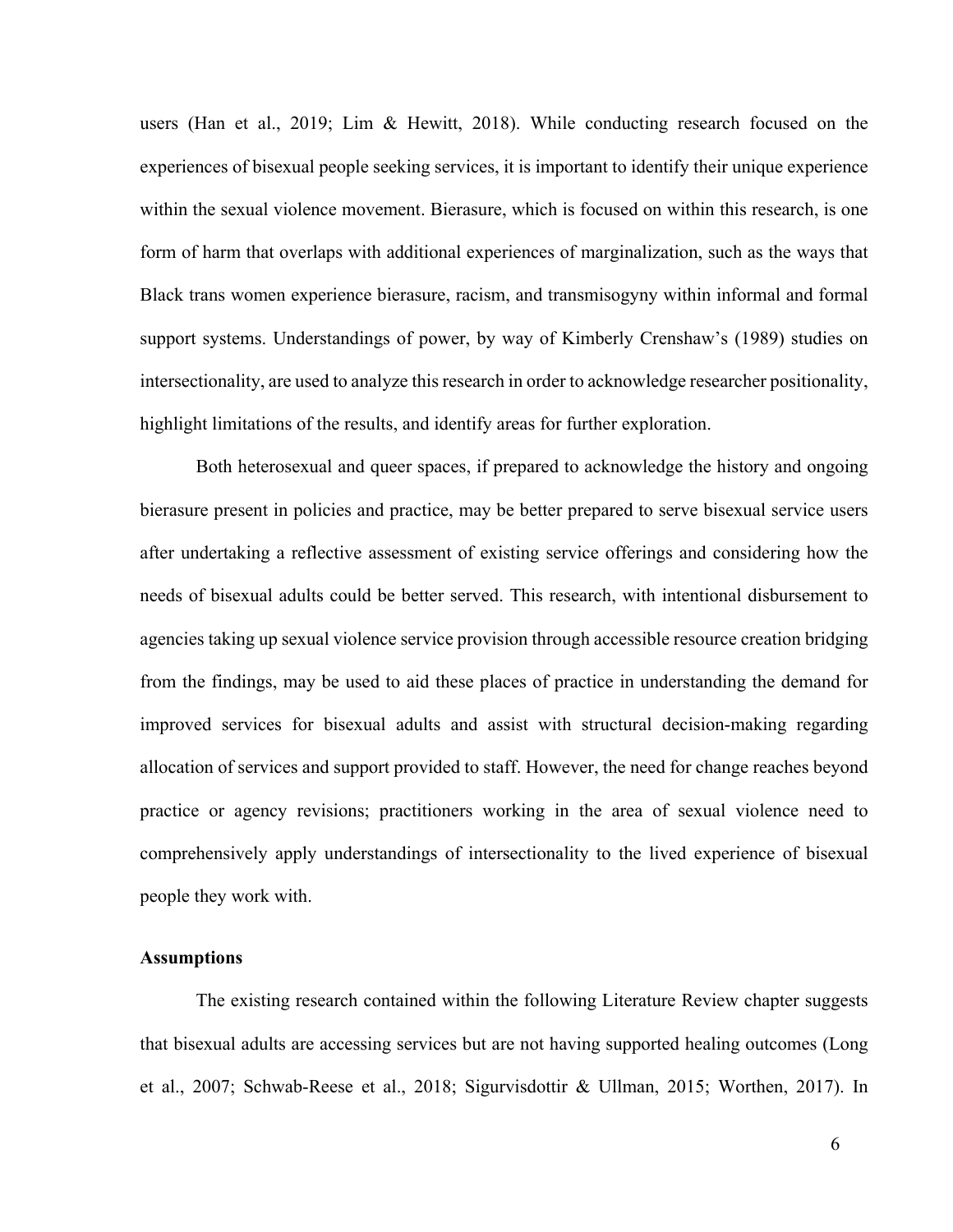users (Han et al., 2019; Lim & Hewitt, 2018). While conducting research focused on the experiences of bisexual people seeking services, it is important to identify their unique experience within the sexual violence movement. Bierasure, which is focused on within this research, is one form of harm that overlaps with additional experiences of marginalization, such as the ways that Black trans women experience bierasure, racism, and transmisogyny within informal and formal support systems. Understandings of power, by way of Kimberly Crenshaw's (1989) studies on intersectionality, are used to analyze this research in order to acknowledge researcher positionality, highlight limitations of the results, and identify areas for further exploration.

Both heterosexual and queer spaces, if prepared to acknowledge the history and ongoing bierasure present in policies and practice, may be better prepared to serve bisexual service users after undertaking a reflective assessment of existing service offerings and considering how the needs of bisexual adults could be better served. This research, with intentional disbursement to agencies taking up sexual violence service provision through accessible resource creation bridging from the findings, may be used to aid these places of practice in understanding the demand for improved services for bisexual adults and assist with structural decision-making regarding allocation of services and support provided to staff. However, the need for change reaches beyond practice or agency revisions; practitioners working in the area of sexual violence need to comprehensively apply understandings of intersectionality to the lived experience of bisexual people they work with.

### Assumptions

The existing research contained within the following Literature Review chapter suggests that bisexual adults are accessing services but are not having supported healing outcomes (Long et al., 2007; Schwab-Reese et al., 2018; Sigurvisdottir & Ullman, 2015; Worthen, 2017). In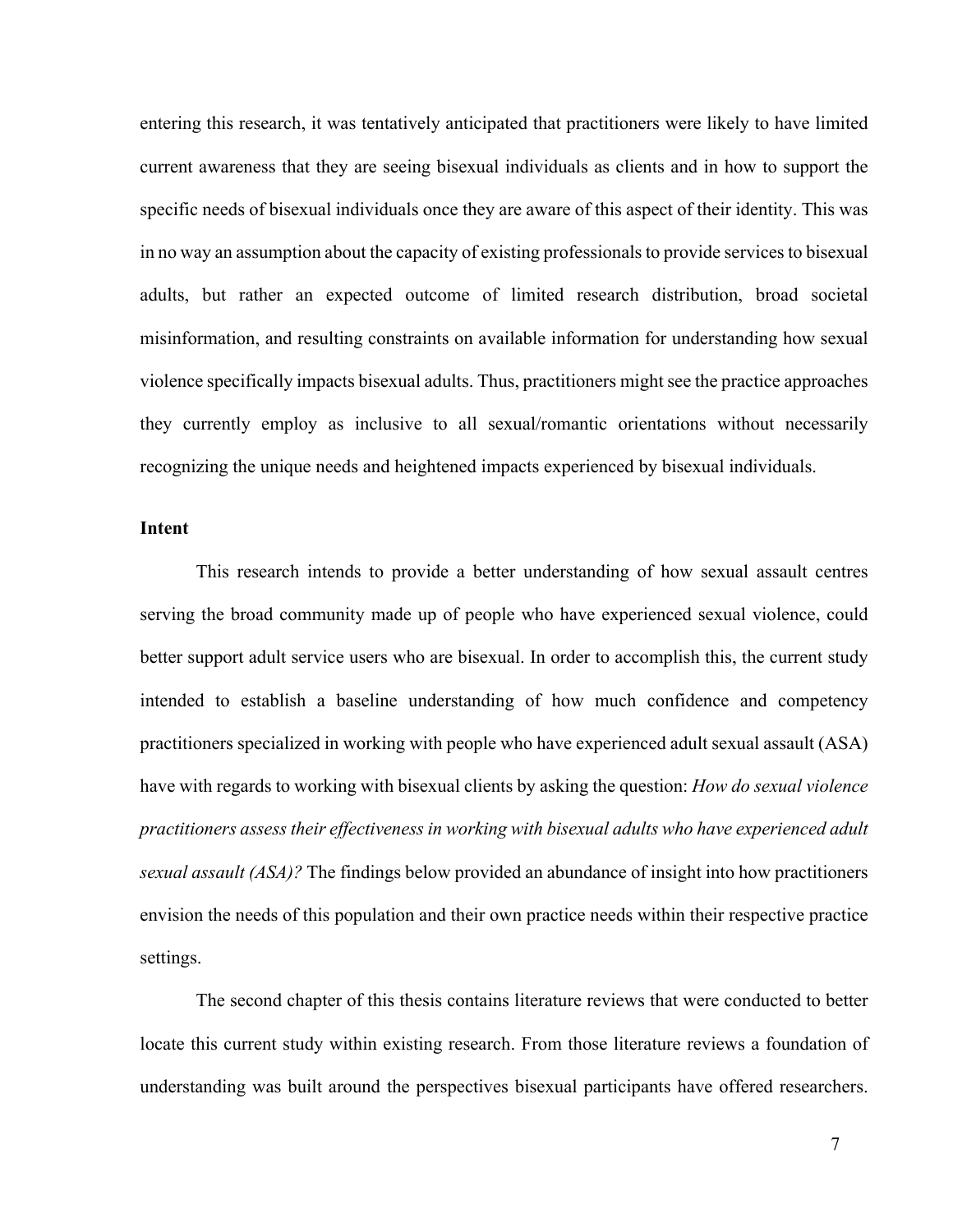entering this research, it was tentatively anticipated that practitioners were likely to have limited current awareness that they are seeing bisexual individuals as clients and in how to support the specific needs of bisexual individuals once they are aware of this aspect of their identity. This was in no way an assumption about the capacity of existing professionals to provide services to bisexual adults, but rather an expected outcome of limited research distribution, broad societal misinformation, and resulting constraints on available information for understanding how sexual violence specifically impacts bisexual adults. Thus, practitioners might see the practice approaches they currently employ as inclusive to all sexual/romantic orientations without necessarily recognizing the unique needs and heightened impacts experienced by bisexual individuals.

**Intent**

This research intends to provide a better understanding of how sexual assault centres serving the broad community made up of people who have experienced sexual violence, could better support adult service users who are bisexual. In order to accomplish this, the current study intended to establish a baseline understanding of how much confidence and competency practitioners specialized in working with people who have experienced adult sexual assault (ASA) have with regards to working with bisexual clients by asking the question: *How do sexual violence practitioners assess their effectiveness in working with bisexual adults who have experienced adult sexual assault (ASA)?* The findings below provided an abundance of insight into how practitioners envision the needs of this population and their own practice needs within their respective practice settings.

The second chapter of this thesis contains literature reviews that were conducted to better locate this current study within existing research. From those literature reviews a foundation of understanding was built around the perspectives bisexual participants have offered researchers.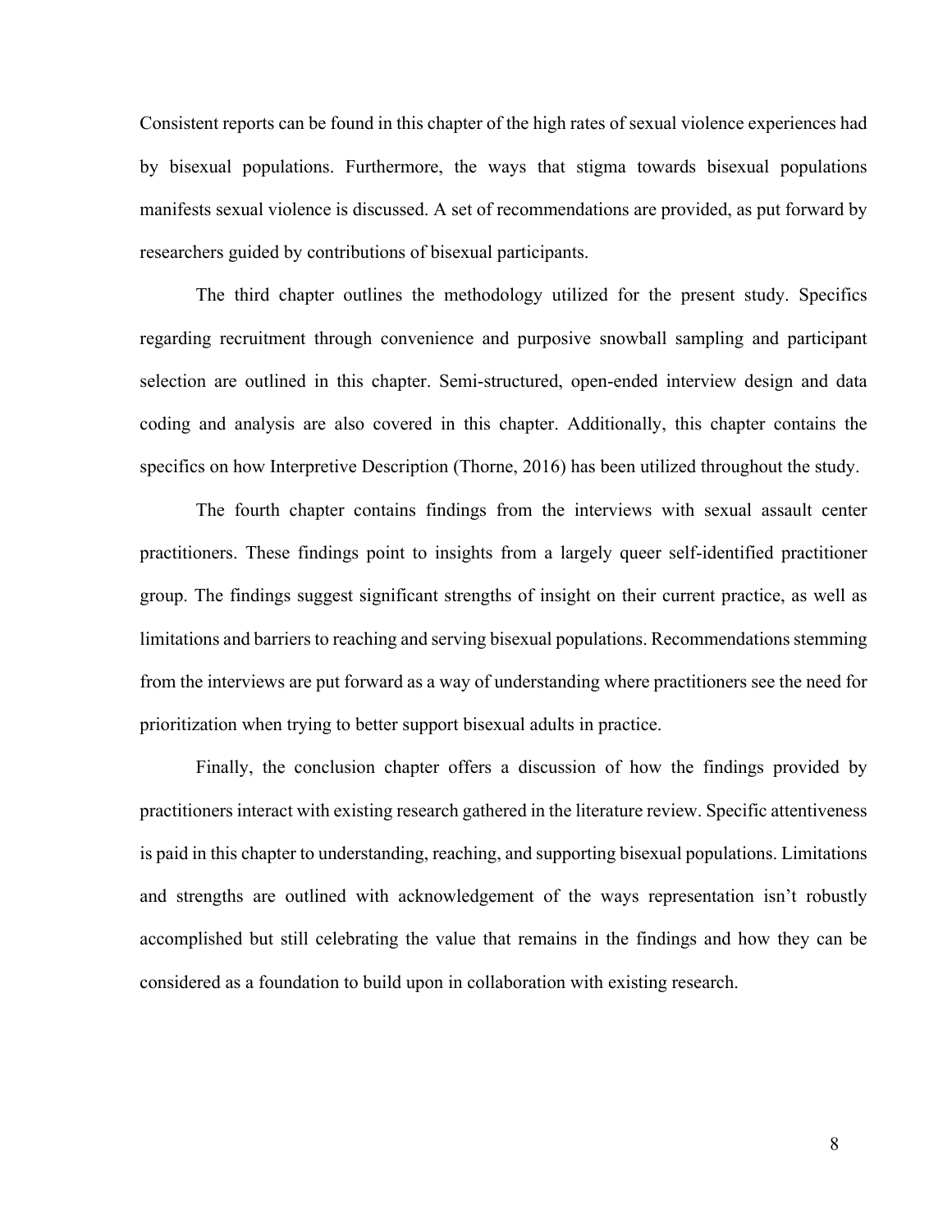Consistent reports can be found in this chapter of the high rates of sexual violence experiences had by bisexual populations. Furthermore, the ways that stigma towards bisexual populations manifests sexual violence is discussed. A set of recommendations are provided, as put forward by researchers guided by contributions of bisexual participants.

The third chapter outlines the methodology utilized for the present study. Specifics regarding recruitment through convenience and purposive snowball sampling and participant selection are outlined in this chapter. Semi-structured, open-ended interview design and data coding and analysis are also covered in this chapter. Additionally, this chapter contains the specifics on how Interpretive Description (Thorne, 2016) has been utilized throughout the study.

The fourth chapter contains findings from the interviews with sexual assault center practitioners. These findings point to insights from a largely queer self-identified practitioner group. The findings suggest significant strengths of insight on their current practice, as well as limitations and barriers to reaching and serving bisexual populations. Recommendations stemming from the interviews are put forward as a way of understanding where practitioners see the need for prioritization when trying to better support bisexual adults in practice.

Finally, the conclusion chapter offers a discussion of how the findings provided by practitioners interact with existing research gathered in the literature review. Specific attentiveness is paid in this chapter to understanding, reaching, and supporting bisexual populations. Limitations and strengths are outlined with acknowledgement of the ways representation isn't robustly accomplished but still celebrating the value that remains in the findings and how they can be considered as a foundation to build upon in collaboration with existing research.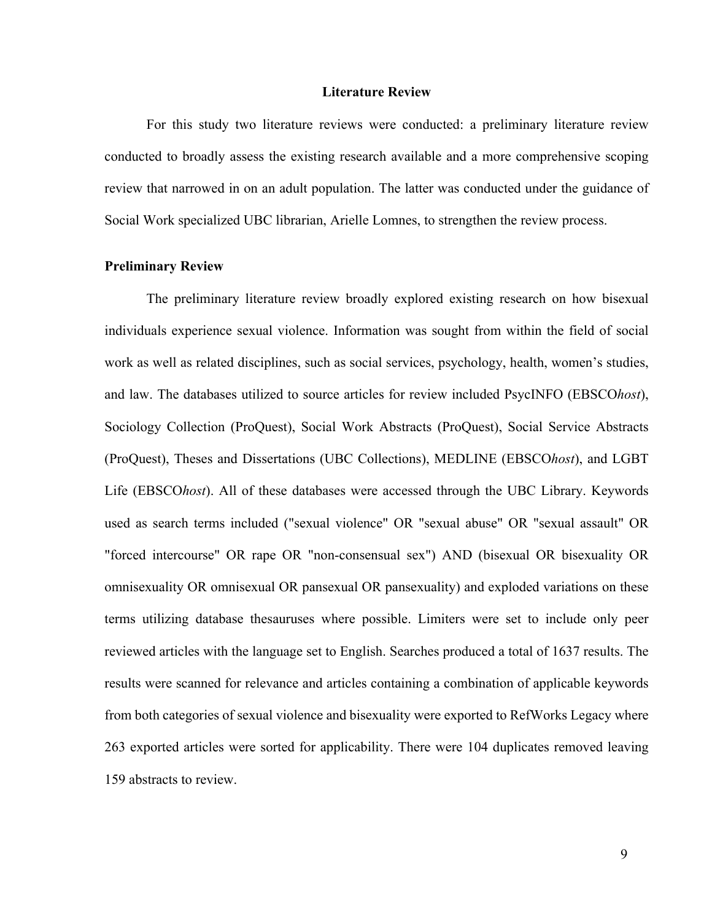# Literature Review

For this study two literature reviews were conducted: a preliminary literature review conducted to broadly assess the existing research available and a more comprehensive scoping review that narrowed in on an adult population. The latter was conducted under the guidance of Social Work specialized UBC librarian, Arielle Lomnes, to strengthen the review process.

## Preliminary Review

The preliminary literature review broadly explored existing research on how bisexual individuals experience sexual violence. Information was sought from within the field of social work as well as related disciplines, such as social services, psychology, health, women's studies, and law. The databases utilized to source articles for review included PsycINFO (EBSCO*host*), Sociology Collection (ProQuest), Social Work Abstracts (ProQuest), Social Service Abstracts (ProQuest), Theses and Dissertations (UBC Collections), MEDLINE (EBSCO*host*), and LGBT Life (EBSCO*host*). All of these databases were accessed through the UBC Library. Keywords used as search terms included ("sexual violence" OR "sexual abuse" OR "sexual assault" OR "forced intercourse" OR rape OR "non-consensual sex") AND (bisexual OR bisexuality OR omnisexuality OR omnisexual OR pansexual OR pansexuality) and exploded variations on these terms utilizing database thesauruses where possible. Limiters were set to include only peer reviewed articles with the language set to English. Searches produced a total of 1637 results. The results were scanned for relevance and articles containing a combination of applicable keywords from both categories of sexual violence and bisexuality were exported to RefWorks Legacy where 263 exported articles were sorted for applicability. There were 104 duplicates removed leaving 159 abstracts to review.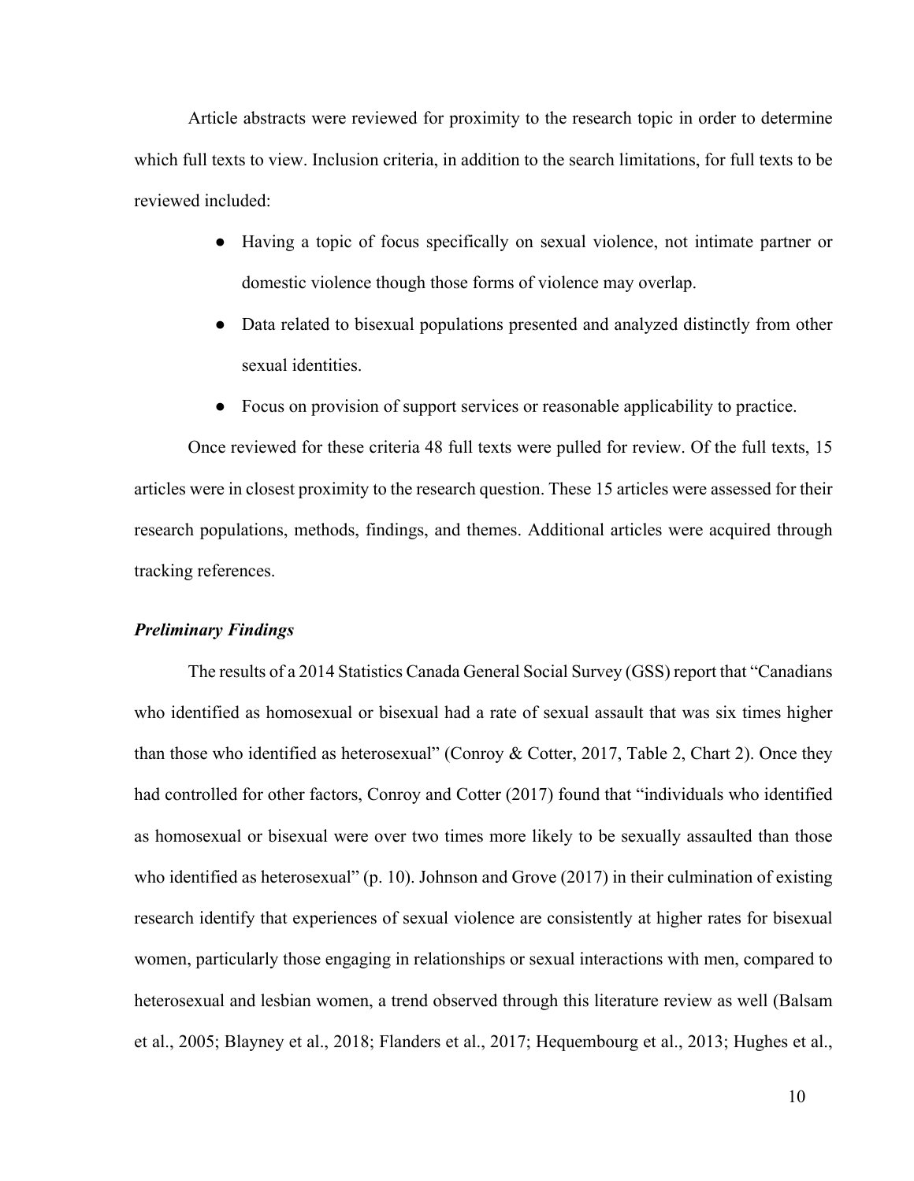Article abstracts were reviewed for proximity to the research topic in order to determine which full texts to view. Inclusion criteria, in addition to the search limitations, for full texts to be reviewed included:

- Having a topic of focus specifically on sexual violence, not intimate partner or domestic violence though those forms of violence may overlap.
- Data related to bisexual populations presented and analyzed distinctly from other sexual identities.
- Focus on provision of support services or reasonable applicability to practice.

Once reviewed for these criteria 48 full texts were pulled for review. Of the full texts, 15 articles were in closest proximity to the research question. These 15 articles were assessed for their research populations, methods, findings, and themes. Additional articles were acquired through tracking references.

### ***Preliminary Findings***

The results of a 2014 Statistics Canada General Social Survey (GSS) report that "Canadians who identified as homosexual or bisexual had a rate of sexual assault that was six times higher than those who identified as heterosexual" (Conroy & Cotter, 2017, Table 2, Chart 2). Once they had controlled for other factors, Conroy and Cotter (2017) found that "individuals who identified as homosexual or bisexual were over two times more likely to be sexually assaulted than those who identified as heterosexual" (p. 10). Johnson and Grove (2017) in their culmination of existing research identify that experiences of sexual violence are consistently at higher rates for bisexual women, particularly those engaging in relationships or sexual interactions with men, compared to heterosexual and lesbian women, a trend observed through this literature review as well (Balsam et al., 2005; Blayney et al., 2018; Flanders et al., 2017; Hequembourg et al., 2013; Hughes et al.,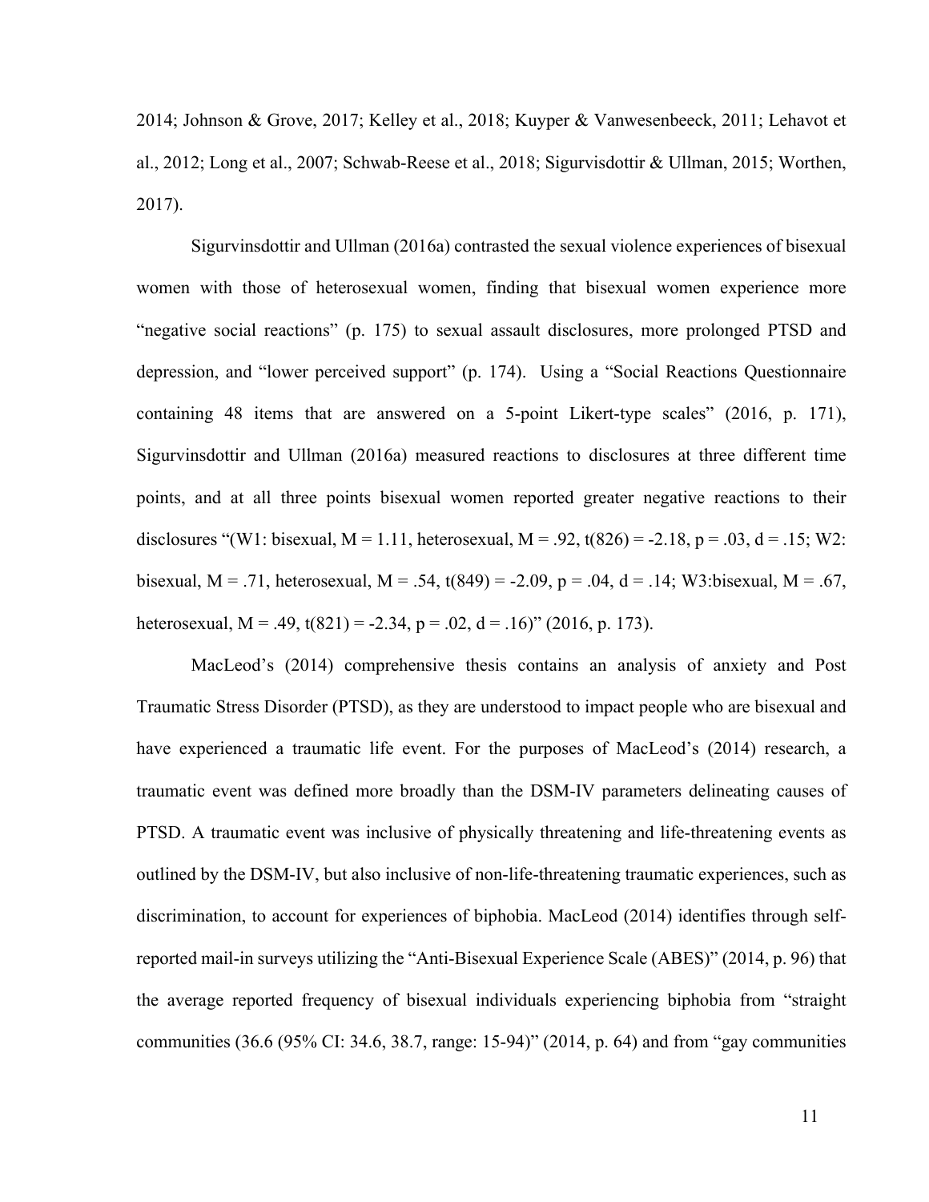2014; Johnson & Grove, 2017; Kelley et al., 2018; Kuyper & Vanwesenbeeck, 2011; Lehavot et al., 2012; Long et al., 2007; Schwab-Reese et al., 2018; Sigurvisdottir & Ullman, 2015; Worthen, 2017).

Sigurvinsdottir and Ullman (2016a) contrasted the sexual violence experiences of bisexual women with those of heterosexual women, finding that bisexual women experience more "negative social reactions" (p. 175) to sexual assault disclosures, more prolonged PTSD and depression, and "lower perceived support" (p. 174). Using a "Social Reactions Questionnaire containing 48 items that are answered on a 5-point Likert-type scales" (2016, p. 171), Sigurvinsdottir and Ullman (2016a) measured reactions to disclosures at three different time points, and at all three points bisexual women reported greater negative reactions to their disclosures "(W1: bisexual, $M = 1.11$, heterosexual, $M = .92$, $t(826) = -2.18$, $p = .03$, $d = .15$; W2: bisexual, $M = .71$, heterosexual, $M = .54$, $t(849) = -2.09$, $p = .04$, $d = .14$; W3:bisexual, $M = .67$, heterosexual, $M = .49$, $t(821) = -2.34$, $p = .02$, $d = .16$)" (2016, p. 173).

MacLeod's (2014) comprehensive thesis contains an analysis of anxiety and Post Traumatic Stress Disorder (PTSD), as they are understood to impact people who are bisexual and have experienced a traumatic life event. For the purposes of MacLeod's (2014) research, a traumatic event was defined more broadly than the DSM-IV parameters delineating causes of PTSD. A traumatic event was inclusive of physically threatening and life-threatening events as outlined by the DSM-IV, but also inclusive of non-life-threatening traumatic experiences, such as discrimination, to account for experiences of biphobia. MacLeod (2014) identifies through self-reported mail-in surveys utilizing the "Anti-Bisexual Experience Scale (ABES)" (2014, p. 96) that the average reported frequency of bisexual individuals experiencing biphobia from "straight communities (36.6 (95% CI: 34.6, 38.7, range: 15-94)" (2014, p. 64) and from "gay communities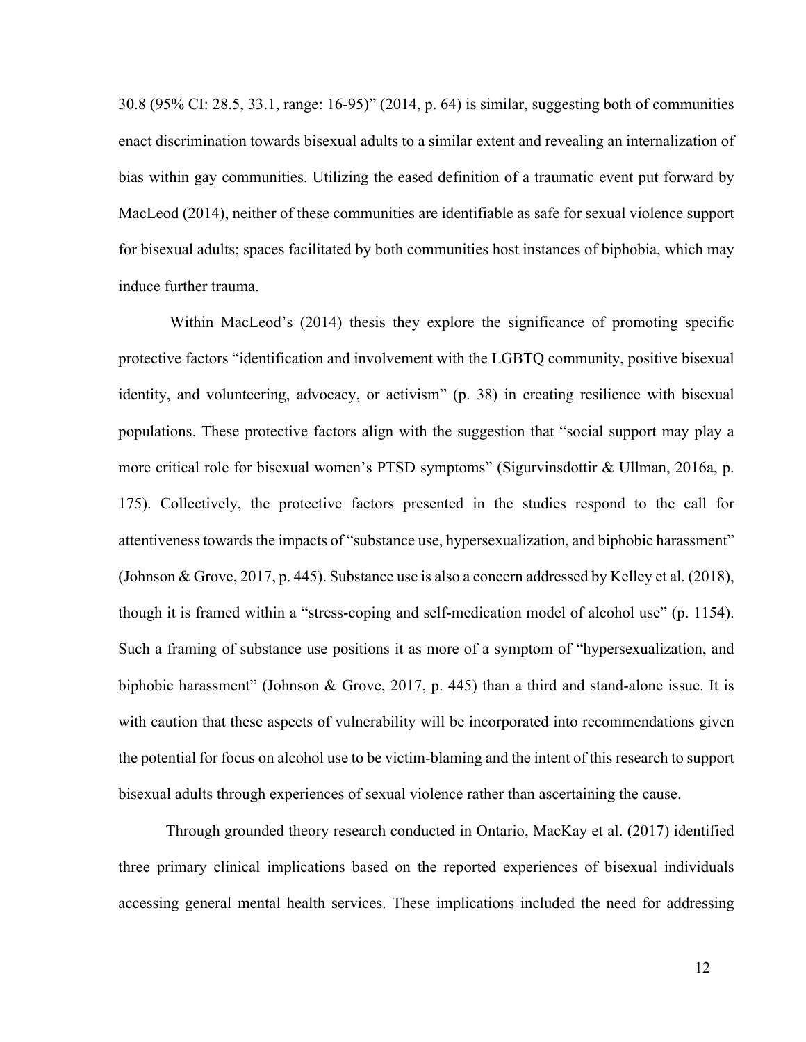30.8 (95% CI: 28.5, 33.1, range: 16-95)" (2014, p. 64) is similar, suggesting both of communities enact discrimination towards bisexual adults to a similar extent and revealing an internalization of bias within gay communities. Utilizing the eased definition of a traumatic event put forward by MacLeod (2014), neither of these communities are identifiable as safe for sexual violence support for bisexual adults; spaces facilitated by both communities host instances of biphobia, which may induce further trauma.

Within MacLeod's (2014) thesis they explore the significance of promoting specific protective factors "identification and involvement with the LGBTQ community, positive bisexual identity, and volunteering, advocacy, or activism" (p. 38) in creating resilience with bisexual populations. These protective factors align with the suggestion that "social support may play a more critical role for bisexual women's PTSD symptoms" (Sigurvinsdottir & Ullman, 2016a, p. 175). Collectively, the protective factors presented in the studies respond to the call for attentiveness towards the impacts of "substance use, hypersexualization, and biphobic harassment" (Johnson & Grove, 2017, p. 445). Substance use is also a concern addressed by Kelley et al. (2018), though it is framed within a "stress-coping and self-medication model of alcohol use" (p. 1154). Such a framing of substance use positions it as more of a symptom of "hypersexualization, and biphobic harassment" (Johnson & Grove, 2017, p. 445) than a third and stand-alone issue. It is with caution that these aspects of vulnerability will be incorporated into recommendations given the potential for focus on alcohol use to be victim-blaming and the intent of this research to support bisexual adults through experiences of sexual violence rather than ascertaining the cause.

Through grounded theory research conducted in Ontario, MacKay et al. (2017) identified three primary clinical implications based on the reported experiences of bisexual individuals accessing general mental health services. These implications included the need for addressing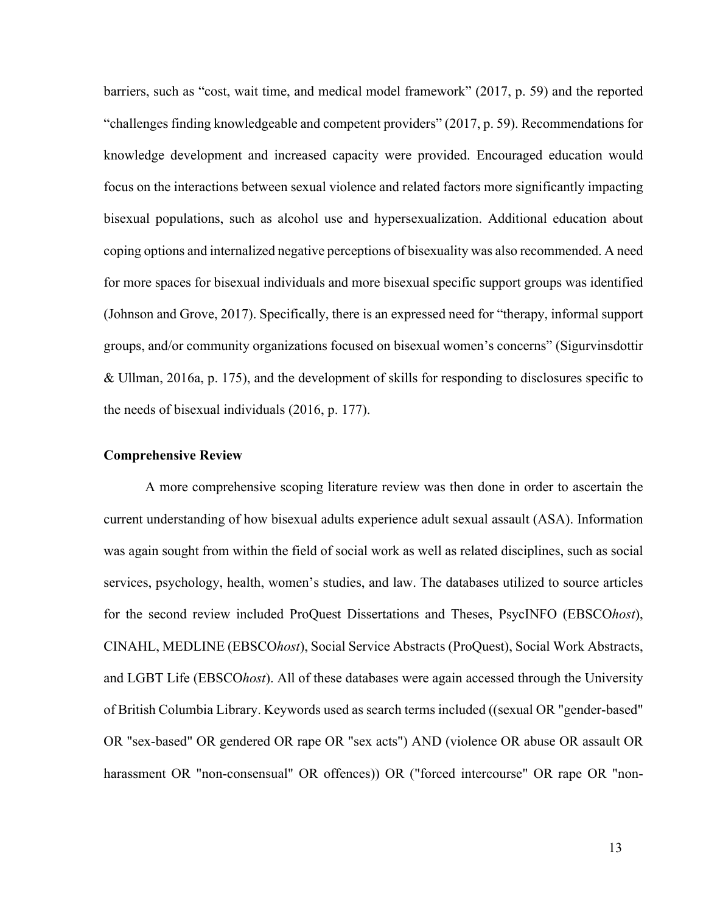barriers, such as "cost, wait time, and medical model framework" (2017, p. 59) and the reported "challenges finding knowledgeable and competent providers" (2017, p. 59). Recommendations for knowledge development and increased capacity were provided. Encouraged education would focus on the interactions between sexual violence and related factors more significantly impacting bisexual populations, such as alcohol use and hypersexualization. Additional education about coping options and internalized negative perceptions of bisexuality was also recommended. A need for more spaces for bisexual individuals and more bisexual specific support groups was identified (Johnson and Grove, 2017). Specifically, there is an expressed need for "therapy, informal support groups, and/or community organizations focused on bisexual women's concerns" (Sigurvinsdottir & Ullman, 2016a, p. 175), and the development of skills for responding to disclosures specific to the needs of bisexual individuals (2016, p. 177).

**Comprehensive Review**

A more comprehensive scoping literature review was then done in order to ascertain the current understanding of how bisexual adults experience adult sexual assault (ASA). Information was again sought from within the field of social work as well as related disciplines, such as social services, psychology, health, women's studies, and law. The databases utilized to source articles for the second review included ProQuest Dissertations and Theses, PsycINFO (EBSCO*host*), CINAHL, MEDLINE (EBSCO*host*), Social Service Abstracts (ProQuest), Social Work Abstracts, and LGBT Life (EBSCO*host*). All of these databases were again accessed through the University of British Columbia Library. Keywords used as search terms included ((sexual OR "gender-based" OR "sex-based" OR gendered OR rape OR "sex acts") AND (violence OR abuse OR assault OR harassment OR "non-consensual" OR offences)) OR ("forced intercourse" OR rape OR "non-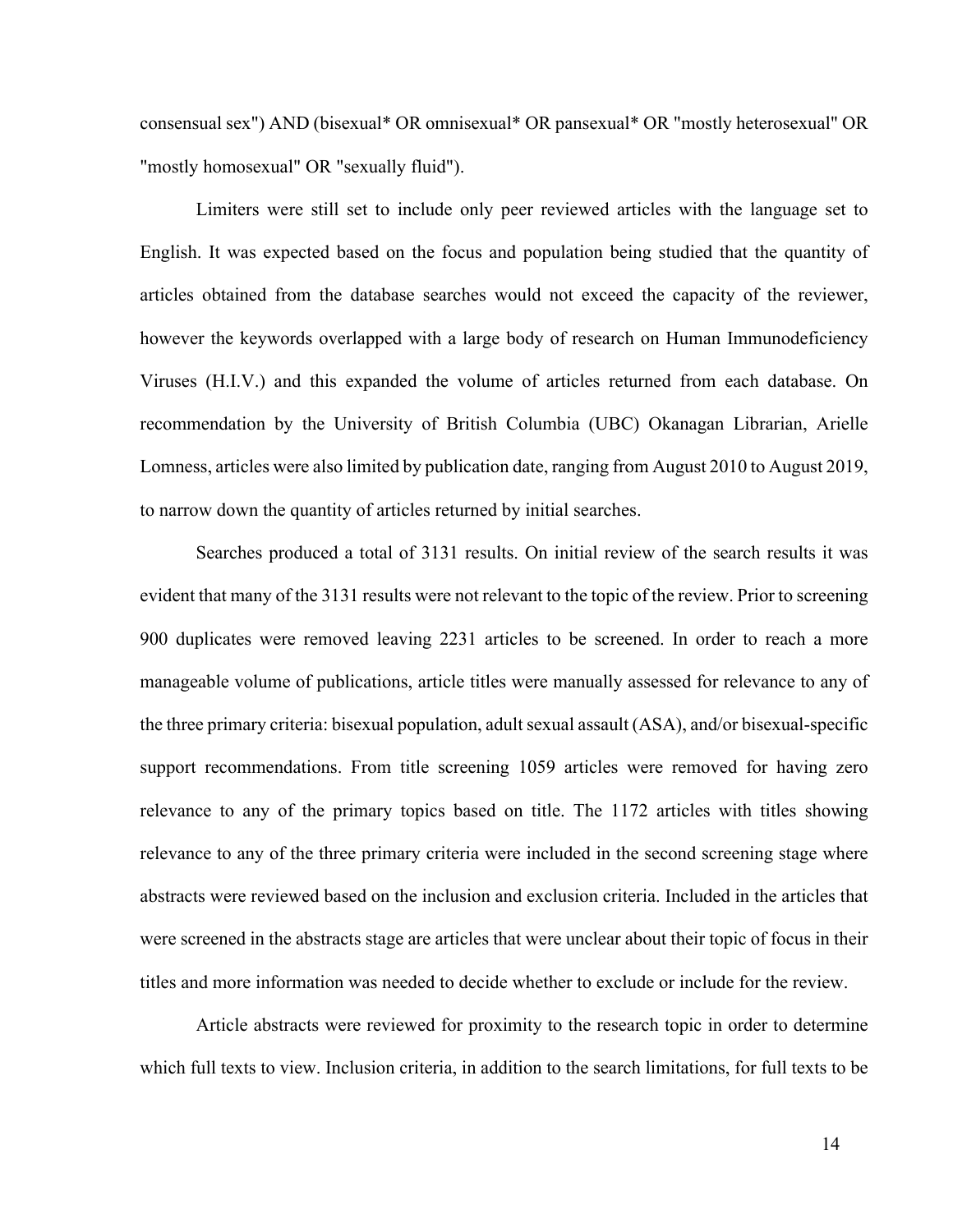consensual sex") AND (bisexual* OR omnisexual* OR pansexual* OR "mostly heterosexual" OR "mostly homosexual" OR "sexually fluid").

Limiters were still set to include only peer reviewed articles with the language set to English. It was expected based on the focus and population being studied that the quantity of articles obtained from the database searches would not exceed the capacity of the reviewer, however the keywords overlapped with a large body of research on Human Immunodeficiency Viruses (H.I.V.) and this expanded the volume of articles returned from each database. On recommendation by the University of British Columbia (UBC) Okanagan Librarian, Arielle Lomness, articles were also limited by publication date, ranging from August 2010 to August 2019, to narrow down the quantity of articles returned by initial searches.

Searches produced a total of 3131 results. On initial review of the search results it was evident that many of the 3131 results were not relevant to the topic of the review. Prior to screening 900 duplicates were removed leaving 2231 articles to be screened. In order to reach a more manageable volume of publications, article titles were manually assessed for relevance to any of the three primary criteria: bisexual population, adult sexual assault (ASA), and/or bisexual-specific support recommendations. From title screening 1059 articles were removed for having zero relevance to any of the primary topics based on title. The 1172 articles with titles showing relevance to any of the three primary criteria were included in the second screening stage where abstracts were reviewed based on the inclusion and exclusion criteria. Included in the articles that were screened in the abstracts stage are articles that were unclear about their topic of focus in their titles and more information was needed to decide whether to exclude or include for the review.

Article abstracts were reviewed for proximity to the research topic in order to determine which full texts to view. Inclusion criteria, in addition to the search limitations, for full texts to be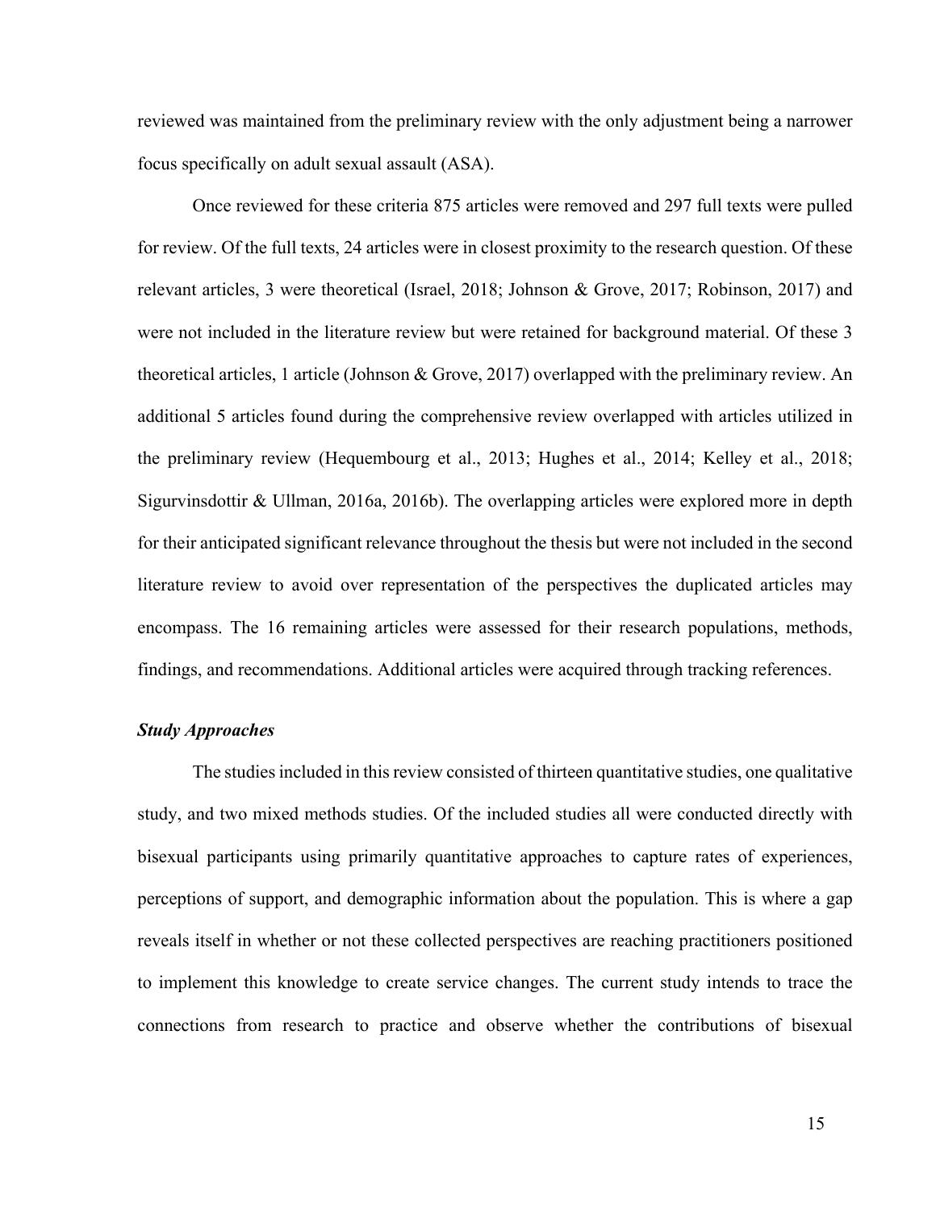reviewed was maintained from the preliminary review with the only adjustment being a narrower focus specifically on adult sexual assault (ASA).

Once reviewed for these criteria 875 articles were removed and 297 full texts were pulled for review. Of the full texts, 24 articles were in closest proximity to the research question. Of these relevant articles, 3 were theoretical (Israel, 2018; Johnson & Grove, 2017; Robinson, 2017) and were not included in the literature review but were retained for background material. Of these 3 theoretical articles, 1 article (Johnson & Grove, 2017) overlapped with the preliminary review. An additional 5 articles found during the comprehensive review overlapped with articles utilized in the preliminary review (Hequembourg et al., 2013; Hughes et al., 2014; Kelley et al., 2018; Sigurvinsdottir & Ullman, 2016a, 2016b). The overlapping articles were explored more in depth for their anticipated significant relevance throughout the thesis but were not included in the second literature review to avoid over representation of the perspectives the duplicated articles may encompass. The 16 remaining articles were assessed for their research populations, methods, findings, and recommendations. Additional articles were acquired through tracking references.

### *Study Approaches*

The studies included in this review consisted of thirteen quantitative studies, one qualitative study, and two mixed methods studies. Of the included studies all were conducted directly with bisexual participants using primarily quantitative approaches to capture rates of experiences, perceptions of support, and demographic information about the population. This is where a gap reveals itself in whether or not these collected perspectives are reaching practitioners positioned to implement this knowledge to create service changes. The current study intends to trace the connections from research to practice and observe whether the contributions of bisexual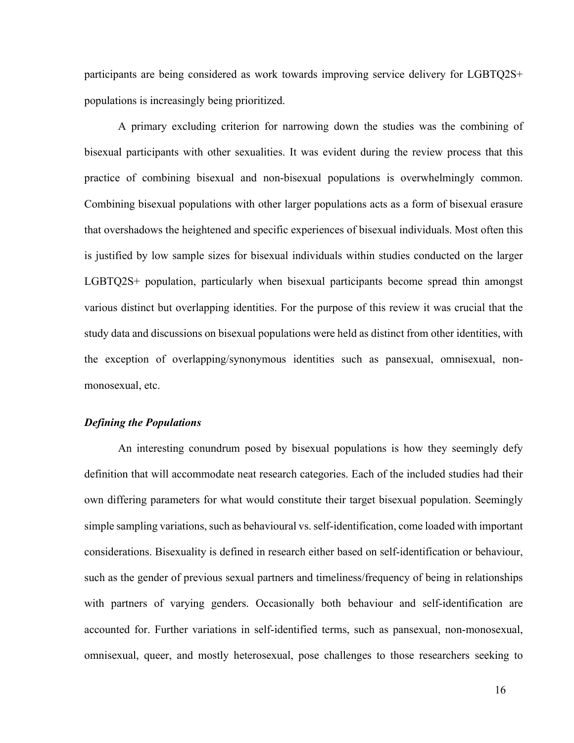participants are being considered as work towards improving service delivery for LGBTQ2S+ populations is increasingly being prioritized.

A primary excluding criterion for narrowing down the studies was the combining of bisexual participants with other sexualities. It was evident during the review process that this practice of combining bisexual and non-bisexual populations is overwhelmingly common. Combining bisexual populations with other larger populations acts as a form of bisexual erasure that overshadows the heightened and specific experiences of bisexual individuals. Most often this is justified by low sample sizes for bisexual individuals within studies conducted on the larger LGBTQ2S+ population, particularly when bisexual participants become spread thin amongst various distinct but overlapping identities. For the purpose of this review it was crucial that the study data and discussions on bisexual populations were held as distinct from other identities, with the exception of overlapping/synonymous identities such as pansexual, omnisexual, non-monosexual, etc.

### *Defining the Populations*

An interesting conundrum posed by bisexual populations is how they seemingly defy definition that will accommodate neat research categories. Each of the included studies had their own differing parameters for what would constitute their target bisexual population. Seemingly simple sampling variations, such as behavioural vs. self-identification, come loaded with important considerations. Bisexuality is defined in research either based on self-identification or behaviour, such as the gender of previous sexual partners and timeliness/frequency of being in relationships with partners of varying genders. Occasionally both behaviour and self-identification are accounted for. Further variations in self-identified terms, such as pansexual, non-monosexual, omnisexual, queer, and mostly heterosexual, pose challenges to those researchers seeking to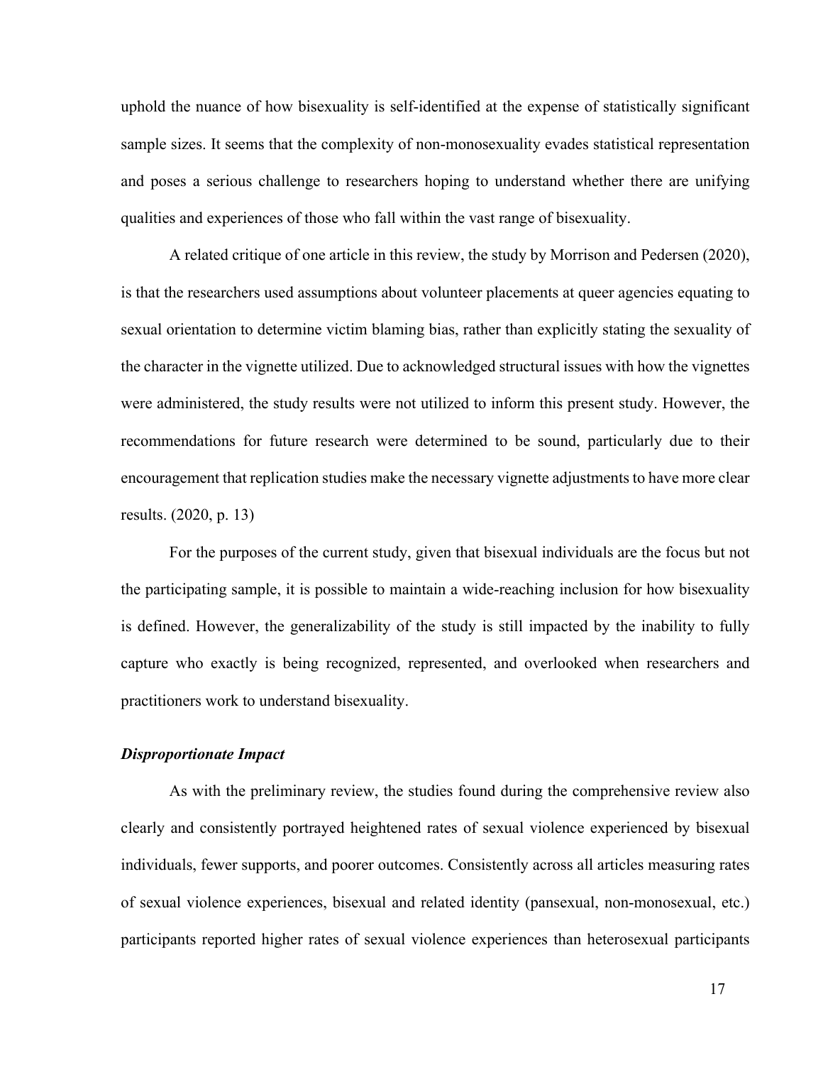uphold the nuance of how bisexuality is self-identified at the expense of statistically significant sample sizes. It seems that the complexity of non-monosexuality evades statistical representation and poses a serious challenge to researchers hoping to understand whether there are unifying qualities and experiences of those who fall within the vast range of bisexuality.

A related critique of one article in this review, the study by Morrison and Pedersen (2020), is that the researchers used assumptions about volunteer placements at queer agencies equating to sexual orientation to determine victim blaming bias, rather than explicitly stating the sexuality of the character in the vignette utilized. Due to acknowledged structural issues with how the vignettes were administered, the study results were not utilized to inform this present study. However, the recommendations for future research were determined to be sound, particularly due to their encouragement that replication studies make the necessary vignette adjustments to have more clear results. (2020, p. 13)

For the purposes of the current study, given that bisexual individuals are the focus but not the participating sample, it is possible to maintain a wide-reaching inclusion for how bisexuality is defined. However, the generalizability of the study is still impacted by the inability to fully capture who exactly is being recognized, represented, and overlooked when researchers and practitioners work to understand bisexuality.

#### ***Disproportionate Impact***

As with the preliminary review, the studies found during the comprehensive review also clearly and consistently portrayed heightened rates of sexual violence experienced by bisexual individuals, fewer supports, and poorer outcomes. Consistently across all articles measuring rates of sexual violence experiences, bisexual and related identity (pansexual, non-monosexual, etc.) participants reported higher rates of sexual violence experiences than heterosexual participants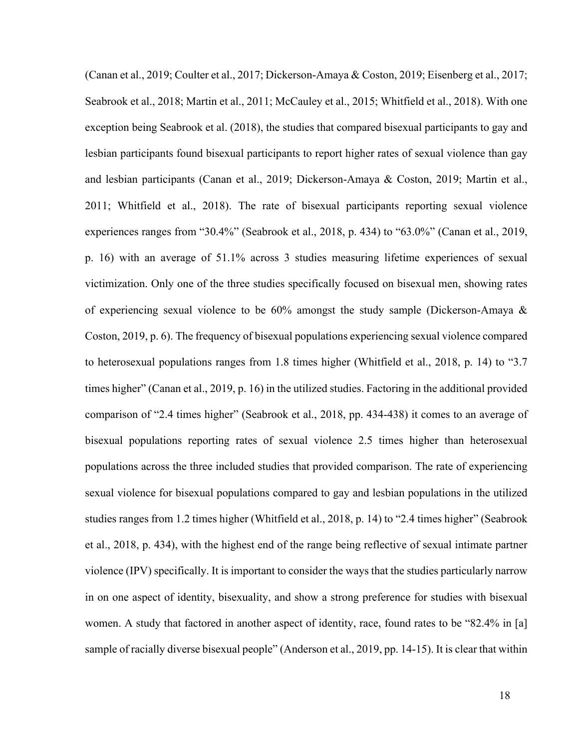(Canan et al., 2019; Coulter et al., 2017; Dickerson-Amaya & Coston, 2019; Eisenberg et al., 2017; Seabrook et al., 2018; Martin et al., 2011; McCauley et al., 2015; Whitfield et al., 2018). With one exception being Seabrook et al. (2018), the studies that compared bisexual participants to gay and lesbian participants found bisexual participants to report higher rates of sexual violence than gay and lesbian participants (Canan et al., 2019; Dickerson-Amaya & Coston, 2019; Martin et al., 2011; Whitfield et al., 2018). The rate of bisexual participants reporting sexual violence experiences ranges from "30.4%" (Seabrook et al., 2018, p. 434) to "63.0%" (Canan et al., 2019, p. 16) with an average of 51.1% across 3 studies measuring lifetime experiences of sexual victimization. Only one of the three studies specifically focused on bisexual men, showing rates of experiencing sexual violence to be 60% amongst the study sample (Dickerson-Amaya & Coston, 2019, p. 6). The frequency of bisexual populations experiencing sexual violence compared to heterosexual populations ranges from 1.8 times higher (Whitfield et al., 2018, p. 14) to "3.7 times higher" (Canan et al., 2019, p. 16) in the utilized studies. Factoring in the additional provided comparison of "2.4 times higher" (Seabrook et al., 2018, pp. 434-438) it comes to an average of bisexual populations reporting rates of sexual violence 2.5 times higher than heterosexual populations across the three included studies that provided comparison. The rate of experiencing sexual violence for bisexual populations compared to gay and lesbian populations in the utilized studies ranges from 1.2 times higher (Whitfield et al., 2018, p. 14) to "2.4 times higher" (Seabrook et al., 2018, p. 434), with the highest end of the range being reflective of sexual intimate partner violence (IPV) specifically. It is important to consider the ways that the studies particularly narrow in on one aspect of identity, bisexuality, and show a strong preference for studies with bisexual women. A study that factored in another aspect of identity, race, found rates to be "82.4% in [a] sample of racially diverse bisexual people" (Anderson et al., 2019, pp. 14-15). It is clear that within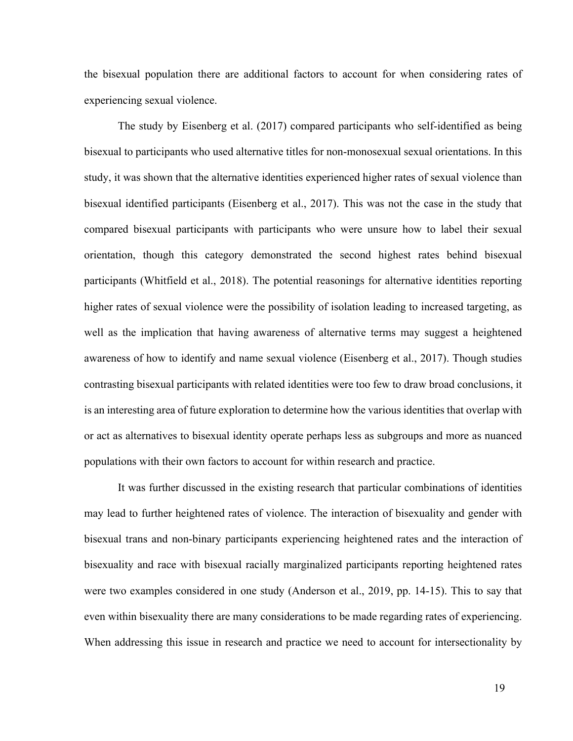the bisexual population there are additional factors to account for when considering rates of experiencing sexual violence.

The study by Eisenberg et al. (2017) compared participants who self-identified as being bisexual to participants who used alternative titles for non-monosexual sexual orientations. In this study, it was shown that the alternative identities experienced higher rates of sexual violence than bisexual identified participants (Eisenberg et al., 2017). This was not the case in the study that compared bisexual participants with participants who were unsure how to label their sexual orientation, though this category demonstrated the second highest rates behind bisexual participants (Whitfield et al., 2018). The potential reasonings for alternative identities reporting higher rates of sexual violence were the possibility of isolation leading to increased targeting, as well as the implication that having awareness of alternative terms may suggest a heightened awareness of how to identify and name sexual violence (Eisenberg et al., 2017). Though studies contrasting bisexual participants with related identities were too few to draw broad conclusions, it is an interesting area of future exploration to determine how the various identities that overlap with or act as alternatives to bisexual identity operate perhaps less as subgroups and more as nuanced populations with their own factors to account for within research and practice.

It was further discussed in the existing research that particular combinations of identities may lead to further heightened rates of violence. The interaction of bisexuality and gender with bisexual trans and non-binary participants experiencing heightened rates and the interaction of bisexuality and race with bisexual racially marginalized participants reporting heightened rates were two examples considered in one study (Anderson et al., 2019, pp. 14-15). This to say that even within bisexuality there are many considerations to be made regarding rates of experiencing. When addressing this issue in research and practice we need to account for intersectionality by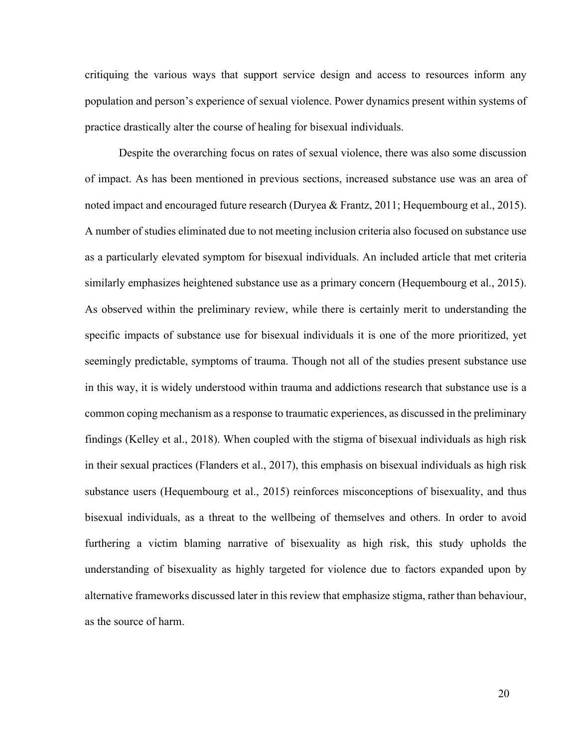critiquing the various ways that support service design and access to resources inform any population and person's experience of sexual violence. Power dynamics present within systems of practice drastically alter the course of healing for bisexual individuals.

Despite the overarching focus on rates of sexual violence, there was also some discussion of impact. As has been mentioned in previous sections, increased substance use was an area of noted impact and encouraged future research (Duryea & Frantz, 2011; Hequembourg et al., 2015). A number of studies eliminated due to not meeting inclusion criteria also focused on substance use as a particularly elevated symptom for bisexual individuals. An included article that met criteria similarly emphasizes heightened substance use as a primary concern (Hequembourg et al., 2015). As observed within the preliminary review, while there is certainly merit to understanding the specific impacts of substance use for bisexual individuals it is one of the more prioritized, yet seemingly predictable, symptoms of trauma. Though not all of the studies present substance use in this way, it is widely understood within trauma and addictions research that substance use is a common coping mechanism as a response to traumatic experiences, as discussed in the preliminary findings (Kelley et al., 2018). When coupled with the stigma of bisexual individuals as high risk in their sexual practices (Flanders et al., 2017), this emphasis on bisexual individuals as high risk substance users (Hequembourg et al., 2015) reinforces misconceptions of bisexuality, and thus bisexual individuals, as a threat to the wellbeing of themselves and others. In order to avoid furthering a victim blaming narrative of bisexuality as high risk, this study upholds the understanding of bisexuality as highly targeted for violence due to factors expanded upon by alternative frameworks discussed later in this review that emphasize stigma, rather than behaviour, as the source of harm.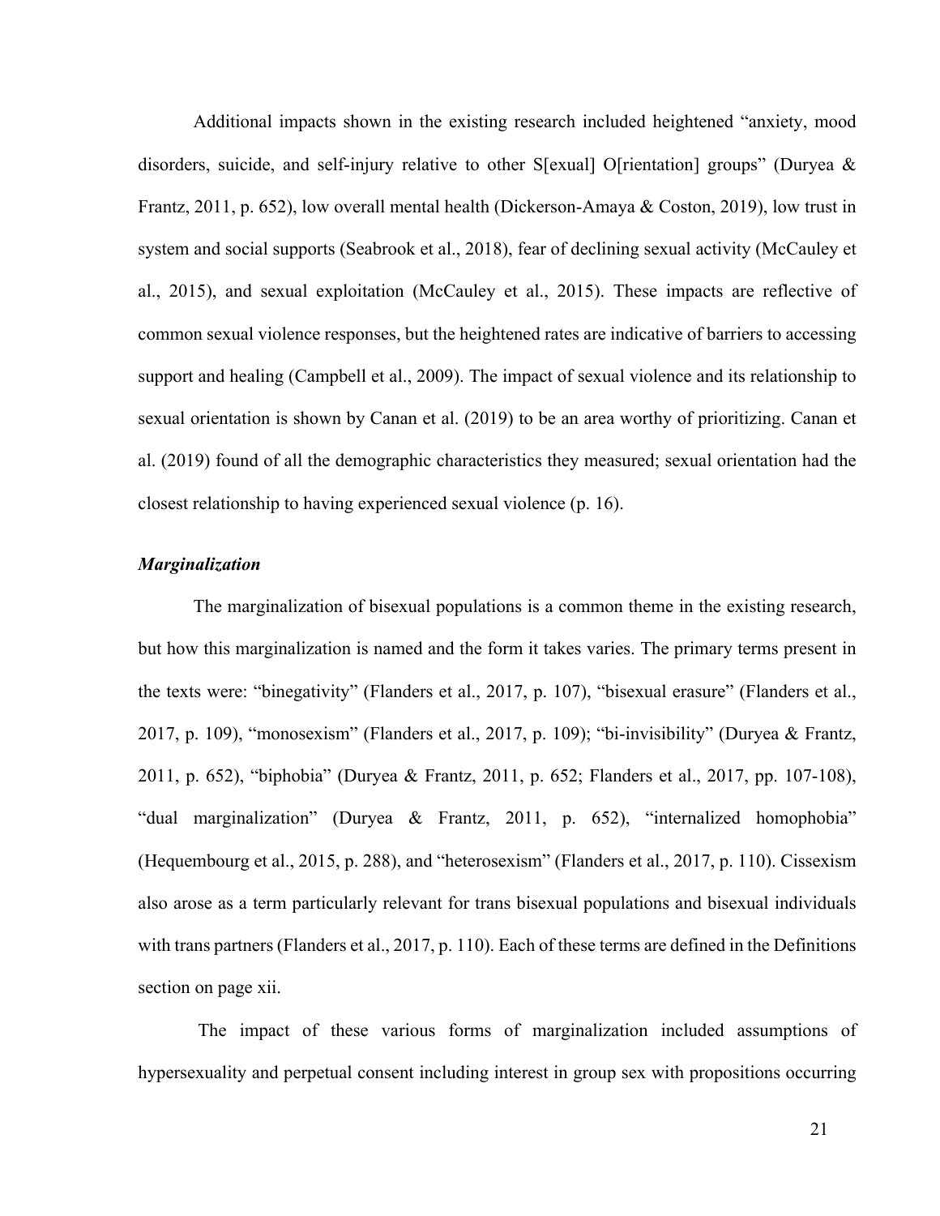Additional impacts shown in the existing research included heightened "anxiety, mood disorders, suicide, and self-injury relative to other S[exual] O[rientation] groups" (Duryea & Frantz, 2011, p. 652), low overall mental health (Dickerson-Amaya & Coston, 2019), low trust in system and social supports (Seabrook et al., 2018), fear of declining sexual activity (McCauley et al., 2015), and sexual exploitation (McCauley et al., 2015). These impacts are reflective of common sexual violence responses, but the heightened rates are indicative of barriers to accessing support and healing (Campbell et al., 2009). The impact of sexual violence and its relationship to sexual orientation is shown by Canan et al. (2019) to be an area worthy of prioritizing. Canan et al. (2019) found of all the demographic characteristics they measured; sexual orientation had the closest relationship to having experienced sexual violence (p. 16).

### *Marginalization*

The marginalization of bisexual populations is a common theme in the existing research, but how this marginalization is named and the form it takes varies. The primary terms present in the texts were: "binegativity" (Flanders et al., 2017, p. 107), "bisexual erasure" (Flanders et al., 2017, p. 109), "monosexism" (Flanders et al., 2017, p. 109); "bi-invisibility" (Duryea & Frantz, 2011, p. 652), "biphobia" (Duryea & Frantz, 2011, p. 652; Flanders et al., 2017, pp. 107-108), "dual marginalization" (Duryea & Frantz, 2011, p. 652), "internalized homophobia" (Hequembourg et al., 2015, p. 288), and "heterosexism" (Flanders et al., 2017, p. 110). Cissexism also arose as a term particularly relevant for trans bisexual populations and bisexual individuals with trans partners (Flanders et al., 2017, p. 110). Each of these terms are defined in the Definitions section on page xii.

The impact of these various forms of marginalization included assumptions of hypersexuality and perpetual consent including interest in group sex with propositions occurring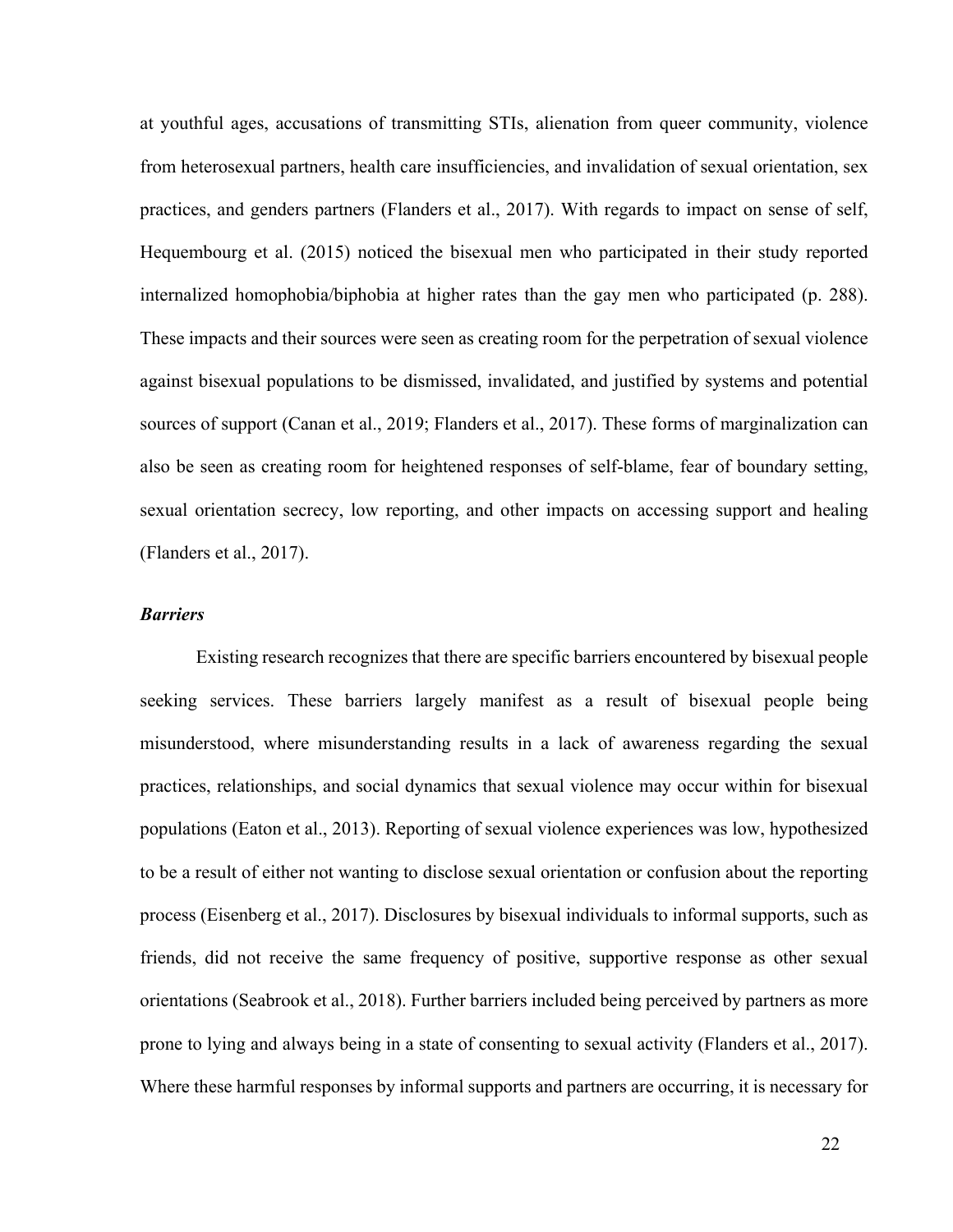at youthful ages, accusations of transmitting STIs, alienation from queer community, violence from heterosexual partners, health care insufficiencies, and invalidation of sexual orientation, sex practices, and genders partners (Flanders et al., 2017). With regards to impact on sense of self, Hequembourg et al. (2015) noticed the bisexual men who participated in their study reported internalized homophobia/biphobia at higher rates than the gay men who participated (p. 288). These impacts and their sources were seen as creating room for the perpetration of sexual violence against bisexual populations to be dismissed, invalidated, and justified by systems and potential sources of support (Canan et al., 2019; Flanders et al., 2017). These forms of marginalization can also be seen as creating room for heightened responses of self-blame, fear of boundary setting, sexual orientation secrecy, low reporting, and other impacts on accessing support and healing (Flanders et al., 2017).

### *Barriers*

Existing research recognizes that there are specific barriers encountered by bisexual people seeking services. These barriers largely manifest as a result of bisexual people being misunderstood, where misunderstanding results in a lack of awareness regarding the sexual practices, relationships, and social dynamics that sexual violence may occur within for bisexual populations (Eaton et al., 2013). Reporting of sexual violence experiences was low, hypothesized to be a result of either not wanting to disclose sexual orientation or confusion about the reporting process (Eisenberg et al., 2017). Disclosures by bisexual individuals to informal supports, such as friends, did not receive the same frequency of positive, supportive response as other sexual orientations (Seabrook et al., 2018). Further barriers included being perceived by partners as more prone to lying and always being in a state of consenting to sexual activity (Flanders et al., 2017). Where these harmful responses by informal supports and partners are occurring, it is necessary for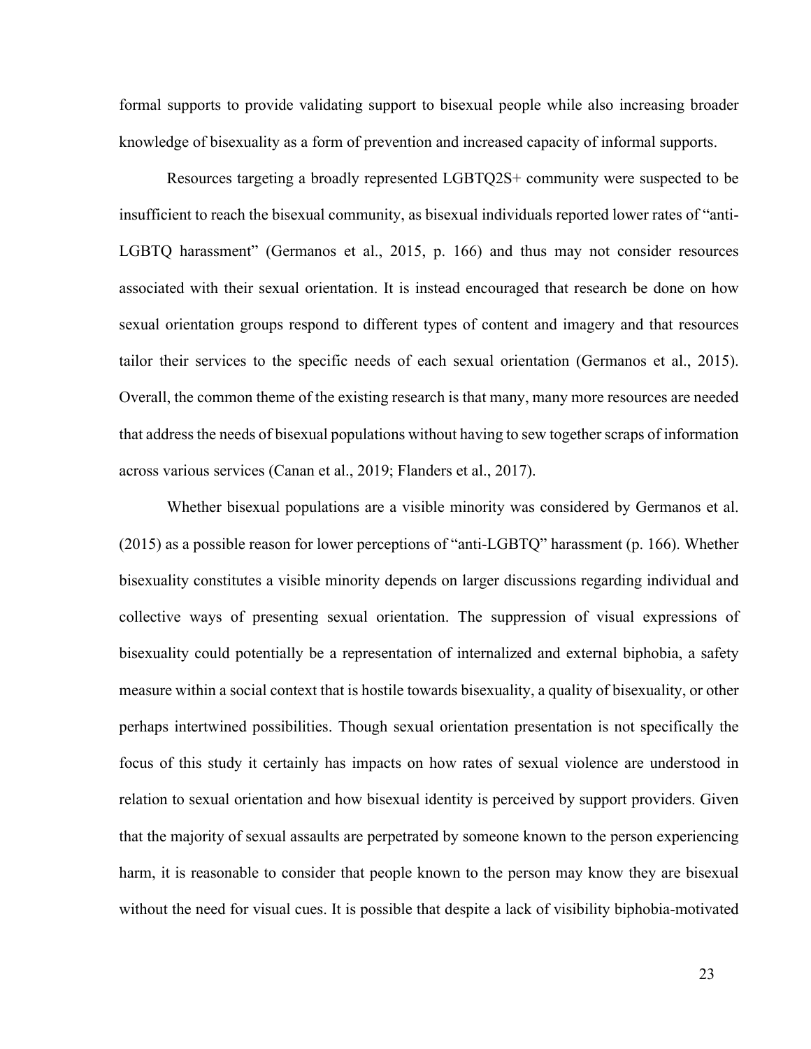formal supports to provide validating support to bisexual people while also increasing broader knowledge of bisexuality as a form of prevention and increased capacity of informal supports.

Resources targeting a broadly represented LGBTQ2S+ community were suspected to be insufficient to reach the bisexual community, as bisexual individuals reported lower rates of "anti-LGBTQ harassment" (Germanos et al., 2015, p. 166) and thus may not consider resources associated with their sexual orientation. It is instead encouraged that research be done on how sexual orientation groups respond to different types of content and imagery and that resources tailor their services to the specific needs of each sexual orientation (Germanos et al., 2015). Overall, the common theme of the existing research is that many, many more resources are needed that address the needs of bisexual populations without having to sew together scraps of information across various services (Canan et al., 2019; Flanders et al., 2017).

Whether bisexual populations are a visible minority was considered by Germanos et al. (2015) as a possible reason for lower perceptions of "anti-LGBTQ" harassment (p. 166). Whether bisexuality constitutes a visible minority depends on larger discussions regarding individual and collective ways of presenting sexual orientation. The suppression of visual expressions of bisexuality could potentially be a representation of internalized and external biphobia, a safety measure within a social context that is hostile towards bisexuality, a quality of bisexuality, or other perhaps intertwined possibilities. Though sexual orientation presentation is not specifically the focus of this study it certainly has impacts on how rates of sexual violence are understood in relation to sexual orientation and how bisexual identity is perceived by support providers. Given that the majority of sexual assaults are perpetrated by someone known to the person experiencing harm, it is reasonable to consider that people known to the person may know they are bisexual without the need for visual cues. It is possible that despite a lack of visibility biphobia-motivated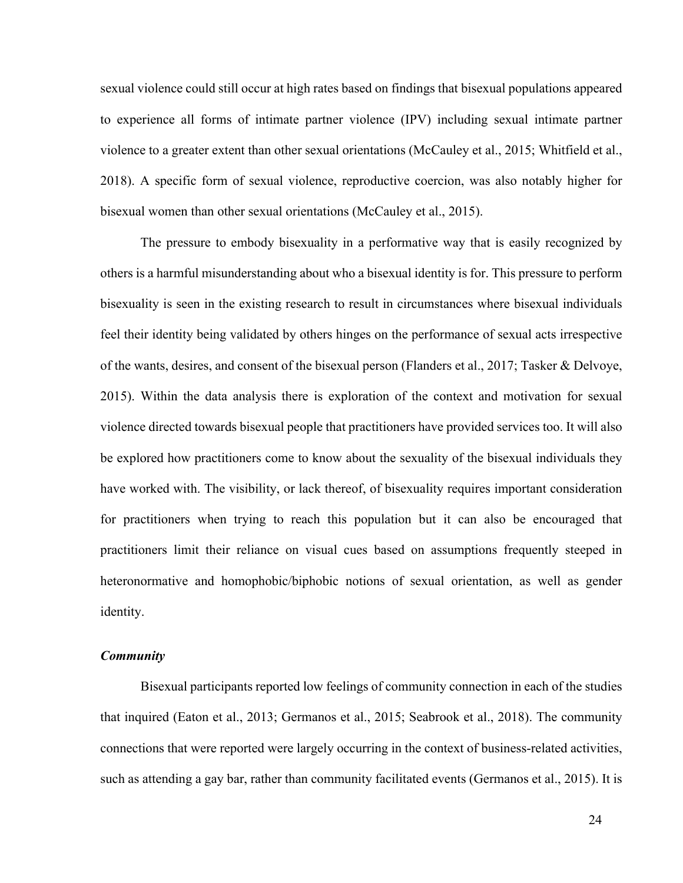sexual violence could still occur at high rates based on findings that bisexual populations appeared to experience all forms of intimate partner violence (IPV) including sexual intimate partner violence to a greater extent than other sexual orientations (McCauley et al., 2015; Whitfield et al., 2018). A specific form of sexual violence, reproductive coercion, was also notably higher for bisexual women than other sexual orientations (McCauley et al., 2015).

The pressure to embody bisexuality in a performative way that is easily recognized by others is a harmful misunderstanding about who a bisexual identity is for. This pressure to perform bisexuality is seen in the existing research to result in circumstances where bisexual individuals feel their identity being validated by others hinges on the performance of sexual acts irrespective of the wants, desires, and consent of the bisexual person (Flanders et al., 2017; Tasker & Delvoye, 2015). Within the data analysis there is exploration of the context and motivation for sexual violence directed towards bisexual people that practitioners have provided services too. It will also be explored how practitioners come to know about the sexuality of the bisexual individuals they have worked with. The visibility, or lack thereof, of bisexuality requires important consideration for practitioners when trying to reach this population but it can also be encouraged that practitioners limit their reliance on visual cues based on assumptions frequently steeped in heteronormative and homophobic/biphobic notions of sexual orientation, as well as gender identity.

***Community***

Bisexual participants reported low feelings of community connection in each of the studies that inquired (Eaton et al., 2013; Germanos et al., 2015; Seabrook et al., 2018). The community connections that were reported were largely occurring in the context of business-related activities, such as attending a gay bar, rather than community facilitated events (Germanos et al., 2015). It is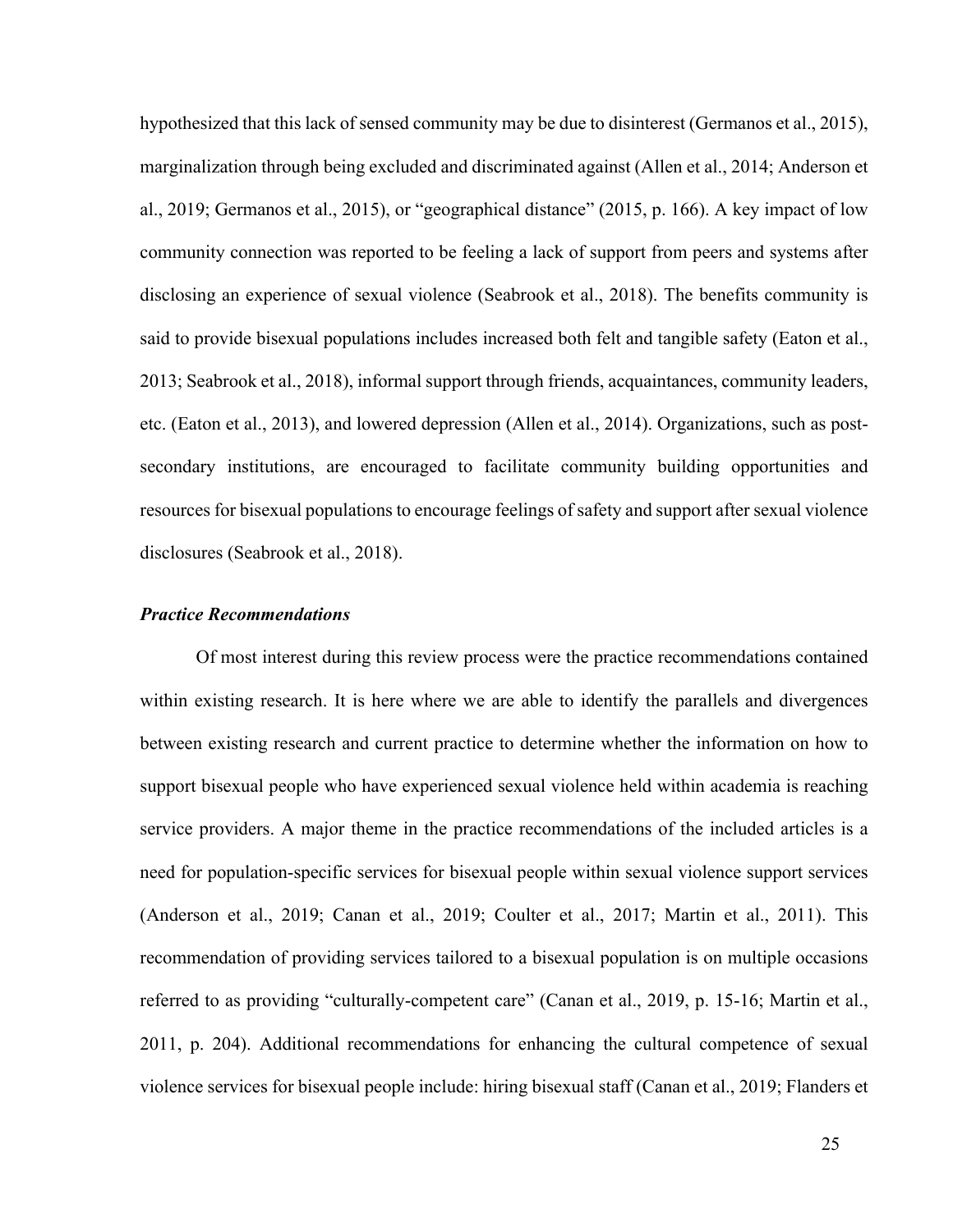hypothesized that this lack of sensed community may be due to disinterest (Germanos et al., 2015), marginalization through being excluded and discriminated against (Allen et al., 2014; Anderson et al., 2019; Germanos et al., 2015), or "geographical distance" (2015, p. 166). A key impact of low community connection was reported to be feeling a lack of support from peers and systems after disclosing an experience of sexual violence (Seabrook et al., 2018). The benefits community is said to provide bisexual populations includes increased both felt and tangible safety (Eaton et al., 2013; Seabrook et al., 2018), informal support through friends, acquaintances, community leaders, etc. (Eaton et al., 2013), and lowered depression (Allen et al., 2014). Organizations, such as post-secondary institutions, are encouraged to facilitate community building opportunities and resources for bisexual populations to encourage feelings of safety and support after sexual violence disclosures (Seabrook et al., 2018).

### *Practice Recommendations*

Of most interest during this review process were the practice recommendations contained within existing research. It is here where we are able to identify the parallels and divergences between existing research and current practice to determine whether the information on how to support bisexual people who have experienced sexual violence held within academia is reaching service providers. A major theme in the practice recommendations of the included articles is a need for population-specific services for bisexual people within sexual violence support services (Anderson et al., 2019; Canan et al., 2019; Coulter et al., 2017; Martin et al., 2011). This recommendation of providing services tailored to a bisexual population is on multiple occasions referred to as providing "culturally-competent care" (Canan et al., 2019, p. 15-16; Martin et al., 2011, p. 204). Additional recommendations for enhancing the cultural competence of sexual violence services for bisexual people include: hiring bisexual staff (Canan et al., 2019; Flanders et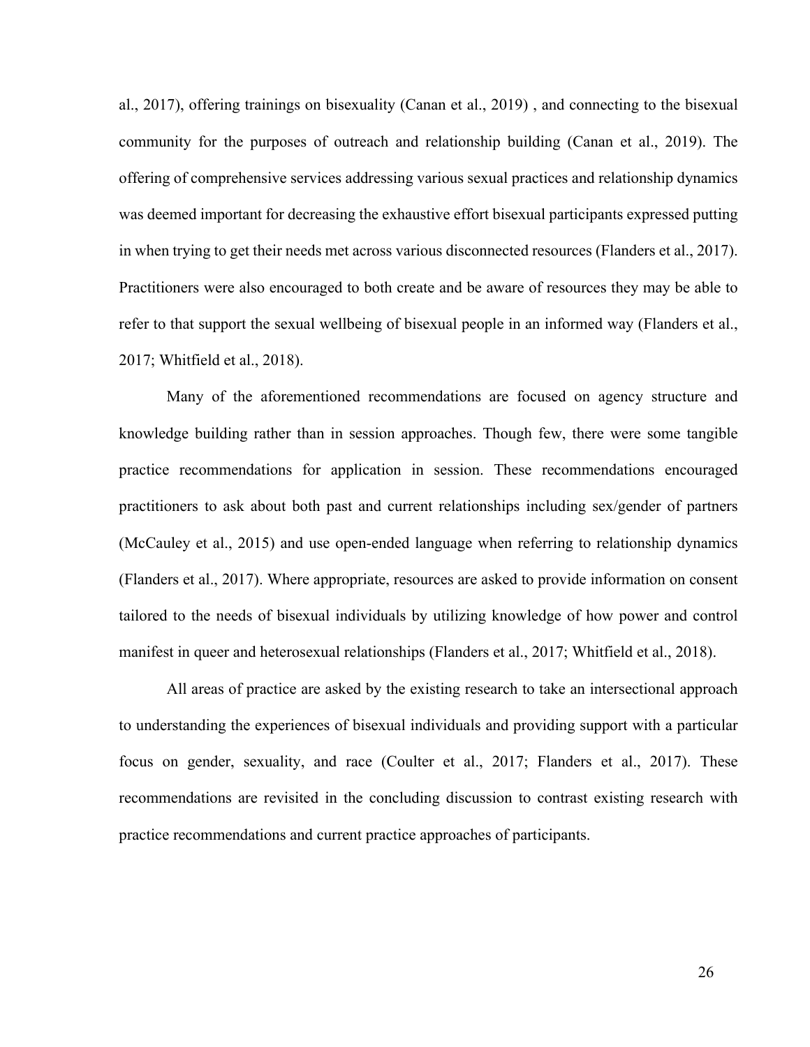al., 2017), offering trainings on bisexuality (Canan et al., 2019) , and connecting to the bisexual community for the purposes of outreach and relationship building (Canan et al., 2019). The offering of comprehensive services addressing various sexual practices and relationship dynamics was deemed important for decreasing the exhaustive effort bisexual participants expressed putting in when trying to get their needs met across various disconnected resources (Flanders et al., 2017). Practitioners were also encouraged to both create and be aware of resources they may be able to refer to that support the sexual wellbeing of bisexual people in an informed way (Flanders et al., 2017; Whitfield et al., 2018).

Many of the aforementioned recommendations are focused on agency structure and knowledge building rather than in session approaches. Though few, there were some tangible practice recommendations for application in session. These recommendations encouraged practitioners to ask about both past and current relationships including sex/gender of partners (McCauley et al., 2015) and use open-ended language when referring to relationship dynamics (Flanders et al., 2017). Where appropriate, resources are asked to provide information on consent tailored to the needs of bisexual individuals by utilizing knowledge of how power and control manifest in queer and heterosexual relationships (Flanders et al., 2017; Whitfield et al., 2018).

All areas of practice are asked by the existing research to take an intersectional approach to understanding the experiences of bisexual individuals and providing support with a particular focus on gender, sexuality, and race (Coulter et al., 2017; Flanders et al., 2017). These recommendations are revisited in the concluding discussion to contrast existing research with practice recommendations and current practice approaches of participants.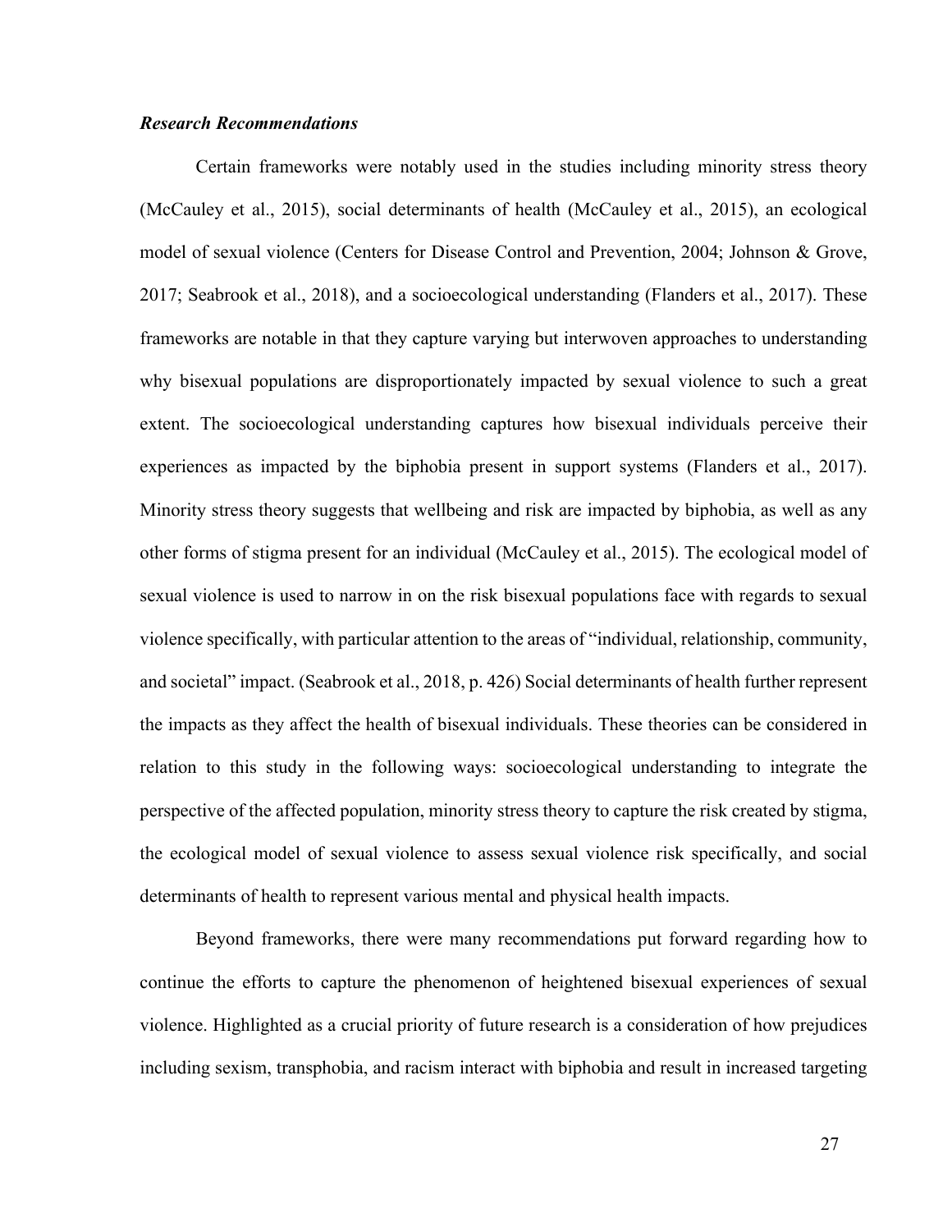### *Research Recommendations*

Certain frameworks were notably used in the studies including minority stress theory (McCauley et al., 2015), social determinants of health (McCauley et al., 2015), an ecological model of sexual violence (Centers for Disease Control and Prevention, 2004; Johnson & Grove, 2017; Seabrook et al., 2018), and a socioecological understanding (Flanders et al., 2017). These frameworks are notable in that they capture varying but interwoven approaches to understanding why bisexual populations are disproportionately impacted by sexual violence to such a great extent. The socioecological understanding captures how bisexual individuals perceive their experiences as impacted by the biphobia present in support systems (Flanders et al., 2017). Minority stress theory suggests that wellbeing and risk are impacted by biphobia, as well as any other forms of stigma present for an individual (McCauley et al., 2015). The ecological model of sexual violence is used to narrow in on the risk bisexual populations face with regards to sexual violence specifically, with particular attention to the areas of "individual, relationship, community, and societal" impact. (Seabrook et al., 2018, p. 426) Social determinants of health further represent the impacts as they affect the health of bisexual individuals. These theories can be considered in relation to this study in the following ways: socioecological understanding to integrate the perspective of the affected population, minority stress theory to capture the risk created by stigma, the ecological model of sexual violence to assess sexual violence risk specifically, and social determinants of health to represent various mental and physical health impacts.

Beyond frameworks, there were many recommendations put forward regarding how to continue the efforts to capture the phenomenon of heightened bisexual experiences of sexual violence. Highlighted as a crucial priority of future research is a consideration of how prejudices including sexism, transphobia, and racism interact with biphobia and result in increased targeting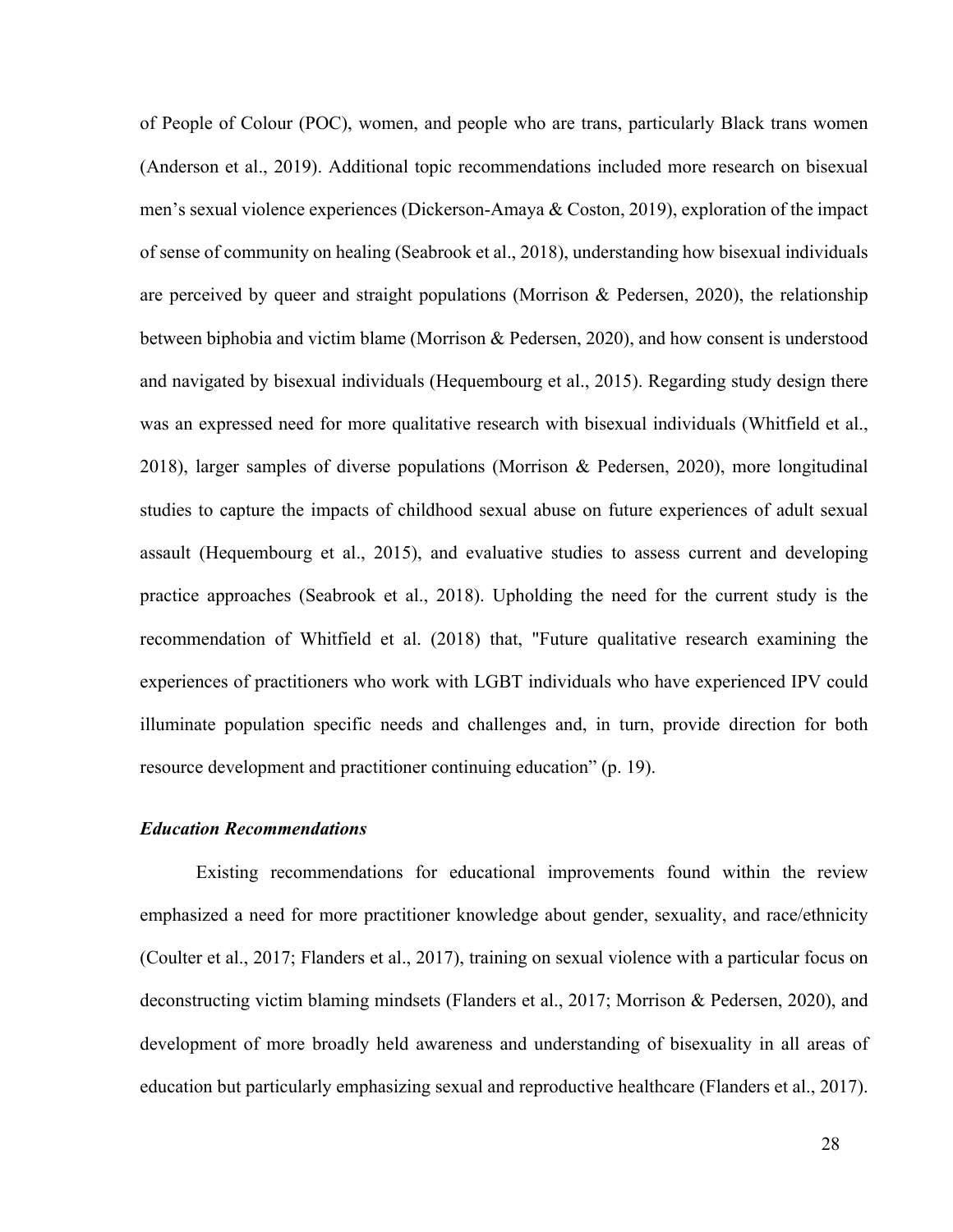of People of Colour (POC), women, and people who are trans, particularly Black trans women (Anderson et al., 2019). Additional topic recommendations included more research on bisexual men's sexual violence experiences (Dickerson-Amaya & Coston, 2019), exploration of the impact of sense of community on healing (Seabrook et al., 2018), understanding how bisexual individuals are perceived by queer and straight populations (Morrison & Pedersen, 2020), the relationship between biphobia and victim blame (Morrison & Pedersen, 2020), and how consent is understood and navigated by bisexual individuals (Hequembourg et al., 2015). Regarding study design there was an expressed need for more qualitative research with bisexual individuals (Whitfield et al., 2018), larger samples of diverse populations (Morrison & Pedersen, 2020), more longitudinal studies to capture the impacts of childhood sexual abuse on future experiences of adult sexual assault (Hequembourg et al., 2015), and evaluative studies to assess current and developing practice approaches (Seabrook et al., 2018). Upholding the need for the current study is the recommendation of Whitfield et al. (2018) that, "Future qualitative research examining the experiences of practitioners who work with LGBT individuals who have experienced IPV could illuminate population specific needs and challenges and, in turn, provide direction for both resource development and practitioner continuing education" (p. 19).

### *Education Recommendations*

Existing recommendations for educational improvements found within the review emphasized a need for more practitioner knowledge about gender, sexuality, and race/ethnicity (Coulter et al., 2017; Flanders et al., 2017), training on sexual violence with a particular focus on deconstructing victim blaming mindsets (Flanders et al., 2017; Morrison & Pedersen, 2020), and development of more broadly held awareness and understanding of bisexuality in all areas of education but particularly emphasizing sexual and reproductive healthcare (Flanders et al., 2017).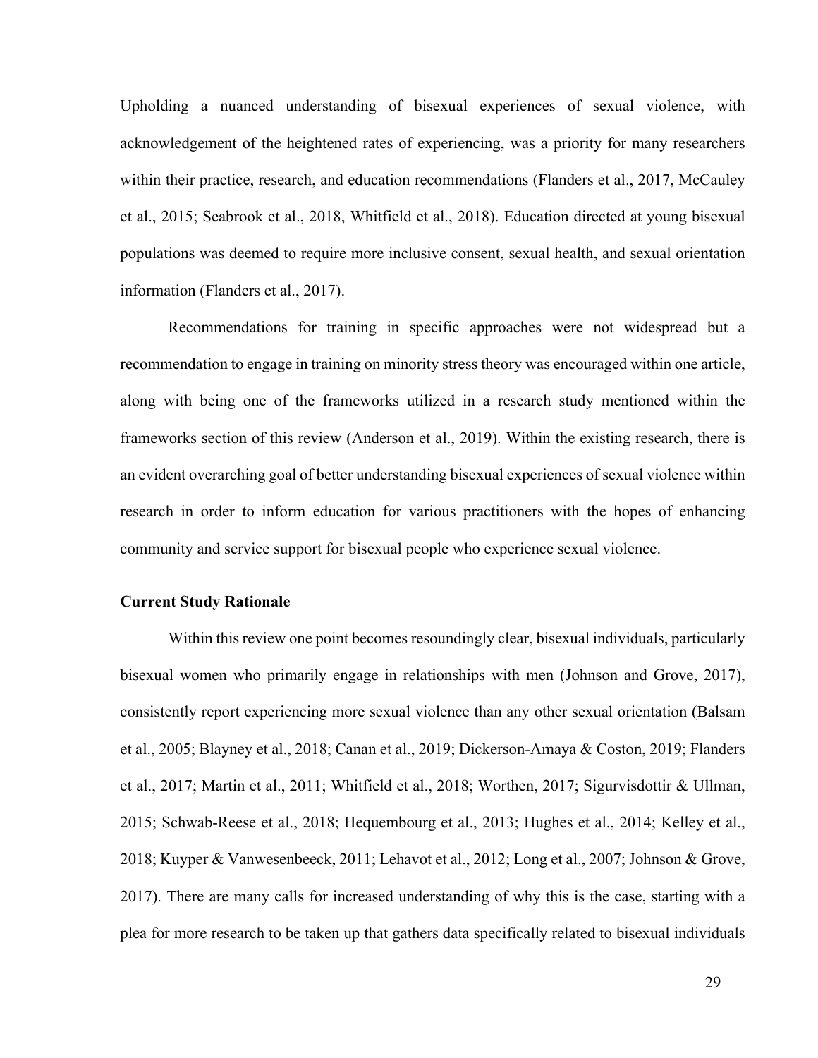Upholding a nuanced understanding of bisexual experiences of sexual violence, with acknowledgement of the heightened rates of experiencing, was a priority for many researchers within their practice, research, and education recommendations (Flanders et al., 2017, McCauley et al., 2015; Seabrook et al., 2018, Whitfield et al., 2018). Education directed at young bisexual populations was deemed to require more inclusive consent, sexual health, and sexual orientation information (Flanders et al., 2017).

Recommendations for training in specific approaches were not widespread but a recommendation to engage in training on minority stress theory was encouraged within one article, along with being one of the frameworks utilized in a research study mentioned within the frameworks section of this review (Anderson et al., 2019). Within the existing research, there is an evident overarching goal of better understanding bisexual experiences of sexual violence within research in order to inform education for various practitioners with the hopes of enhancing community and service support for bisexual people who experience sexual violence.

**Current Study Rationale**

Within this review one point becomes resoundingly clear, bisexual individuals, particularly bisexual women who primarily engage in relationships with men (Johnson and Grove, 2017), consistently report experiencing more sexual violence than any other sexual orientation (Balsam et al., 2005; Blayney et al., 2018; Canan et al., 2019; Dickerson-Amaya & Coston, 2019; Flanders et al., 2017; Martin et al., 2011; Whitfield et al., 2018; Worthen, 2017; Sigurvisdottir & Ullman, 2015; Schwab-Reese et al., 2018; Hequembourg et al., 2013; Hughes et al., 2014; Kelley et al., 2018; Kuyper & Vanwesenbeeck, 2011; Lehavot et al., 2012; Long et al., 2007; Johnson & Grove, 2017). There are many calls for increased understanding of why this is the case, starting with a plea for more research to be taken up that gathers data specifically related to bisexual individuals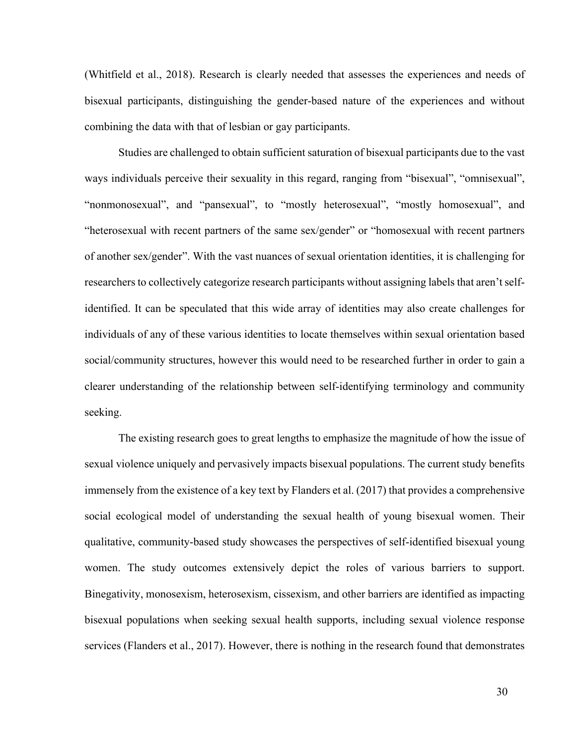(Whitfield et al., 2018). Research is clearly needed that assesses the experiences and needs of bisexual participants, distinguishing the gender-based nature of the experiences and without combining the data with that of lesbian or gay participants.

Studies are challenged to obtain sufficient saturation of bisexual participants due to the vast ways individuals perceive their sexuality in this regard, ranging from "bisexual", "omnisexual", "nonmonosexual", and "pansexual", to "mostly heterosexual", "mostly homosexual", and "heterosexual with recent partners of the same sex/gender" or "homosexual with recent partners of another sex/gender". With the vast nuances of sexual orientation identities, it is challenging for researchers to collectively categorize research participants without assigning labels that aren't self-identified. It can be speculated that this wide array of identities may also create challenges for individuals of any of these various identities to locate themselves within sexual orientation based social/community structures, however this would need to be researched further in order to gain a clearer understanding of the relationship between self-identifying terminology and community seeking.

The existing research goes to great lengths to emphasize the magnitude of how the issue of sexual violence uniquely and pervasively impacts bisexual populations. The current study benefits immensely from the existence of a key text by Flanders et al. (2017) that provides a comprehensive social ecological model of understanding the sexual health of young bisexual women. Their qualitative, community-based study showcases the perspectives of self-identified bisexual young women. The study outcomes extensively depict the roles of various barriers to support. Binegativity, monosexism, heterosexism, cissexism, and other barriers are identified as impacting bisexual populations when seeking sexual health supports, including sexual violence response services (Flanders et al., 2017). However, there is nothing in the research found that demonstrates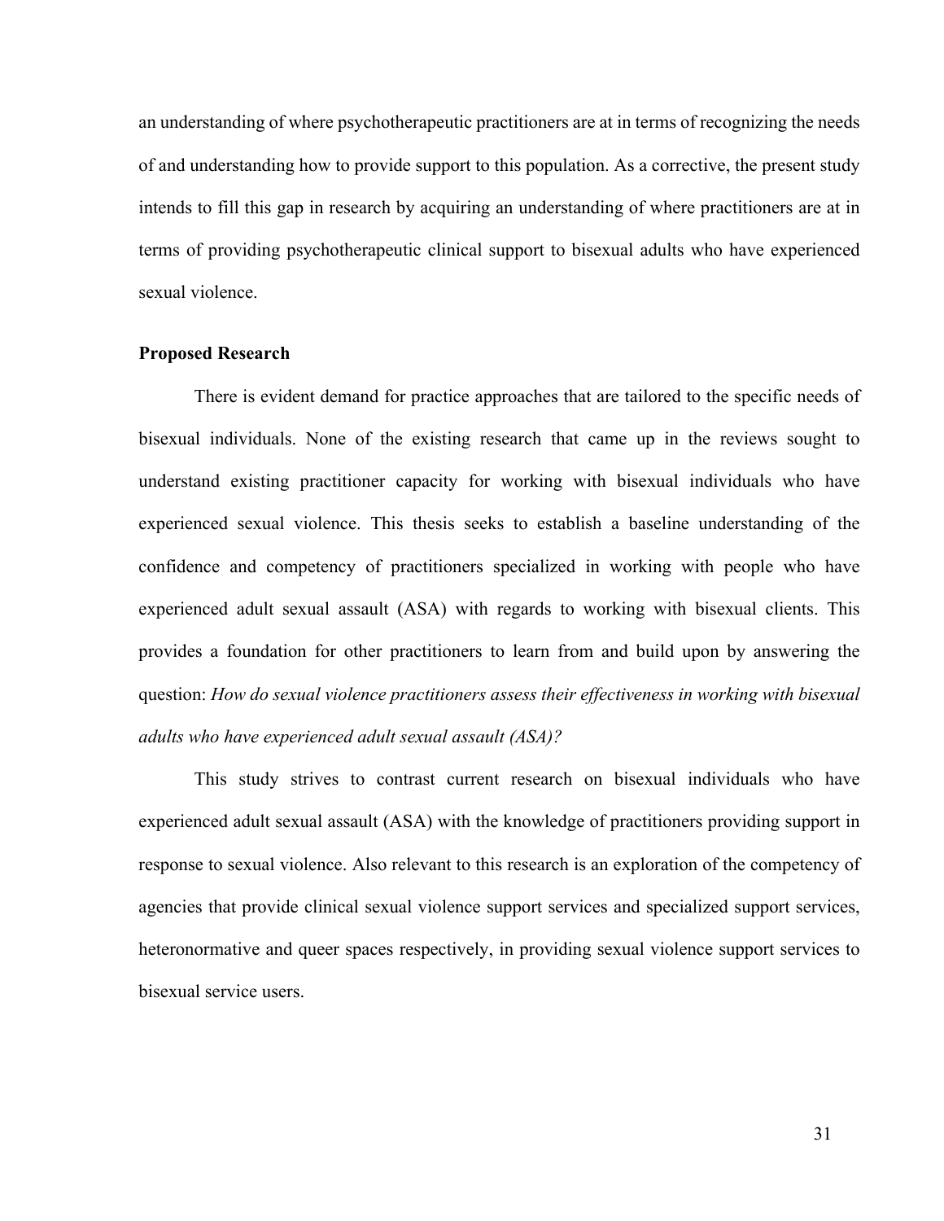an understanding of where psychotherapeutic practitioners are at in terms of recognizing the needs of and understanding how to provide support to this population. As a corrective, the present study intends to fill this gap in research by acquiring an understanding of where practitioners are at in terms of providing psychotherapeutic clinical support to bisexual adults who have experienced sexual violence.

**Proposed Research**

There is evident demand for practice approaches that are tailored to the specific needs of bisexual individuals. None of the existing research that came up in the reviews sought to understand existing practitioner capacity for working with bisexual individuals who have experienced sexual violence. This thesis seeks to establish a baseline understanding of the confidence and competency of practitioners specialized in working with people who have experienced adult sexual assault (ASA) with regards to working with bisexual clients. This provides a foundation for other practitioners to learn from and build upon by answering the question: *How do sexual violence practitioners assess their effectiveness in working with bisexual adults who have experienced adult sexual assault (ASA)?*

This study strives to contrast current research on bisexual individuals who have experienced adult sexual assault (ASA) with the knowledge of practitioners providing support in response to sexual violence. Also relevant to this research is an exploration of the competency of agencies that provide clinical sexual violence support services and specialized support services, heteronormative and queer spaces respectively, in providing sexual violence support services to bisexual service users.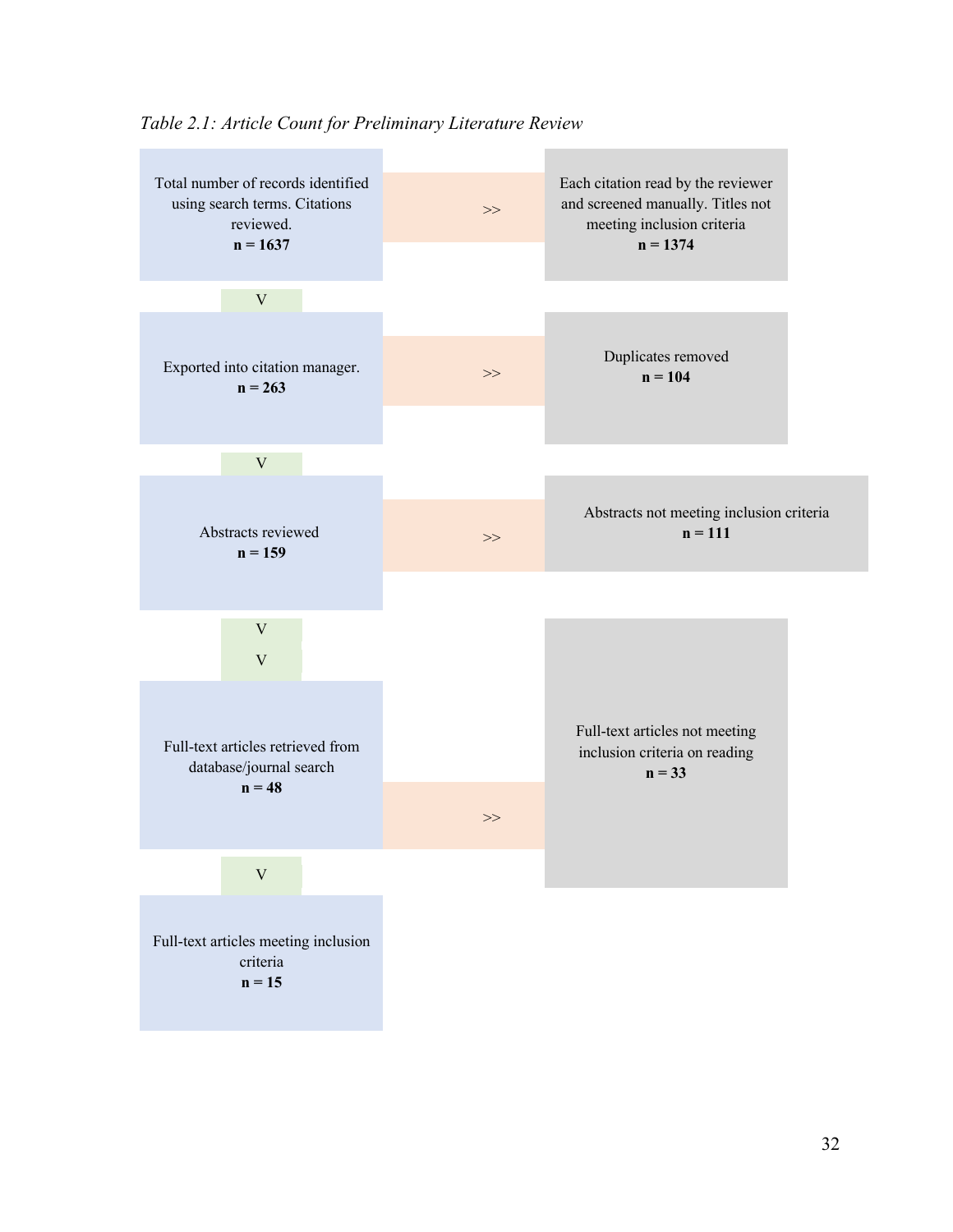*Table 2.1: Article Count for Preliminary Literature Review*

| Stage | | Excluded |
|---|---|---|
| Total number of records identified using search terms. Citations reviewed. **n = 1637** | >> | Each citation read by the reviewer and screened manually. Titles not meeting inclusion criteria **n = 1374** |
| V | | |
| Exported into citation manager. **n = 263** | >> | Duplicates removed **n = 104** |
| V | | |
| Abstracts reviewed **n = 159** | >> | Abstracts not meeting inclusion criteria **n = 111** |
| V | | |
| V | | |
| Full-text articles retrieved from database/journal search **n = 48** | >> | Full-text articles not meeting inclusion criteria on reading **n = 33** |
| V | | |
| Full-text articles meeting inclusion criteria **n = 15** | | |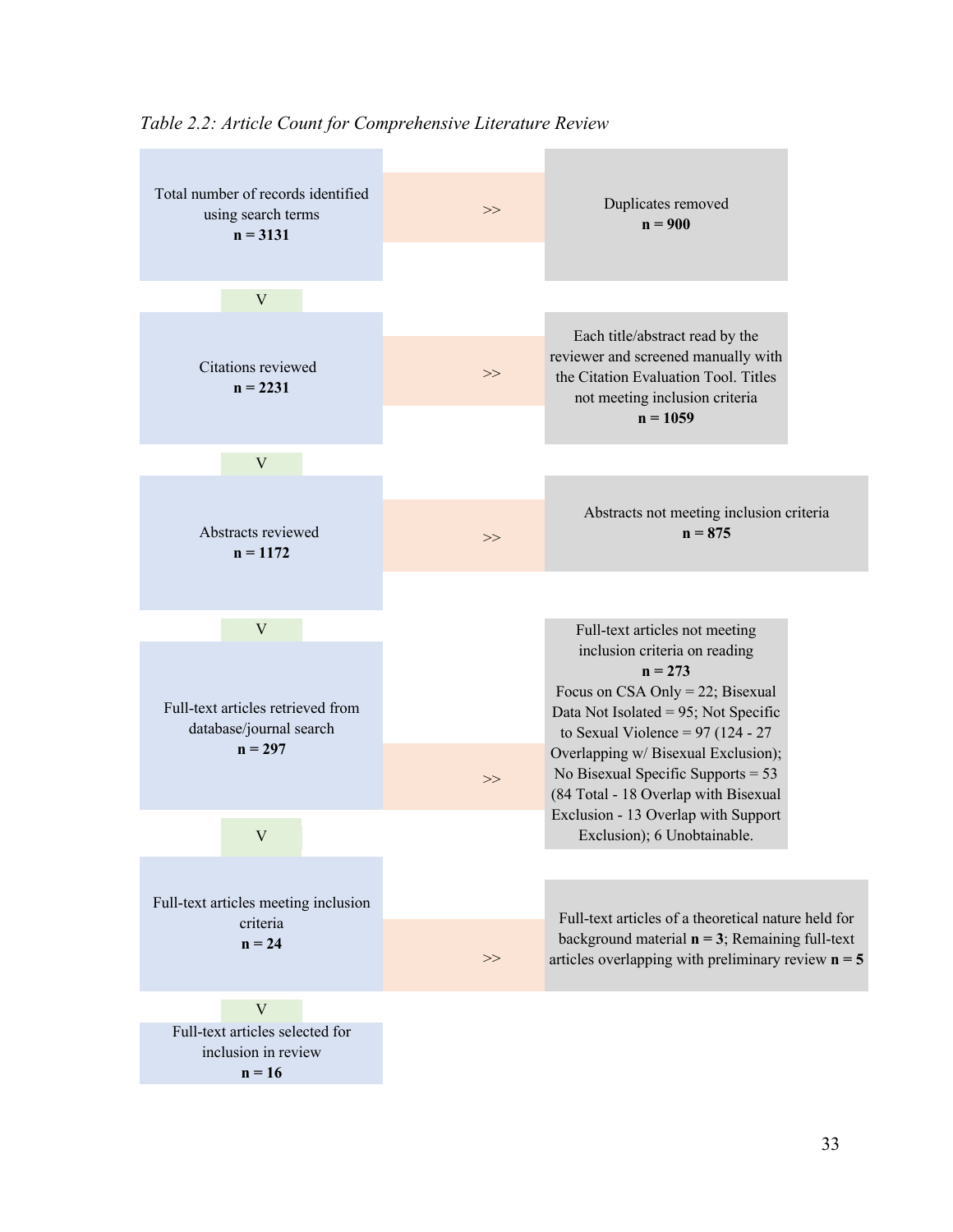*Table 2.2: Article Count for Comprehensive Literature Review*

| Stage | | Excluded |
|---|---|---|
| Total number of records identified using search terms **n = 3131** | >> | Duplicates removed **n = 900** |
| V | | |
| Citations reviewed **n = 2231** | >> | Each title/abstract read by the reviewer and screened manually with the Citation Evaluation Tool. Titles not meeting inclusion criteria **n = 1059** |
| V | | |
| Abstracts reviewed **n = 1172** | >> | Abstracts not meeting inclusion criteria **n = 875** |
| V | | |
| Full-text articles retrieved from database/journal search **n = 297** | >> | Full-text articles not meeting inclusion criteria on reading **n = 273** Focus on CSA Only = 22; Bisexual Data Not Isolated = 95; Not Specific to Sexual Violence = 97 (124 - 27 Overlapping w/ Bisexual Exclusion); No Bisexual Specific Supports = 53 (84 Total - 18 Overlap with Bisexual Exclusion - 13 Overlap with Support Exclusion); 6 Unobtainable. |
| V | | |
| Full-text articles meeting inclusion criteria **n = 24** | >> | Full-text articles of a theoretical nature held for background material **n = 3**; Remaining full-text articles overlapping with preliminary review **n = 5** |
| V | | |
| Full-text articles selected for inclusion in review **n = 16** | | |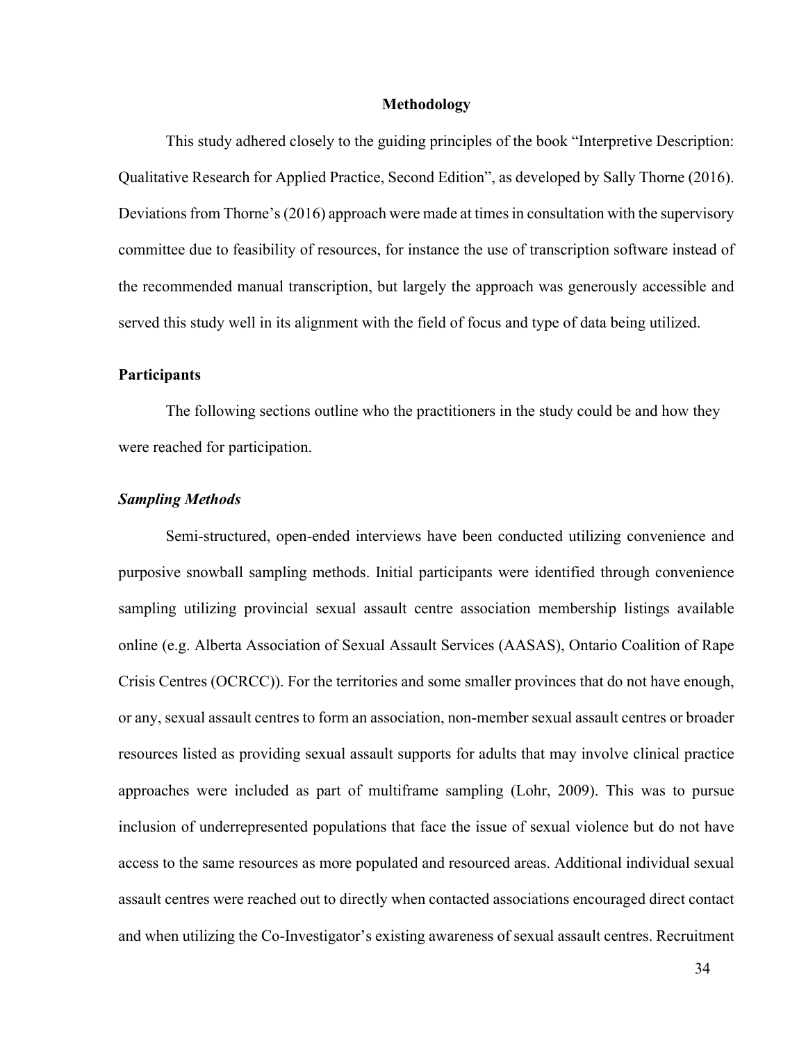## Methodology

This study adhered closely to the guiding principles of the book "Interpretive Description: Qualitative Research for Applied Practice, Second Edition", as developed by Sally Thorne (2016). Deviations from Thorne's (2016) approach were made at times in consultation with the supervisory committee due to feasibility of resources, for instance the use of transcription software instead of the recommended manual transcription, but largely the approach was generously accessible and served this study well in its alignment with the field of focus and type of data being utilized.

### Participants

The following sections outline who the practitioners in the study could be and how they were reached for participation.

#### *Sampling Methods*

Semi-structured, open-ended interviews have been conducted utilizing convenience and purposive snowball sampling methods. Initial participants were identified through convenience sampling utilizing provincial sexual assault centre association membership listings available online (e.g. Alberta Association of Sexual Assault Services (AASAS), Ontario Coalition of Rape Crisis Centres (OCRCC)). For the territories and some smaller provinces that do not have enough, or any, sexual assault centres to form an association, non-member sexual assault centres or broader resources listed as providing sexual assault supports for adults that may involve clinical practice approaches were included as part of multiframe sampling (Lohr, 2009). This was to pursue inclusion of underrepresented populations that face the issue of sexual violence but do not have access to the same resources as more populated and resourced areas. Additional individual sexual assault centres were reached out to directly when contacted associations encouraged direct contact and when utilizing the Co-Investigator's existing awareness of sexual assault centres. Recruitment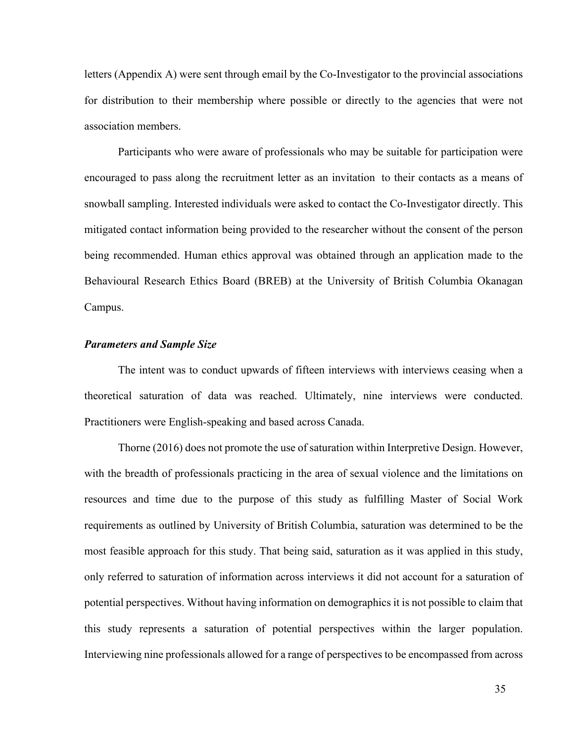letters (Appendix A) were sent through email by the Co-Investigator to the provincial associations for distribution to their membership where possible or directly to the agencies that were not association members.

Participants who were aware of professionals who may be suitable for participation were encouraged to pass along the recruitment letter as an invitation to their contacts as a means of snowball sampling. Interested individuals were asked to contact the Co-Investigator directly. This mitigated contact information being provided to the researcher without the consent of the person being recommended. Human ethics approval was obtained through an application made to the Behavioural Research Ethics Board (BREB) at the University of British Columbia Okanagan Campus.

***Parameters and Sample Size***

The intent was to conduct upwards of fifteen interviews with interviews ceasing when a theoretical saturation of data was reached. Ultimately, nine interviews were conducted. Practitioners were English-speaking and based across Canada.

Thorne (2016) does not promote the use of saturation within Interpretive Design. However, with the breadth of professionals practicing in the area of sexual violence and the limitations on resources and time due to the purpose of this study as fulfilling Master of Social Work requirements as outlined by University of British Columbia, saturation was determined to be the most feasible approach for this study. That being said, saturation as it was applied in this study, only referred to saturation of information across interviews it did not account for a saturation of potential perspectives. Without having information on demographics it is not possible to claim that this study represents a saturation of potential perspectives within the larger population. Interviewing nine professionals allowed for a range of perspectives to be encompassed from across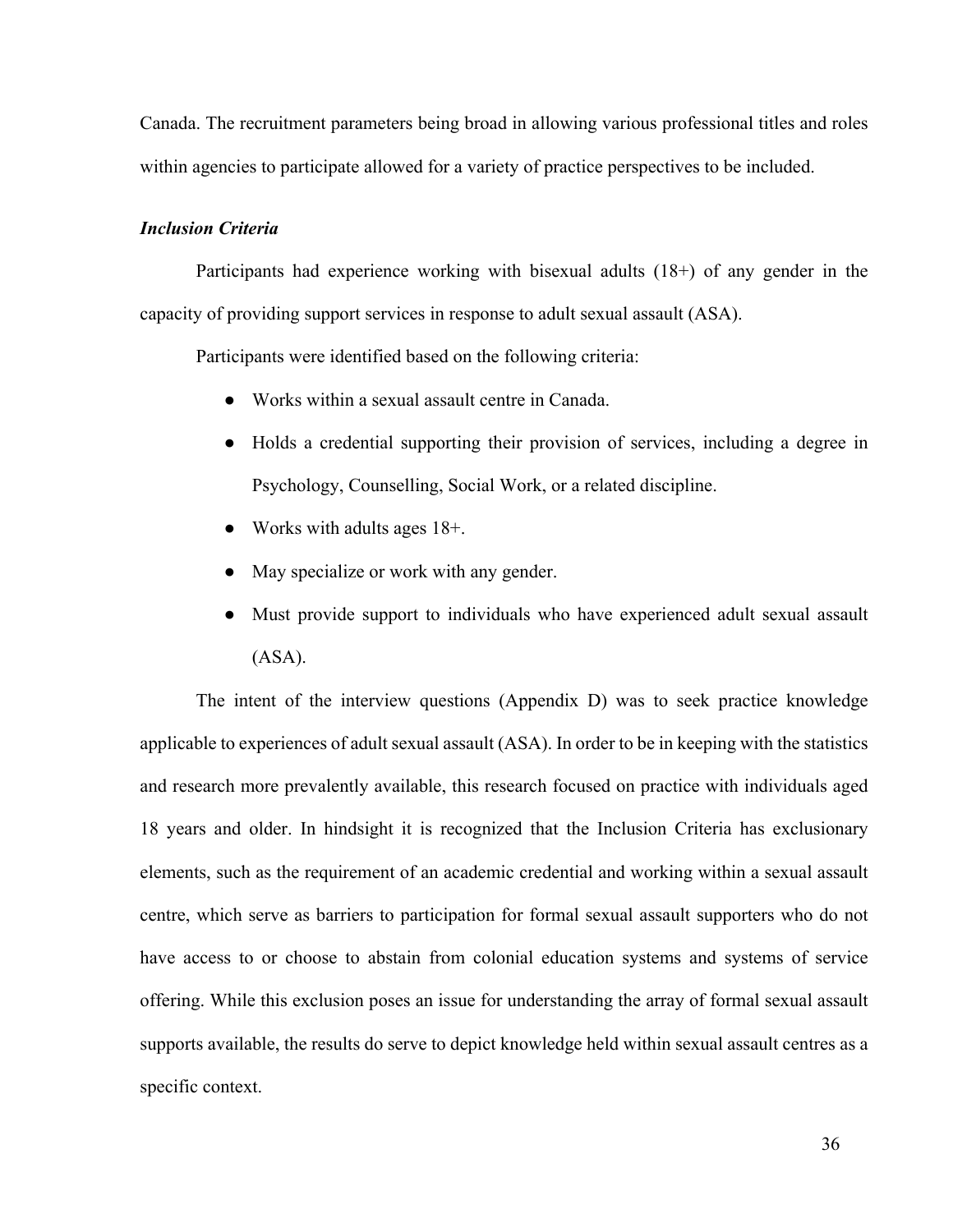Canada. The recruitment parameters being broad in allowing various professional titles and roles within agencies to participate allowed for a variety of practice perspectives to be included.

### *Inclusion Criteria*

Participants had experience working with bisexual adults (18+) of any gender in the capacity of providing support services in response to adult sexual assault (ASA).

Participants were identified based on the following criteria:

- Works within a sexual assault centre in Canada.
- Holds a credential supporting their provision of services, including a degree in Psychology, Counselling, Social Work, or a related discipline.
- Works with adults ages 18+.
- May specialize or work with any gender.
- Must provide support to individuals who have experienced adult sexual assault (ASA).

The intent of the interview questions (Appendix D) was to seek practice knowledge applicable to experiences of adult sexual assault (ASA). In order to be in keeping with the statistics and research more prevalently available, this research focused on practice with individuals aged 18 years and older. In hindsight it is recognized that the Inclusion Criteria has exclusionary elements, such as the requirement of an academic credential and working within a sexual assault centre, which serve as barriers to participation for formal sexual assault supporters who do not have access to or choose to abstain from colonial education systems and systems of service offering. While this exclusion poses an issue for understanding the array of formal sexual assault supports available, the results do serve to depict knowledge held within sexual assault centres as a specific context.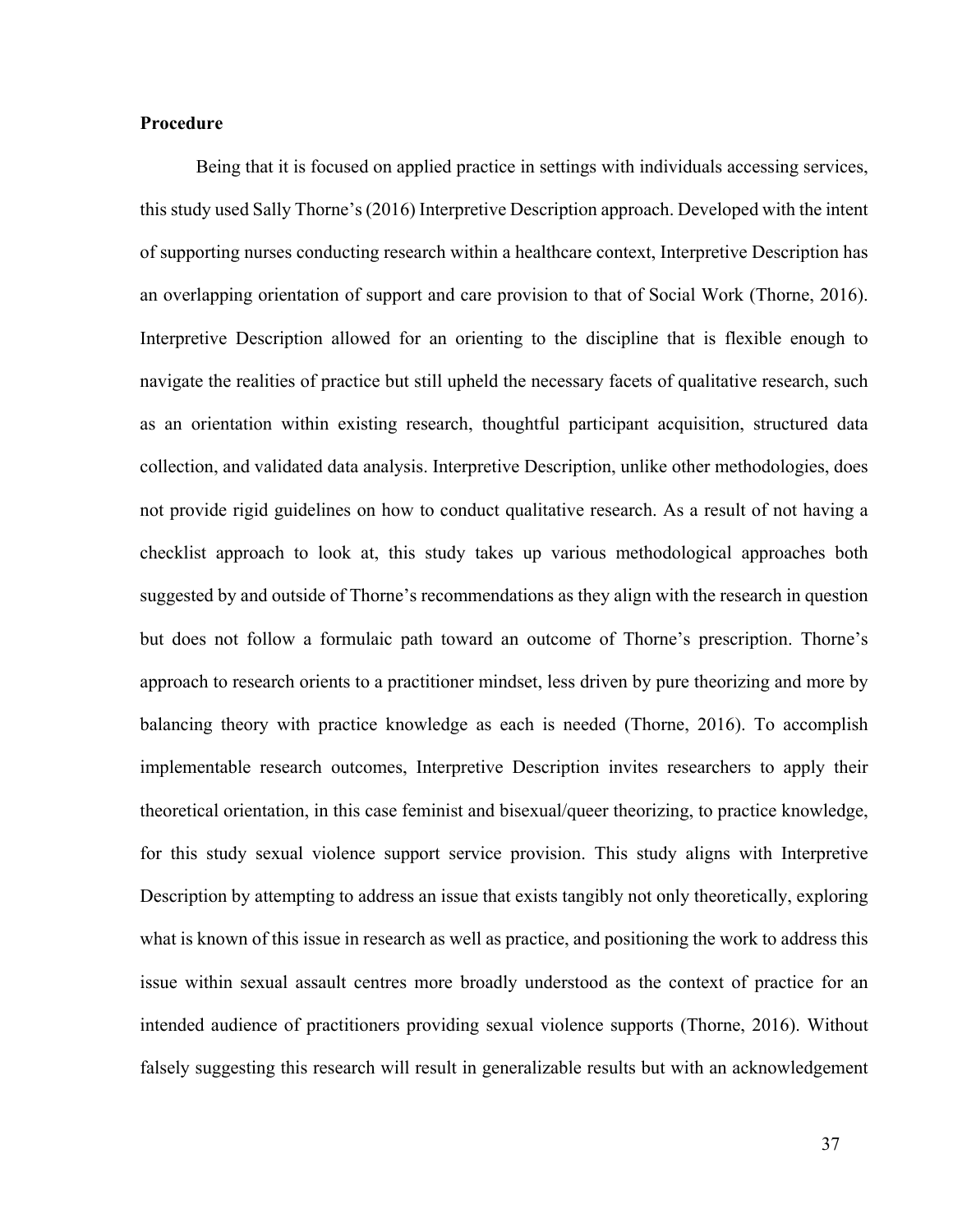**Procedure**

Being that it is focused on applied practice in settings with individuals accessing services, this study used Sally Thorne's (2016) Interpretive Description approach. Developed with the intent of supporting nurses conducting research within a healthcare context, Interpretive Description has an overlapping orientation of support and care provision to that of Social Work (Thorne, 2016). Interpretive Description allowed for an orienting to the discipline that is flexible enough to navigate the realities of practice but still upheld the necessary facets of qualitative research, such as an orientation within existing research, thoughtful participant acquisition, structured data collection, and validated data analysis. Interpretive Description, unlike other methodologies, does not provide rigid guidelines on how to conduct qualitative research. As a result of not having a checklist approach to look at, this study takes up various methodological approaches both suggested by and outside of Thorne's recommendations as they align with the research in question but does not follow a formulaic path toward an outcome of Thorne's prescription. Thorne's approach to research orients to a practitioner mindset, less driven by pure theorizing and more by balancing theory with practice knowledge as each is needed (Thorne, 2016). To accomplish implementable research outcomes, Interpretive Description invites researchers to apply their theoretical orientation, in this case feminist and bisexual/queer theorizing, to practice knowledge, for this study sexual violence support service provision. This study aligns with Interpretive Description by attempting to address an issue that exists tangibly not only theoretically, exploring what is known of this issue in research as well as practice, and positioning the work to address this issue within sexual assault centres more broadly understood as the context of practice for an intended audience of practitioners providing sexual violence supports (Thorne, 2016). Without falsely suggesting this research will result in generalizable results but with an acknowledgement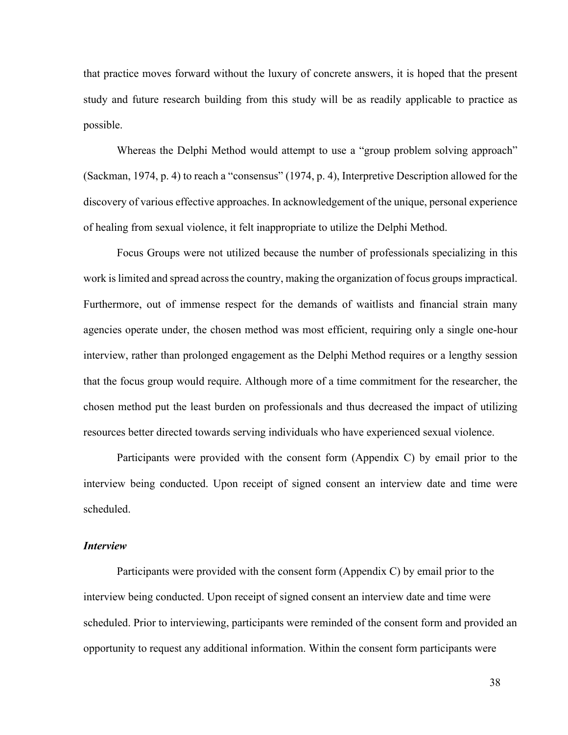that practice moves forward without the luxury of concrete answers, it is hoped that the present study and future research building from this study will be as readily applicable to practice as possible.

Whereas the Delphi Method would attempt to use a "group problem solving approach" (Sackman, 1974, p. 4) to reach a "consensus" (1974, p. 4), Interpretive Description allowed for the discovery of various effective approaches. In acknowledgement of the unique, personal experience of healing from sexual violence, it felt inappropriate to utilize the Delphi Method.

Focus Groups were not utilized because the number of professionals specializing in this work is limited and spread across the country, making the organization of focus groups impractical. Furthermore, out of immense respect for the demands of waitlists and financial strain many agencies operate under, the chosen method was most efficient, requiring only a single one-hour interview, rather than prolonged engagement as the Delphi Method requires or a lengthy session that the focus group would require. Although more of a time commitment for the researcher, the chosen method put the least burden on professionals and thus decreased the impact of utilizing resources better directed towards serving individuals who have experienced sexual violence.

Participants were provided with the consent form (Appendix C) by email prior to the interview being conducted. Upon receipt of signed consent an interview date and time were scheduled.

### *Interview*

Participants were provided with the consent form (Appendix C) by email prior to the interview being conducted. Upon receipt of signed consent an interview date and time were scheduled. Prior to interviewing, participants were reminded of the consent form and provided an opportunity to request any additional information. Within the consent form participants were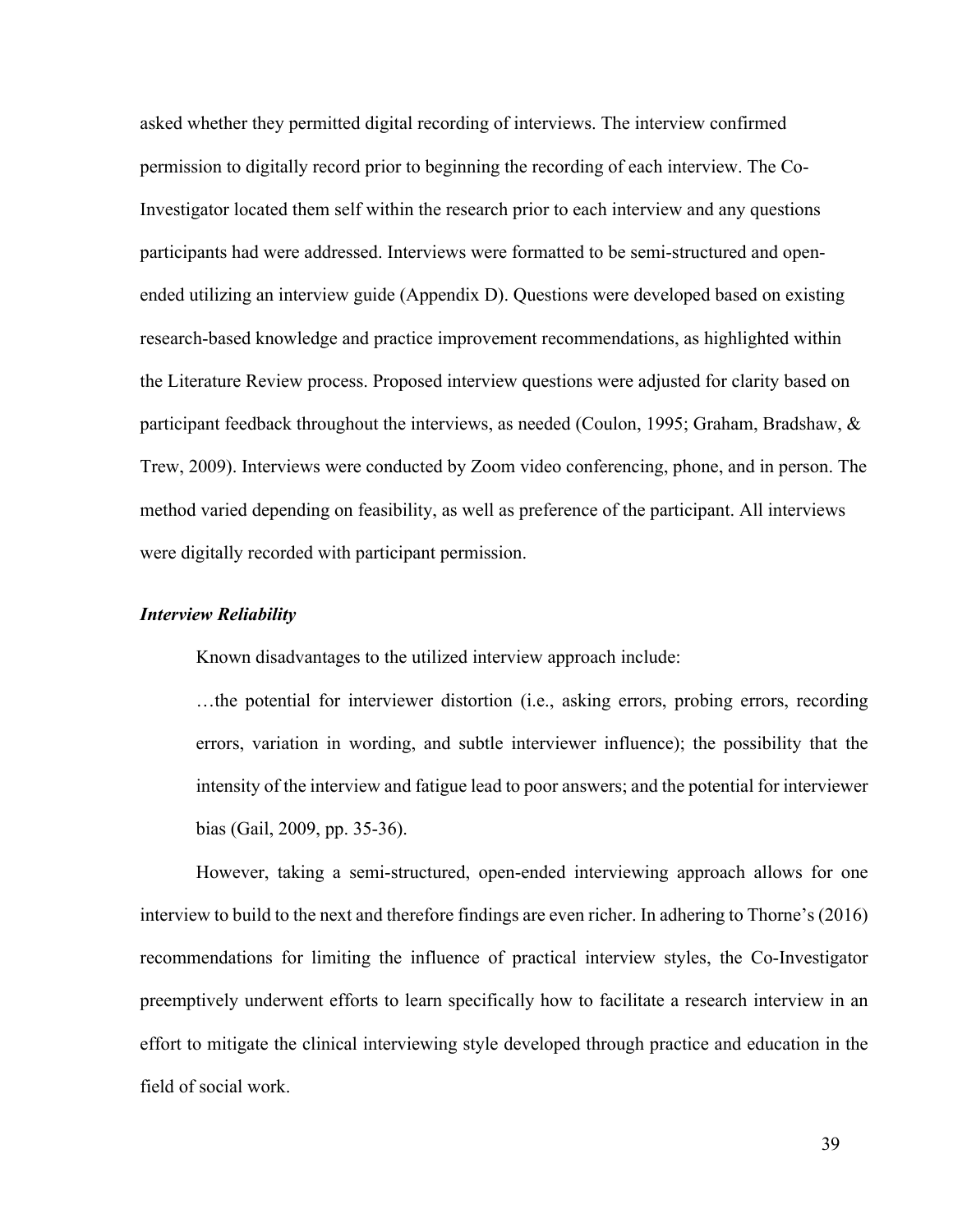asked whether they permitted digital recording of interviews. The interview confirmed permission to digitally record prior to beginning the recording of each interview. The Co-Investigator located them self within the research prior to each interview and any questions participants had were addressed. Interviews were formatted to be semi-structured and open-ended utilizing an interview guide (Appendix D). Questions were developed based on existing research-based knowledge and practice improvement recommendations, as highlighted within the Literature Review process. Proposed interview questions were adjusted for clarity based on participant feedback throughout the interviews, as needed (Coulon, 1995; Graham, Bradshaw, & Trew, 2009). Interviews were conducted by Zoom video conferencing, phone, and in person. The method varied depending on feasibility, as well as preference of the participant. All interviews were digitally recorded with participant permission.

### *Interview Reliability*

Known disadvantages to the utilized interview approach include:

> …the potential for interviewer distortion (i.e., asking errors, probing errors, recording errors, variation in wording, and subtle interviewer influence); the possibility that the intensity of the interview and fatigue lead to poor answers; and the potential for interviewer bias (Gail, 2009, pp. 35-36).

However, taking a semi-structured, open-ended interviewing approach allows for one interview to build to the next and therefore findings are even richer. In adhering to Thorne's (2016) recommendations for limiting the influence of practical interview styles, the Co-Investigator preemptively underwent efforts to learn specifically how to facilitate a research interview in an effort to mitigate the clinical interviewing style developed through practice and education in the field of social work.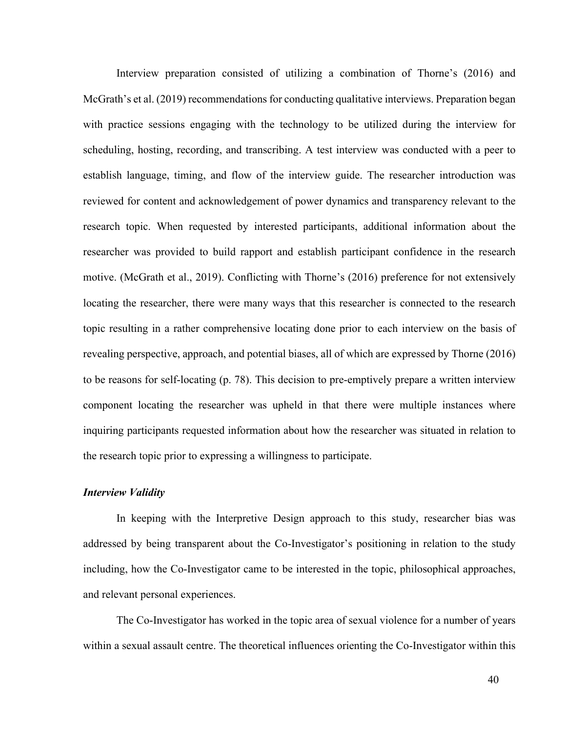Interview preparation consisted of utilizing a combination of Thorne's (2016) and McGrath's et al. (2019) recommendations for conducting qualitative interviews. Preparation began with practice sessions engaging with the technology to be utilized during the interview for scheduling, hosting, recording, and transcribing. A test interview was conducted with a peer to establish language, timing, and flow of the interview guide. The researcher introduction was reviewed for content and acknowledgement of power dynamics and transparency relevant to the research topic. When requested by interested participants, additional information about the researcher was provided to build rapport and establish participant confidence in the research motive. (McGrath et al., 2019). Conflicting with Thorne's (2016) preference for not extensively locating the researcher, there were many ways that this researcher is connected to the research topic resulting in a rather comprehensive locating done prior to each interview on the basis of revealing perspective, approach, and potential biases, all of which are expressed by Thorne (2016) to be reasons for self-locating (p. 78). This decision to pre-emptively prepare a written interview component locating the researcher was upheld in that there were multiple instances where inquiring participants requested information about how the researcher was situated in relation to the research topic prior to expressing a willingness to participate.

***Interview Validity***

In keeping with the Interpretive Design approach to this study, researcher bias was addressed by being transparent about the Co-Investigator's positioning in relation to the study including, how the Co-Investigator came to be interested in the topic, philosophical approaches, and relevant personal experiences.

The Co-Investigator has worked in the topic area of sexual violence for a number of years within a sexual assault centre. The theoretical influences orienting the Co-Investigator within this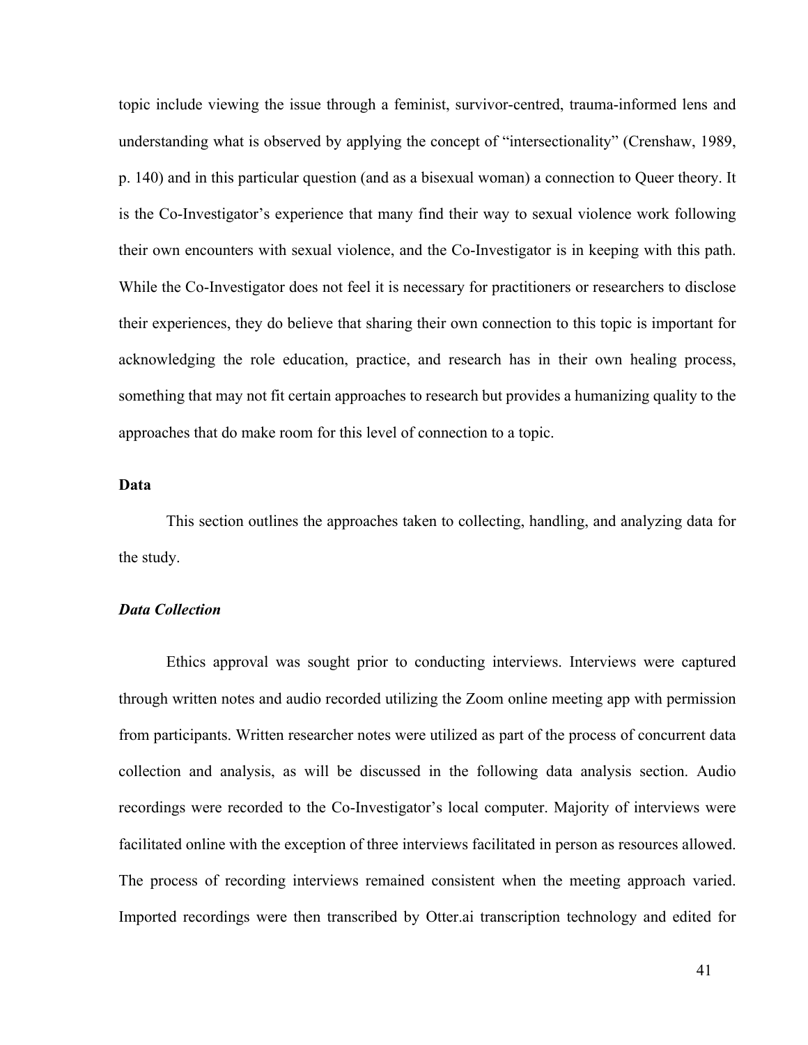topic include viewing the issue through a feminist, survivor-centred, trauma-informed lens and understanding what is observed by applying the concept of "intersectionality" (Crenshaw, 1989, p. 140) and in this particular question (and as a bisexual woman) a connection to Queer theory. It is the Co-Investigator's experience that many find their way to sexual violence work following their own encounters with sexual violence, and the Co-Investigator is in keeping with this path. While the Co-Investigator does not feel it is necessary for practitioners or researchers to disclose their experiences, they do believe that sharing their own connection to this topic is important for acknowledging the role education, practice, and research has in their own healing process, something that may not fit certain approaches to research but provides a humanizing quality to the approaches that do make room for this level of connection to a topic.

## Data

This section outlines the approaches taken to collecting, handling, and analyzing data for the study.

### *Data Collection*

Ethics approval was sought prior to conducting interviews. Interviews were captured through written notes and audio recorded utilizing the Zoom online meeting app with permission from participants. Written researcher notes were utilized as part of the process of concurrent data collection and analysis, as will be discussed in the following data analysis section. Audio recordings were recorded to the Co-Investigator's local computer. Majority of interviews were facilitated online with the exception of three interviews facilitated in person as resources allowed. The process of recording interviews remained consistent when the meeting approach varied. Imported recordings were then transcribed by Otter.ai transcription technology and edited for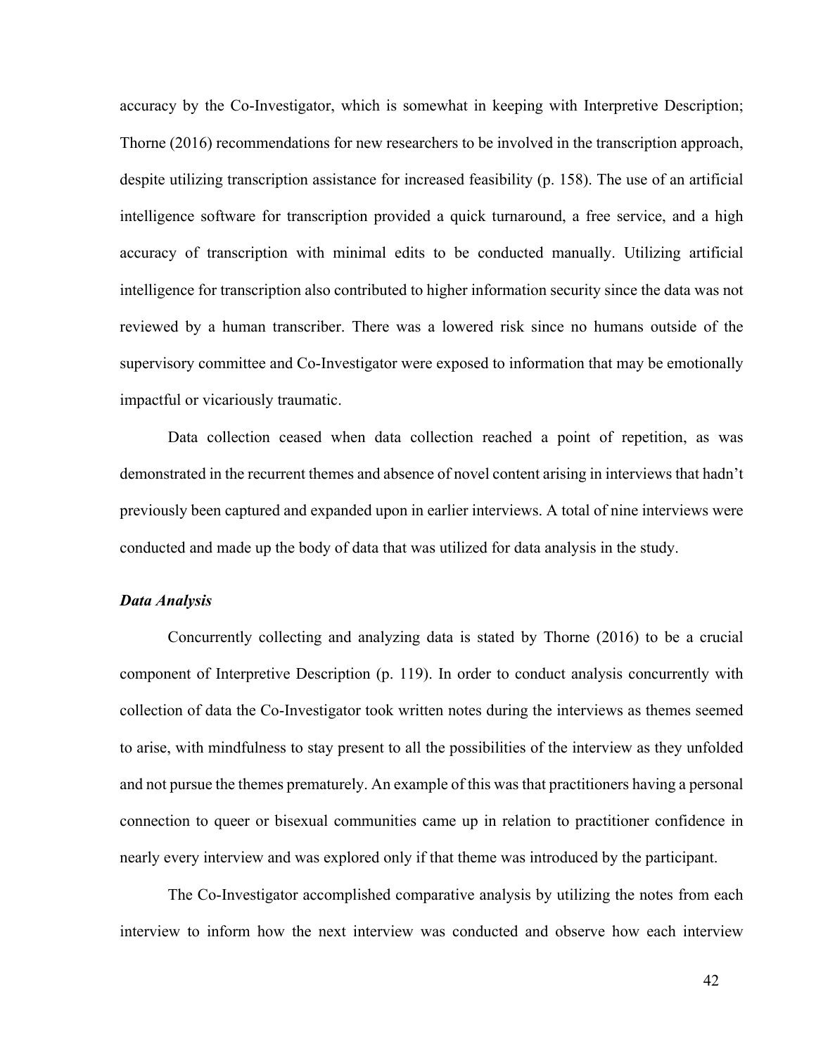accuracy by the Co-Investigator, which is somewhat in keeping with Interpretive Description; Thorne (2016) recommendations for new researchers to be involved in the transcription approach, despite utilizing transcription assistance for increased feasibility (p. 158). The use of an artificial intelligence software for transcription provided a quick turnaround, a free service, and a high accuracy of transcription with minimal edits to be conducted manually. Utilizing artificial intelligence for transcription also contributed to higher information security since the data was not reviewed by a human transcriber. There was a lowered risk since no humans outside of the supervisory committee and Co-Investigator were exposed to information that may be emotionally impactful or vicariously traumatic.

Data collection ceased when data collection reached a point of repetition, as was demonstrated in the recurrent themes and absence of novel content arising in interviews that hadn't previously been captured and expanded upon in earlier interviews. A total of nine interviews were conducted and made up the body of data that was utilized for data analysis in the study.

### *Data Analysis*

Concurrently collecting and analyzing data is stated by Thorne (2016) to be a crucial component of Interpretive Description (p. 119). In order to conduct analysis concurrently with collection of data the Co-Investigator took written notes during the interviews as themes seemed to arise, with mindfulness to stay present to all the possibilities of the interview as they unfolded and not pursue the themes prematurely. An example of this was that practitioners having a personal connection to queer or bisexual communities came up in relation to practitioner confidence in nearly every interview and was explored only if that theme was introduced by the participant.

The Co-Investigator accomplished comparative analysis by utilizing the notes from each interview to inform how the next interview was conducted and observe how each interview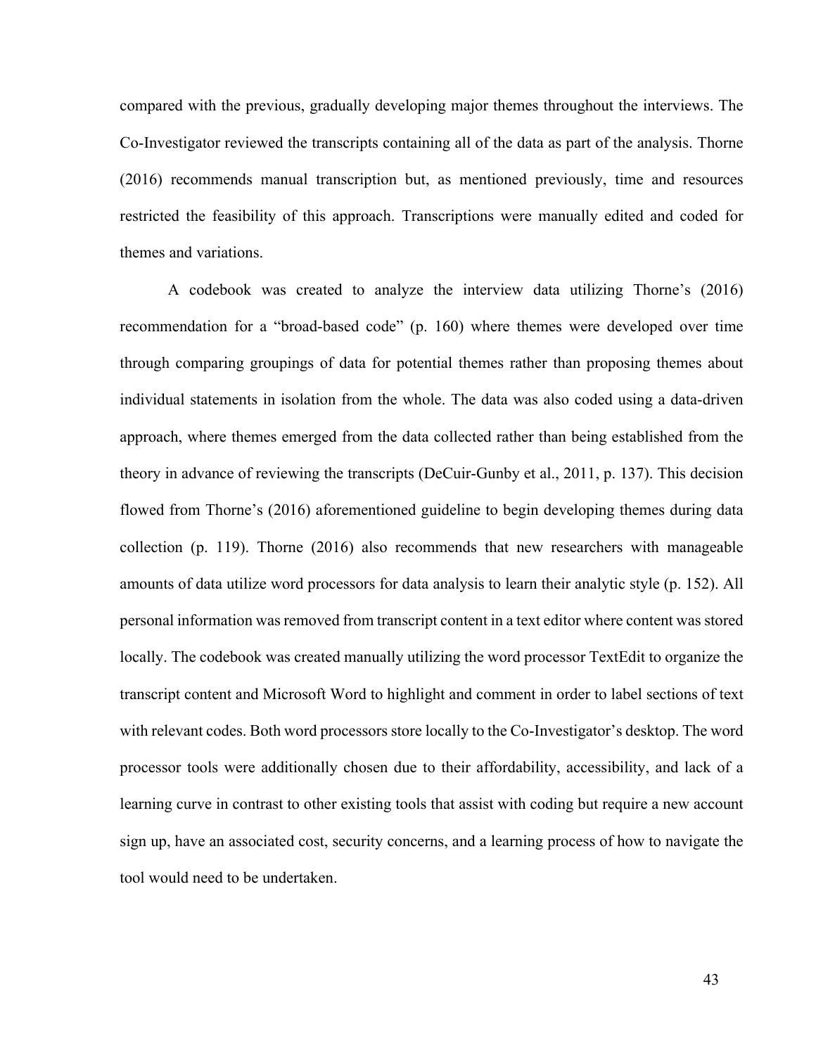compared with the previous, gradually developing major themes throughout the interviews. The Co-Investigator reviewed the transcripts containing all of the data as part of the analysis. Thorne (2016) recommends manual transcription but, as mentioned previously, time and resources restricted the feasibility of this approach. Transcriptions were manually edited and coded for themes and variations.

A codebook was created to analyze the interview data utilizing Thorne's (2016) recommendation for a "broad-based code" (p. 160) where themes were developed over time through comparing groupings of data for potential themes rather than proposing themes about individual statements in isolation from the whole. The data was also coded using a data-driven approach, where themes emerged from the data collected rather than being established from the theory in advance of reviewing the transcripts (DeCuir-Gunby et al., 2011, p. 137). This decision flowed from Thorne's (2016) aforementioned guideline to begin developing themes during data collection (p. 119). Thorne (2016) also recommends that new researchers with manageable amounts of data utilize word processors for data analysis to learn their analytic style (p. 152). All personal information was removed from transcript content in a text editor where content was stored locally. The codebook was created manually utilizing the word processor TextEdit to organize the transcript content and Microsoft Word to highlight and comment in order to label sections of text with relevant codes. Both word processors store locally to the Co-Investigator's desktop. The word processor tools were additionally chosen due to their affordability, accessibility, and lack of a learning curve in contrast to other existing tools that assist with coding but require a new account sign up, have an associated cost, security concerns, and a learning process of how to navigate the tool would need to be undertaken.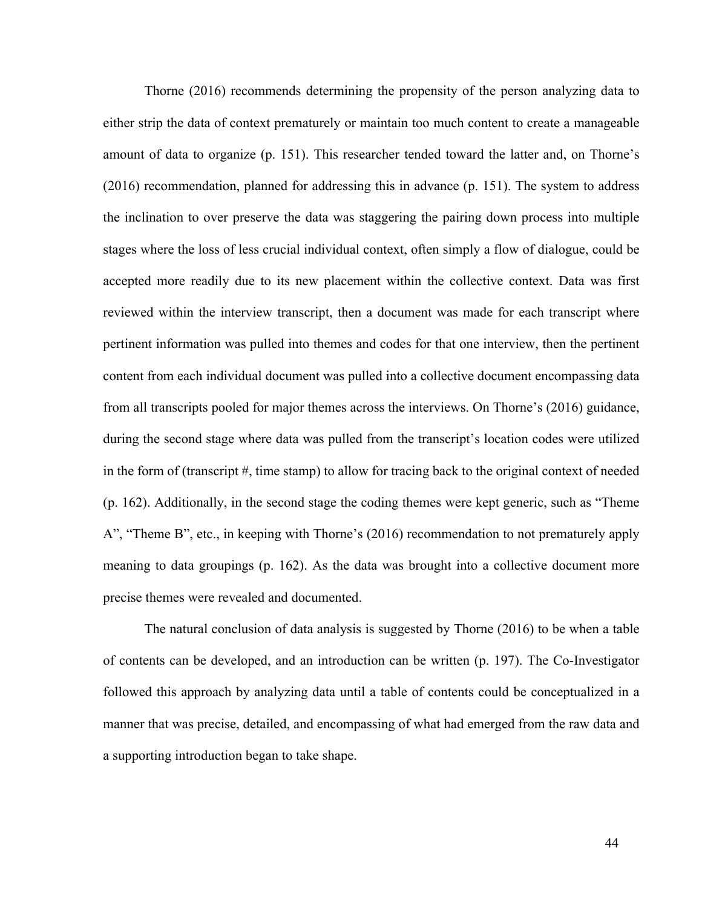Thorne (2016) recommends determining the propensity of the person analyzing data to either strip the data of context prematurely or maintain too much content to create a manageable amount of data to organize (p. 151). This researcher tended toward the latter and, on Thorne's (2016) recommendation, planned for addressing this in advance (p. 151). The system to address the inclination to over preserve the data was staggering the pairing down process into multiple stages where the loss of less crucial individual context, often simply a flow of dialogue, could be accepted more readily due to its new placement within the collective context. Data was first reviewed within the interview transcript, then a document was made for each transcript where pertinent information was pulled into themes and codes for that one interview, then the pertinent content from each individual document was pulled into a collective document encompassing data from all transcripts pooled for major themes across the interviews. On Thorne's (2016) guidance, during the second stage where data was pulled from the transcript's location codes were utilized in the form of (transcript #, time stamp) to allow for tracing back to the original context of needed (p. 162). Additionally, in the second stage the coding themes were kept generic, such as "Theme A", "Theme B", etc., in keeping with Thorne's (2016) recommendation to not prematurely apply meaning to data groupings (p. 162). As the data was brought into a collective document more precise themes were revealed and documented.

The natural conclusion of data analysis is suggested by Thorne (2016) to be when a table of contents can be developed, and an introduction can be written (p. 197). The Co-Investigator followed this approach by analyzing data until a table of contents could be conceptualized in a manner that was precise, detailed, and encompassing of what had emerged from the raw data and a supporting introduction began to take shape.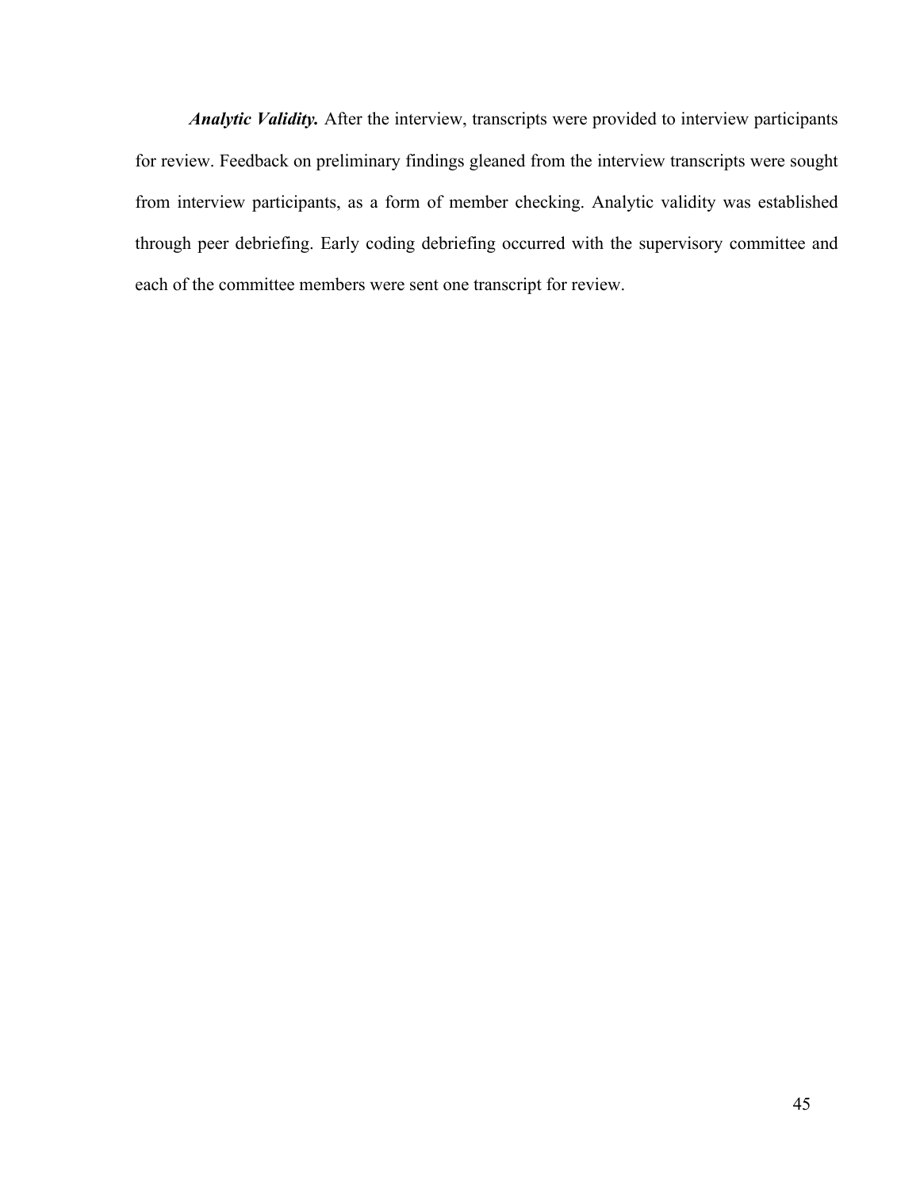***Analytic Validity.*** After the interview, transcripts were provided to interview participants for review. Feedback on preliminary findings gleaned from the interview transcripts were sought from interview participants, as a form of member checking. Analytic validity was established through peer debriefing. Early coding debriefing occurred with the supervisory committee and each of the committee members were sent one transcript for review.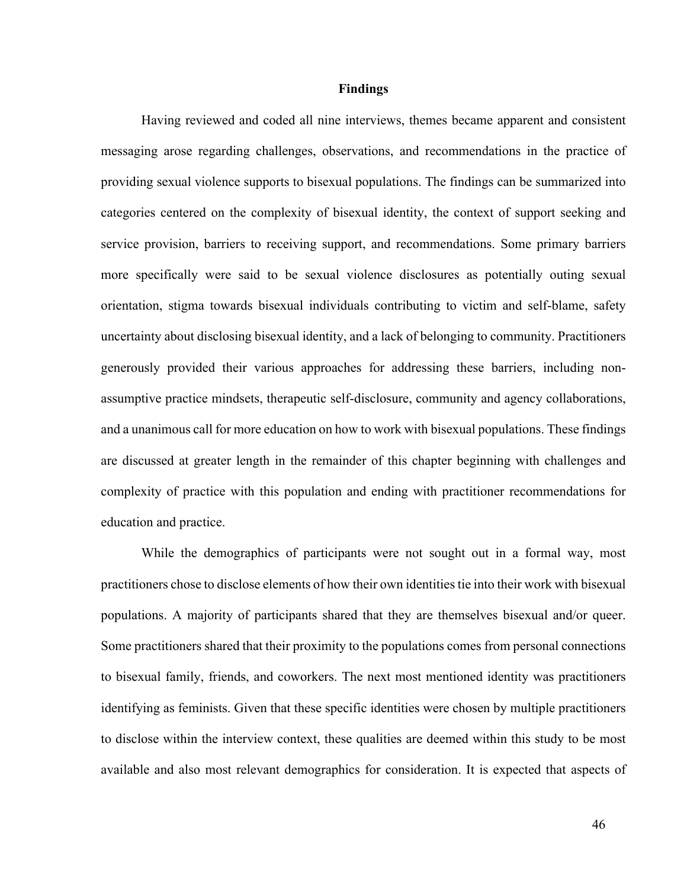## Findings

Having reviewed and coded all nine interviews, themes became apparent and consistent messaging arose regarding challenges, observations, and recommendations in the practice of providing sexual violence supports to bisexual populations. The findings can be summarized into categories centered on the complexity of bisexual identity, the context of support seeking and service provision, barriers to receiving support, and recommendations. Some primary barriers more specifically were said to be sexual violence disclosures as potentially outing sexual orientation, stigma towards bisexual individuals contributing to victim and self-blame, safety uncertainty about disclosing bisexual identity, and a lack of belonging to community. Practitioners generously provided their various approaches for addressing these barriers, including non-assumptive practice mindsets, therapeutic self-disclosure, community and agency collaborations, and a unanimous call for more education on how to work with bisexual populations. These findings are discussed at greater length in the remainder of this chapter beginning with challenges and complexity of practice with this population and ending with practitioner recommendations for education and practice.

While the demographics of participants were not sought out in a formal way, most practitioners chose to disclose elements of how their own identities tie into their work with bisexual populations. A majority of participants shared that they are themselves bisexual and/or queer. Some practitioners shared that their proximity to the populations comes from personal connections to bisexual family, friends, and coworkers. The next most mentioned identity was practitioners identifying as feminists. Given that these specific identities were chosen by multiple practitioners to disclose within the interview context, these qualities are deemed within this study to be most available and also most relevant demographics for consideration. It is expected that aspects of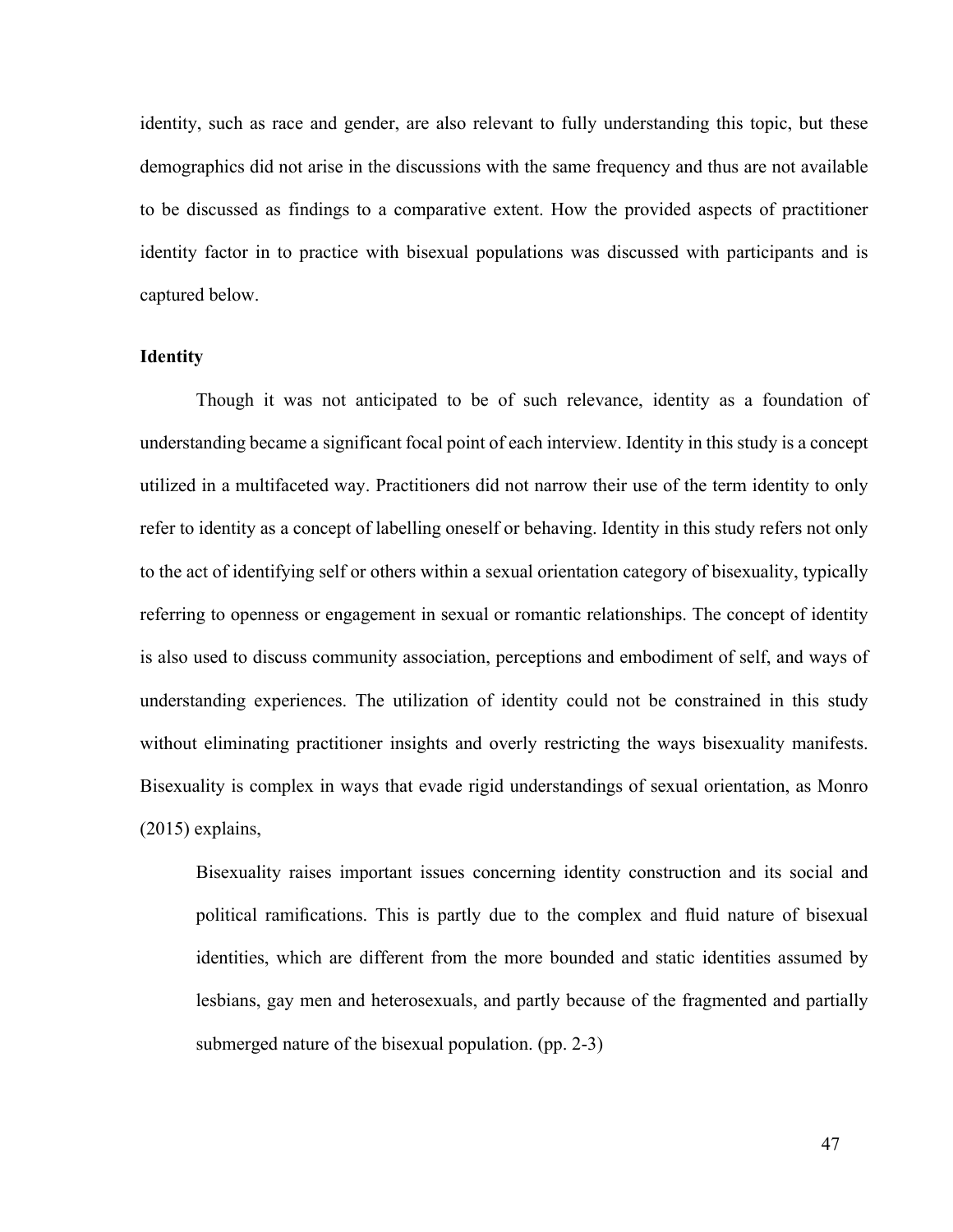identity, such as race and gender, are also relevant to fully understanding this topic, but these demographics did not arise in the discussions with the same frequency and thus are not available to be discussed as findings to a comparative extent. How the provided aspects of practitioner identity factor in to practice with bisexual populations was discussed with participants and is captured below.

### Identity

Though it was not anticipated to be of such relevance, identity as a foundation of understanding became a significant focal point of each interview. Identity in this study is a concept utilized in a multifaceted way. Practitioners did not narrow their use of the term identity to only refer to identity as a concept of labelling oneself or behaving. Identity in this study refers not only to the act of identifying self or others within a sexual orientation category of bisexuality, typically referring to openness or engagement in sexual or romantic relationships. The concept of identity is also used to discuss community association, perceptions and embodiment of self, and ways of understanding experiences. The utilization of identity could not be constrained in this study without eliminating practitioner insights and overly restricting the ways bisexuality manifests. Bisexuality is complex in ways that evade rigid understandings of sexual orientation, as Monro (2015) explains,

> Bisexuality raises important issues concerning identity construction and its social and political ramifications. This is partly due to the complex and fluid nature of bisexual identities, which are different from the more bounded and static identities assumed by lesbians, gay men and heterosexuals, and partly because of the fragmented and partially submerged nature of the bisexual population. (pp. 2-3)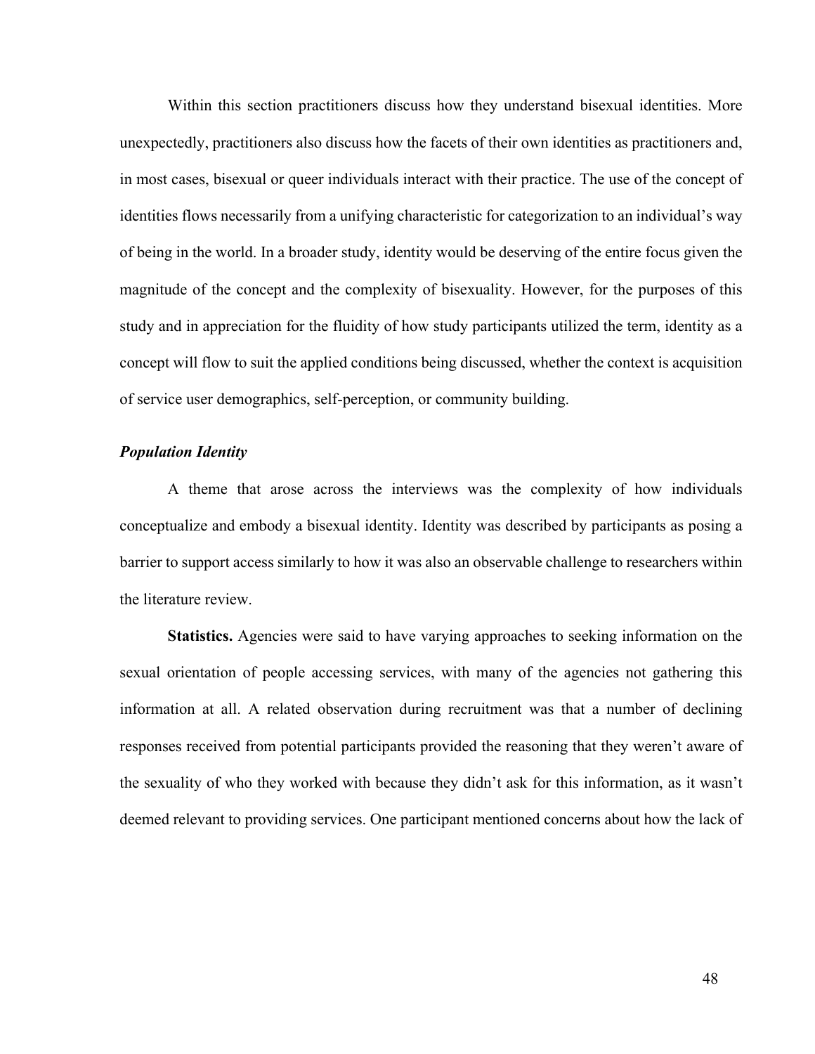Within this section practitioners discuss how they understand bisexual identities. More unexpectedly, practitioners also discuss how the facets of their own identities as practitioners and, in most cases, bisexual or queer individuals interact with their practice. The use of the concept of identities flows necessarily from a unifying characteristic for categorization to an individual's way of being in the world. In a broader study, identity would be deserving of the entire focus given the magnitude of the concept and the complexity of bisexuality. However, for the purposes of this study and in appreciation for the fluidity of how study participants utilized the term, identity as a concept will flow to suit the applied conditions being discussed, whether the context is acquisition of service user demographics, self-perception, or community building.

### *Population Identity*

A theme that arose across the interviews was the complexity of how individuals conceptualize and embody a bisexual identity. Identity was described by participants as posing a barrier to support access similarly to how it was also an observable challenge to researchers within the literature review.

**Statistics.** Agencies were said to have varying approaches to seeking information on the sexual orientation of people accessing services, with many of the agencies not gathering this information at all. A related observation during recruitment was that a number of declining responses received from potential participants provided the reasoning that they weren't aware of the sexuality of who they worked with because they didn't ask for this information, as it wasn't deemed relevant to providing services. One participant mentioned concerns about how the lack of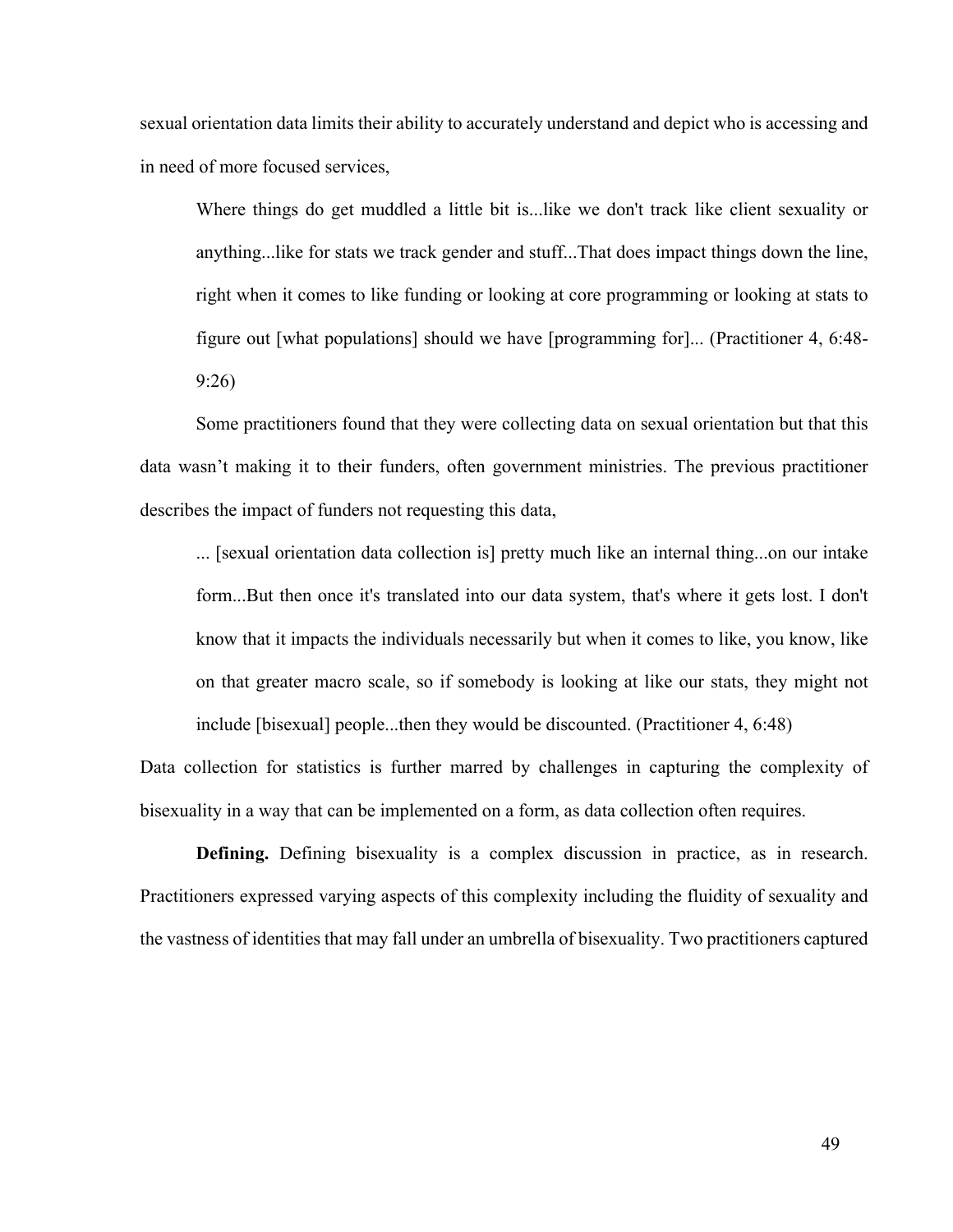sexual orientation data limits their ability to accurately understand and depict who is accessing and in need of more focused services,

> Where things do get muddled a little bit is...like we don't track like client sexuality or anything...like for stats we track gender and stuff...That does impact things down the line, right when it comes to like funding or looking at core programming or looking at stats to figure out [what populations] should we have [programming for]... (Practitioner 4, 6:48-9:26)

Some practitioners found that they were collecting data on sexual orientation but that this data wasn't making it to their funders, often government ministries. The previous practitioner describes the impact of funders not requesting this data,

> ... [sexual orientation data collection is] pretty much like an internal thing...on our intake form...But then once it's translated into our data system, that's where it gets lost. I don't know that it impacts the individuals necessarily but when it comes to like, you know, like on that greater macro scale, so if somebody is looking at like our stats, they might not include [bisexual] people...then they would be discounted. (Practitioner 4, 6:48)

Data collection for statistics is further marred by challenges in capturing the complexity of bisexuality in a way that can be implemented on a form, as data collection often requires.

**Defining.** Defining bisexuality is a complex discussion in practice, as in research. Practitioners expressed varying aspects of this complexity including the fluidity of sexuality and the vastness of identities that may fall under an umbrella of bisexuality. Two practitioners captured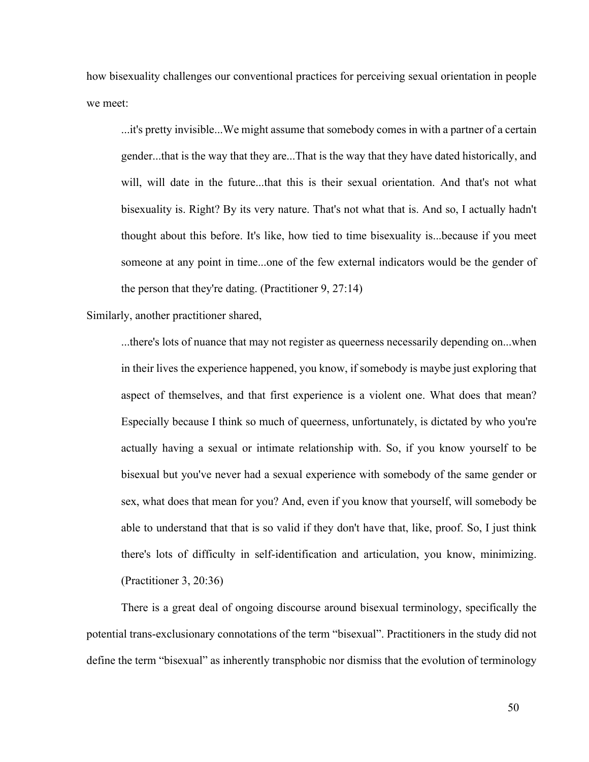how bisexuality challenges our conventional practices for perceiving sexual orientation in people we meet:

> ...it's pretty invisible...We might assume that somebody comes in with a partner of a certain gender...that is the way that they are...That is the way that they have dated historically, and will, will date in the future...that this is their sexual orientation. And that's not what bisexuality is. Right? By its very nature. That's not what that is. And so, I actually hadn't thought about this before. It's like, how tied to time bisexuality is...because if you meet someone at any point in time...one of the few external indicators would be the gender of the person that they're dating. (Practitioner 9, 27:14)

Similarly, another practitioner shared,

> ...there's lots of nuance that may not register as queerness necessarily depending on...when in their lives the experience happened, you know, if somebody is maybe just exploring that aspect of themselves, and that first experience is a violent one. What does that mean? Especially because I think so much of queerness, unfortunately, is dictated by who you're actually having a sexual or intimate relationship with. So, if you know yourself to be bisexual but you've never had a sexual experience with somebody of the same gender or sex, what does that mean for you? And, even if you know that yourself, will somebody be able to understand that that is so valid if they don't have that, like, proof. So, I just think there's lots of difficulty in self-identification and articulation, you know, minimizing. (Practitioner 3, 20:36)

There is a great deal of ongoing discourse around bisexual terminology, specifically the potential trans-exclusionary connotations of the term “bisexual”. Practitioners in the study did not define the term “bisexual” as inherently transphobic nor dismiss that the evolution of terminology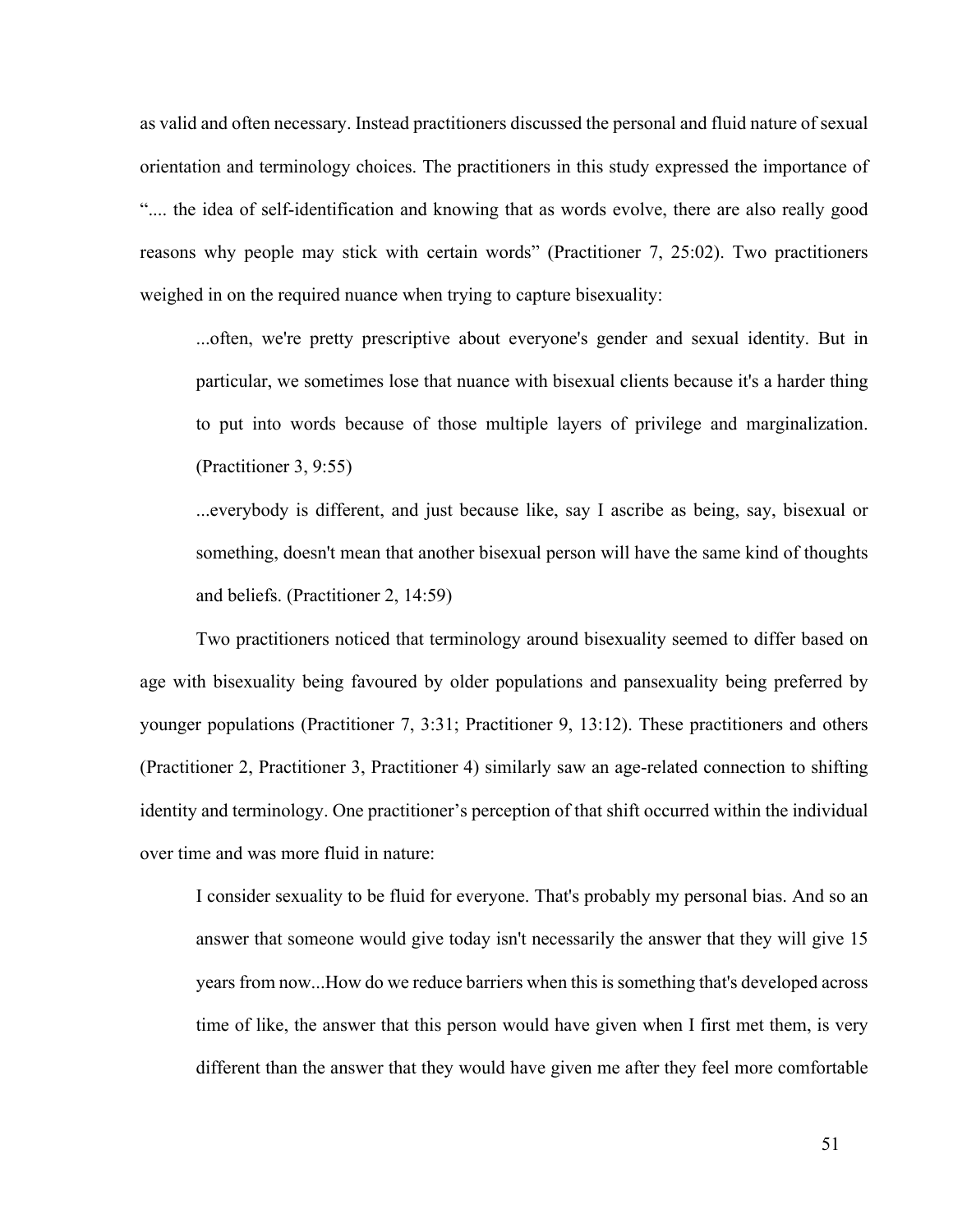as valid and often necessary. Instead practitioners discussed the personal and fluid nature of sexual orientation and terminology choices. The practitioners in this study expressed the importance of ".... the idea of self-identification and knowing that as words evolve, there are also really good reasons why people may stick with certain words" (Practitioner 7, 25:02). Two practitioners weighed in on the required nuance when trying to capture bisexuality:

> ...often, we're pretty prescriptive about everyone's gender and sexual identity. But in particular, we sometimes lose that nuance with bisexual clients because it's a harder thing to put into words because of those multiple layers of privilege and marginalization. (Practitioner 3, 9:55)

> ...everybody is different, and just because like, say I ascribe as being, say, bisexual or something, doesn't mean that another bisexual person will have the same kind of thoughts and beliefs. (Practitioner 2, 14:59)

Two practitioners noticed that terminology around bisexuality seemed to differ based on age with bisexuality being favoured by older populations and pansexuality being preferred by younger populations (Practitioner 7, 3:31; Practitioner 9, 13:12). These practitioners and others (Practitioner 2, Practitioner 3, Practitioner 4) similarly saw an age-related connection to shifting identity and terminology. One practitioner's perception of that shift occurred within the individual over time and was more fluid in nature:

> I consider sexuality to be fluid for everyone. That's probably my personal bias. And so an answer that someone would give today isn't necessarily the answer that they will give 15 years from now...How do we reduce barriers when this is something that's developed across time of like, the answer that this person would have given when I first met them, is very different than the answer that they would have given me after they feel more comfortable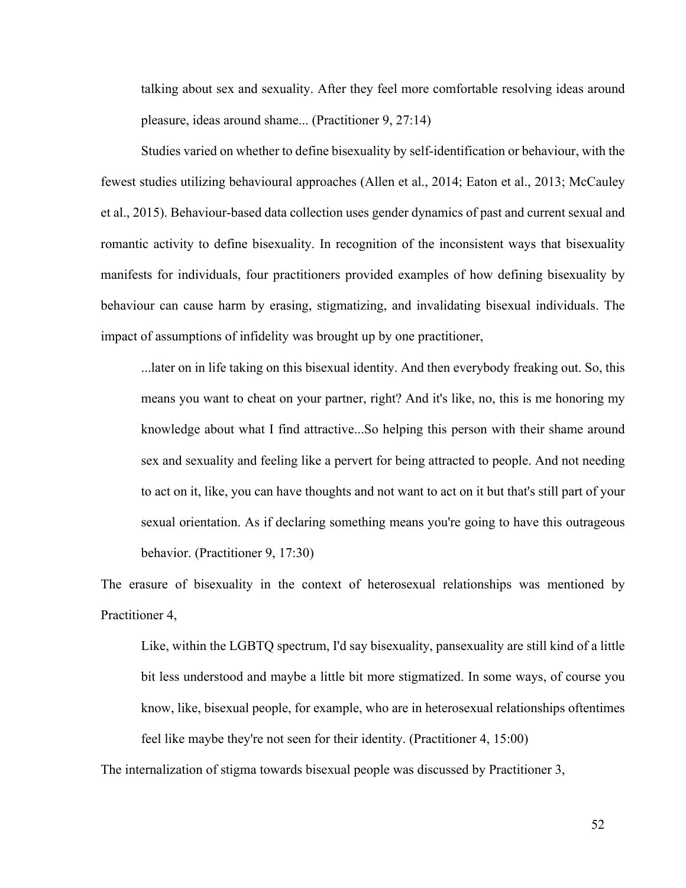> talking about sex and sexuality. After they feel more comfortable resolving ideas around pleasure, ideas around shame... (Practitioner 9, 27:14)

Studies varied on whether to define bisexuality by self-identification or behaviour, with the fewest studies utilizing behavioural approaches (Allen et al., 2014; Eaton et al., 2013; McCauley et al., 2015). Behaviour-based data collection uses gender dynamics of past and current sexual and romantic activity to define bisexuality. In recognition of the inconsistent ways that bisexuality manifests for individuals, four practitioners provided examples of how defining bisexuality by behaviour can cause harm by erasing, stigmatizing, and invalidating bisexual individuals. The impact of assumptions of infidelity was brought up by one practitioner,

> ...later on in life taking on this bisexual identity. And then everybody freaking out. So, this means you want to cheat on your partner, right? And it's like, no, this is me honoring my knowledge about what I find attractive...So helping this person with their shame around sex and sexuality and feeling like a pervert for being attracted to people. And not needing to act on it, like, you can have thoughts and not want to act on it but that's still part of your sexual orientation. As if declaring something means you're going to have this outrageous behavior. (Practitioner 9, 17:30)

The erasure of bisexuality in the context of heterosexual relationships was mentioned by Practitioner 4,

> Like, within the LGBTQ spectrum, I'd say bisexuality, pansexuality are still kind of a little bit less understood and maybe a little bit more stigmatized. In some ways, of course you know, like, bisexual people, for example, who are in heterosexual relationships oftentimes feel like maybe they're not seen for their identity. (Practitioner 4, 15:00)

The internalization of stigma towards bisexual people was discussed by Practitioner 3,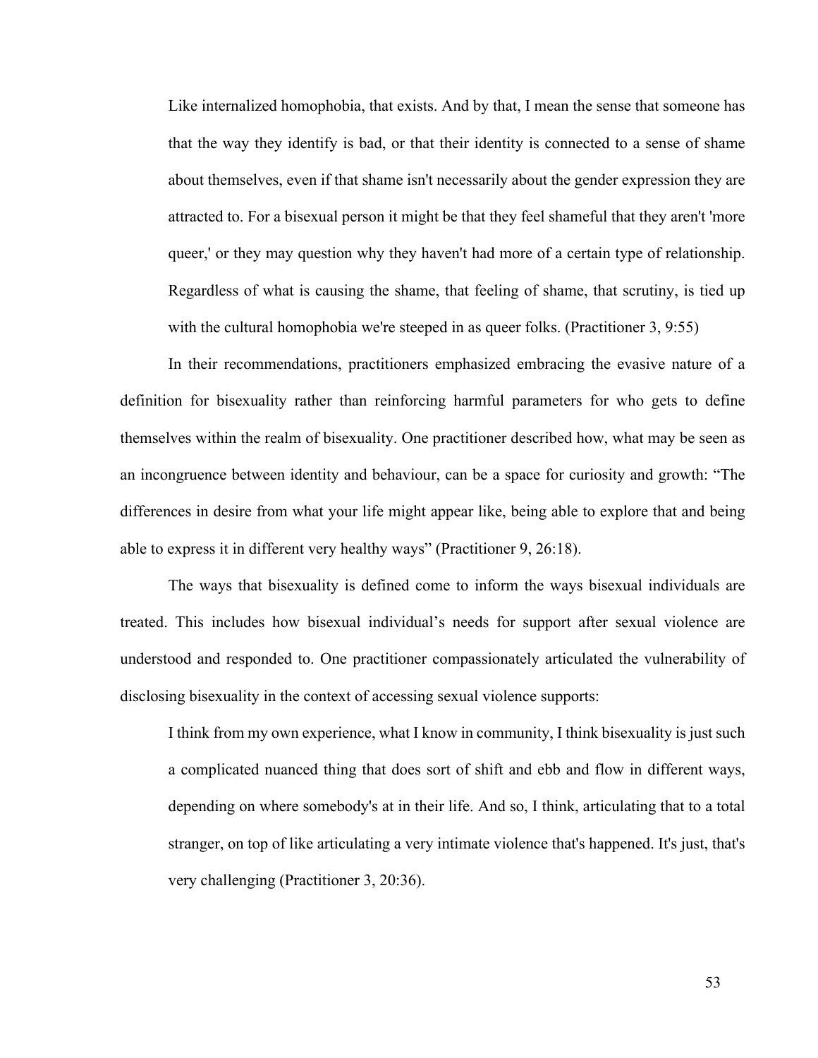> Like internalized homophobia, that exists. And by that, I mean the sense that someone has that the way they identify is bad, or that their identity is connected to a sense of shame about themselves, even if that shame isn't necessarily about the gender expression they are attracted to. For a bisexual person it might be that they feel shameful that they aren't 'more queer,' or they may question why they haven't had more of a certain type of relationship. Regardless of what is causing the shame, that feeling of shame, that scrutiny, is tied up with the cultural homophobia we're steeped in as queer folks. (Practitioner 3, 9:55)

In their recommendations, practitioners emphasized embracing the evasive nature of a definition for bisexuality rather than reinforcing harmful parameters for who gets to define themselves within the realm of bisexuality. One practitioner described how, what may be seen as an incongruence between identity and behaviour, can be a space for curiosity and growth: "The differences in desire from what your life might appear like, being able to explore that and being able to express it in different very healthy ways" (Practitioner 9, 26:18).

The ways that bisexuality is defined come to inform the ways bisexual individuals are treated. This includes how bisexual individual's needs for support after sexual violence are understood and responded to. One practitioner compassionately articulated the vulnerability of disclosing bisexuality in the context of accessing sexual violence supports:

> I think from my own experience, what I know in community, I think bisexuality is just such a complicated nuanced thing that does sort of shift and ebb and flow in different ways, depending on where somebody's at in their life. And so, I think, articulating that to a total stranger, on top of like articulating a very intimate violence that's happened. It's just, that's very challenging (Practitioner 3, 20:36).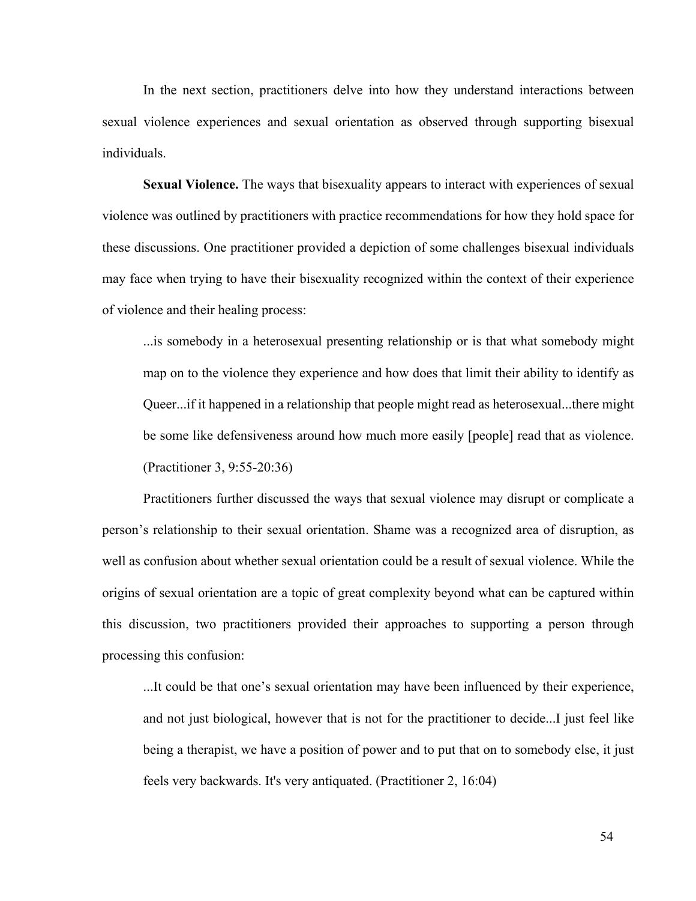In the next section, practitioners delve into how they understand interactions between sexual violence experiences and sexual orientation as observed through supporting bisexual individuals.

**Sexual Violence.** The ways that bisexuality appears to interact with experiences of sexual violence was outlined by practitioners with practice recommendations for how they hold space for these discussions. One practitioner provided a depiction of some challenges bisexual individuals may face when trying to have their bisexuality recognized within the context of their experience of violence and their healing process:

> ...is somebody in a heterosexual presenting relationship or is that what somebody might map on to the violence they experience and how does that limit their ability to identify as Queer...if it happened in a relationship that people might read as heterosexual...there might be some like defensiveness around how much more easily [people] read that as violence. (Practitioner 3, 9:55-20:36)

Practitioners further discussed the ways that sexual violence may disrupt or complicate a person's relationship to their sexual orientation. Shame was a recognized area of disruption, as well as confusion about whether sexual orientation could be a result of sexual violence. While the origins of sexual orientation are a topic of great complexity beyond what can be captured within this discussion, two practitioners provided their approaches to supporting a person through processing this confusion:

> ...It could be that one's sexual orientation may have been influenced by their experience, and not just biological, however that is not for the practitioner to decide...I just feel like being a therapist, we have a position of power and to put that on to somebody else, it just feels very backwards. It's very antiquated. (Practitioner 2, 16:04)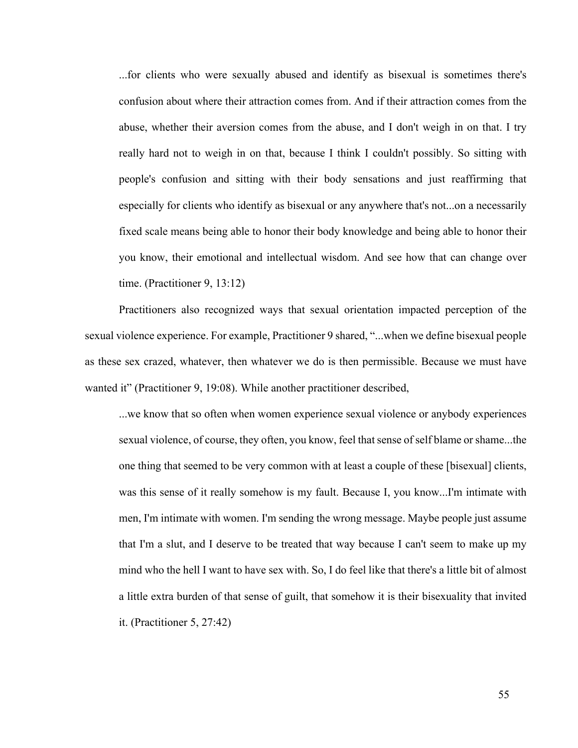> ...for clients who were sexually abused and identify as bisexual is sometimes there's confusion about where their attraction comes from. And if their attraction comes from the abuse, whether their aversion comes from the abuse, and I don't weigh in on that. I try really hard not to weigh in on that, because I think I couldn't possibly. So sitting with people's confusion and sitting with their body sensations and just reaffirming that especially for clients who identify as bisexual or any anywhere that's not...on a necessarily fixed scale means being able to honor their body knowledge and being able to honor their you know, their emotional and intellectual wisdom. And see how that can change over time. (Practitioner 9, 13:12)

Practitioners also recognized ways that sexual orientation impacted perception of the sexual violence experience. For example, Practitioner 9 shared, "...when we define bisexual people as these sex crazed, whatever, then whatever we do is then permissible. Because we must have wanted it" (Practitioner 9, 19:08). While another practitioner described,

> ...we know that so often when women experience sexual violence or anybody experiences sexual violence, of course, they often, you know, feel that sense of self blame or shame...the one thing that seemed to be very common with at least a couple of these [bisexual] clients, was this sense of it really somehow is my fault. Because I, you know...I'm intimate with men, I'm intimate with women. I'm sending the wrong message. Maybe people just assume that I'm a slut, and I deserve to be treated that way because I can't seem to make up my mind who the hell I want to have sex with. So, I do feel like that there's a little bit of almost a little extra burden of that sense of guilt, that somehow it is their bisexuality that invited it. (Practitioner 5, 27:42)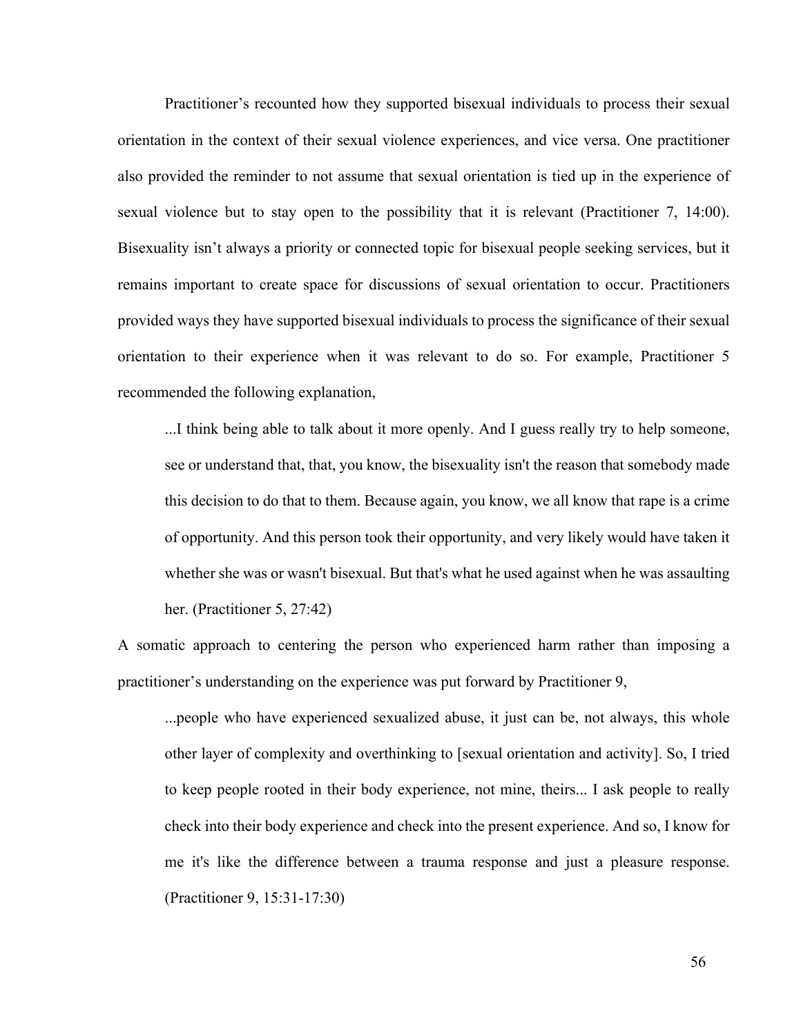Practitioner's recounted how they supported bisexual individuals to process their sexual orientation in the context of their sexual violence experiences, and vice versa. One practitioner also provided the reminder to not assume that sexual orientation is tied up in the experience of sexual violence but to stay open to the possibility that it is relevant (Practitioner 7, 14:00). Bisexuality isn't always a priority or connected topic for bisexual people seeking services, but it remains important to create space for discussions of sexual orientation to occur. Practitioners provided ways they have supported bisexual individuals to process the significance of their sexual orientation to their experience when it was relevant to do so. For example, Practitioner 5 recommended the following explanation,

> ...I think being able to talk about it more openly. And I guess really try to help someone, see or understand that, that, you know, the bisexuality isn't the reason that somebody made this decision to do that to them. Because again, you know, we all know that rape is a crime of opportunity. And this person took their opportunity, and very likely would have taken it whether she was or wasn't bisexual. But that's what he used against when he was assaulting her. (Practitioner 5, 27:42)

A somatic approach to centering the person who experienced harm rather than imposing a practitioner's understanding on the experience was put forward by Practitioner 9,

> ...people who have experienced sexualized abuse, it just can be, not always, this whole other layer of complexity and overthinking to [sexual orientation and activity]. So, I tried to keep people rooted in their body experience, not mine, theirs... I ask people to really check into their body experience and check into the present experience. And so, I know for me it's like the difference between a trauma response and just a pleasure response. (Practitioner 9, 15:31-17:30)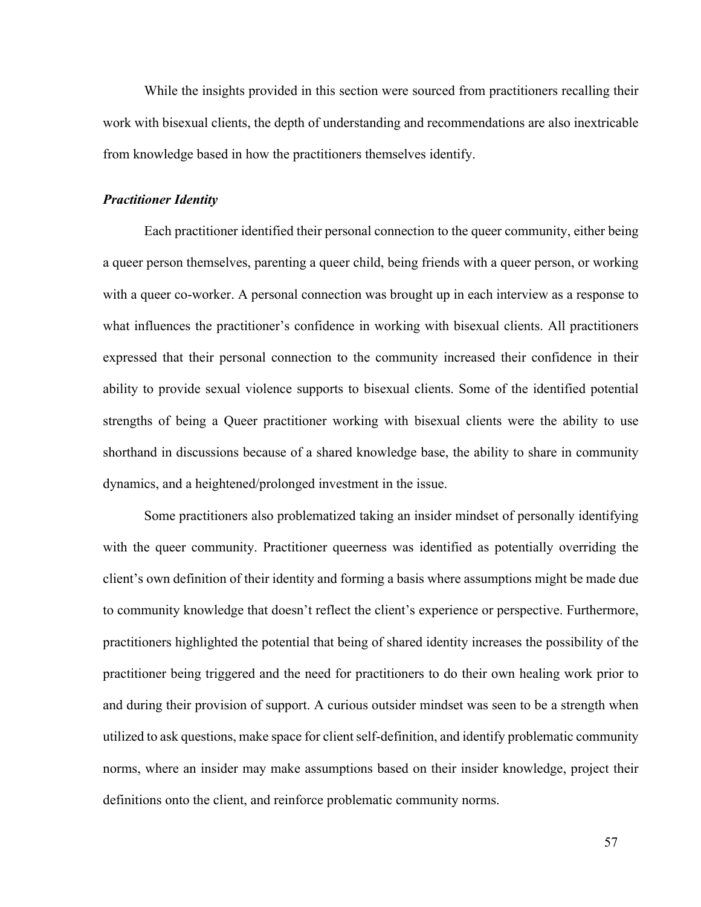While the insights provided in this section were sourced from practitioners recalling their work with bisexual clients, the depth of understanding and recommendations are also inextricable from knowledge based in how the practitioners themselves identify.

### *Practitioner Identity*

Each practitioner identified their personal connection to the queer community, either being a queer person themselves, parenting a queer child, being friends with a queer person, or working with a queer co-worker. A personal connection was brought up in each interview as a response to what influences the practitioner's confidence in working with bisexual clients. All practitioners expressed that their personal connection to the community increased their confidence in their ability to provide sexual violence supports to bisexual clients. Some of the identified potential strengths of being a Queer practitioner working with bisexual clients were the ability to use shorthand in discussions because of a shared knowledge base, the ability to share in community dynamics, and a heightened/prolonged investment in the issue.

Some practitioners also problematized taking an insider mindset of personally identifying with the queer community. Practitioner queerness was identified as potentially overriding the client's own definition of their identity and forming a basis where assumptions might be made due to community knowledge that doesn't reflect the client's experience or perspective. Furthermore, practitioners highlighted the potential that being of shared identity increases the possibility of the practitioner being triggered and the need for practitioners to do their own healing work prior to and during their provision of support. A curious outsider mindset was seen to be a strength when utilized to ask questions, make space for client self-definition, and identify problematic community norms, where an insider may make assumptions based on their insider knowledge, project their definitions onto the client, and reinforce problematic community norms.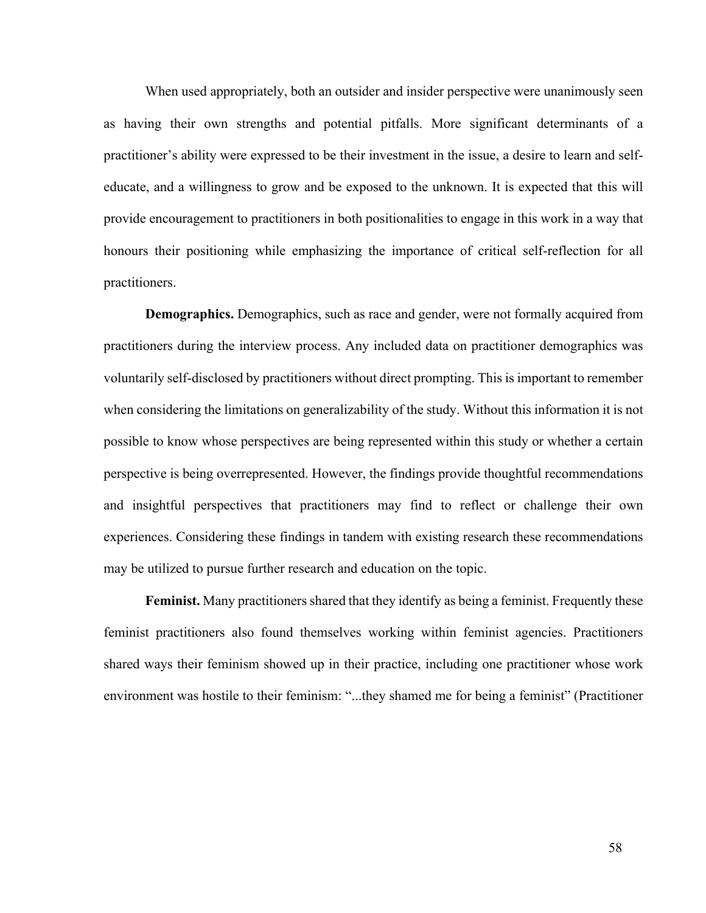When used appropriately, both an outsider and insider perspective were unanimously seen as having their own strengths and potential pitfalls. More significant determinants of a practitioner's ability were expressed to be their investment in the issue, a desire to learn and self-educate, and a willingness to grow and be exposed to the unknown. It is expected that this will provide encouragement to practitioners in both positionalities to engage in this work in a way that honours their positioning while emphasizing the importance of critical self-reflection for all practitioners.

**Demographics.** Demographics, such as race and gender, were not formally acquired from practitioners during the interview process. Any included data on practitioner demographics was voluntarily self-disclosed by practitioners without direct prompting. This is important to remember when considering the limitations on generalizability of the study. Without this information it is not possible to know whose perspectives are being represented within this study or whether a certain perspective is being overrepresented. However, the findings provide thoughtful recommendations and insightful perspectives that practitioners may find to reflect or challenge their own experiences. Considering these findings in tandem with existing research these recommendations may be utilized to pursue further research and education on the topic.

**Feminist.** Many practitioners shared that they identify as being a feminist. Frequently these feminist practitioners also found themselves working within feminist agencies. Practitioners shared ways their feminism showed up in their practice, including one practitioner whose work environment was hostile to their feminism: "...they shamed me for being a feminist" (Practitioner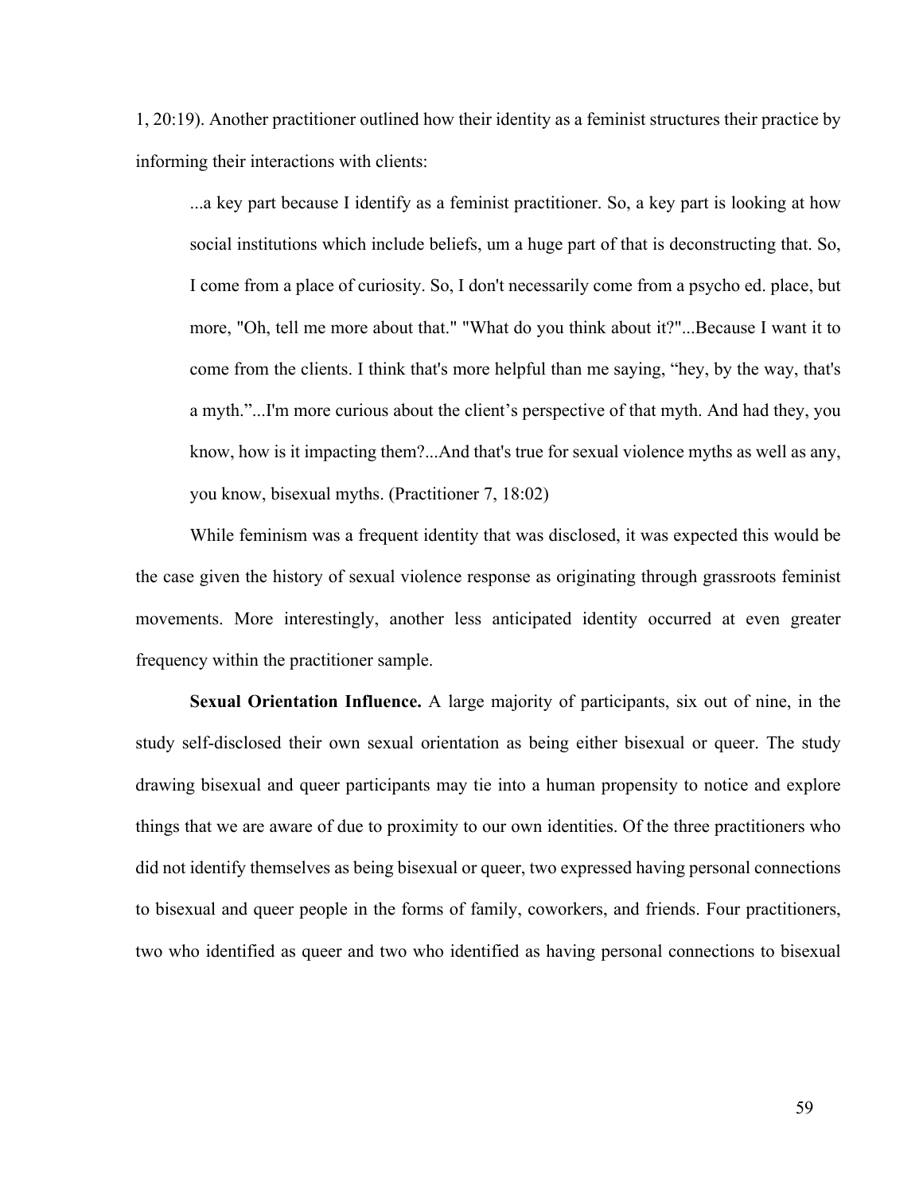1, 20:19). Another practitioner outlined how their identity as a feminist structures their practice by informing their interactions with clients:

> ...a key part because I identify as a feminist practitioner. So, a key part is looking at how social institutions which include beliefs, um a huge part of that is deconstructing that. So, I come from a place of curiosity. So, I don't necessarily come from a psycho ed. place, but more, "Oh, tell me more about that." "What do you think about it?"...Because I want it to come from the clients. I think that's more helpful than me saying, “hey, by the way, that's a myth.”...I'm more curious about the client’s perspective of that myth. And had they, you know, how is it impacting them?...And that's true for sexual violence myths as well as any, you know, bisexual myths. (Practitioner 7, 18:02)

While feminism was a frequent identity that was disclosed, it was expected this would be the case given the history of sexual violence response as originating through grassroots feminist movements. More interestingly, another less anticipated identity occurred at even greater frequency within the practitioner sample.

**Sexual Orientation Influence.** A large majority of participants, six out of nine, in the study self-disclosed their own sexual orientation as being either bisexual or queer. The study drawing bisexual and queer participants may tie into a human propensity to notice and explore things that we are aware of due to proximity to our own identities. Of the three practitioners who did not identify themselves as being bisexual or queer, two expressed having personal connections to bisexual and queer people in the forms of family, coworkers, and friends. Four practitioners, two who identified as queer and two who identified as having personal connections to bisexual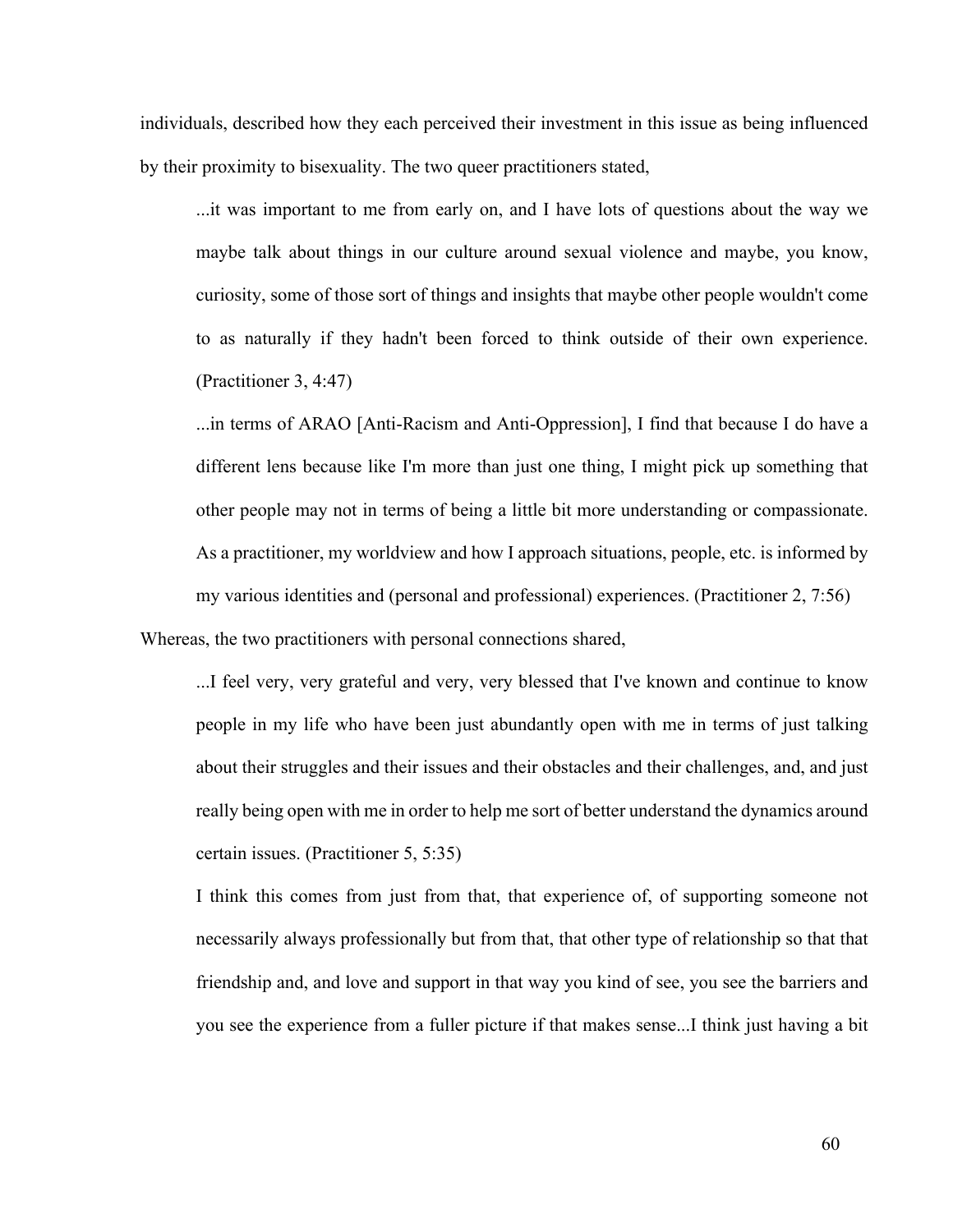individuals, described how they each perceived their investment in this issue as being influenced by their proximity to bisexuality. The two queer practitioners stated,

> ...it was important to me from early on, and I have lots of questions about the way we maybe talk about things in our culture around sexual violence and maybe, you know, curiosity, some of those sort of things and insights that maybe other people wouldn't come to as naturally if they hadn't been forced to think outside of their own experience. (Practitioner 3, 4:47)
>
> ...in terms of ARAO [Anti-Racism and Anti-Oppression], I find that because I do have a different lens because like I'm more than just one thing, I might pick up something that other people may not in terms of being a little bit more understanding or compassionate. As a practitioner, my worldview and how I approach situations, people, etc. is informed by my various identities and (personal and professional) experiences. (Practitioner 2, 7:56)

Whereas, the two practitioners with personal connections shared,

> ...I feel very, very grateful and very, very blessed that I've known and continue to know people in my life who have been just abundantly open with me in terms of just talking about their struggles and their issues and their obstacles and their challenges, and, and just really being open with me in order to help me sort of better understand the dynamics around certain issues. (Practitioner 5, 5:35)
>
> I think this comes from just from that, that experience of, of supporting someone not necessarily always professionally but from that, that other type of relationship so that that friendship and, and love and support in that way you kind of see, you see the barriers and you see the experience from a fuller picture if that makes sense...I think just having a bit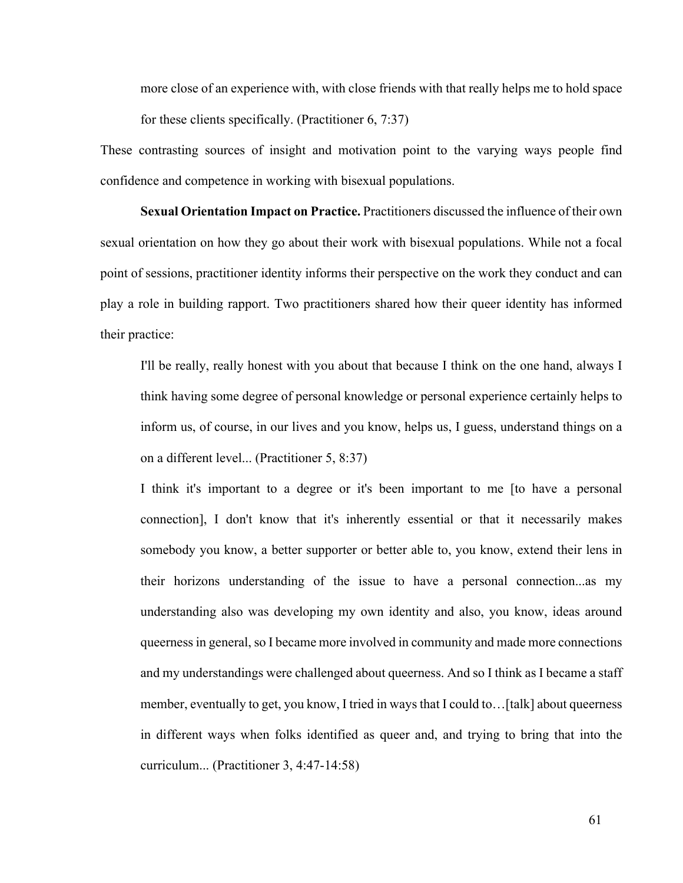> more close of an experience with, with close friends with that really helps me to hold space for these clients specifically. (Practitioner 6, 7:37)

These contrasting sources of insight and motivation point to the varying ways people find confidence and competence in working with bisexual populations.

**Sexual Orientation Impact on Practice.** Practitioners discussed the influence of their own sexual orientation on how they go about their work with bisexual populations. While not a focal point of sessions, practitioner identity informs their perspective on the work they conduct and can play a role in building rapport. Two practitioners shared how their queer identity has informed their practice:

> I'll be really, really honest with you about that because I think on the one hand, always I think having some degree of personal knowledge or personal experience certainly helps to inform us, of course, in our lives and you know, helps us, I guess, understand things on a on a different level... (Practitioner 5, 8:37)

> I think it's important to a degree or it's been important to me [to have a personal connection], I don't know that it's inherently essential or that it necessarily makes somebody you know, a better supporter or better able to, you know, extend their lens in their horizons understanding of the issue to have a personal connection...as my understanding also was developing my own identity and also, you know, ideas around queerness in general, so I became more involved in community and made more connections and my understandings were challenged about queerness. And so I think as I became a staff member, eventually to get, you know, I tried in ways that I could to…[talk] about queerness in different ways when folks identified as queer and, and trying to bring that into the curriculum... (Practitioner 3, 4:47-14:58)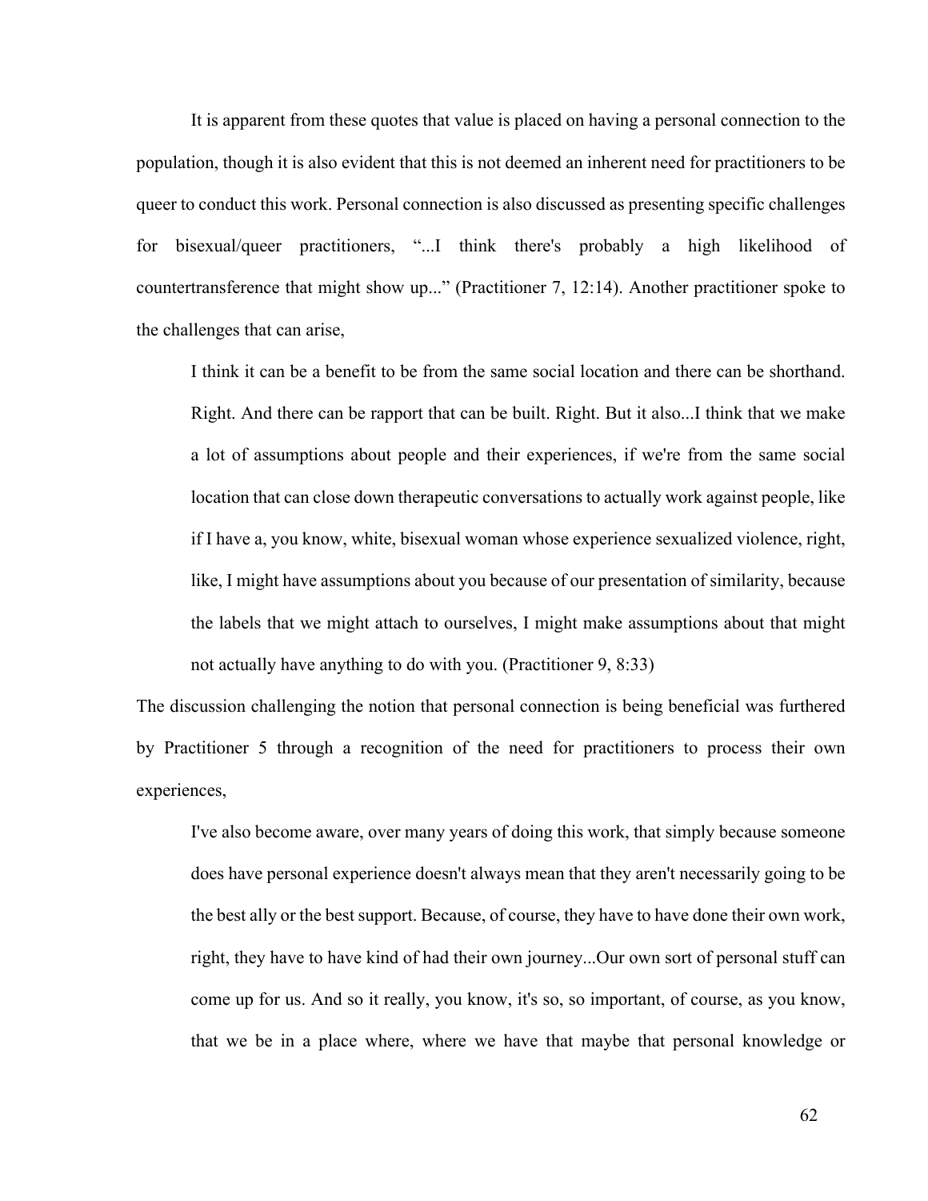It is apparent from these quotes that value is placed on having a personal connection to the population, though it is also evident that this is not deemed an inherent need for practitioners to be queer to conduct this work. Personal connection is also discussed as presenting specific challenges for bisexual/queer practitioners, "...I think there's probably a high likelihood of countertransference that might show up..." (Practitioner 7, 12:14). Another practitioner spoke to the challenges that can arise,

> I think it can be a benefit to be from the same social location and there can be shorthand. Right. And there can be rapport that can be built. Right. But it also...I think that we make a lot of assumptions about people and their experiences, if we're from the same social location that can close down therapeutic conversations to actually work against people, like if I have a, you know, white, bisexual woman whose experience sexualized violence, right, like, I might have assumptions about you because of our presentation of similarity, because the labels that we might attach to ourselves, I might make assumptions about that might not actually have anything to do with you. (Practitioner 9, 8:33)

The discussion challenging the notion that personal connection is being beneficial was furthered by Practitioner 5 through a recognition of the need for practitioners to process their own experiences,

> I've also become aware, over many years of doing this work, that simply because someone does have personal experience doesn't always mean that they aren't necessarily going to be the best ally or the best support. Because, of course, they have to have done their own work, right, they have to have kind of had their own journey...Our own sort of personal stuff can come up for us. And so it really, you know, it's so, so important, of course, as you know, that we be in a place where, where we have that maybe that personal knowledge or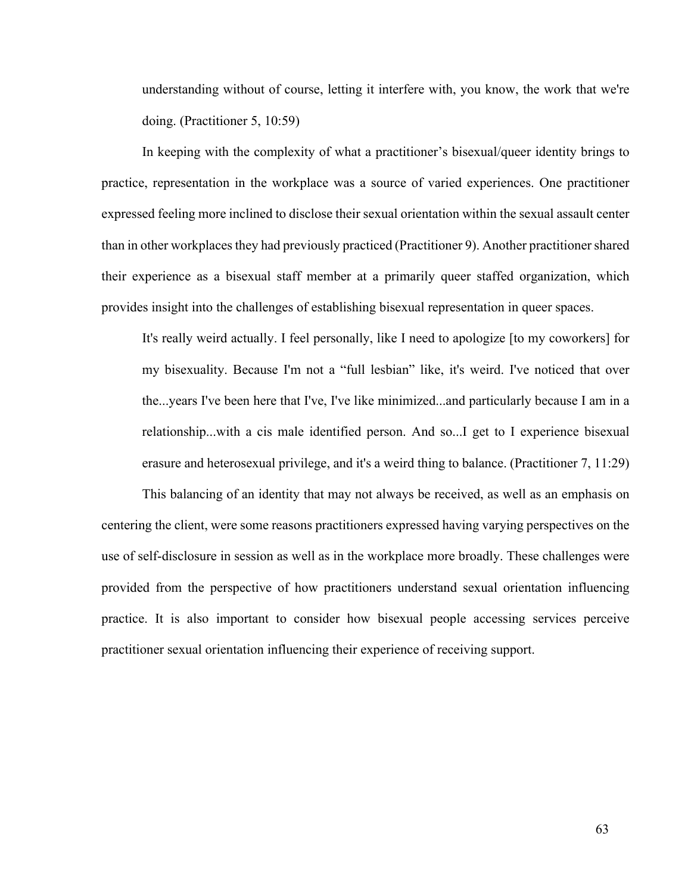> understanding without of course, letting it interfere with, you know, the work that we're doing. (Practitioner 5, 10:59)

In keeping with the complexity of what a practitioner's bisexual/queer identity brings to practice, representation in the workplace was a source of varied experiences. One practitioner expressed feeling more inclined to disclose their sexual orientation within the sexual assault center than in other workplaces they had previously practiced (Practitioner 9). Another practitioner shared their experience as a bisexual staff member at a primarily queer staffed organization, which provides insight into the challenges of establishing bisexual representation in queer spaces.

> It's really weird actually. I feel personally, like I need to apologize [to my coworkers] for my bisexuality. Because I'm not a "full lesbian" like, it's weird. I've noticed that over the...years I've been here that I've, I've like minimized...and particularly because I am in a relationship...with a cis male identified person. And so...I get to I experience bisexual erasure and heterosexual privilege, and it's a weird thing to balance. (Practitioner 7, 11:29)

This balancing of an identity that may not always be received, as well as an emphasis on centering the client, were some reasons practitioners expressed having varying perspectives on the use of self-disclosure in session as well as in the workplace more broadly. These challenges were provided from the perspective of how practitioners understand sexual orientation influencing practice. It is also important to consider how bisexual people accessing services perceive practitioner sexual orientation influencing their experience of receiving support.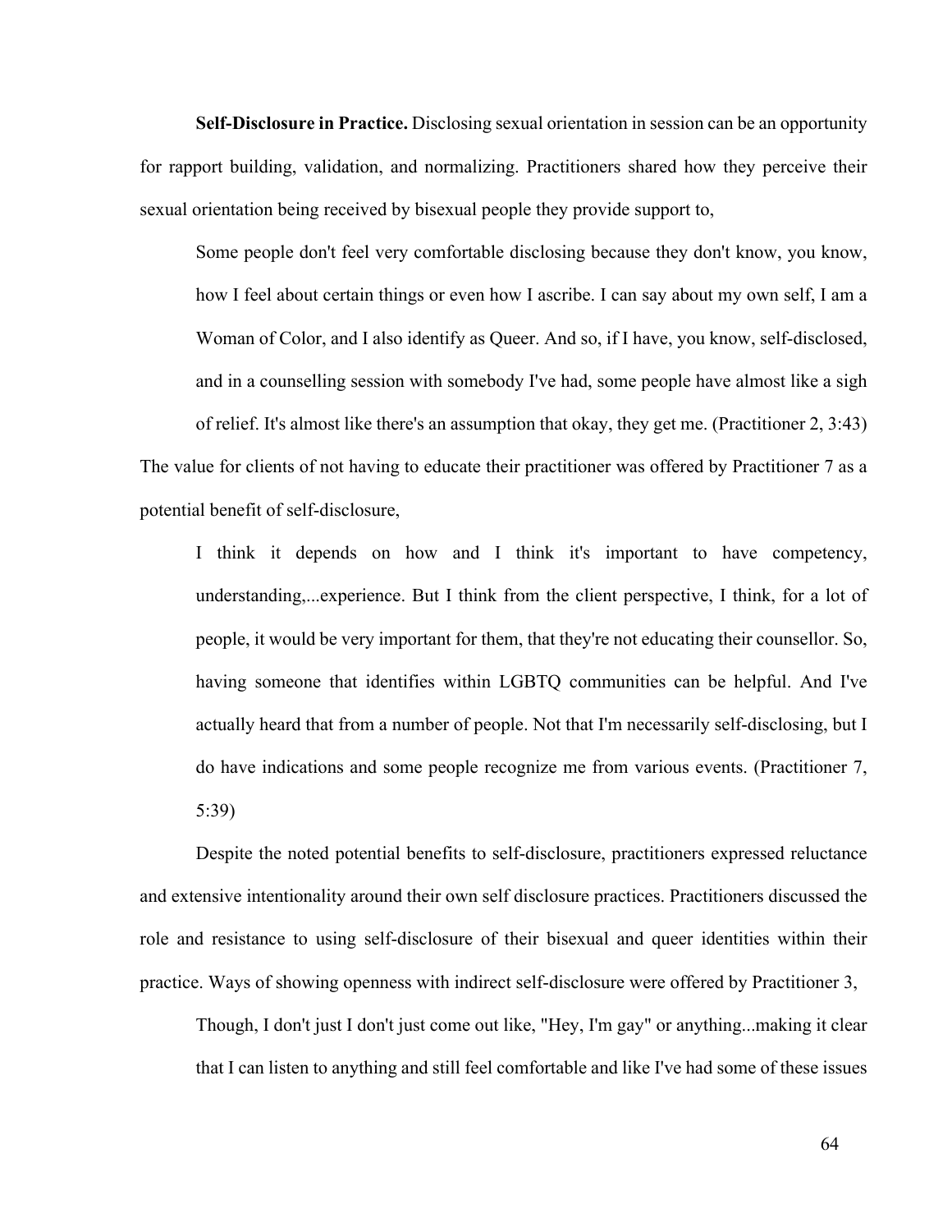**Self-Disclosure in Practice.** Disclosing sexual orientation in session can be an opportunity for rapport building, validation, and normalizing. Practitioners shared how they perceive their sexual orientation being received by bisexual people they provide support to,

> Some people don't feel very comfortable disclosing because they don't know, you know, how I feel about certain things or even how I ascribe. I can say about my own self, I am a Woman of Color, and I also identify as Queer. And so, if I have, you know, self-disclosed, and in a counselling session with somebody I've had, some people have almost like a sigh of relief. It's almost like there's an assumption that okay, they get me. (Practitioner 2, 3:43)

The value for clients of not having to educate their practitioner was offered by Practitioner 7 as a potential benefit of self-disclosure,

> I think it depends on how and I think it's important to have competency, understanding,...experience. But I think from the client perspective, I think, for a lot of people, it would be very important for them, that they're not educating their counsellor. So, having someone that identifies within LGBTQ communities can be helpful. And I've actually heard that from a number of people. Not that I'm necessarily self-disclosing, but I do have indications and some people recognize me from various events. (Practitioner 7, 5:39)

Despite the noted potential benefits to self-disclosure, practitioners expressed reluctance and extensive intentionality around their own self disclosure practices. Practitioners discussed the role and resistance to using self-disclosure of their bisexual and queer identities within their practice. Ways of showing openness with indirect self-disclosure were offered by Practitioner 3,

> Though, I don't just I don't just come out like, "Hey, I'm gay" or anything...making it clear that I can listen to anything and still feel comfortable and like I've had some of these issues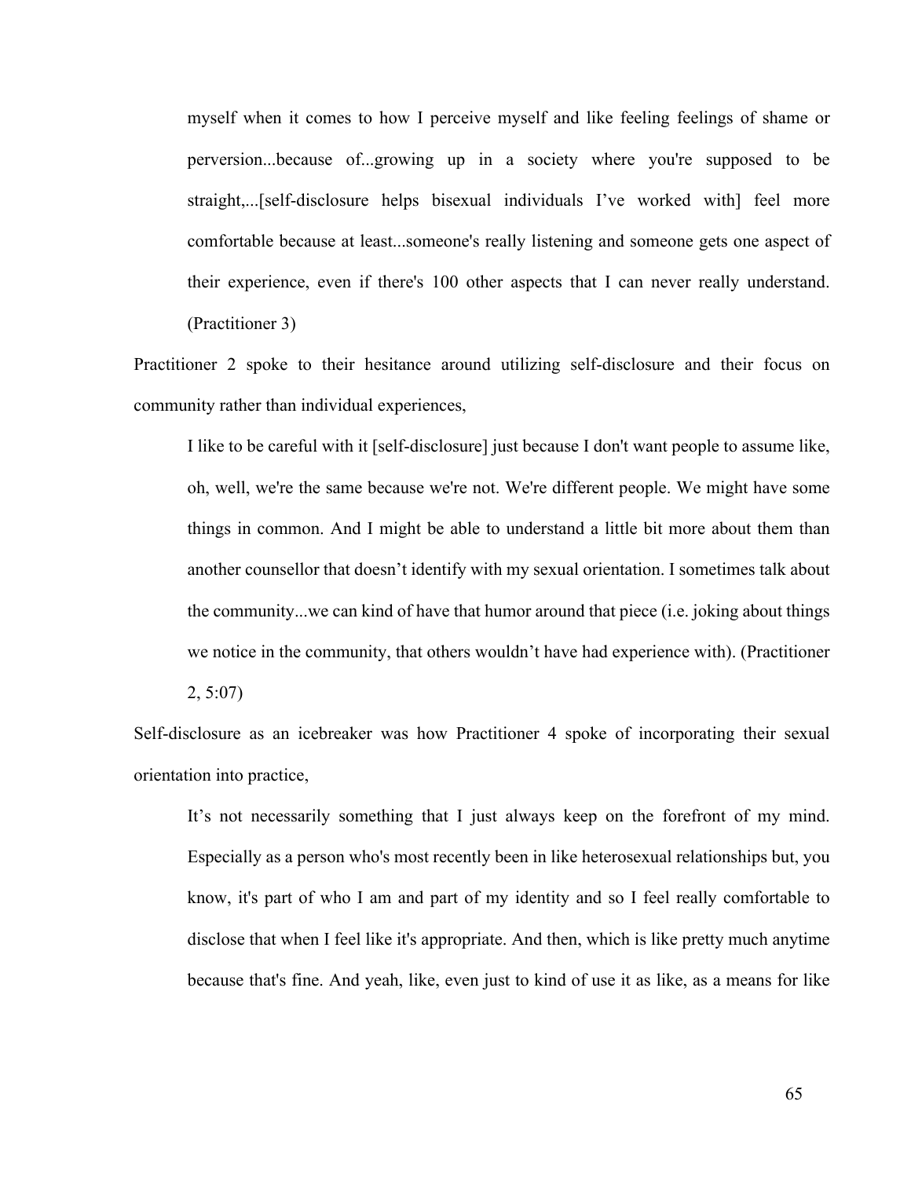> myself when it comes to how I perceive myself and like feeling feelings of shame or perversion...because of...growing up in a society where you're supposed to be straight,...[self-disclosure helps bisexual individuals I've worked with] feel more comfortable because at least...someone's really listening and someone gets one aspect of their experience, even if there's 100 other aspects that I can never really understand. (Practitioner 3)

Practitioner 2 spoke to their hesitance around utilizing self-disclosure and their focus on community rather than individual experiences,

> I like to be careful with it [self-disclosure] just because I don't want people to assume like, oh, well, we're the same because we're not. We're different people. We might have some things in common. And I might be able to understand a little bit more about them than another counsellor that doesn't identify with my sexual orientation. I sometimes talk about the community...we can kind of have that humor around that piece (i.e. joking about things we notice in the community, that others wouldn't have had experience with). (Practitioner 2, 5:07)

Self-disclosure as an icebreaker was how Practitioner 4 spoke of incorporating their sexual orientation into practice,

> It's not necessarily something that I just always keep on the forefront of my mind. Especially as a person who's most recently been in like heterosexual relationships but, you know, it's part of who I am and part of my identity and so I feel really comfortable to disclose that when I feel like it's appropriate. And then, which is like pretty much anytime because that's fine. And yeah, like, even just to kind of use it as like, as a means for like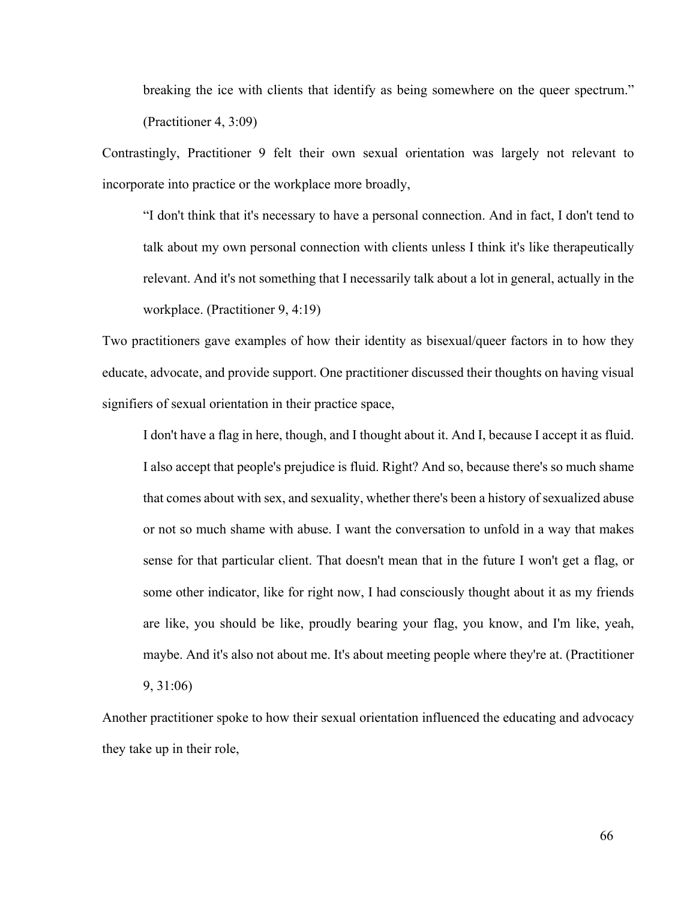> breaking the ice with clients that identify as being somewhere on the queer spectrum." (Practitioner 4, 3:09)

Contrastingly, Practitioner 9 felt their own sexual orientation was largely not relevant to incorporate into practice or the workplace more broadly,

> "I don't think that it's necessary to have a personal connection. And in fact, I don't tend to talk about my own personal connection with clients unless I think it's like therapeutically relevant. And it's not something that I necessarily talk about a lot in general, actually in the workplace. (Practitioner 9, 4:19)

Two practitioners gave examples of how their identity as bisexual/queer factors in to how they educate, advocate, and provide support. One practitioner discussed their thoughts on having visual signifiers of sexual orientation in their practice space,

> I don't have a flag in here, though, and I thought about it. And I, because I accept it as fluid. I also accept that people's prejudice is fluid. Right? And so, because there's so much shame that comes about with sex, and sexuality, whether there's been a history of sexualized abuse or not so much shame with abuse. I want the conversation to unfold in a way that makes sense for that particular client. That doesn't mean that in the future I won't get a flag, or some other indicator, like for right now, I had consciously thought about it as my friends are like, you should be like, proudly bearing your flag, you know, and I'm like, yeah, maybe. And it's also not about me. It's about meeting people where they're at. (Practitioner 9, 31:06)

Another practitioner spoke to how their sexual orientation influenced the educating and advocacy they take up in their role,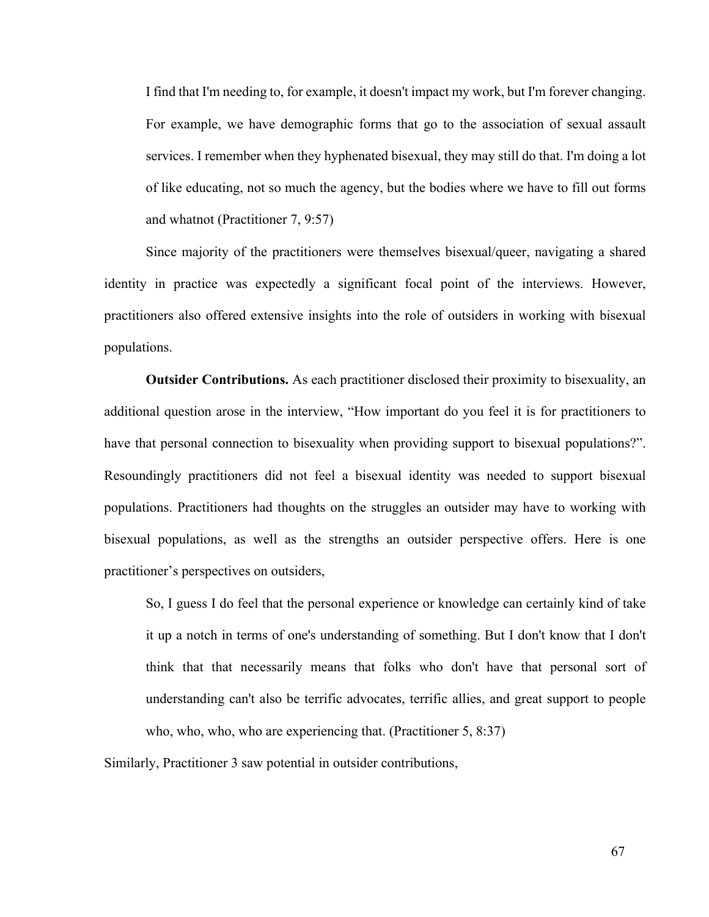> I find that I'm needing to, for example, it doesn't impact my work, but I'm forever changing. For example, we have demographic forms that go to the association of sexual assault services. I remember when they hyphenated bisexual, they may still do that. I'm doing a lot of like educating, not so much the agency, but the bodies where we have to fill out forms and whatnot (Practitioner 7, 9:57)

Since majority of the practitioners were themselves bisexual/queer, navigating a shared identity in practice was expectedly a significant focal point of the interviews. However, practitioners also offered extensive insights into the role of outsiders in working with bisexual populations.

**Outsider Contributions.** As each practitioner disclosed their proximity to bisexuality, an additional question arose in the interview, "How important do you feel it is for practitioners to have that personal connection to bisexuality when providing support to bisexual populations?". Resoundingly practitioners did not feel a bisexual identity was needed to support bisexual populations. Practitioners had thoughts on the struggles an outsider may have to working with bisexual populations, as well as the strengths an outsider perspective offers. Here is one practitioner's perspectives on outsiders,

> So, I guess I do feel that the personal experience or knowledge can certainly kind of take it up a notch in terms of one's understanding of something. But I don't know that I don't think that that necessarily means that folks who don't have that personal sort of understanding can't also be terrific advocates, terrific allies, and great support to people who, who, who, who are experiencing that. (Practitioner 5, 8:37)

Similarly, Practitioner 3 saw potential in outsider contributions,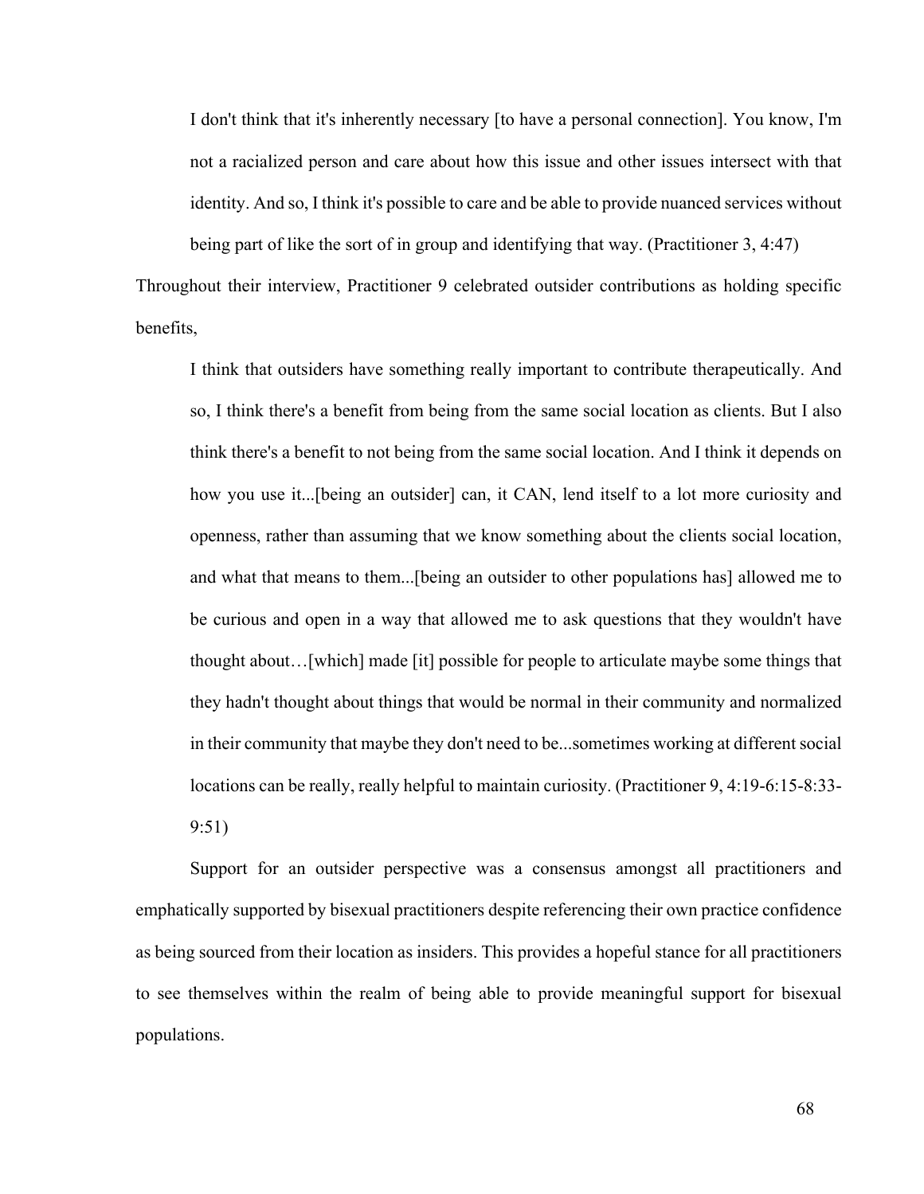> I don't think that it's inherently necessary [to have a personal connection]. You know, I'm not a racialized person and care about how this issue and other issues intersect with that identity. And so, I think it's possible to care and be able to provide nuanced services without being part of like the sort of in group and identifying that way. (Practitioner 3, 4:47)

Throughout their interview, Practitioner 9 celebrated outsider contributions as holding specific benefits,

> I think that outsiders have something really important to contribute therapeutically. And so, I think there's a benefit from being from the same social location as clients. But I also think there's a benefit to not being from the same social location. And I think it depends on how you use it...[being an outsider] can, it CAN, lend itself to a lot more curiosity and openness, rather than assuming that we know something about the clients social location, and what that means to them...[being an outsider to other populations has] allowed me to be curious and open in a way that allowed me to ask questions that they wouldn't have thought about…[which] made [it] possible for people to articulate maybe some things that they hadn't thought about things that would be normal in their community and normalized in their community that maybe they don't need to be...sometimes working at different social locations can be really, really helpful to maintain curiosity. (Practitioner 9, 4:19-6:15-8:33-9:51)

Support for an outsider perspective was a consensus amongst all practitioners and emphatically supported by bisexual practitioners despite referencing their own practice confidence as being sourced from their location as insiders. This provides a hopeful stance for all practitioners to see themselves within the realm of being able to provide meaningful support for bisexual populations.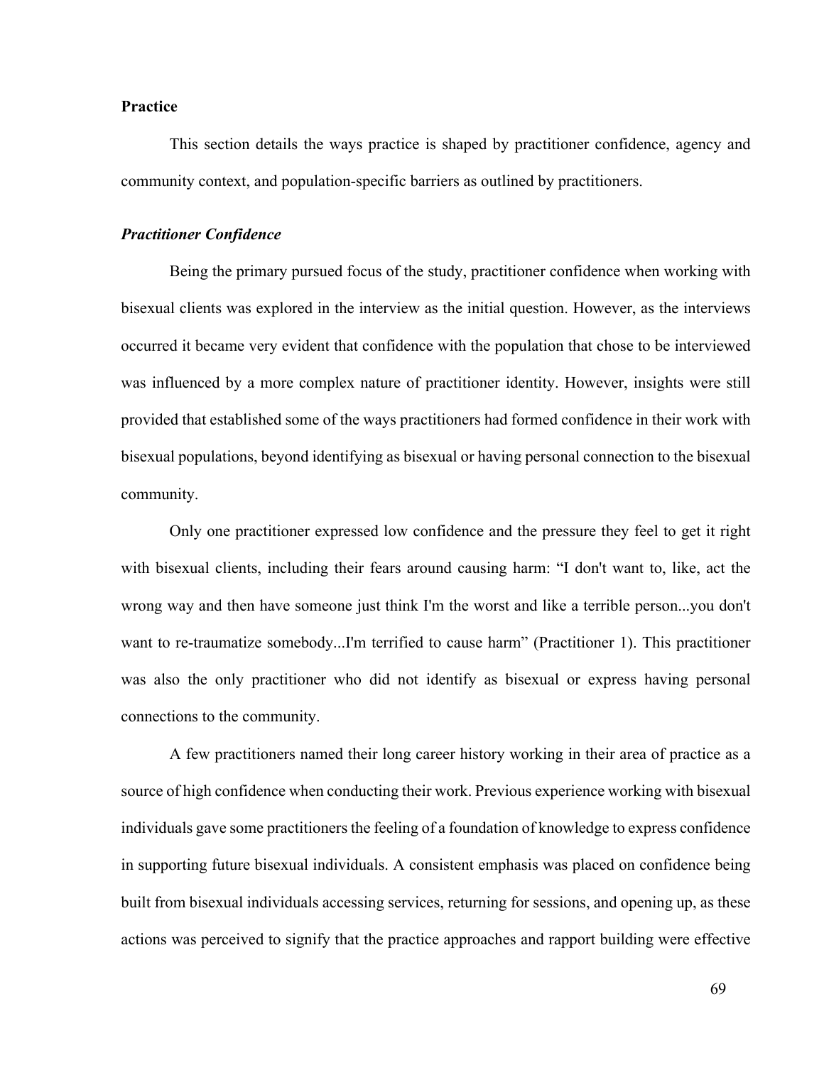**Practice**

This section details the ways practice is shaped by practitioner confidence, agency and community context, and population-specific barriers as outlined by practitioners.

***Practitioner Confidence***

Being the primary pursued focus of the study, practitioner confidence when working with bisexual clients was explored in the interview as the initial question. However, as the interviews occurred it became very evident that confidence with the population that chose to be interviewed was influenced by a more complex nature of practitioner identity. However, insights were still provided that established some of the ways practitioners had formed confidence in their work with bisexual populations, beyond identifying as bisexual or having personal connection to the bisexual community.

Only one practitioner expressed low confidence and the pressure they feel to get it right with bisexual clients, including their fears around causing harm: "I don't want to, like, act the wrong way and then have someone just think I'm the worst and like a terrible person...you don't want to re-traumatize somebody...I'm terrified to cause harm" (Practitioner 1). This practitioner was also the only practitioner who did not identify as bisexual or express having personal connections to the community.

A few practitioners named their long career history working in their area of practice as a source of high confidence when conducting their work. Previous experience working with bisexual individuals gave some practitioners the feeling of a foundation of knowledge to express confidence in supporting future bisexual individuals. A consistent emphasis was placed on confidence being built from bisexual individuals accessing services, returning for sessions, and opening up, as these actions was perceived to signify that the practice approaches and rapport building were effective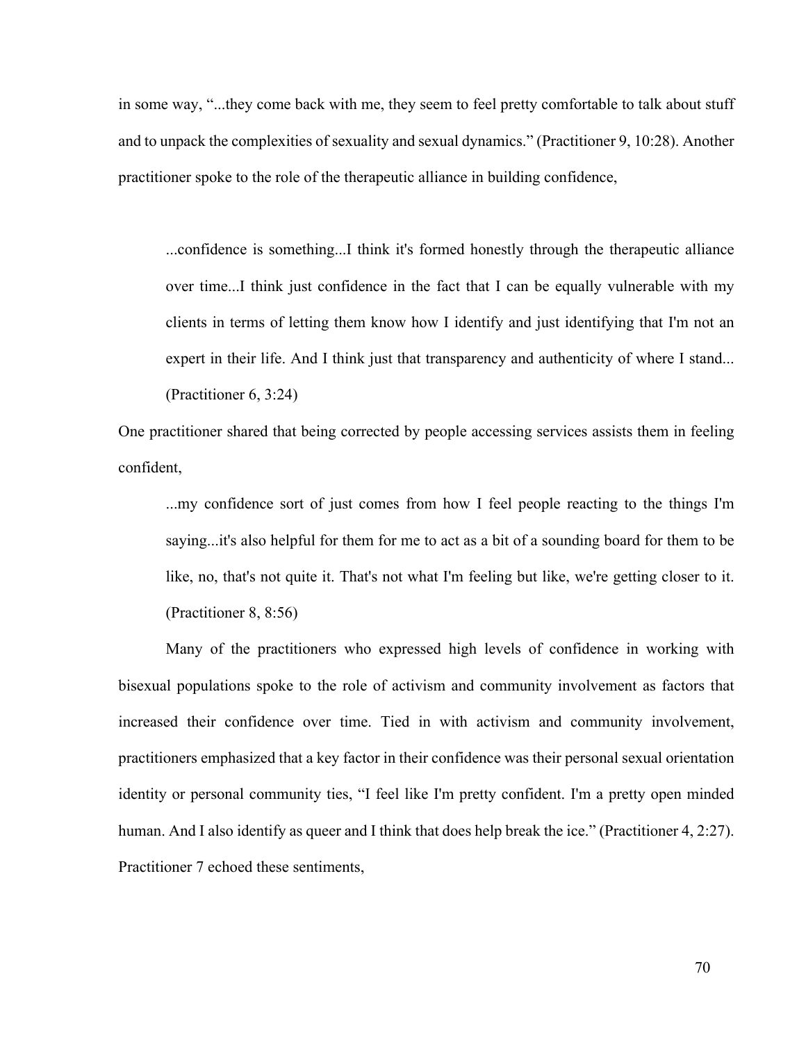in some way, "...they come back with me, they seem to feel pretty comfortable to talk about stuff and to unpack the complexities of sexuality and sexual dynamics." (Practitioner 9, 10:28). Another practitioner spoke to the role of the therapeutic alliance in building confidence,

> ...confidence is something...I think it's formed honestly through the therapeutic alliance over time...I think just confidence in the fact that I can be equally vulnerable with my clients in terms of letting them know how I identify and just identifying that I'm not an expert in their life. And I think just that transparency and authenticity of where I stand... (Practitioner 6, 3:24)

One practitioner shared that being corrected by people accessing services assists them in feeling confident,

> ...my confidence sort of just comes from how I feel people reacting to the things I'm saying...it's also helpful for them for me to act as a bit of a sounding board for them to be like, no, that's not quite it. That's not what I'm feeling but like, we're getting closer to it. (Practitioner 8, 8:56)

Many of the practitioners who expressed high levels of confidence in working with bisexual populations spoke to the role of activism and community involvement as factors that increased their confidence over time. Tied in with activism and community involvement, practitioners emphasized that a key factor in their confidence was their personal sexual orientation identity or personal community ties, "I feel like I'm pretty confident. I'm a pretty open minded human. And I also identify as queer and I think that does help break the ice." (Practitioner 4, 2:27). Practitioner 7 echoed these sentiments,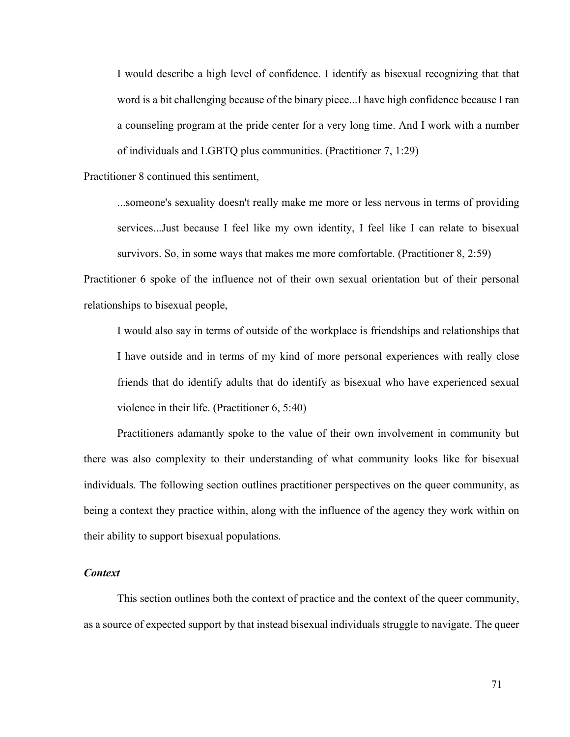> I would describe a high level of confidence. I identify as bisexual recognizing that that word is a bit challenging because of the binary piece...I have high confidence because I ran a counseling program at the pride center for a very long time. And I work with a number of individuals and LGBTQ plus communities. (Practitioner 7, 1:29)

Practitioner 8 continued this sentiment,

> ...someone's sexuality doesn't really make me more or less nervous in terms of providing services...Just because I feel like my own identity, I feel like I can relate to bisexual survivors. So, in some ways that makes me more comfortable. (Practitioner 8, 2:59)

Practitioner 6 spoke of the influence not of their own sexual orientation but of their personal relationships to bisexual people,

> I would also say in terms of outside of the workplace is friendships and relationships that I have outside and in terms of my kind of more personal experiences with really close friends that do identify adults that do identify as bisexual who have experienced sexual violence in their life. (Practitioner 6, 5:40)

Practitioners adamantly spoke to the value of their own involvement in community but there was also complexity to their understanding of what community looks like for bisexual individuals. The following section outlines practitioner perspectives on the queer community, as being a context they practice within, along with the influence of the agency they work within on their ability to support bisexual populations.

### *Context*

This section outlines both the context of practice and the context of the queer community, as a source of expected support by that instead bisexual individuals struggle to navigate. The queer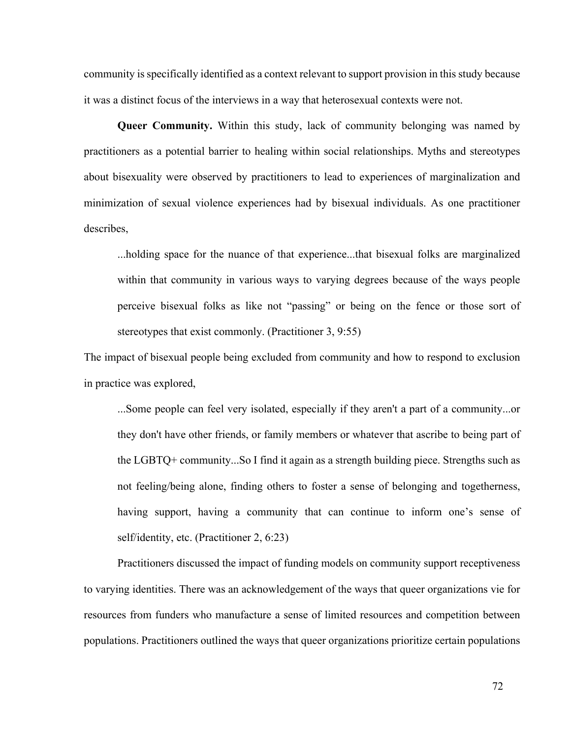community is specifically identified as a context relevant to support provision in this study because it was a distinct focus of the interviews in a way that heterosexual contexts were not.

**Queer Community.** Within this study, lack of community belonging was named by practitioners as a potential barrier to healing within social relationships. Myths and stereotypes about bisexuality were observed by practitioners to lead to experiences of marginalization and minimization of sexual violence experiences had by bisexual individuals. As one practitioner describes,

> ...holding space for the nuance of that experience...that bisexual folks are marginalized within that community in various ways to varying degrees because of the ways people perceive bisexual folks as like not "passing" or being on the fence or those sort of stereotypes that exist commonly. (Practitioner 3, 9:55)

The impact of bisexual people being excluded from community and how to respond to exclusion in practice was explored,

> ...Some people can feel very isolated, especially if they aren't a part of a community...or they don't have other friends, or family members or whatever that ascribe to being part of the LGBTQ+ community...So I find it again as a strength building piece. Strengths such as not feeling/being alone, finding others to foster a sense of belonging and togetherness, having support, having a community that can continue to inform one's sense of self/identity, etc. (Practitioner 2, 6:23)

Practitioners discussed the impact of funding models on community support receptiveness to varying identities. There was an acknowledgement of the ways that queer organizations vie for resources from funders who manufacture a sense of limited resources and competition between populations. Practitioners outlined the ways that queer organizations prioritize certain populations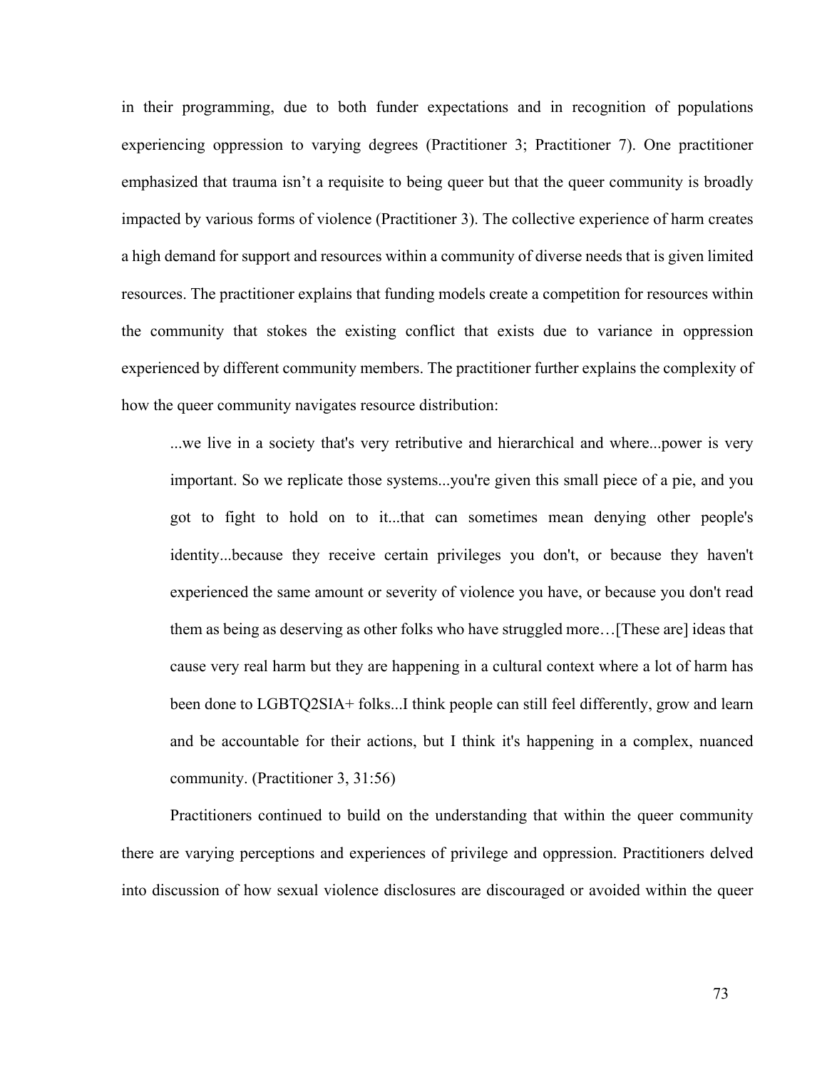in their programming, due to both funder expectations and in recognition of populations experiencing oppression to varying degrees (Practitioner 3; Practitioner 7). One practitioner emphasized that trauma isn't a requisite to being queer but that the queer community is broadly impacted by various forms of violence (Practitioner 3). The collective experience of harm creates a high demand for support and resources within a community of diverse needs that is given limited resources. The practitioner explains that funding models create a competition for resources within the community that stokes the existing conflict that exists due to variance in oppression experienced by different community members. The practitioner further explains the complexity of how the queer community navigates resource distribution:

> ...we live in a society that's very retributive and hierarchical and where...power is very important. So we replicate those systems...you're given this small piece of a pie, and you got to fight to hold on to it...that can sometimes mean denying other people's identity...because they receive certain privileges you don't, or because they haven't experienced the same amount or severity of violence you have, or because you don't read them as being as deserving as other folks who have struggled more…[These are] ideas that cause very real harm but they are happening in a cultural context where a lot of harm has been done to LGBTQ2SIA+ folks...I think people can still feel differently, grow and learn and be accountable for their actions, but I think it's happening in a complex, nuanced community. (Practitioner 3, 31:56)

Practitioners continued to build on the understanding that within the queer community there are varying perceptions and experiences of privilege and oppression. Practitioners delved into discussion of how sexual violence disclosures are discouraged or avoided within the queer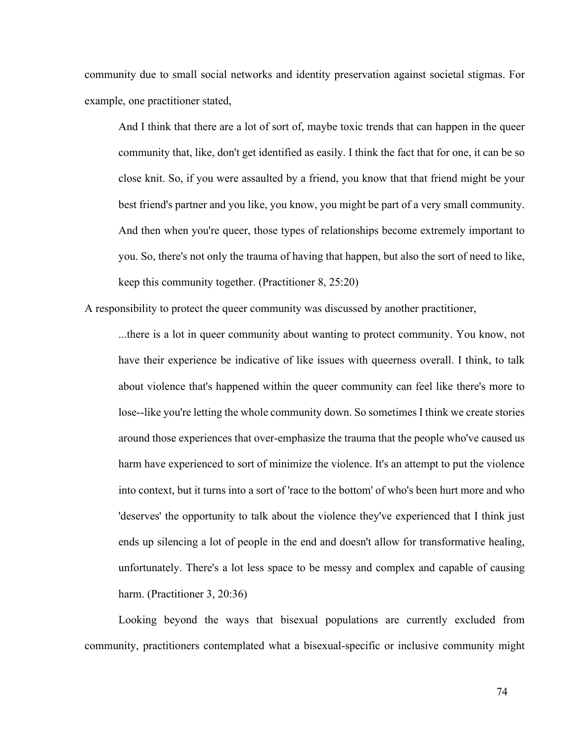community due to small social networks and identity preservation against societal stigmas. For example, one practitioner stated,

> And I think that there are a lot of sort of, maybe toxic trends that can happen in the queer community that, like, don't get identified as easily. I think the fact that for one, it can be so close knit. So, if you were assaulted by a friend, you know that that friend might be your best friend's partner and you like, you know, you might be part of a very small community. And then when you're queer, those types of relationships become extremely important to you. So, there's not only the trauma of having that happen, but also the sort of need to like, keep this community together. (Practitioner 8, 25:20)

A responsibility to protect the queer community was discussed by another practitioner,

> ...there is a lot in queer community about wanting to protect community. You know, not have their experience be indicative of like issues with queerness overall. I think, to talk about violence that's happened within the queer community can feel like there's more to lose--like you're letting the whole community down. So sometimes I think we create stories around those experiences that over-emphasize the trauma that the people who've caused us harm have experienced to sort of minimize the violence. It's an attempt to put the violence into context, but it turns into a sort of 'race to the bottom' of who's been hurt more and who 'deserves' the opportunity to talk about the violence they've experienced that I think just ends up silencing a lot of people in the end and doesn't allow for transformative healing, unfortunately. There's a lot less space to be messy and complex and capable of causing harm. (Practitioner 3, 20:36)

Looking beyond the ways that bisexual populations are currently excluded from community, practitioners contemplated what a bisexual-specific or inclusive community might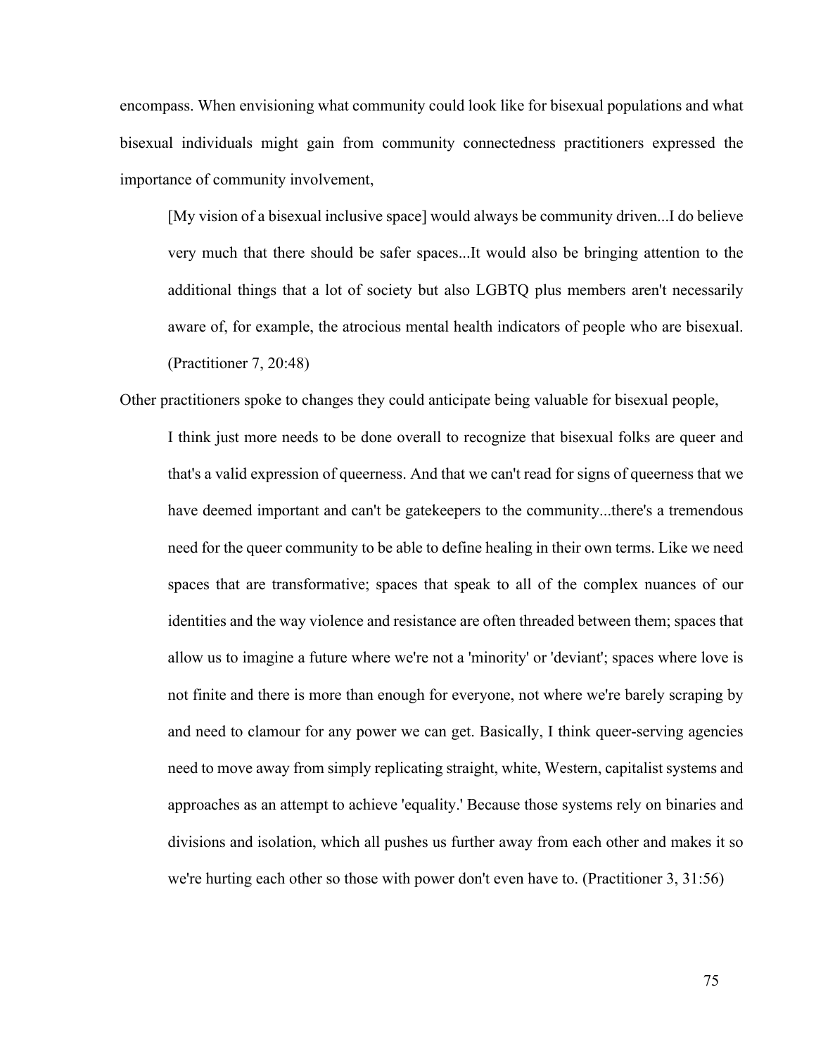encompass. When envisioning what community could look like for bisexual populations and what bisexual individuals might gain from community connectedness practitioners expressed the importance of community involvement,

> [My vision of a bisexual inclusive space] would always be community driven...I do believe very much that there should be safer spaces...It would also be bringing attention to the additional things that a lot of society but also LGBTQ plus members aren't necessarily aware of, for example, the atrocious mental health indicators of people who are bisexual. (Practitioner 7, 20:48)

Other practitioners spoke to changes they could anticipate being valuable for bisexual people,

> I think just more needs to be done overall to recognize that bisexual folks are queer and that's a valid expression of queerness. And that we can't read for signs of queerness that we have deemed important and can't be gatekeepers to the community...there's a tremendous need for the queer community to be able to define healing in their own terms. Like we need spaces that are transformative; spaces that speak to all of the complex nuances of our identities and the way violence and resistance are often threaded between them; spaces that allow us to imagine a future where we're not a 'minority' or 'deviant'; spaces where love is not finite and there is more than enough for everyone, not where we're barely scraping by and need to clamour for any power we can get. Basically, I think queer-serving agencies need to move away from simply replicating straight, white, Western, capitalist systems and approaches as an attempt to achieve 'equality.' Because those systems rely on binaries and divisions and isolation, which all pushes us further away from each other and makes it so we're hurting each other so those with power don't even have to. (Practitioner 3, 31:56)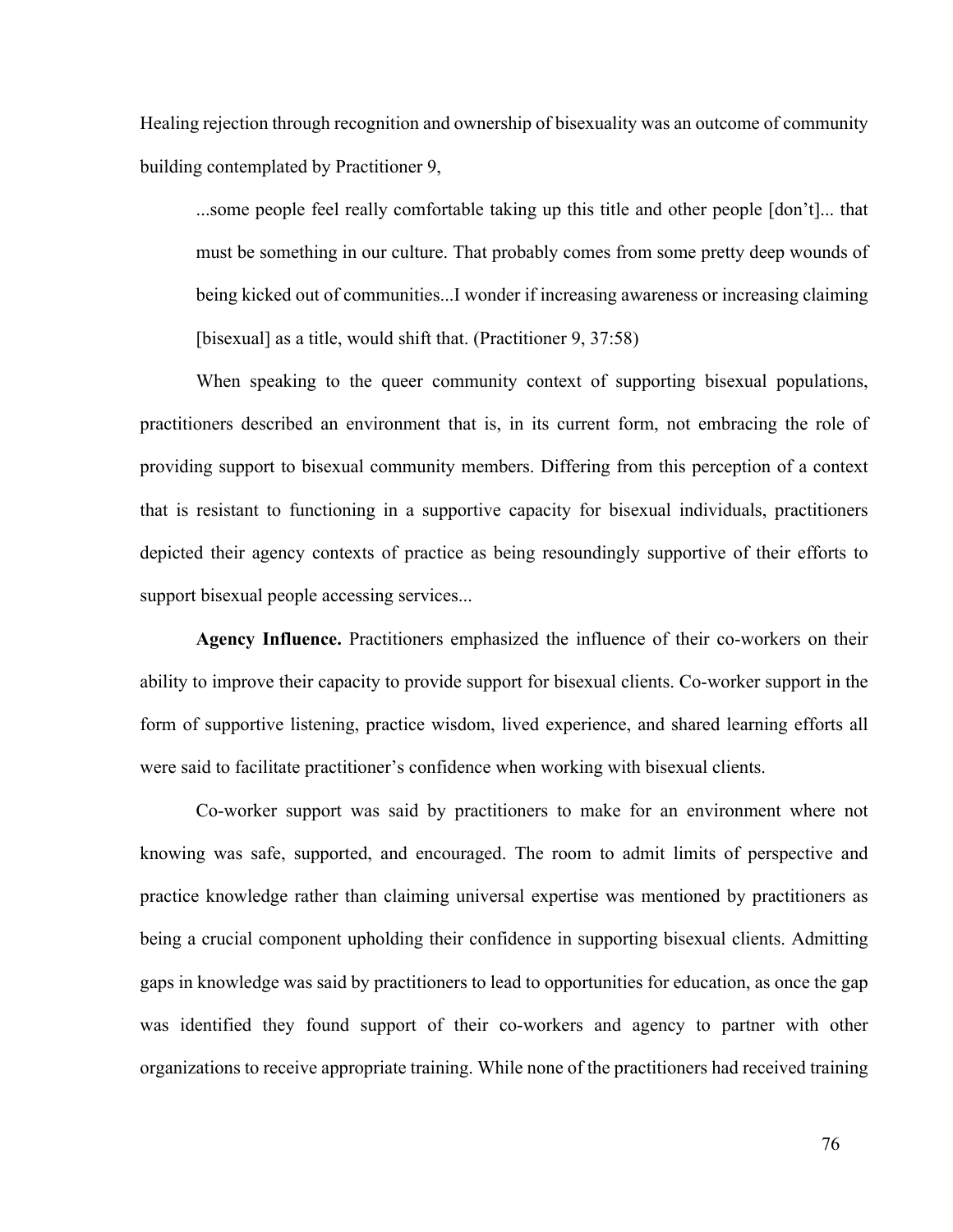Healing rejection through recognition and ownership of bisexuality was an outcome of community building contemplated by Practitioner 9,

> ...some people feel really comfortable taking up this title and other people [don't]... that must be something in our culture. That probably comes from some pretty deep wounds of being kicked out of communities...I wonder if increasing awareness or increasing claiming [bisexual] as a title, would shift that. (Practitioner 9, 37:58)

When speaking to the queer community context of supporting bisexual populations, practitioners described an environment that is, in its current form, not embracing the role of providing support to bisexual community members. Differing from this perception of a context that is resistant to functioning in a supportive capacity for bisexual individuals, practitioners depicted their agency contexts of practice as being resoundingly supportive of their efforts to support bisexual people accessing services...

**Agency Influence.** Practitioners emphasized the influence of their co-workers on their ability to improve their capacity to provide support for bisexual clients. Co-worker support in the form of supportive listening, practice wisdom, lived experience, and shared learning efforts all were said to facilitate practitioner's confidence when working with bisexual clients.

Co-worker support was said by practitioners to make for an environment where not knowing was safe, supported, and encouraged. The room to admit limits of perspective and practice knowledge rather than claiming universal expertise was mentioned by practitioners as being a crucial component upholding their confidence in supporting bisexual clients. Admitting gaps in knowledge was said by practitioners to lead to opportunities for education, as once the gap was identified they found support of their co-workers and agency to partner with other organizations to receive appropriate training. While none of the practitioners had received training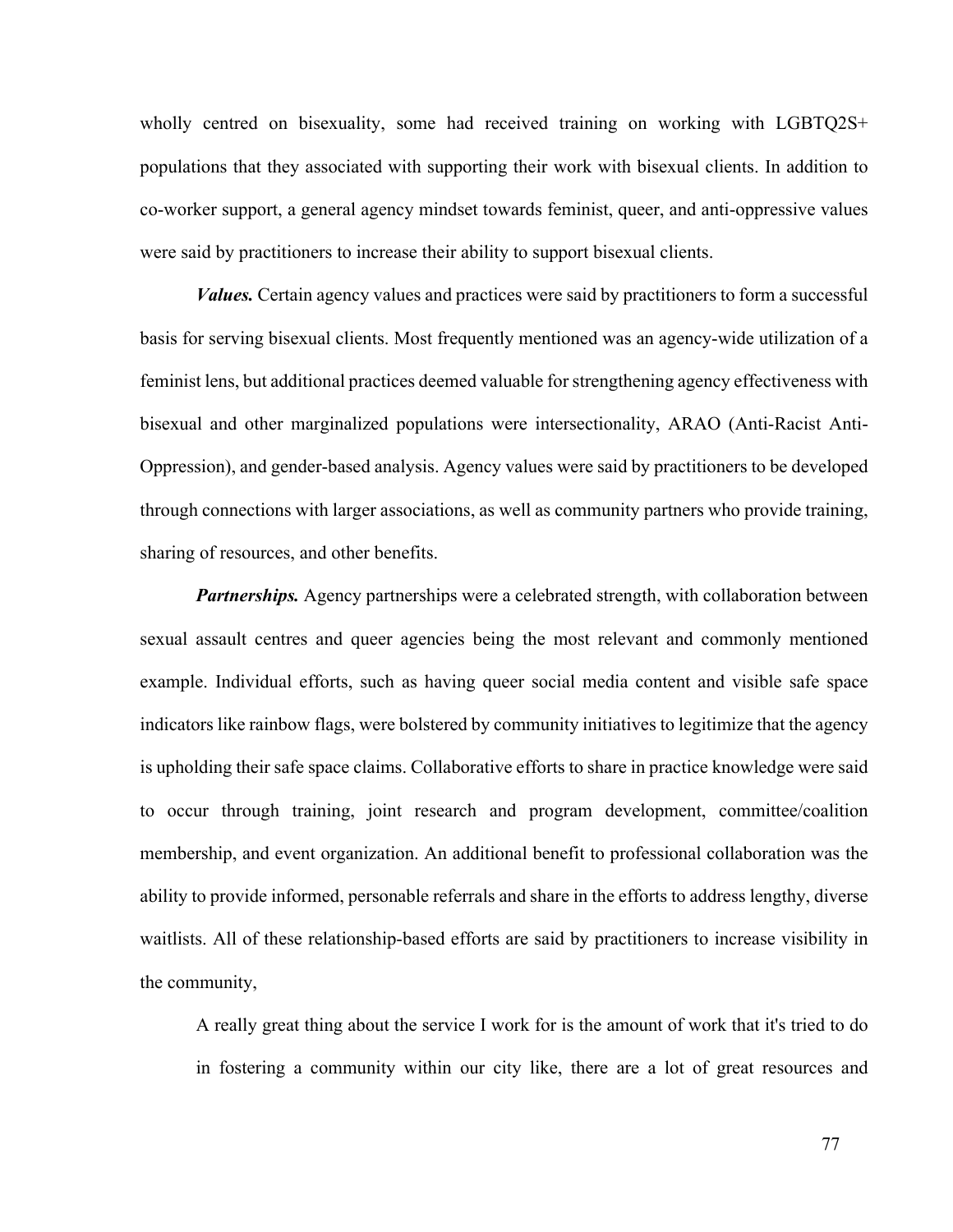wholly centred on bisexuality, some had received training on working with LGBTQ2S+ populations that they associated with supporting their work with bisexual clients. In addition to co-worker support, a general agency mindset towards feminist, queer, and anti-oppressive values were said by practitioners to increase their ability to support bisexual clients.

***Values.*** Certain agency values and practices were said by practitioners to form a successful basis for serving bisexual clients. Most frequently mentioned was an agency-wide utilization of a feminist lens, but additional practices deemed valuable for strengthening agency effectiveness with bisexual and other marginalized populations were intersectionality, ARAO (Anti-Racist Anti-Oppression), and gender-based analysis. Agency values were said by practitioners to be developed through connections with larger associations, as well as community partners who provide training, sharing of resources, and other benefits.

***Partnerships.*** Agency partnerships were a celebrated strength, with collaboration between sexual assault centres and queer agencies being the most relevant and commonly mentioned example. Individual efforts, such as having queer social media content and visible safe space indicators like rainbow flags, were bolstered by community initiatives to legitimize that the agency is upholding their safe space claims. Collaborative efforts to share in practice knowledge were said to occur through training, joint research and program development, committee/coalition membership, and event organization. An additional benefit to professional collaboration was the ability to provide informed, personable referrals and share in the efforts to address lengthy, diverse waitlists. All of these relationship-based efforts are said by practitioners to increase visibility in the community,

> A really great thing about the service I work for is the amount of work that it's tried to do in fostering a community within our city like, there are a lot of great resources and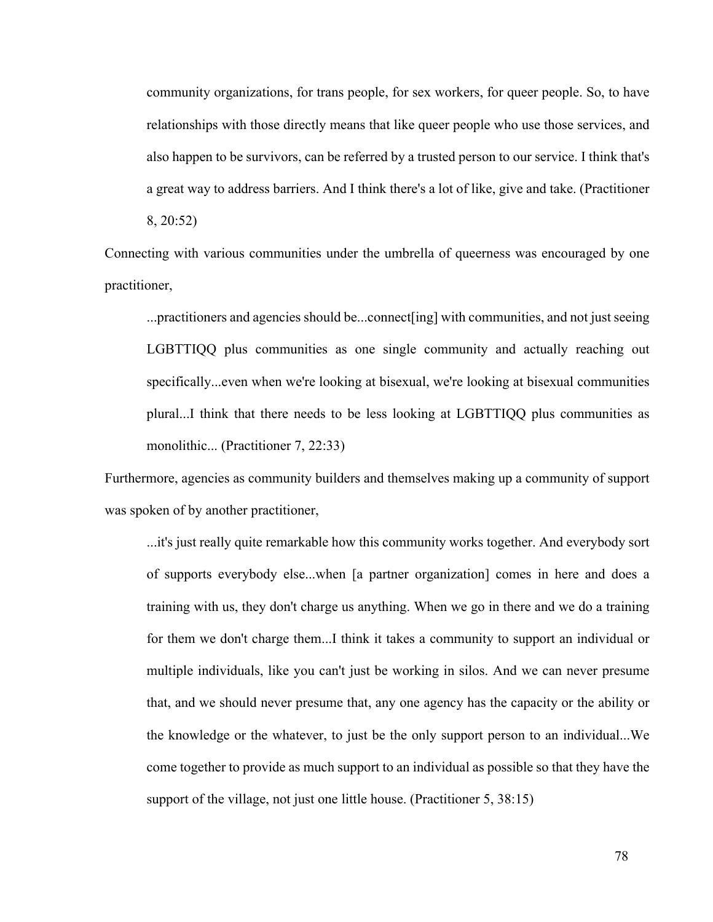> community organizations, for trans people, for sex workers, for queer people. So, to have relationships with those directly means that like queer people who use those services, and also happen to be survivors, can be referred by a trusted person to our service. I think that's a great way to address barriers. And I think there's a lot of like, give and take. (Practitioner 8, 20:52)

Connecting with various communities under the umbrella of queerness was encouraged by one practitioner,

> ...practitioners and agencies should be...connect[ing] with communities, and not just seeing LGBTTIQQ plus communities as one single community and actually reaching out specifically...even when we're looking at bisexual, we're looking at bisexual communities plural...I think that there needs to be less looking at LGBTTIQQ plus communities as monolithic... (Practitioner 7, 22:33)

Furthermore, agencies as community builders and themselves making up a community of support was spoken of by another practitioner,

> ...it's just really quite remarkable how this community works together. And everybody sort of supports everybody else...when [a partner organization] comes in here and does a training with us, they don't charge us anything. When we go in there and we do a training for them we don't charge them...I think it takes a community to support an individual or multiple individuals, like you can't just be working in silos. And we can never presume that, and we should never presume that, any one agency has the capacity or the ability or the knowledge or the whatever, to just be the only support person to an individual...We come together to provide as much support to an individual as possible so that they have the support of the village, not just one little house. (Practitioner 5, 38:15)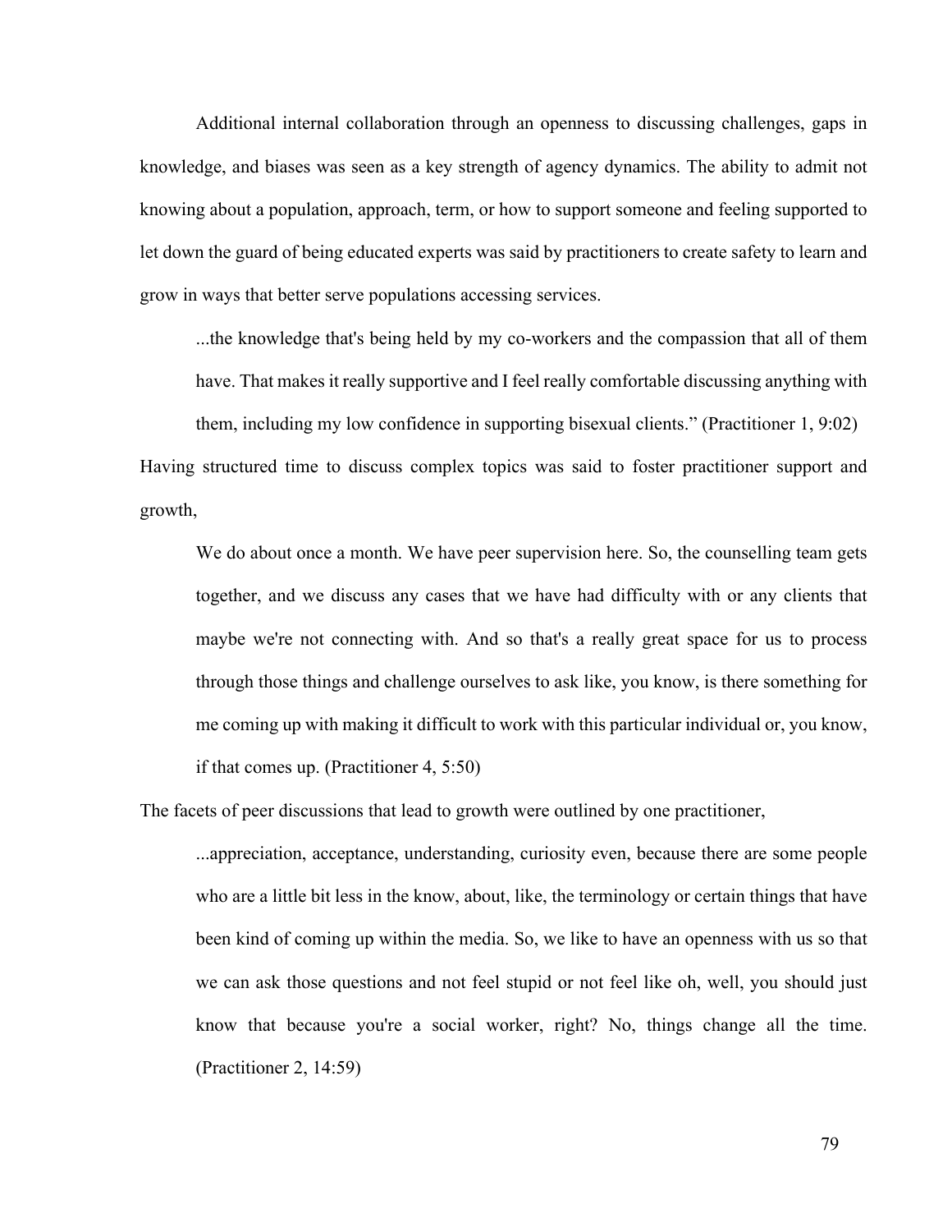Additional internal collaboration through an openness to discussing challenges, gaps in knowledge, and biases was seen as a key strength of agency dynamics. The ability to admit not knowing about a population, approach, term, or how to support someone and feeling supported to let down the guard of being educated experts was said by practitioners to create safety to learn and grow in ways that better serve populations accessing services.

> ...the knowledge that's being held by my co-workers and the compassion that all of them have. That makes it really supportive and I feel really comfortable discussing anything with them, including my low confidence in supporting bisexual clients." (Practitioner 1, 9:02)

Having structured time to discuss complex topics was said to foster practitioner support and growth,

> We do about once a month. We have peer supervision here. So, the counselling team gets together, and we discuss any cases that we have had difficulty with or any clients that maybe we're not connecting with. And so that's a really great space for us to process through those things and challenge ourselves to ask like, you know, is there something for me coming up with making it difficult to work with this particular individual or, you know, if that comes up. (Practitioner 4, 5:50)

The facets of peer discussions that lead to growth were outlined by one practitioner,

> ...appreciation, acceptance, understanding, curiosity even, because there are some people who are a little bit less in the know, about, like, the terminology or certain things that have been kind of coming up within the media. So, we like to have an openness with us so that we can ask those questions and not feel stupid or not feel like oh, well, you should just know that because you're a social worker, right? No, things change all the time. (Practitioner 2, 14:59)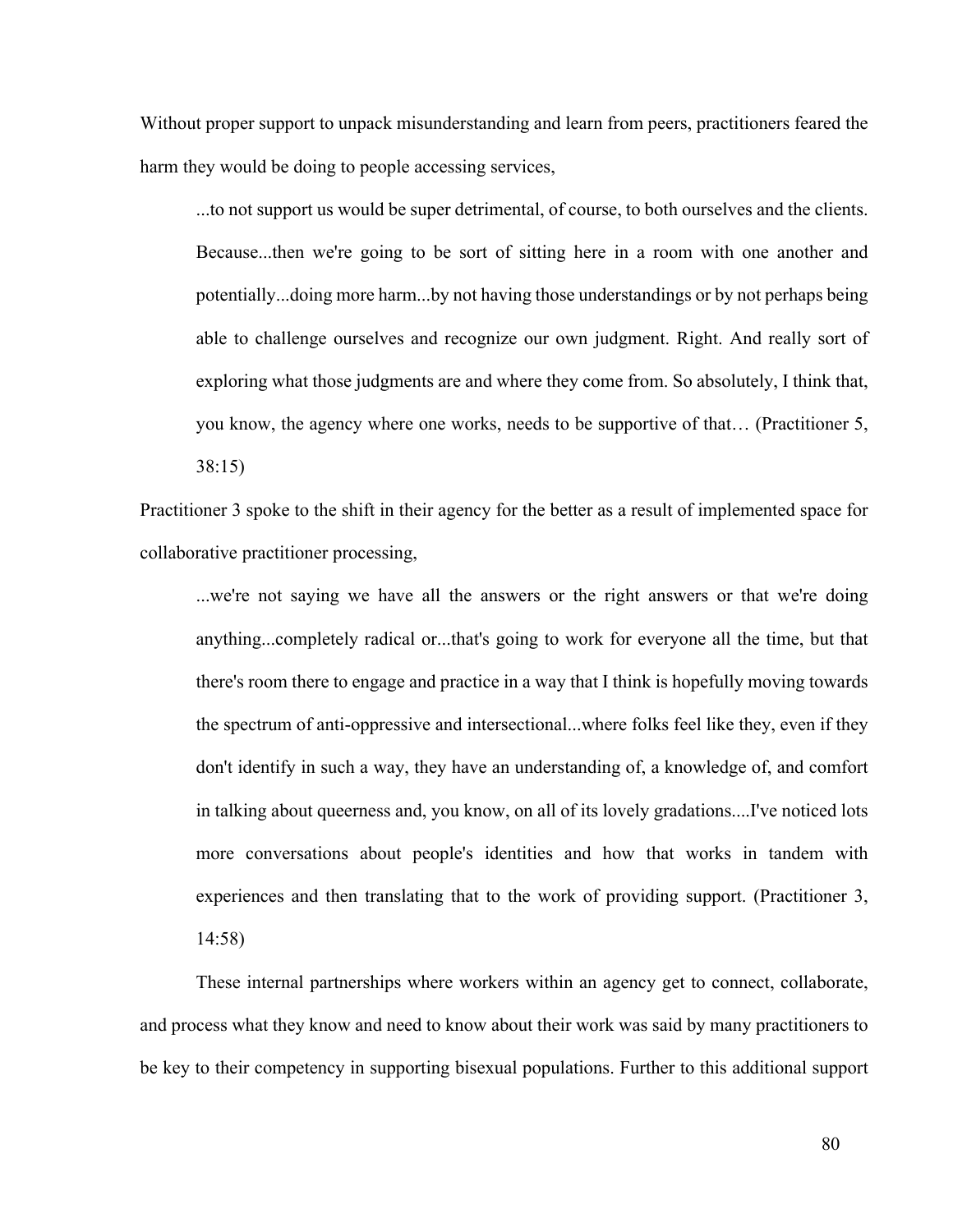Without proper support to unpack misunderstanding and learn from peers, practitioners feared the harm they would be doing to people accessing services,

> ...to not support us would be super detrimental, of course, to both ourselves and the clients. Because...then we're going to be sort of sitting here in a room with one another and potentially...doing more harm...by not having those understandings or by not perhaps being able to challenge ourselves and recognize our own judgment. Right. And really sort of exploring what those judgments are and where they come from. So absolutely, I think that, you know, the agency where one works, needs to be supportive of that… (Practitioner 5, 38:15)

Practitioner 3 spoke to the shift in their agency for the better as a result of implemented space for collaborative practitioner processing,

> ...we're not saying we have all the answers or the right answers or that we're doing anything...completely radical or...that's going to work for everyone all the time, but that there's room there to engage and practice in a way that I think is hopefully moving towards the spectrum of anti-oppressive and intersectional...where folks feel like they, even if they don't identify in such a way, they have an understanding of, a knowledge of, and comfort in talking about queerness and, you know, on all of its lovely gradations....I've noticed lots more conversations about people's identities and how that works in tandem with experiences and then translating that to the work of providing support. (Practitioner 3, 14:58)

These internal partnerships where workers within an agency get to connect, collaborate, and process what they know and need to know about their work was said by many practitioners to be key to their competency in supporting bisexual populations. Further to this additional support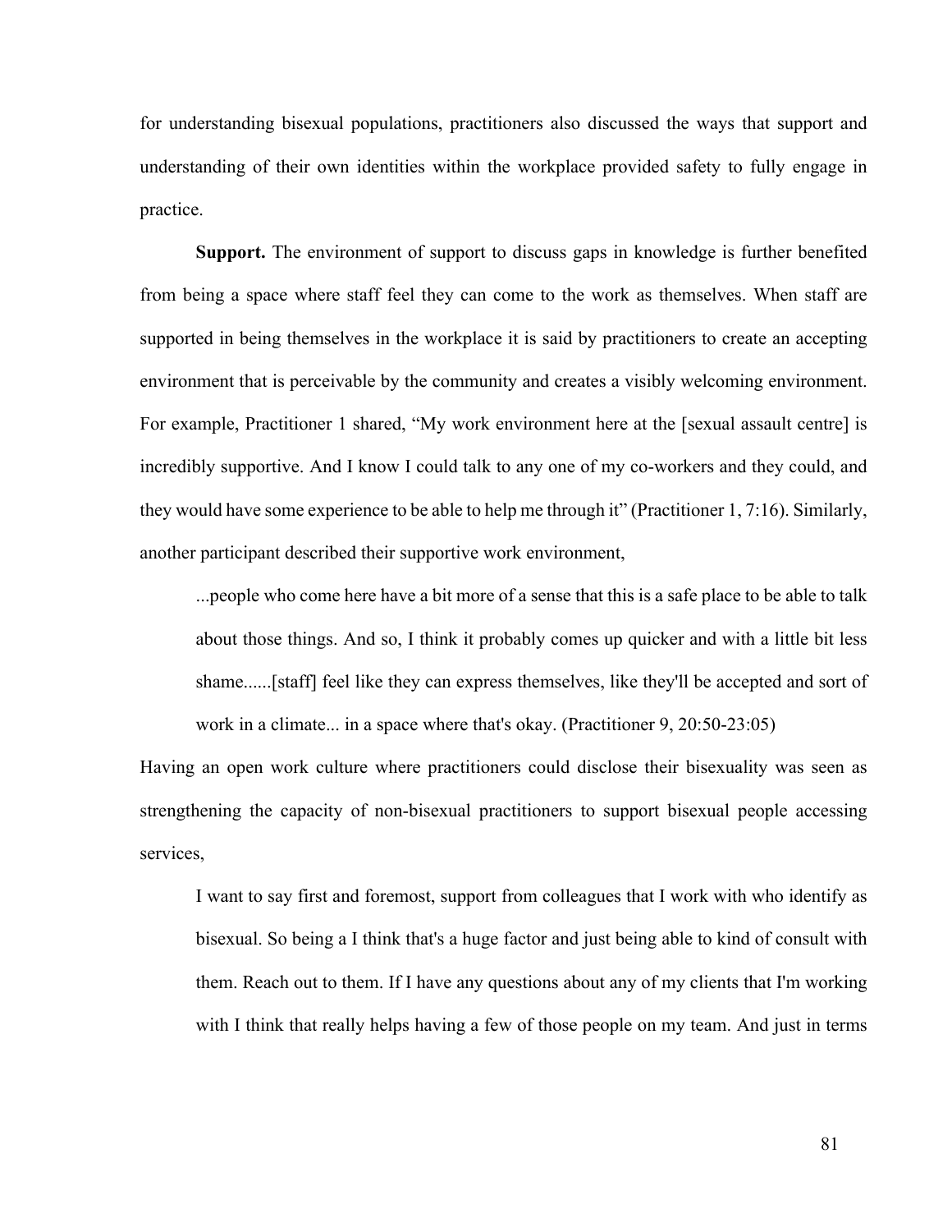for understanding bisexual populations, practitioners also discussed the ways that support and understanding of their own identities within the workplace provided safety to fully engage in practice.

**Support.** The environment of support to discuss gaps in knowledge is further benefited from being a space where staff feel they can come to the work as themselves. When staff are supported in being themselves in the workplace it is said by practitioners to create an accepting environment that is perceivable by the community and creates a visibly welcoming environment. For example, Practitioner 1 shared, "My work environment here at the [sexual assault centre] is incredibly supportive. And I know I could talk to any one of my co-workers and they could, and they would have some experience to be able to help me through it" (Practitioner 1, 7:16). Similarly, another participant described their supportive work environment,

> ...people who come here have a bit more of a sense that this is a safe place to be able to talk about those things. And so, I think it probably comes up quicker and with a little bit less shame......[staff] feel like they can express themselves, like they'll be accepted and sort of work in a climate... in a space where that's okay. (Practitioner 9, 20:50-23:05)

Having an open work culture where practitioners could disclose their bisexuality was seen as strengthening the capacity of non-bisexual practitioners to support bisexual people accessing services,

> I want to say first and foremost, support from colleagues that I work with who identify as bisexual. So being a I think that's a huge factor and just being able to kind of consult with them. Reach out to them. If I have any questions about any of my clients that I'm working with I think that really helps having a few of those people on my team. And just in terms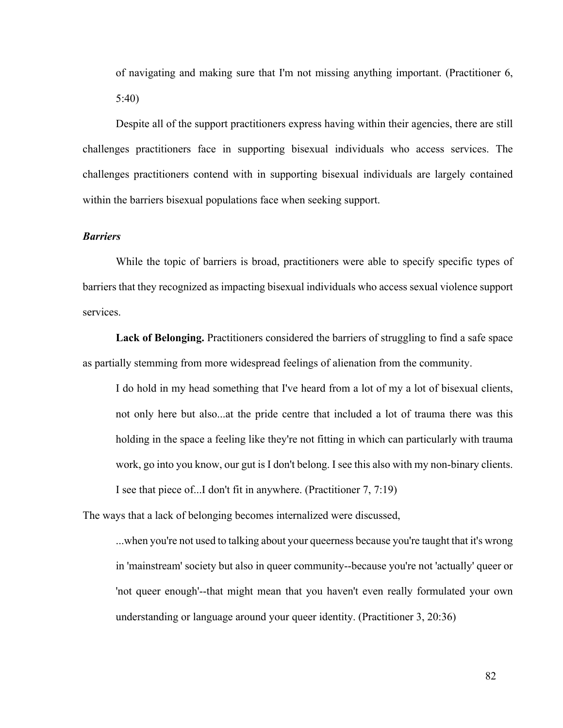of navigating and making sure that I'm not missing anything important. (Practitioner 6, 5:40)

Despite all of the support practitioners express having within their agencies, there are still challenges practitioners face in supporting bisexual individuals who access services. The challenges practitioners contend with in supporting bisexual individuals are largely contained within the barriers bisexual populations face when seeking support.

### *Barriers*

While the topic of barriers is broad, practitioners were able to specify specific types of barriers that they recognized as impacting bisexual individuals who access sexual violence support services.

**Lack of Belonging.** Practitioners considered the barriers of struggling to find a safe space as partially stemming from more widespread feelings of alienation from the community.

> I do hold in my head something that I've heard from a lot of my a lot of bisexual clients, not only here but also...at the pride centre that included a lot of trauma there was this holding in the space a feeling like they're not fitting in which can particularly with trauma work, go into you know, our gut is I don't belong. I see this also with my non-binary clients. I see that piece of...I don't fit in anywhere. (Practitioner 7, 7:19)

The ways that a lack of belonging becomes internalized were discussed,

> ...when you're not used to talking about your queerness because you're taught that it's wrong in 'mainstream' society but also in queer community--because you're not 'actually' queer or 'not queer enough'--that might mean that you haven't even really formulated your own understanding or language around your queer identity. (Practitioner 3, 20:36)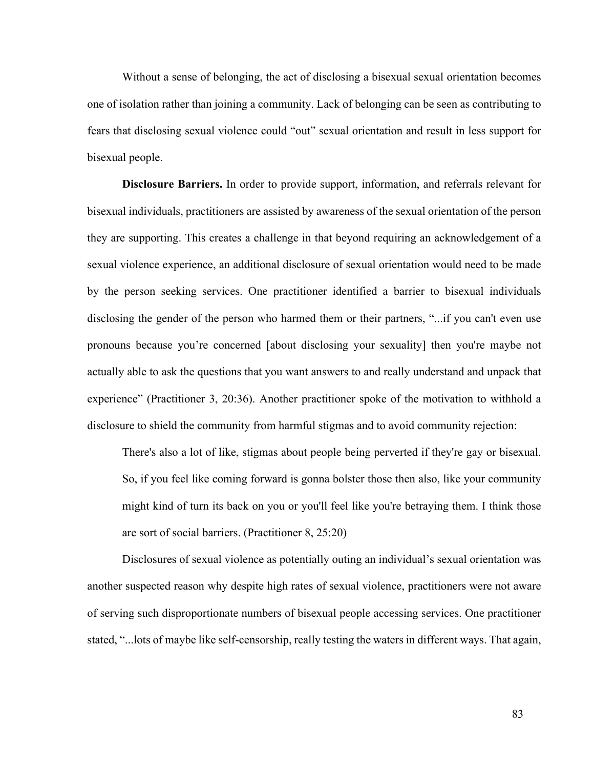Without a sense of belonging, the act of disclosing a bisexual sexual orientation becomes one of isolation rather than joining a community. Lack of belonging can be seen as contributing to fears that disclosing sexual violence could "out" sexual orientation and result in less support for bisexual people.

**Disclosure Barriers.** In order to provide support, information, and referrals relevant for bisexual individuals, practitioners are assisted by awareness of the sexual orientation of the person they are supporting. This creates a challenge in that beyond requiring an acknowledgement of a sexual violence experience, an additional disclosure of sexual orientation would need to be made by the person seeking services. One practitioner identified a barrier to bisexual individuals disclosing the gender of the person who harmed them or their partners, "...if you can't even use pronouns because you're concerned [about disclosing your sexuality] then you're maybe not actually able to ask the questions that you want answers to and really understand and unpack that experience" (Practitioner 3, 20:36). Another practitioner spoke of the motivation to withhold a disclosure to shield the community from harmful stigmas and to avoid community rejection:

> There's also a lot of like, stigmas about people being perverted if they're gay or bisexual. So, if you feel like coming forward is gonna bolster those then also, like your community might kind of turn its back on you or you'll feel like you're betraying them. I think those are sort of social barriers. (Practitioner 8, 25:20)

Disclosures of sexual violence as potentially outing an individual's sexual orientation was another suspected reason why despite high rates of sexual violence, practitioners were not aware of serving such disproportionate numbers of bisexual people accessing services. One practitioner stated, "...lots of maybe like self-censorship, really testing the waters in different ways. That again,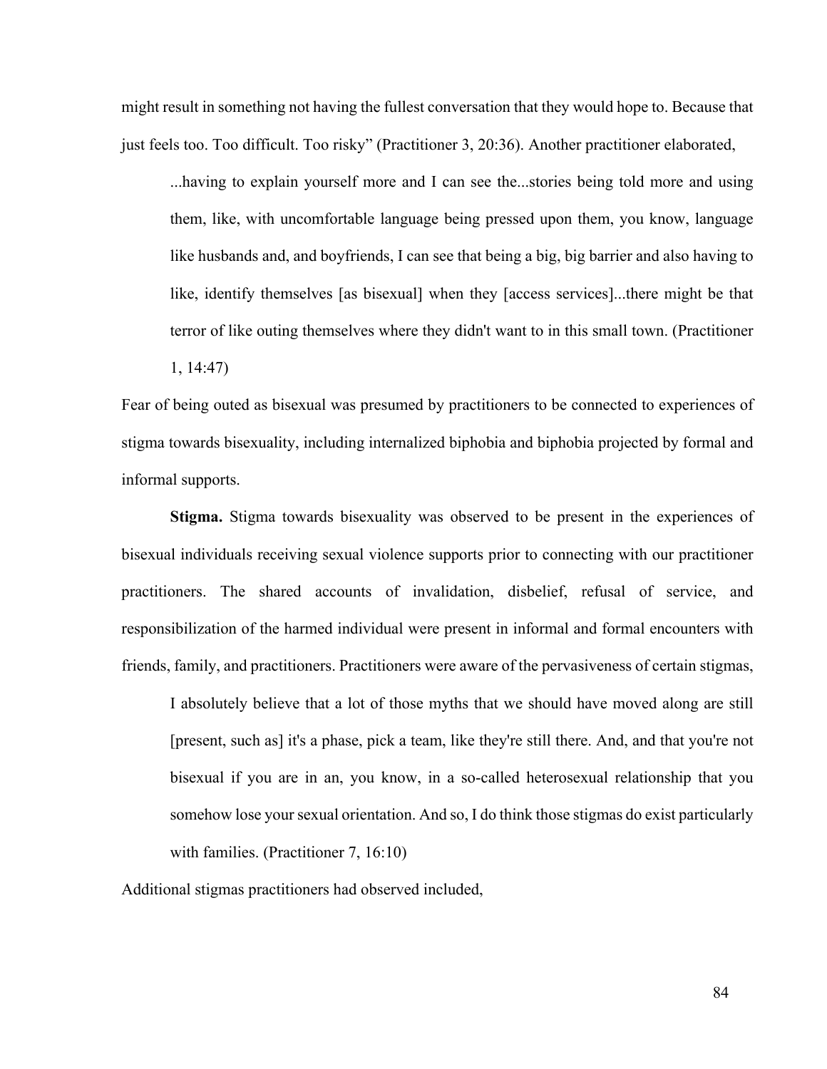might result in something not having the fullest conversation that they would hope to. Because that just feels too. Too difficult. Too risky" (Practitioner 3, 20:36). Another practitioner elaborated,

> ...having to explain yourself more and I can see the...stories being told more and using them, like, with uncomfortable language being pressed upon them, you know, language like husbands and, and boyfriends, I can see that being a big, big barrier and also having to like, identify themselves [as bisexual] when they [access services]...there might be that terror of like outing themselves where they didn't want to in this small town. (Practitioner 1, 14:47)

Fear of being outed as bisexual was presumed by practitioners to be connected to experiences of stigma towards bisexuality, including internalized biphobia and biphobia projected by formal and informal supports.

**Stigma.** Stigma towards bisexuality was observed to be present in the experiences of bisexual individuals receiving sexual violence supports prior to connecting with our practitioner practitioners. The shared accounts of invalidation, disbelief, refusal of service, and responsibilization of the harmed individual were present in informal and formal encounters with friends, family, and practitioners. Practitioners were aware of the pervasiveness of certain stigmas,

> I absolutely believe that a lot of those myths that we should have moved along are still [present, such as] it's a phase, pick a team, like they're still there. And, and that you're not bisexual if you are in an, you know, in a so-called heterosexual relationship that you somehow lose your sexual orientation. And so, I do think those stigmas do exist particularly with families. (Practitioner 7, 16:10)

Additional stigmas practitioners had observed included,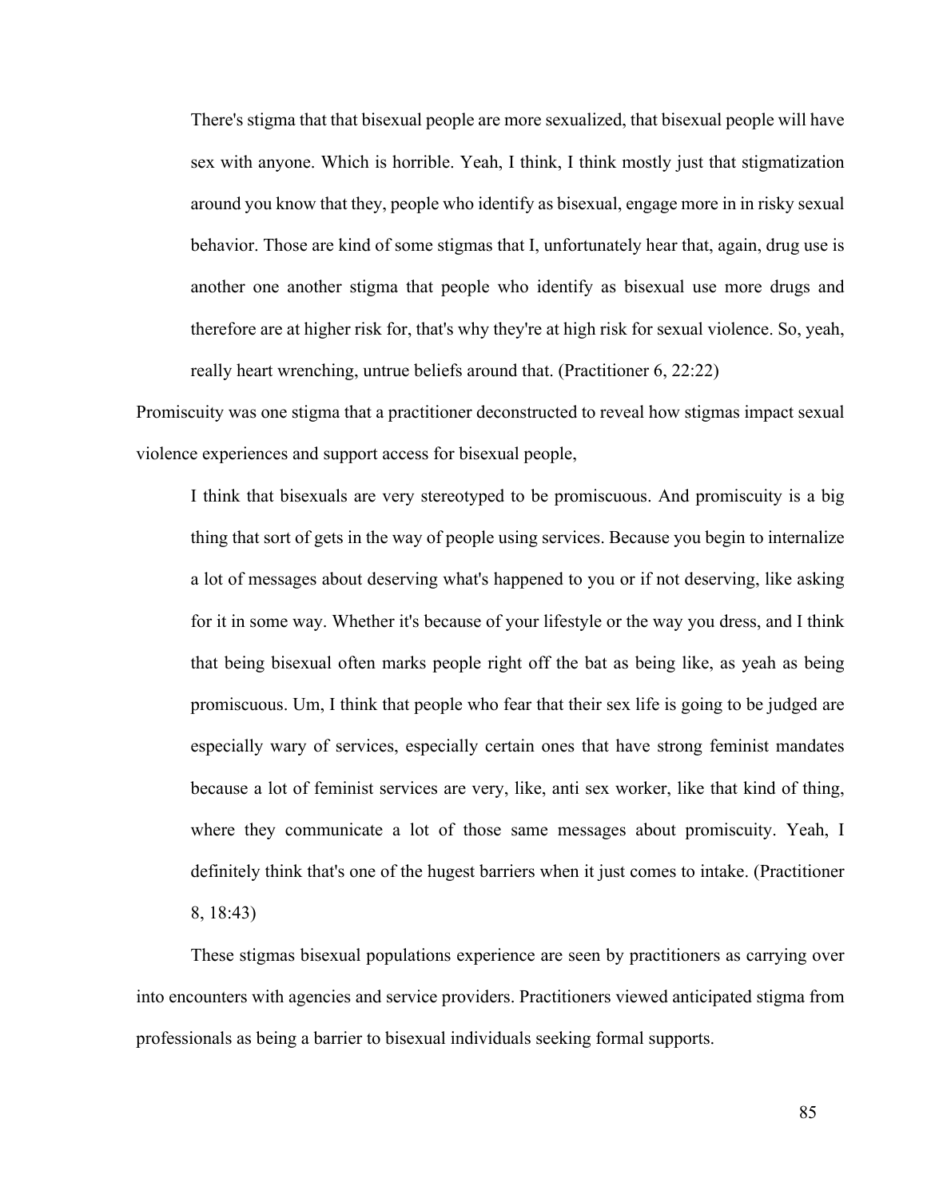> There's stigma that that bisexual people are more sexualized, that bisexual people will have sex with anyone. Which is horrible. Yeah, I think, I think mostly just that stigmatization around you know that they, people who identify as bisexual, engage more in in risky sexual behavior. Those are kind of some stigmas that I, unfortunately hear that, again, drug use is another one another stigma that people who identify as bisexual use more drugs and therefore are at higher risk for, that's why they're at high risk for sexual violence. So, yeah, really heart wrenching, untrue beliefs around that. (Practitioner 6, 22:22)

Promiscuity was one stigma that a practitioner deconstructed to reveal how stigmas impact sexual violence experiences and support access for bisexual people,

> I think that bisexuals are very stereotyped to be promiscuous. And promiscuity is a big thing that sort of gets in the way of people using services. Because you begin to internalize a lot of messages about deserving what's happened to you or if not deserving, like asking for it in some way. Whether it's because of your lifestyle or the way you dress, and I think that being bisexual often marks people right off the bat as being like, as yeah as being promiscuous. Um, I think that people who fear that their sex life is going to be judged are especially wary of services, especially certain ones that have strong feminist mandates because a lot of feminist services are very, like, anti sex worker, like that kind of thing, where they communicate a lot of those same messages about promiscuity. Yeah, I definitely think that's one of the hugest barriers when it just comes to intake. (Practitioner 8, 18:43)

These stigmas bisexual populations experience are seen by practitioners as carrying over into encounters with agencies and service providers. Practitioners viewed anticipated stigma from professionals as being a barrier to bisexual individuals seeking formal supports.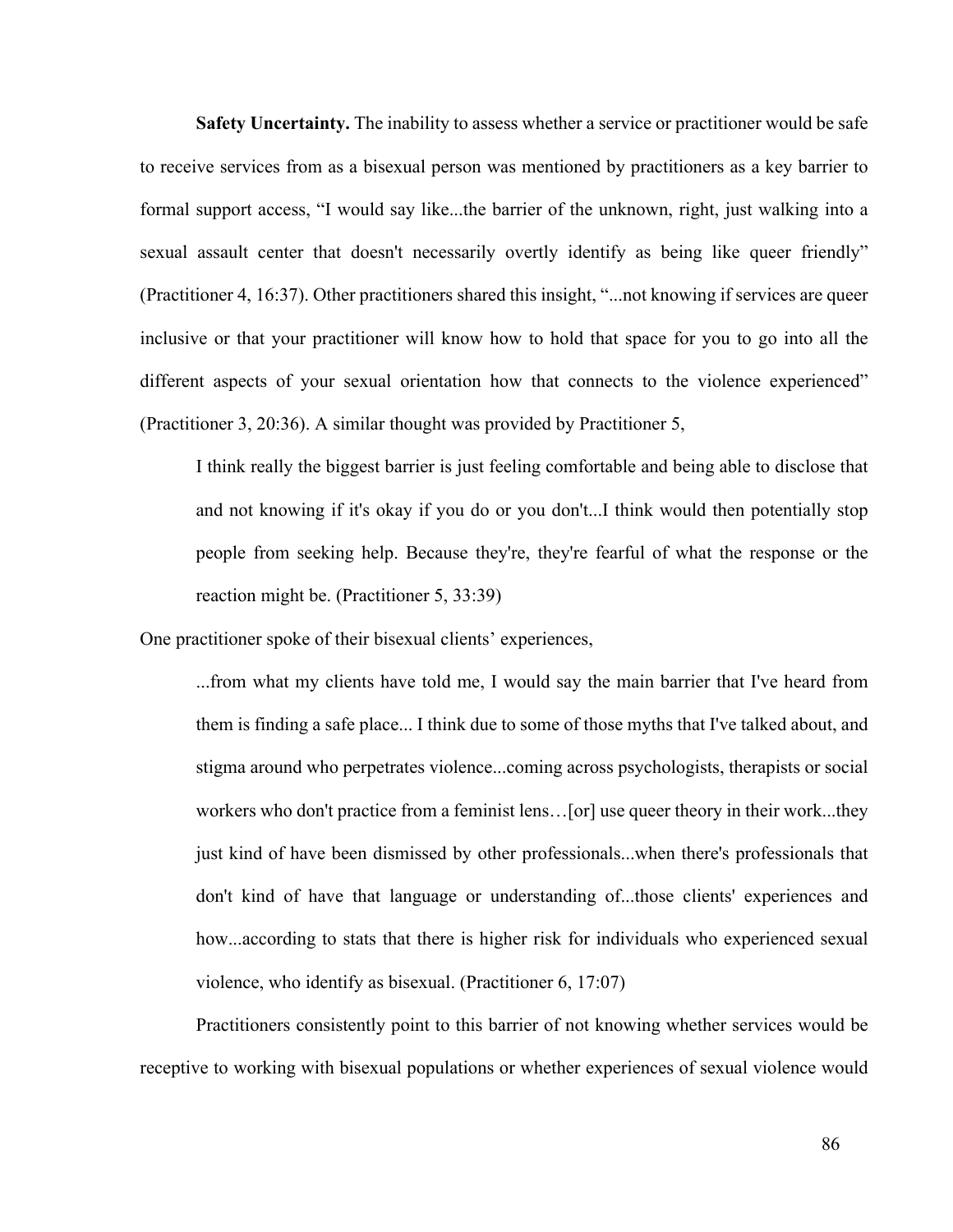**Safety Uncertainty.** The inability to assess whether a service or practitioner would be safe to receive services from as a bisexual person was mentioned by practitioners as a key barrier to formal support access, "I would say like...the barrier of the unknown, right, just walking into a sexual assault center that doesn't necessarily overtly identify as being like queer friendly" (Practitioner 4, 16:37). Other practitioners shared this insight, "...not knowing if services are queer inclusive or that your practitioner will know how to hold that space for you to go into all the different aspects of your sexual orientation how that connects to the violence experienced" (Practitioner 3, 20:36). A similar thought was provided by Practitioner 5,

> I think really the biggest barrier is just feeling comfortable and being able to disclose that and not knowing if it's okay if you do or you don't...I think would then potentially stop people from seeking help. Because they're, they're fearful of what the response or the reaction might be. (Practitioner 5, 33:39)

One practitioner spoke of their bisexual clients' experiences,

> ...from what my clients have told me, I would say the main barrier that I've heard from them is finding a safe place... I think due to some of those myths that I've talked about, and stigma around who perpetrates violence...coming across psychologists, therapists or social workers who don't practice from a feminist lens…[or] use queer theory in their work...they just kind of have been dismissed by other professionals...when there's professionals that don't kind of have that language or understanding of...those clients' experiences and how...according to stats that there is higher risk for individuals who experienced sexual violence, who identify as bisexual. (Practitioner 6, 17:07)

Practitioners consistently point to this barrier of not knowing whether services would be receptive to working with bisexual populations or whether experiences of sexual violence would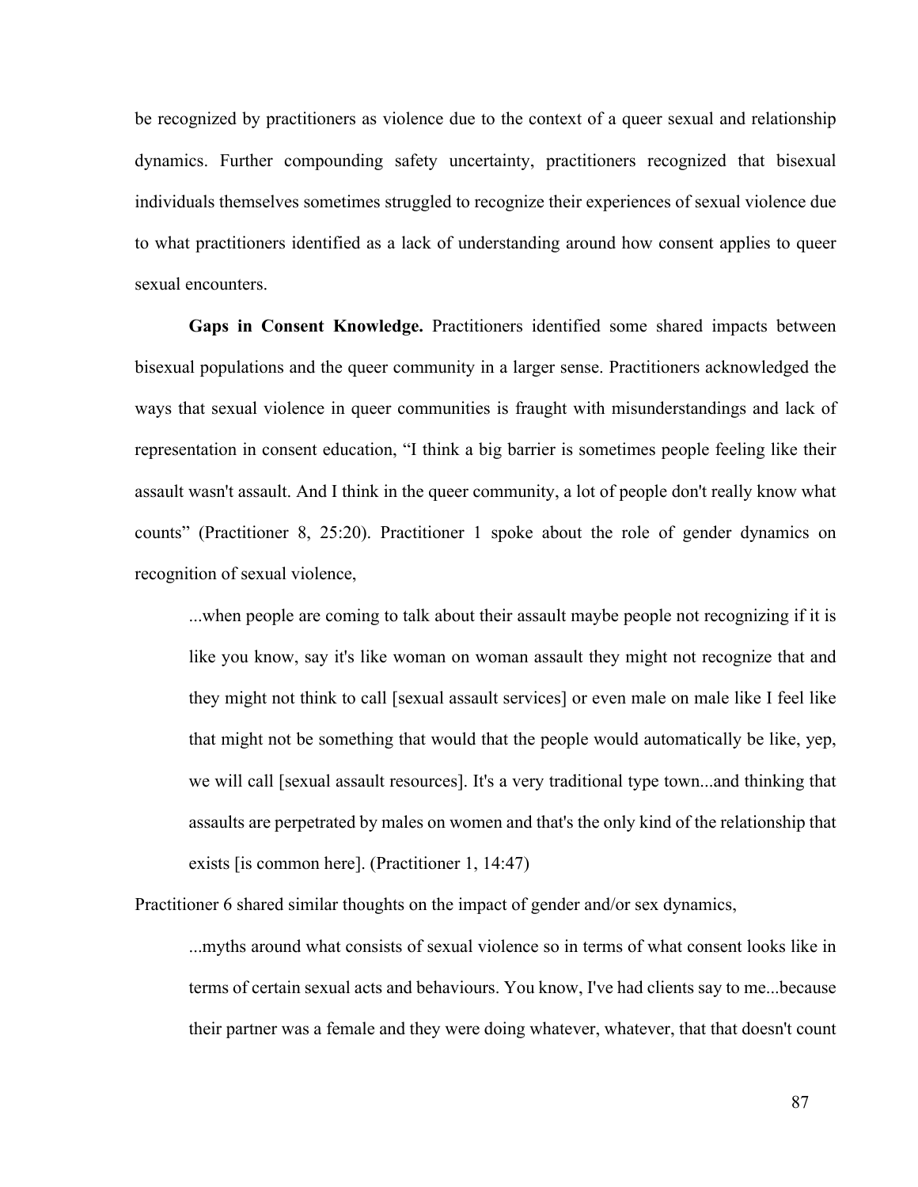be recognized by practitioners as violence due to the context of a queer sexual and relationship dynamics. Further compounding safety uncertainty, practitioners recognized that bisexual individuals themselves sometimes struggled to recognize their experiences of sexual violence due to what practitioners identified as a lack of understanding around how consent applies to queer sexual encounters.

**Gaps in Consent Knowledge.** Practitioners identified some shared impacts between bisexual populations and the queer community in a larger sense. Practitioners acknowledged the ways that sexual violence in queer communities is fraught with misunderstandings and lack of representation in consent education, "I think a big barrier is sometimes people feeling like their assault wasn't assault. And I think in the queer community, a lot of people don't really know what counts" (Practitioner 8, 25:20). Practitioner 1 spoke about the role of gender dynamics on recognition of sexual violence,

> ...when people are coming to talk about their assault maybe people not recognizing if it is like you know, say it's like woman on woman assault they might not recognize that and they might not think to call [sexual assault services] or even male on male like I feel like that might not be something that would that the people would automatically be like, yep, we will call [sexual assault resources]. It's a very traditional type town...and thinking that assaults are perpetrated by males on women and that's the only kind of the relationship that exists [is common here]. (Practitioner 1, 14:47)

Practitioner 6 shared similar thoughts on the impact of gender and/or sex dynamics,

> ...myths around what consists of sexual violence so in terms of what consent looks like in terms of certain sexual acts and behaviours. You know, I've had clients say to me...because their partner was a female and they were doing whatever, whatever, that that doesn't count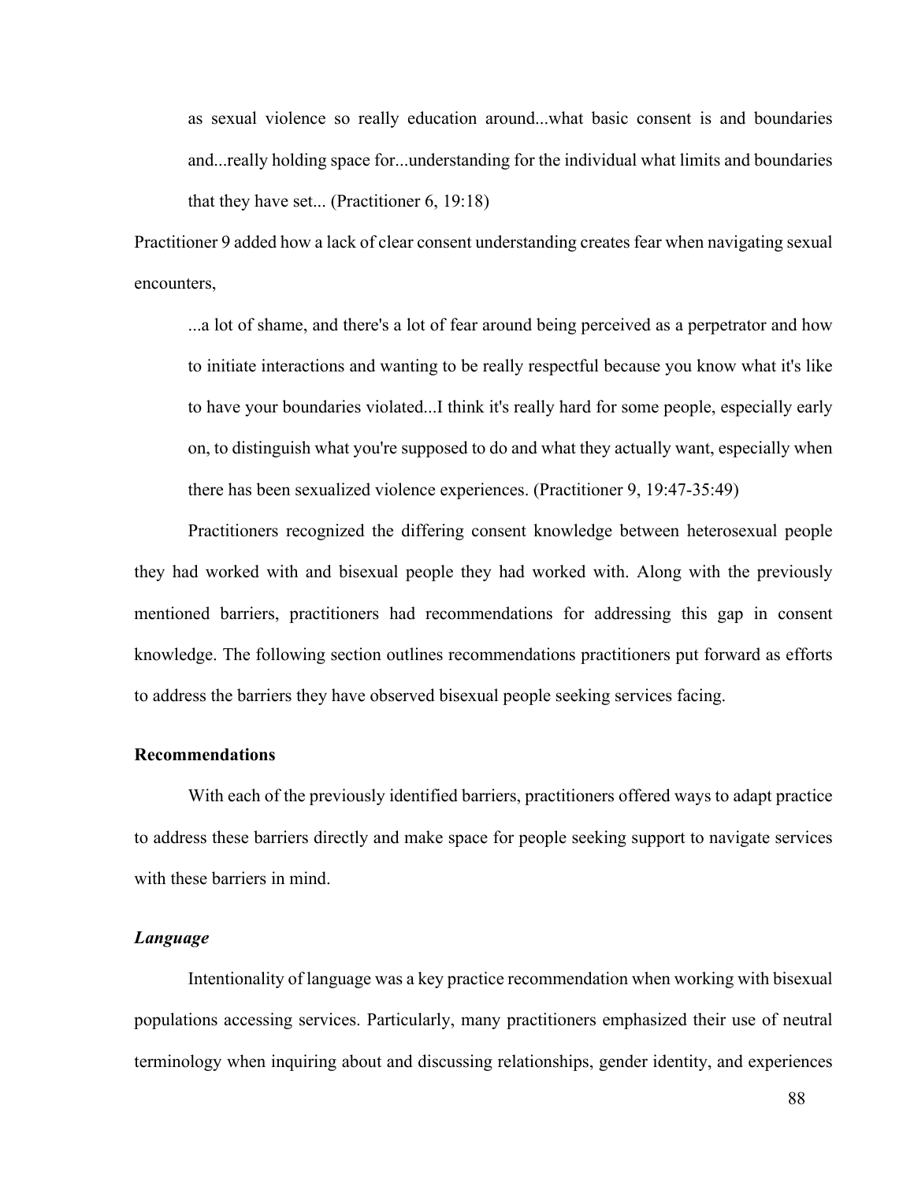> as sexual violence so really education around...what basic consent is and boundaries and...really holding space for...understanding for the individual what limits and boundaries that they have set... (Practitioner 6, 19:18)

Practitioner 9 added how a lack of clear consent understanding creates fear when navigating sexual encounters,

> ...a lot of shame, and there's a lot of fear around being perceived as a perpetrator and how to initiate interactions and wanting to be really respectful because you know what it's like to have your boundaries violated...I think it's really hard for some people, especially early on, to distinguish what you're supposed to do and what they actually want, especially when there has been sexualized violence experiences. (Practitioner 9, 19:47-35:49)

Practitioners recognized the differing consent knowledge between heterosexual people they had worked with and bisexual people they had worked with. Along with the previously mentioned barriers, practitioners had recommendations for addressing this gap in consent knowledge. The following section outlines recommendations practitioners put forward as efforts to address the barriers they have observed bisexual people seeking services facing.

## Recommendations

With each of the previously identified barriers, practitioners offered ways to adapt practice to address these barriers directly and make space for people seeking support to navigate services with these barriers in mind.

### *Language*

Intentionality of language was a key practice recommendation when working with bisexual populations accessing services. Particularly, many practitioners emphasized their use of neutral terminology when inquiring about and discussing relationships, gender identity, and experiences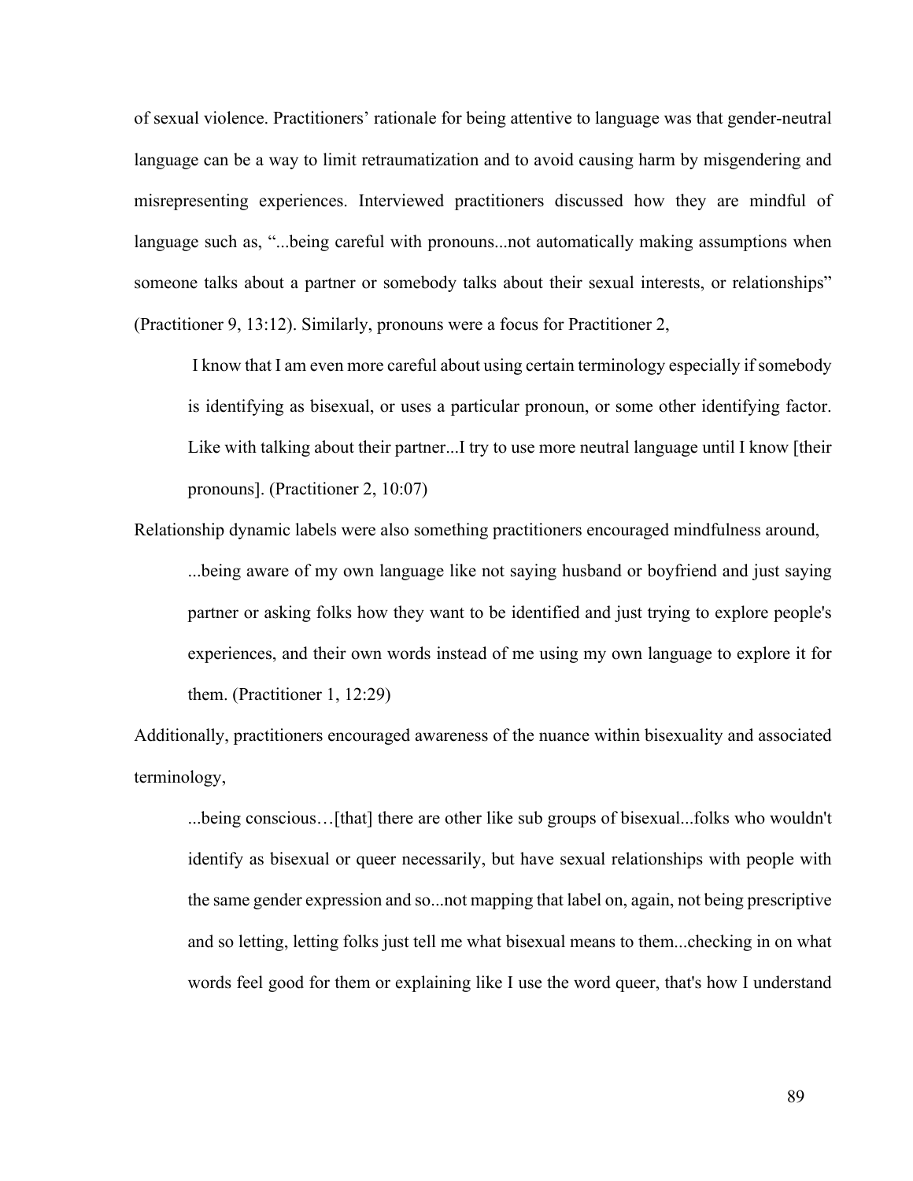of sexual violence. Practitioners' rationale for being attentive to language was that gender-neutral language can be a way to limit retraumatization and to avoid causing harm by misgendering and misrepresenting experiences. Interviewed practitioners discussed how they are mindful of language such as, "...being careful with pronouns...not automatically making assumptions when someone talks about a partner or somebody talks about their sexual interests, or relationships" (Practitioner 9, 13:12). Similarly, pronouns were a focus for Practitioner 2,

> I know that I am even more careful about using certain terminology especially if somebody is identifying as bisexual, or uses a particular pronoun, or some other identifying factor. Like with talking about their partner...I try to use more neutral language until I know [their pronouns]. (Practitioner 2, 10:07)

Relationship dynamic labels were also something practitioners encouraged mindfulness around,

> ...being aware of my own language like not saying husband or boyfriend and just saying partner or asking folks how they want to be identified and just trying to explore people's experiences, and their own words instead of me using my own language to explore it for them. (Practitioner 1, 12:29)

Additionally, practitioners encouraged awareness of the nuance within bisexuality and associated terminology,

> ...being conscious…[that] there are other like sub groups of bisexual...folks who wouldn't identify as bisexual or queer necessarily, but have sexual relationships with people with the same gender expression and so...not mapping that label on, again, not being prescriptive and so letting, letting folks just tell me what bisexual means to them...checking in on what words feel good for them or explaining like I use the word queer, that's how I understand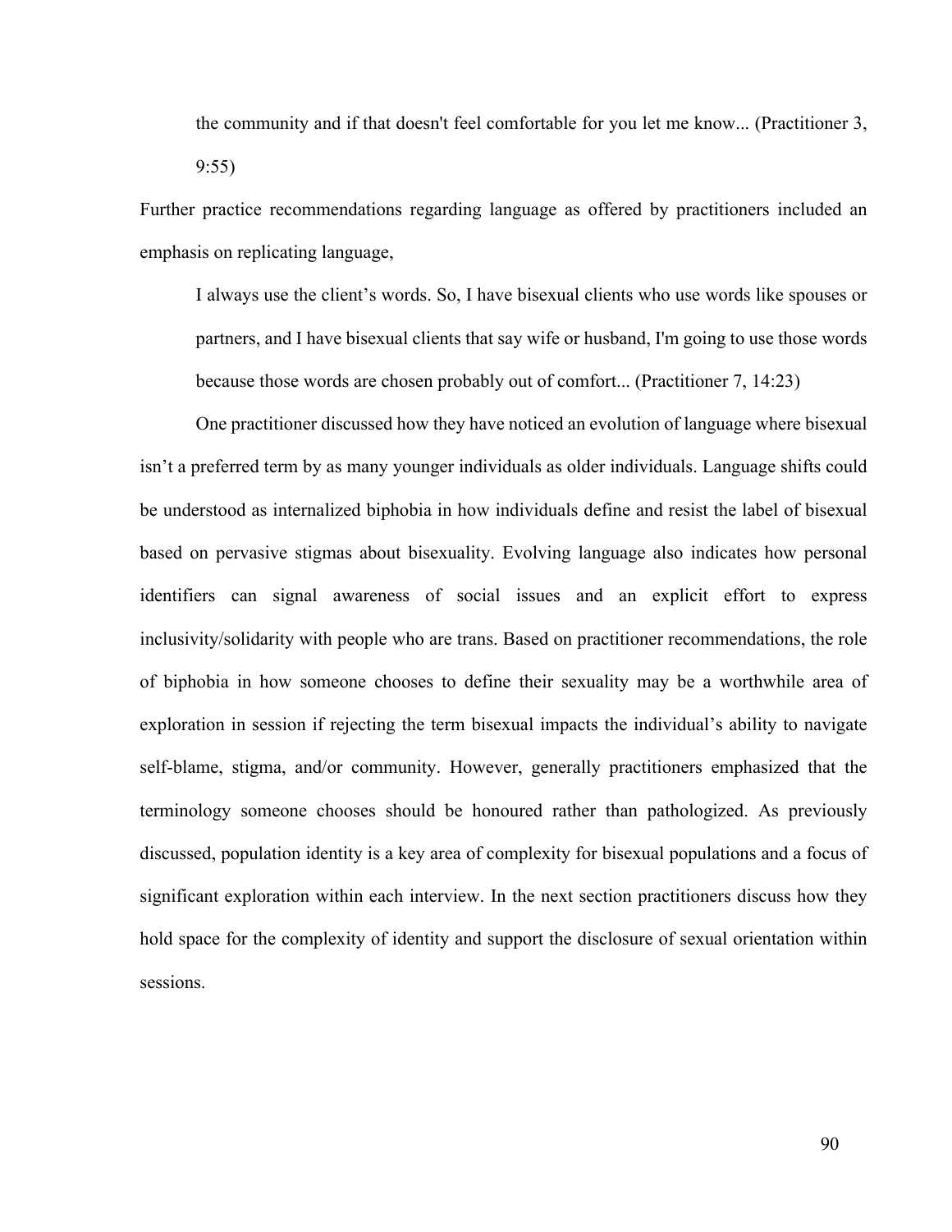> the community and if that doesn't feel comfortable for you let me know... (Practitioner 3, 9:55)

Further practice recommendations regarding language as offered by practitioners included an emphasis on replicating language,

> I always use the client's words. So, I have bisexual clients who use words like spouses or partners, and I have bisexual clients that say wife or husband, I'm going to use those words because those words are chosen probably out of comfort... (Practitioner 7, 14:23)

One practitioner discussed how they have noticed an evolution of language where bisexual isn't a preferred term by as many younger individuals as older individuals. Language shifts could be understood as internalized biphobia in how individuals define and resist the label of bisexual based on pervasive stigmas about bisexuality. Evolving language also indicates how personal identifiers can signal awareness of social issues and an explicit effort to express inclusivity/solidarity with people who are trans. Based on practitioner recommendations, the role of biphobia in how someone chooses to define their sexuality may be a worthwhile area of exploration in session if rejecting the term bisexual impacts the individual's ability to navigate self-blame, stigma, and/or community. However, generally practitioners emphasized that the terminology someone chooses should be honoured rather than pathologized. As previously discussed, population identity is a key area of complexity for bisexual populations and a focus of significant exploration within each interview. In the next section practitioners discuss how they hold space for the complexity of identity and support the disclosure of sexual orientation within sessions.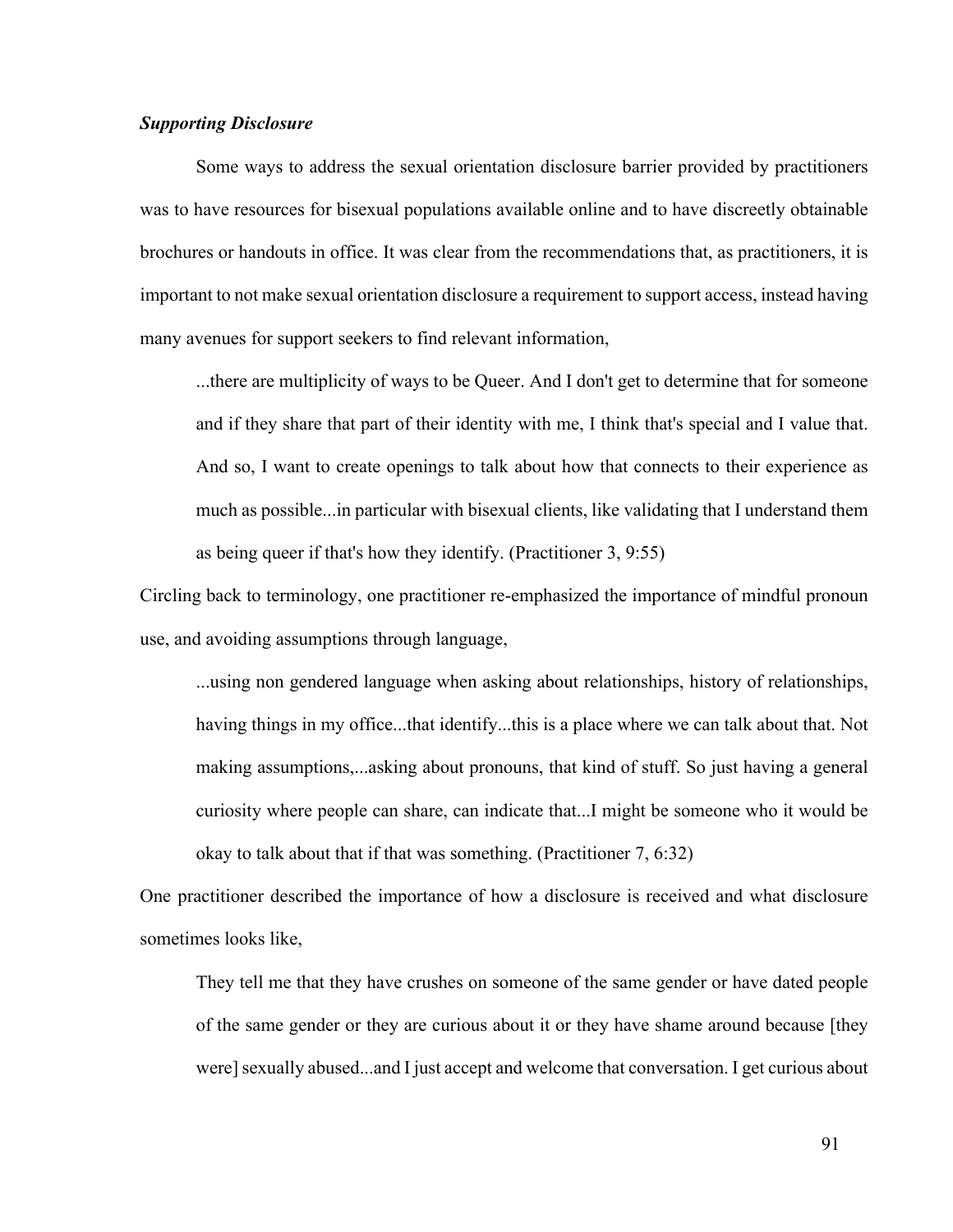### *Supporting Disclosure*

Some ways to address the sexual orientation disclosure barrier provided by practitioners was to have resources for bisexual populations available online and to have discreetly obtainable brochures or handouts in office. It was clear from the recommendations that, as practitioners, it is important to not make sexual orientation disclosure a requirement to support access, instead having many avenues for support seekers to find relevant information,

> ...there are multiplicity of ways to be Queer. And I don't get to determine that for someone and if they share that part of their identity with me, I think that's special and I value that. And so, I want to create openings to talk about how that connects to their experience as much as possible...in particular with bisexual clients, like validating that I understand them as being queer if that's how they identify. (Practitioner 3, 9:55)

Circling back to terminology, one practitioner re-emphasized the importance of mindful pronoun use, and avoiding assumptions through language,

> ...using non gendered language when asking about relationships, history of relationships, having things in my office...that identify...this is a place where we can talk about that. Not making assumptions,...asking about pronouns, that kind of stuff. So just having a general curiosity where people can share, can indicate that...I might be someone who it would be okay to talk about that if that was something. (Practitioner 7, 6:32)

One practitioner described the importance of how a disclosure is received and what disclosure sometimes looks like,

> They tell me that they have crushes on someone of the same gender or have dated people of the same gender or they are curious about it or they have shame around because [they were] sexually abused...and I just accept and welcome that conversation. I get curious about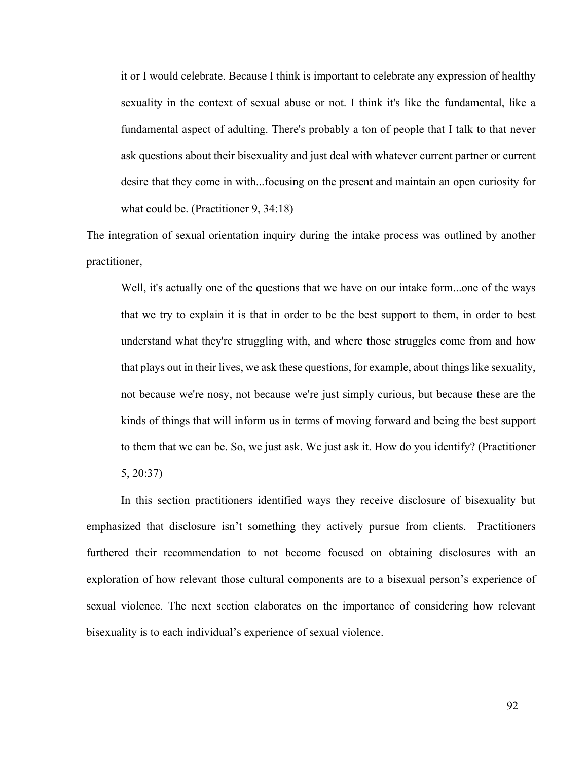> it or I would celebrate. Because I think is important to celebrate any expression of healthy sexuality in the context of sexual abuse or not. I think it's like the fundamental, like a fundamental aspect of adulting. There's probably a ton of people that I talk to that never ask questions about their bisexuality and just deal with whatever current partner or current desire that they come in with...focusing on the present and maintain an open curiosity for what could be. (Practitioner 9, 34:18)

The integration of sexual orientation inquiry during the intake process was outlined by another practitioner,

> Well, it's actually one of the questions that we have on our intake form...one of the ways that we try to explain it is that in order to be the best support to them, in order to best understand what they're struggling with, and where those struggles come from and how that plays out in their lives, we ask these questions, for example, about things like sexuality, not because we're nosy, not because we're just simply curious, but because these are the kinds of things that will inform us in terms of moving forward and being the best support to them that we can be. So, we just ask. We just ask it. How do you identify? (Practitioner 5, 20:37)

In this section practitioners identified ways they receive disclosure of bisexuality but emphasized that disclosure isn't something they actively pursue from clients. Practitioners furthered their recommendation to not become focused on obtaining disclosures with an exploration of how relevant those cultural components are to a bisexual person's experience of sexual violence. The next section elaborates on the importance of considering how relevant bisexuality is to each individual's experience of sexual violence.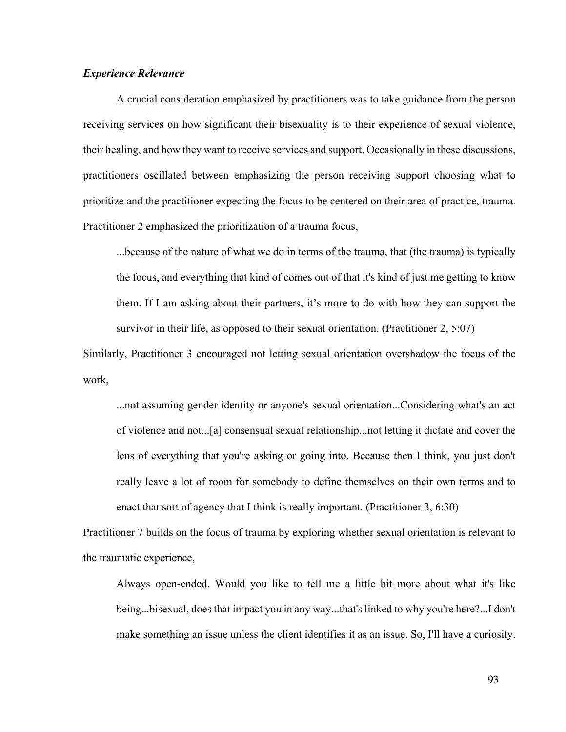### *Experience Relevance*

A crucial consideration emphasized by practitioners was to take guidance from the person receiving services on how significant their bisexuality is to their experience of sexual violence, their healing, and how they want to receive services and support. Occasionally in these discussions, practitioners oscillated between emphasizing the person receiving support choosing what to prioritize and the practitioner expecting the focus to be centered on their area of practice, trauma. Practitioner 2 emphasized the prioritization of a trauma focus,

> ...because of the nature of what we do in terms of the trauma, that (the trauma) is typically the focus, and everything that kind of comes out of that it's kind of just me getting to know them. If I am asking about their partners, it's more to do with how they can support the survivor in their life, as opposed to their sexual orientation. (Practitioner 2, 5:07)

Similarly, Practitioner 3 encouraged not letting sexual orientation overshadow the focus of the work,

> ...not assuming gender identity or anyone's sexual orientation...Considering what's an act of violence and not...[a] consensual sexual relationship...not letting it dictate and cover the lens of everything that you're asking or going into. Because then I think, you just don't really leave a lot of room for somebody to define themselves on their own terms and to enact that sort of agency that I think is really important. (Practitioner 3, 6:30)

Practitioner 7 builds on the focus of trauma by exploring whether sexual orientation is relevant to the traumatic experience,

> Always open-ended. Would you like to tell me a little bit more about what it's like being...bisexual, does that impact you in any way...that's linked to why you're here?...I don't make something an issue unless the client identifies it as an issue. So, I'll have a curiosity.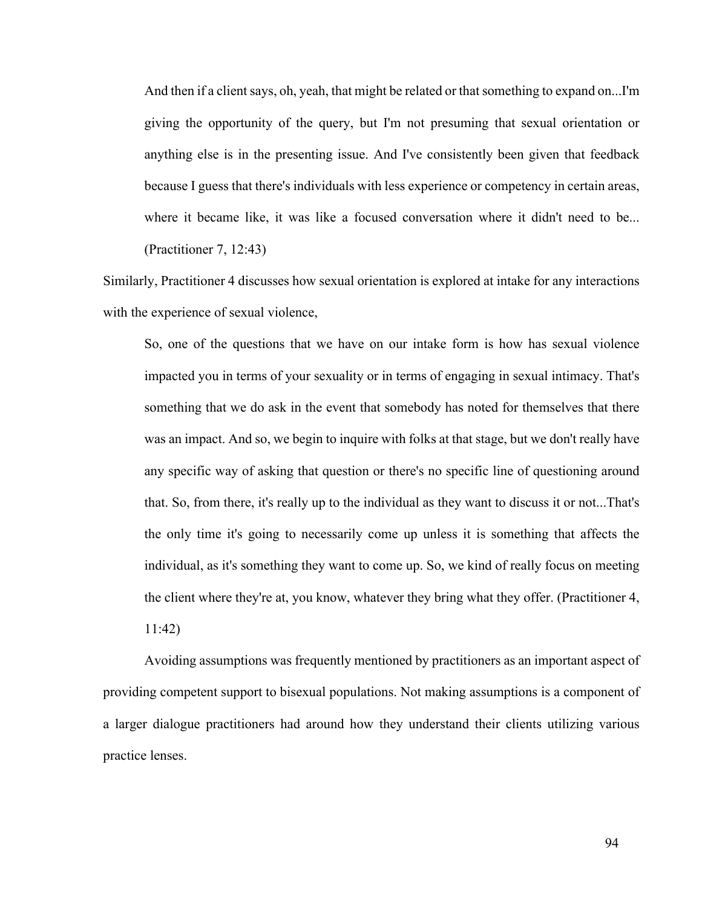> And then if a client says, oh, yeah, that might be related or that something to expand on...I'm giving the opportunity of the query, but I'm not presuming that sexual orientation or anything else is in the presenting issue. And I've consistently been given that feedback because I guess that there's individuals with less experience or competency in certain areas, where it became like, it was like a focused conversation where it didn't need to be... (Practitioner 7, 12:43)

Similarly, Practitioner 4 discusses how sexual orientation is explored at intake for any interactions with the experience of sexual violence,

> So, one of the questions that we have on our intake form is how has sexual violence impacted you in terms of your sexuality or in terms of engaging in sexual intimacy. That's something that we do ask in the event that somebody has noted for themselves that there was an impact. And so, we begin to inquire with folks at that stage, but we don't really have any specific way of asking that question or there's no specific line of questioning around that. So, from there, it's really up to the individual as they want to discuss it or not...That's the only time it's going to necessarily come up unless it is something that affects the individual, as it's something they want to come up. So, we kind of really focus on meeting the client where they're at, you know, whatever they bring what they offer. (Practitioner 4, 11:42)

Avoiding assumptions was frequently mentioned by practitioners as an important aspect of providing competent support to bisexual populations. Not making assumptions is a component of a larger dialogue practitioners had around how they understand their clients utilizing various practice lenses.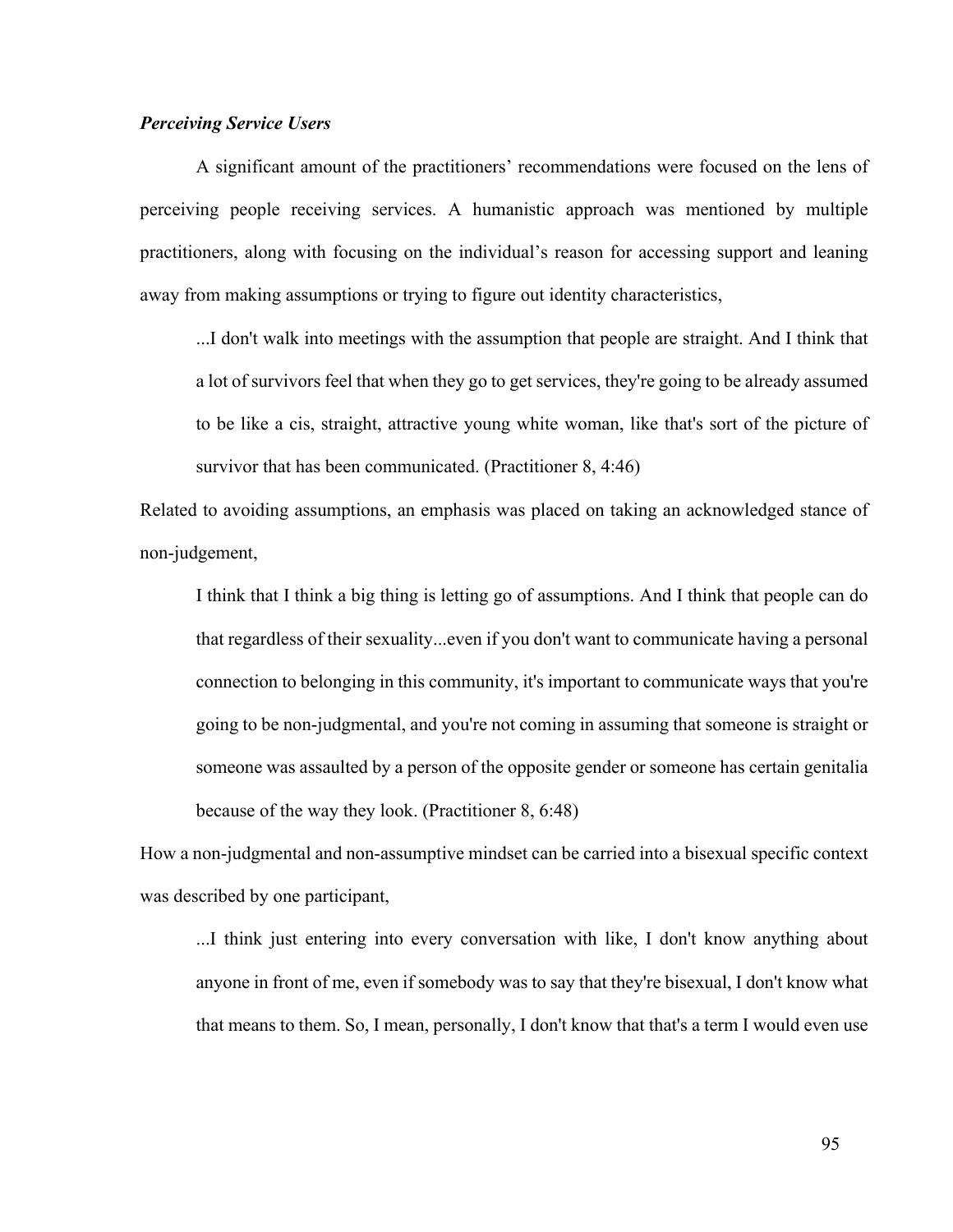### *Perceiving Service Users*

A significant amount of the practitioners' recommendations were focused on the lens of perceiving people receiving services. A humanistic approach was mentioned by multiple practitioners, along with focusing on the individual's reason for accessing support and leaning away from making assumptions or trying to figure out identity characteristics,

> ...I don't walk into meetings with the assumption that people are straight. And I think that a lot of survivors feel that when they go to get services, they're going to be already assumed to be like a cis, straight, attractive young white woman, like that's sort of the picture of survivor that has been communicated. (Practitioner 8, 4:46)

Related to avoiding assumptions, an emphasis was placed on taking an acknowledged stance of non-judgement,

> I think that I think a big thing is letting go of assumptions. And I think that people can do that regardless of their sexuality...even if you don't want to communicate having a personal connection to belonging in this community, it's important to communicate ways that you're going to be non-judgmental, and you're not coming in assuming that someone is straight or someone was assaulted by a person of the opposite gender or someone has certain genitalia because of the way they look. (Practitioner 8, 6:48)

How a non-judgmental and non-assumptive mindset can be carried into a bisexual specific context was described by one participant,

> ...I think just entering into every conversation with like, I don't know anything about anyone in front of me, even if somebody was to say that they're bisexual, I don't know what that means to them. So, I mean, personally, I don't know that that's a term I would even use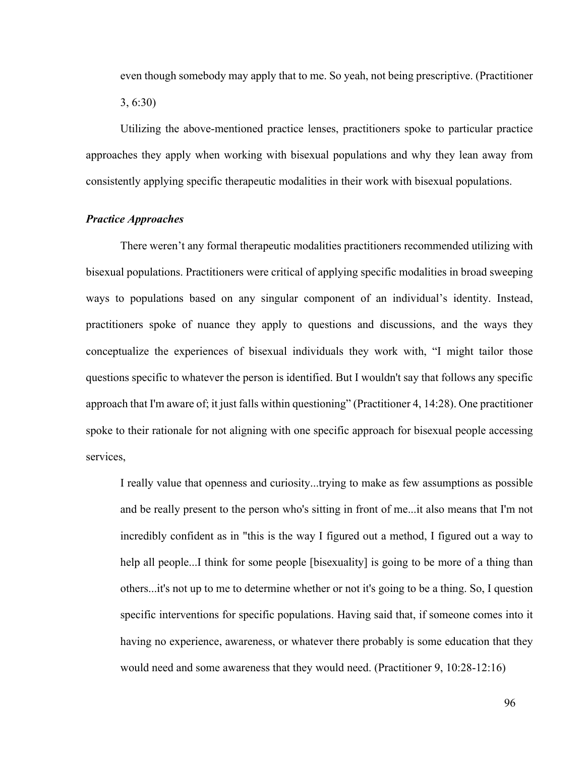> even though somebody may apply that to me. So yeah, not being prescriptive. (Practitioner 3, 6:30)

Utilizing the above-mentioned practice lenses, practitioners spoke to particular practice approaches they apply when working with bisexual populations and why they lean away from consistently applying specific therapeutic modalities in their work with bisexual populations.

### *Practice Approaches*

There weren't any formal therapeutic modalities practitioners recommended utilizing with bisexual populations. Practitioners were critical of applying specific modalities in broad sweeping ways to populations based on any singular component of an individual's identity. Instead, practitioners spoke of nuance they apply to questions and discussions, and the ways they conceptualize the experiences of bisexual individuals they work with, "I might tailor those questions specific to whatever the person is identified. But I wouldn't say that follows any specific approach that I'm aware of; it just falls within questioning" (Practitioner 4, 14:28). One practitioner spoke to their rationale for not aligning with one specific approach for bisexual people accessing services,

> I really value that openness and curiosity...trying to make as few assumptions as possible and be really present to the person who's sitting in front of me...it also means that I'm not incredibly confident as in "this is the way I figured out a method, I figured out a way to help all people...I think for some people [bisexuality] is going to be more of a thing than others...it's not up to me to determine whether or not it's going to be a thing. So, I question specific interventions for specific populations. Having said that, if someone comes into it having no experience, awareness, or whatever there probably is some education that they would need and some awareness that they would need. (Practitioner 9, 10:28-12:16)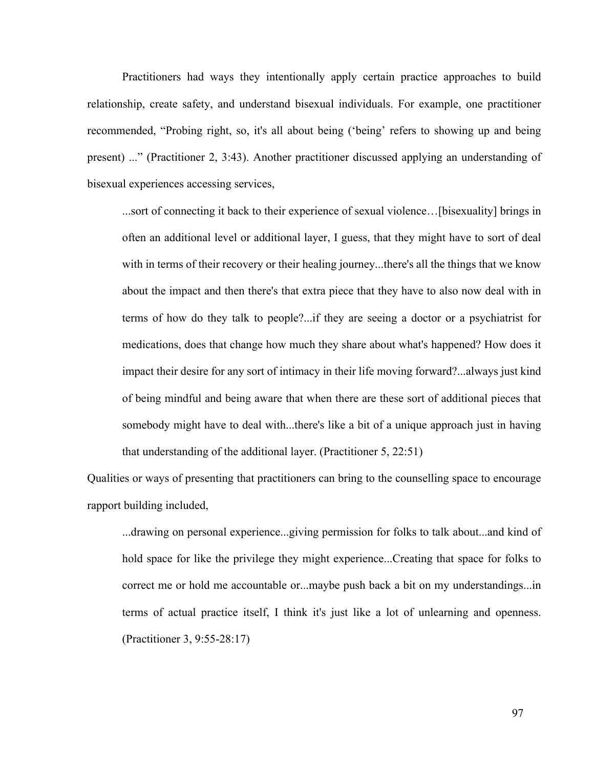Practitioners had ways they intentionally apply certain practice approaches to build relationship, create safety, and understand bisexual individuals. For example, one practitioner recommended, "Probing right, so, it's all about being ('being' refers to showing up and being present) ..." (Practitioner 2, 3:43). Another practitioner discussed applying an understanding of bisexual experiences accessing services,

> ...sort of connecting it back to their experience of sexual violence…[bisexuality] brings in often an additional level or additional layer, I guess, that they might have to sort of deal with in terms of their recovery or their healing journey...there's all the things that we know about the impact and then there's that extra piece that they have to also now deal with in terms of how do they talk to people?...if they are seeing a doctor or a psychiatrist for medications, does that change how much they share about what's happened? How does it impact their desire for any sort of intimacy in their life moving forward?...always just kind of being mindful and being aware that when there are these sort of additional pieces that somebody might have to deal with...there's like a bit of a unique approach just in having that understanding of the additional layer. (Practitioner 5, 22:51)

Qualities or ways of presenting that practitioners can bring to the counselling space to encourage rapport building included,

> ...drawing on personal experience...giving permission for folks to talk about...and kind of hold space for like the privilege they might experience...Creating that space for folks to correct me or hold me accountable or...maybe push back a bit on my understandings...in terms of actual practice itself, I think it's just like a lot of unlearning and openness. (Practitioner 3, 9:55-28:17)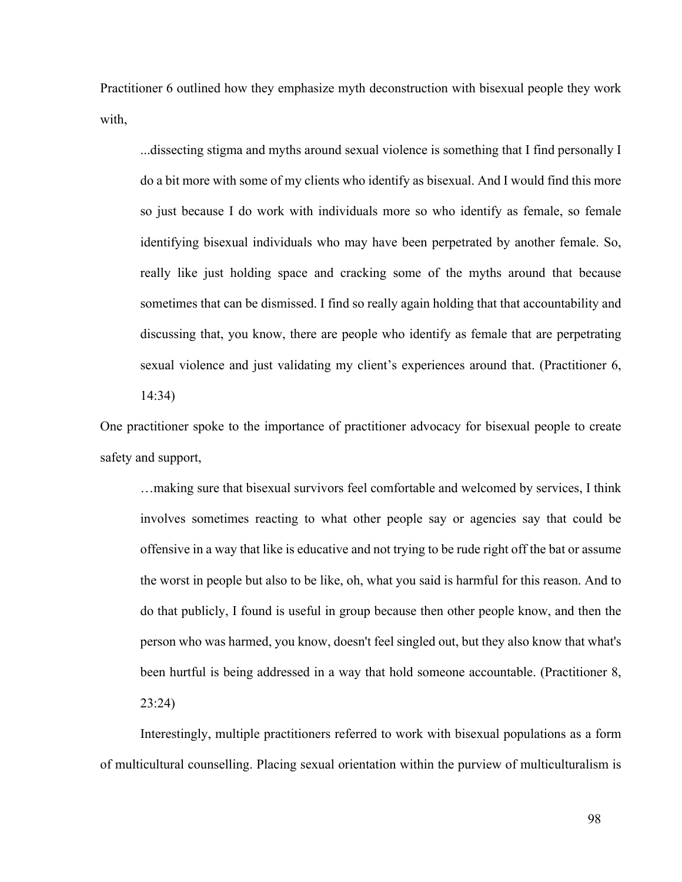Practitioner 6 outlined how they emphasize myth deconstruction with bisexual people they work with,

> ...dissecting stigma and myths around sexual violence is something that I find personally I do a bit more with some of my clients who identify as bisexual. And I would find this more so just because I do work with individuals more so who identify as female, so female identifying bisexual individuals who may have been perpetrated by another female. So, really like just holding space and cracking some of the myths around that because sometimes that can be dismissed. I find so really again holding that that accountability and discussing that, you know, there are people who identify as female that are perpetrating sexual violence and just validating my client's experiences around that. (Practitioner 6, 14:34)

One practitioner spoke to the importance of practitioner advocacy for bisexual people to create safety and support,

> …making sure that bisexual survivors feel comfortable and welcomed by services, I think involves sometimes reacting to what other people say or agencies say that could be offensive in a way that like is educative and not trying to be rude right off the bat or assume the worst in people but also to be like, oh, what you said is harmful for this reason. And to do that publicly, I found is useful in group because then other people know, and then the person who was harmed, you know, doesn't feel singled out, but they also know that what's been hurtful is being addressed in a way that hold someone accountable. (Practitioner 8, 23:24)

Interestingly, multiple practitioners referred to work with bisexual populations as a form of multicultural counselling. Placing sexual orientation within the purview of multiculturalism is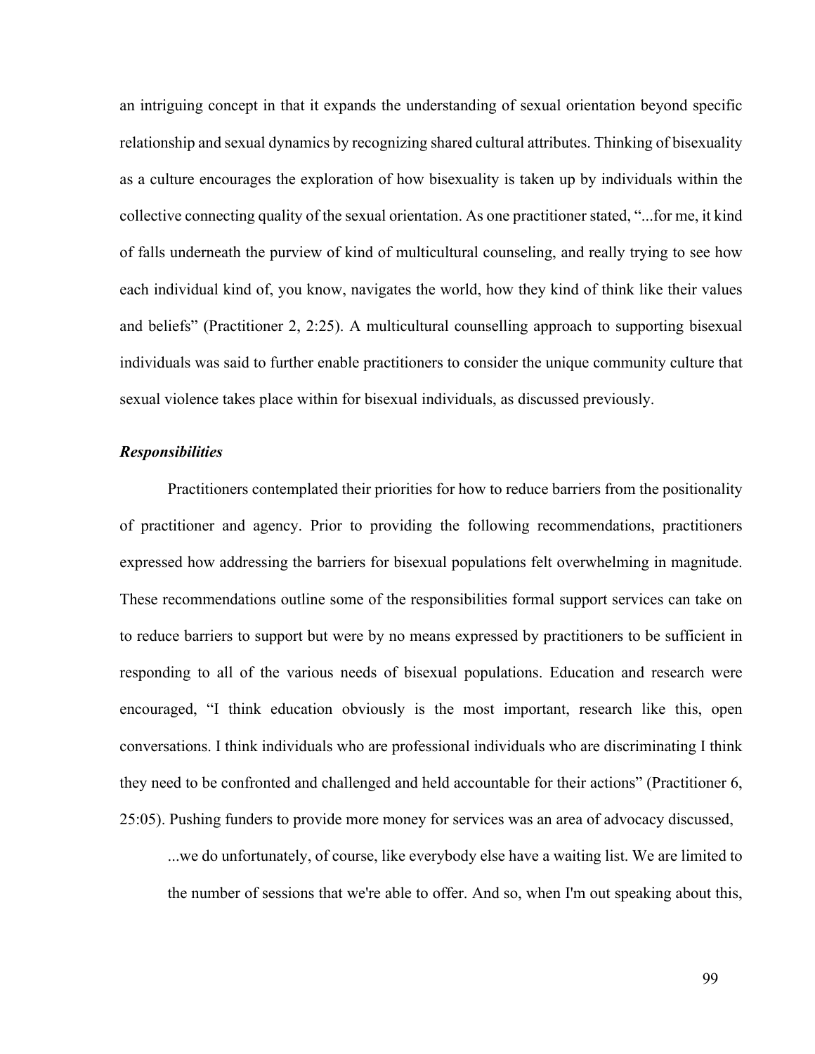an intriguing concept in that it expands the understanding of sexual orientation beyond specific relationship and sexual dynamics by recognizing shared cultural attributes. Thinking of bisexuality as a culture encourages the exploration of how bisexuality is taken up by individuals within the collective connecting quality of the sexual orientation. As one practitioner stated, "...for me, it kind of falls underneath the purview of kind of multicultural counseling, and really trying to see how each individual kind of, you know, navigates the world, how they kind of think like their values and beliefs" (Practitioner 2, 2:25). A multicultural counselling approach to supporting bisexual individuals was said to further enable practitioners to consider the unique community culture that sexual violence takes place within for bisexual individuals, as discussed previously.

***Responsibilities***

Practitioners contemplated their priorities for how to reduce barriers from the positionality of practitioner and agency. Prior to providing the following recommendations, practitioners expressed how addressing the barriers for bisexual populations felt overwhelming in magnitude. These recommendations outline some of the responsibilities formal support services can take on to reduce barriers to support but were by no means expressed by practitioners to be sufficient in responding to all of the various needs of bisexual populations. Education and research were encouraged, "I think education obviously is the most important, research like this, open conversations. I think individuals who are professional individuals who are discriminating I think they need to be confronted and challenged and held accountable for their actions" (Practitioner 6, 25:05). Pushing funders to provide more money for services was an area of advocacy discussed,

> ...we do unfortunately, of course, like everybody else have a waiting list. We are limited to the number of sessions that we're able to offer. And so, when I'm out speaking about this,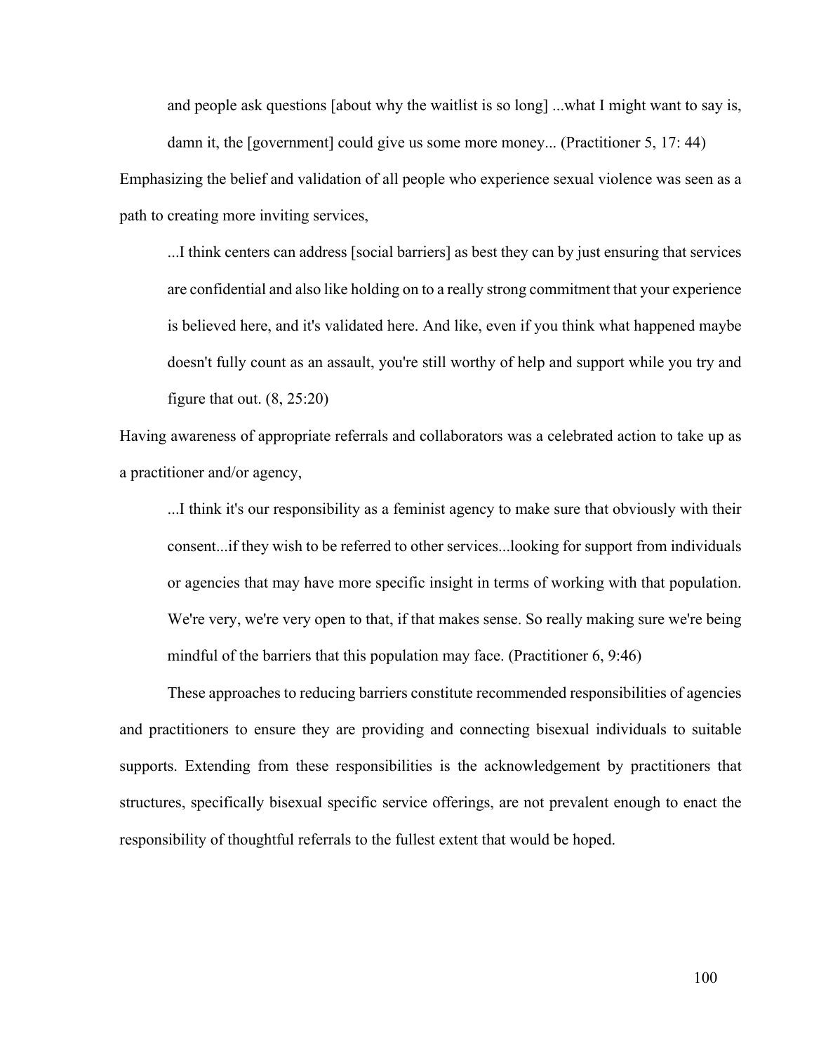> and people ask questions [about why the waitlist is so long] ...what I might want to say is, damn it, the [government] could give us some more money... (Practitioner 5, 17: 44)

Emphasizing the belief and validation of all people who experience sexual violence was seen as a path to creating more inviting services,

> ...I think centers can address [social barriers] as best they can by just ensuring that services are confidential and also like holding on to a really strong commitment that your experience is believed here, and it's validated here. And like, even if you think what happened maybe doesn't fully count as an assault, you're still worthy of help and support while you try and figure that out. (8, 25:20)

Having awareness of appropriate referrals and collaborators was a celebrated action to take up as a practitioner and/or agency,

> ...I think it's our responsibility as a feminist agency to make sure that obviously with their consent...if they wish to be referred to other services...looking for support from individuals or agencies that may have more specific insight in terms of working with that population. We're very, we're very open to that, if that makes sense. So really making sure we're being mindful of the barriers that this population may face. (Practitioner 6, 9:46)

These approaches to reducing barriers constitute recommended responsibilities of agencies and practitioners to ensure they are providing and connecting bisexual individuals to suitable supports. Extending from these responsibilities is the acknowledgement by practitioners that structures, specifically bisexual specific service offerings, are not prevalent enough to enact the responsibility of thoughtful referrals to the fullest extent that would be hoped.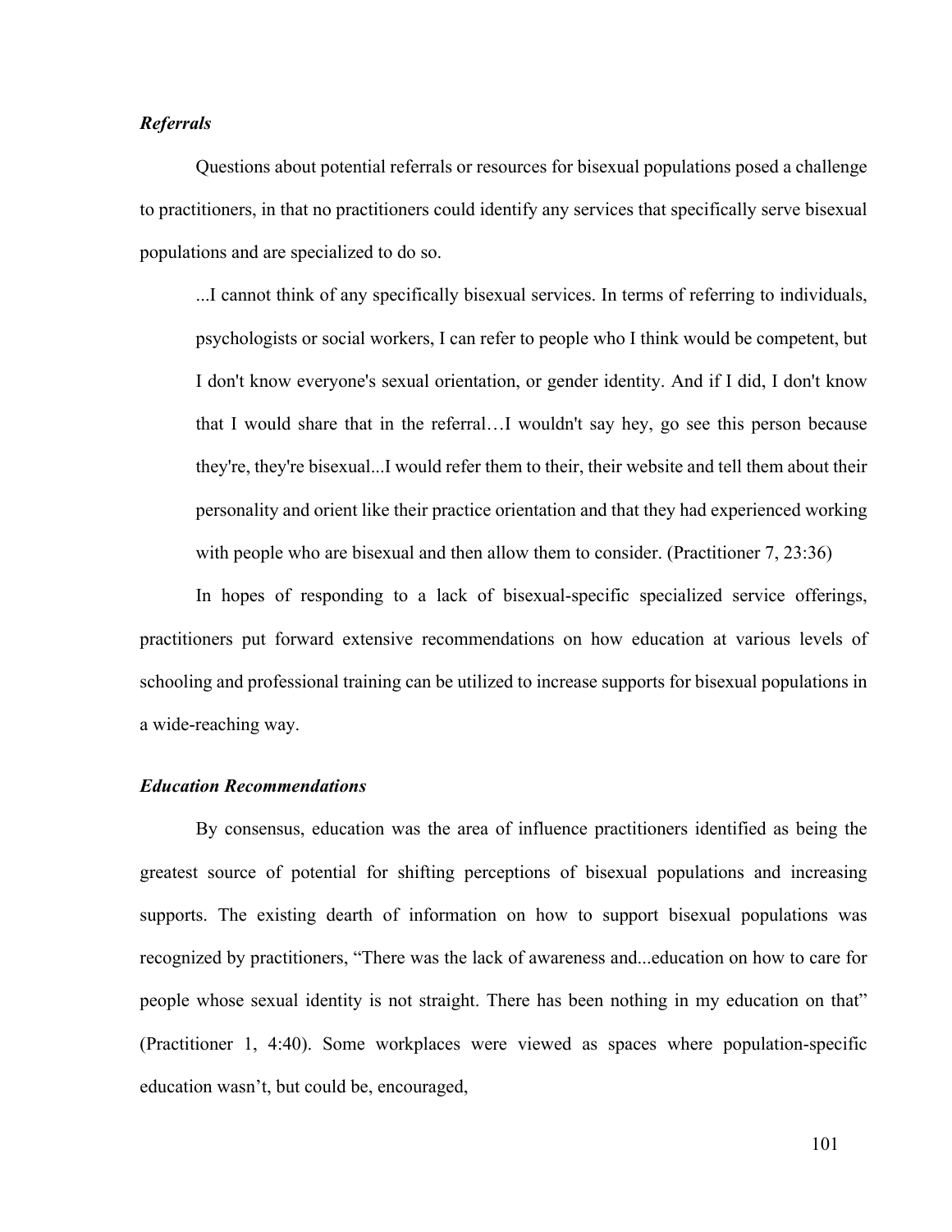### *Referrals*

Questions about potential referrals or resources for bisexual populations posed a challenge to practitioners, in that no practitioners could identify any services that specifically serve bisexual populations and are specialized to do so.

> ...I cannot think of any specifically bisexual services. In terms of referring to individuals, psychologists or social workers, I can refer to people who I think would be competent, but I don't know everyone's sexual orientation, or gender identity. And if I did, I don't know that I would share that in the referral…I wouldn't say hey, go see this person because they're, they're bisexual...I would refer them to their, their website and tell them about their personality and orient like their practice orientation and that they had experienced working with people who are bisexual and then allow them to consider. (Practitioner 7, 23:36)

In hopes of responding to a lack of bisexual-specific specialized service offerings, practitioners put forward extensive recommendations on how education at various levels of schooling and professional training can be utilized to increase supports for bisexual populations in a wide-reaching way.

### *Education Recommendations*

By consensus, education was the area of influence practitioners identified as being the greatest source of potential for shifting perceptions of bisexual populations and increasing supports. The existing dearth of information on how to support bisexual populations was recognized by practitioners, "There was the lack of awareness and...education on how to care for people whose sexual identity is not straight. There has been nothing in my education on that" (Practitioner 1, 4:40). Some workplaces were viewed as spaces where population-specific education wasn't, but could be, encouraged,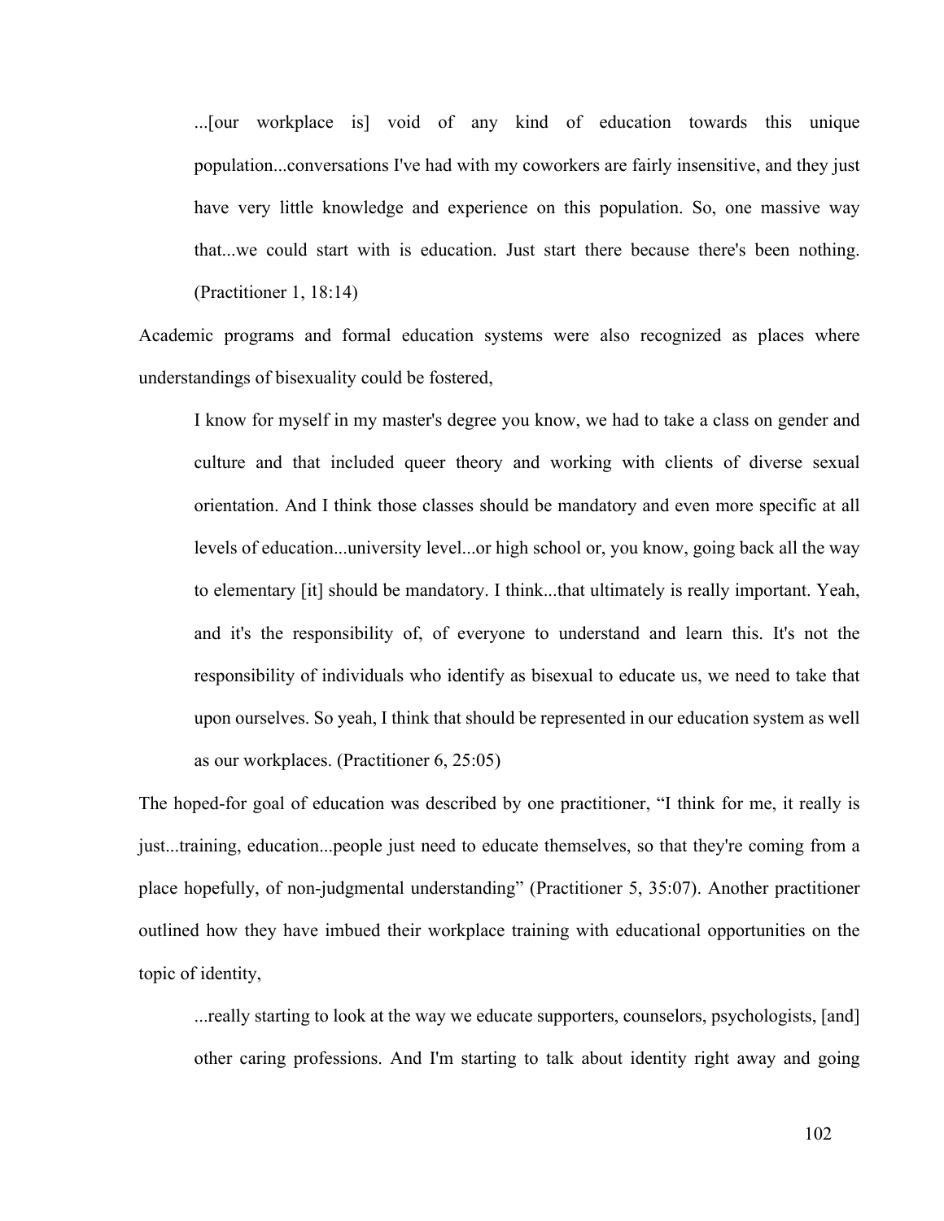> ...[our workplace is] void of any kind of education towards this unique population...conversations I've had with my coworkers are fairly insensitive, and they just have very little knowledge and experience on this population. So, one massive way that...we could start with is education. Just start there because there's been nothing. (Practitioner 1, 18:14)

Academic programs and formal education systems were also recognized as places where understandings of bisexuality could be fostered,

> I know for myself in my master's degree you know, we had to take a class on gender and culture and that included queer theory and working with clients of diverse sexual orientation. And I think those classes should be mandatory and even more specific at all levels of education...university level...or high school or, you know, going back all the way to elementary [it] should be mandatory. I think...that ultimately is really important. Yeah, and it's the responsibility of, of everyone to understand and learn this. It's not the responsibility of individuals who identify as bisexual to educate us, we need to take that upon ourselves. So yeah, I think that should be represented in our education system as well as our workplaces. (Practitioner 6, 25:05)

The hoped-for goal of education was described by one practitioner, "I think for me, it really is just...training, education...people just need to educate themselves, so that they're coming from a place hopefully, of non-judgmental understanding" (Practitioner 5, 35:07). Another practitioner outlined how they have imbued their workplace training with educational opportunities on the topic of identity,

> ...really starting to look at the way we educate supporters, counselors, psychologists, [and] other caring professions. And I'm starting to talk about identity right away and going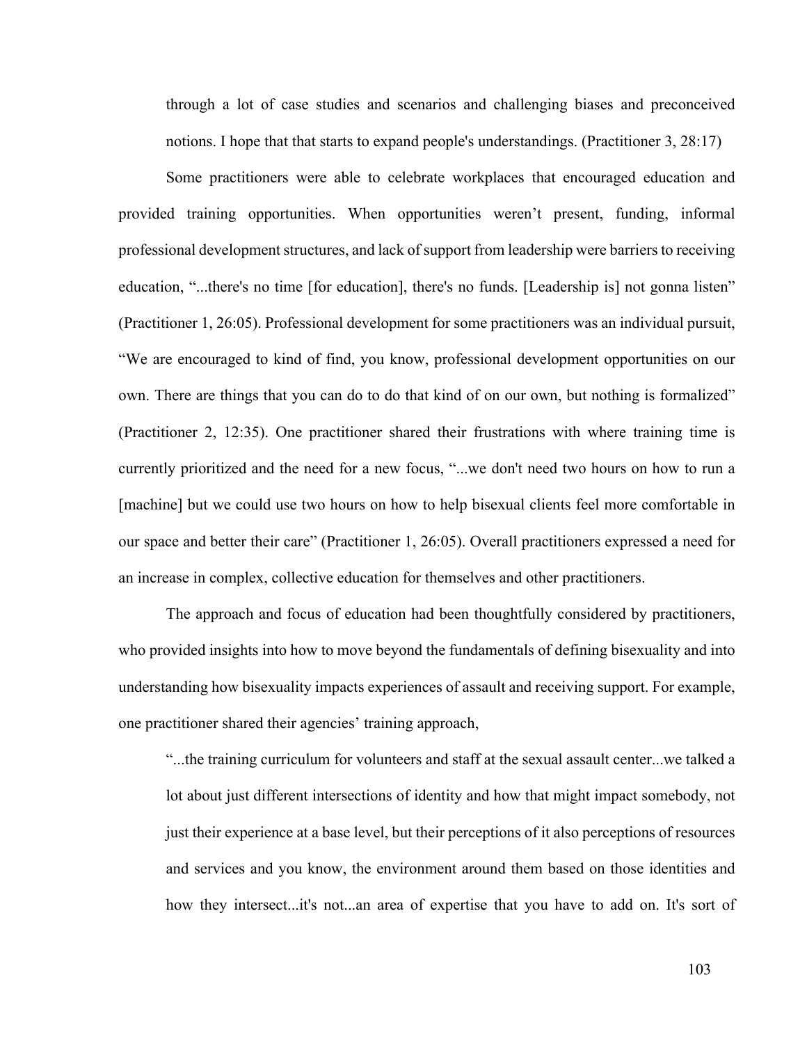> through a lot of case studies and scenarios and challenging biases and preconceived notions. I hope that that starts to expand people's understandings. (Practitioner 3, 28:17)

Some practitioners were able to celebrate workplaces that encouraged education and provided training opportunities. When opportunities weren't present, funding, informal professional development structures, and lack of support from leadership were barriers to receiving education, "...there's no time [for education], there's no funds. [Leadership is] not gonna listen" (Practitioner 1, 26:05). Professional development for some practitioners was an individual pursuit, "We are encouraged to kind of find, you know, professional development opportunities on our own. There are things that you can do to do that kind of on our own, but nothing is formalized" (Practitioner 2, 12:35). One practitioner shared their frustrations with where training time is currently prioritized and the need for a new focus, "...we don't need two hours on how to run a [machine] but we could use two hours on how to help bisexual clients feel more comfortable in our space and better their care" (Practitioner 1, 26:05). Overall practitioners expressed a need for an increase in complex, collective education for themselves and other practitioners.

The approach and focus of education had been thoughtfully considered by practitioners, who provided insights into how to move beyond the fundamentals of defining bisexuality and into understanding how bisexuality impacts experiences of assault and receiving support. For example, one practitioner shared their agencies' training approach,

> "...the training curriculum for volunteers and staff at the sexual assault center...we talked a lot about just different intersections of identity and how that might impact somebody, not just their experience at a base level, but their perceptions of it also perceptions of resources and services and you know, the environment around them based on those identities and how they intersect...it's not...an area of expertise that you have to add on. It's sort of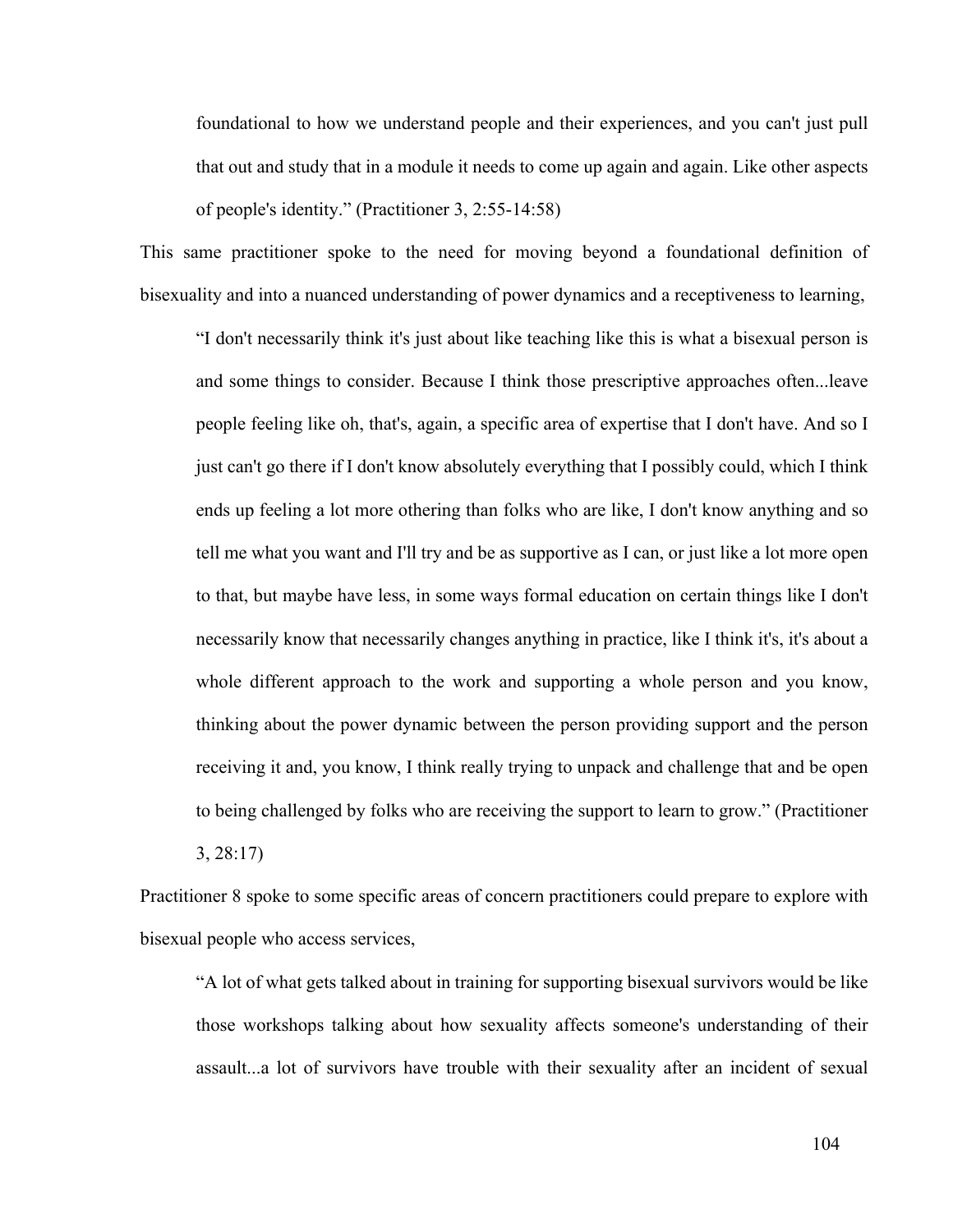> foundational to how we understand people and their experiences, and you can't just pull that out and study that in a module it needs to come up again and again. Like other aspects of people's identity." (Practitioner 3, 2:55-14:58)

This same practitioner spoke to the need for moving beyond a foundational definition of bisexuality and into a nuanced understanding of power dynamics and a receptiveness to learning,

> "I don't necessarily think it's just about like teaching like this is what a bisexual person is and some things to consider. Because I think those prescriptive approaches often...leave people feeling like oh, that's, again, a specific area of expertise that I don't have. And so I just can't go there if I don't know absolutely everything that I possibly could, which I think ends up feeling a lot more othering than folks who are like, I don't know anything and so tell me what you want and I'll try and be as supportive as I can, or just like a lot more open to that, but maybe have less, in some ways formal education on certain things like I don't necessarily know that necessarily changes anything in practice, like I think it's, it's about a whole different approach to the work and supporting a whole person and you know, thinking about the power dynamic between the person providing support and the person receiving it and, you know, I think really trying to unpack and challenge that and be open to being challenged by folks who are receiving the support to learn to grow." (Practitioner 3, 28:17)

Practitioner 8 spoke to some specific areas of concern practitioners could prepare to explore with bisexual people who access services,

> "A lot of what gets talked about in training for supporting bisexual survivors would be like those workshops talking about how sexuality affects someone's understanding of their assault...a lot of survivors have trouble with their sexuality after an incident of sexual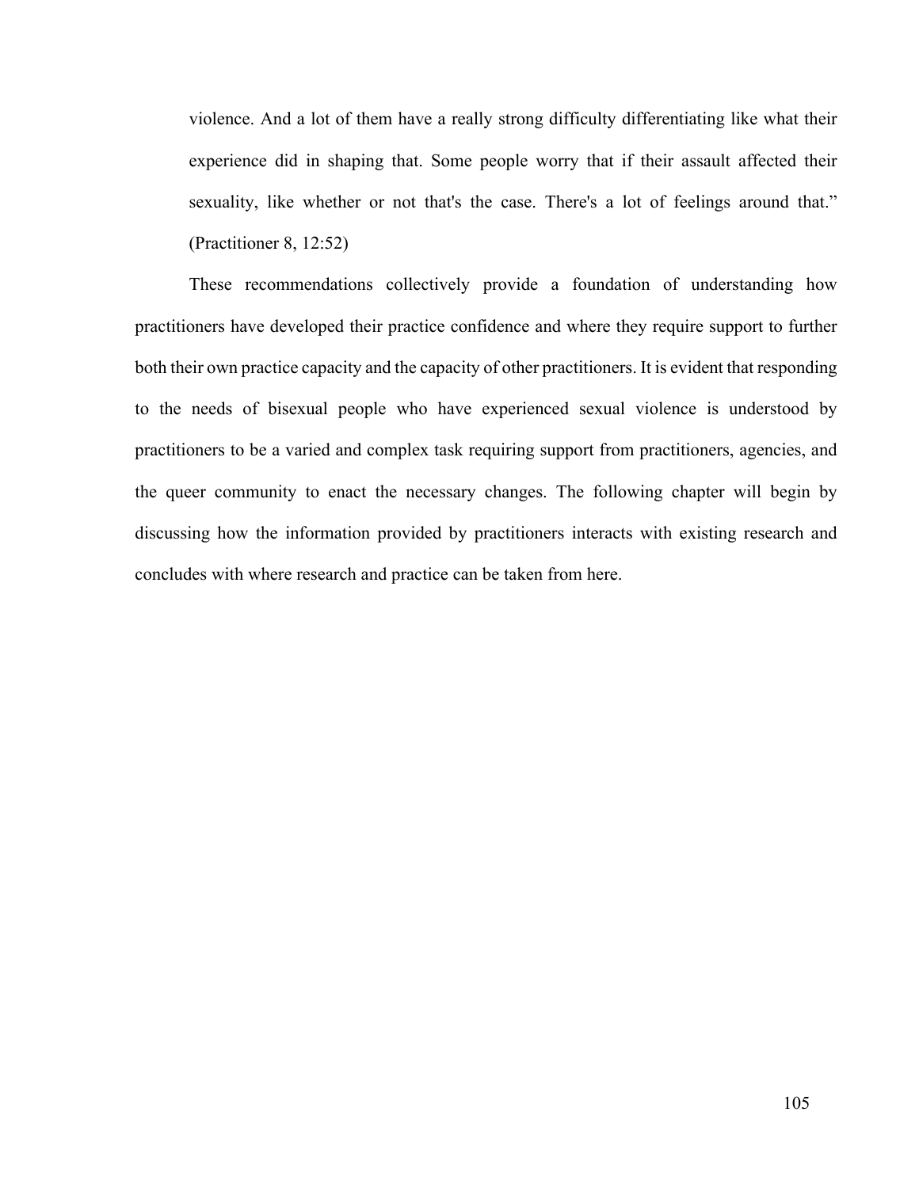> violence. And a lot of them have a really strong difficulty differentiating like what their experience did in shaping that. Some people worry that if their assault affected their sexuality, like whether or not that's the case. There's a lot of feelings around that." (Practitioner 8, 12:52)

These recommendations collectively provide a foundation of understanding how practitioners have developed their practice confidence and where they require support to further both their own practice capacity and the capacity of other practitioners. It is evident that responding to the needs of bisexual people who have experienced sexual violence is understood by practitioners to be a varied and complex task requiring support from practitioners, agencies, and the queer community to enact the necessary changes. The following chapter will begin by discussing how the information provided by practitioners interacts with existing research and concludes with where research and practice can be taken from here.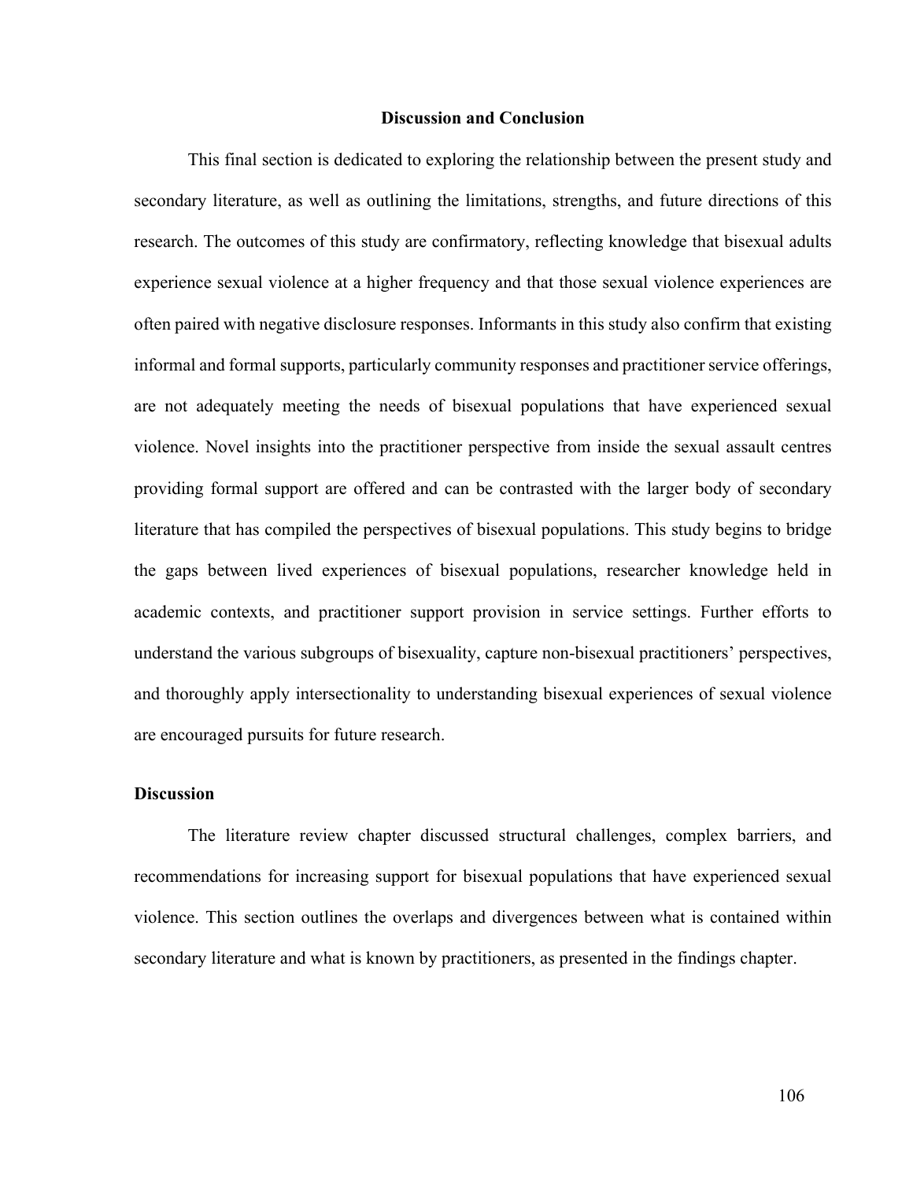# Discussion and Conclusion

This final section is dedicated to exploring the relationship between the present study and secondary literature, as well as outlining the limitations, strengths, and future directions of this research. The outcomes of this study are confirmatory, reflecting knowledge that bisexual adults experience sexual violence at a higher frequency and that those sexual violence experiences are often paired with negative disclosure responses. Informants in this study also confirm that existing informal and formal supports, particularly community responses and practitioner service offerings, are not adequately meeting the needs of bisexual populations that have experienced sexual violence. Novel insights into the practitioner perspective from inside the sexual assault centres providing formal support are offered and can be contrasted with the larger body of secondary literature that has compiled the perspectives of bisexual populations. This study begins to bridge the gaps between lived experiences of bisexual populations, researcher knowledge held in academic contexts, and practitioner support provision in service settings. Further efforts to understand the various subgroups of bisexuality, capture non-bisexual practitioners' perspectives, and thoroughly apply intersectionality to understanding bisexual experiences of sexual violence are encouraged pursuits for future research.

## Discussion

The literature review chapter discussed structural challenges, complex barriers, and recommendations for increasing support for bisexual populations that have experienced sexual violence. This section outlines the overlaps and divergences between what is contained within secondary literature and what is known by practitioners, as presented in the findings chapter.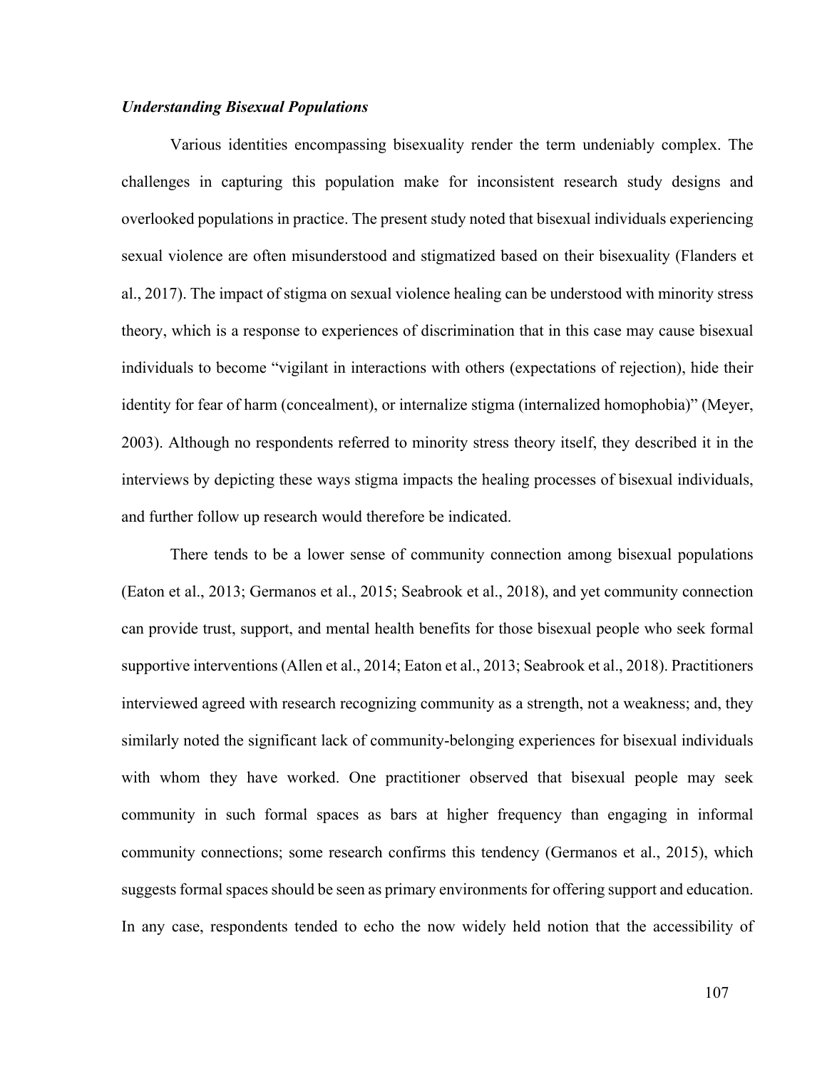***Understanding Bisexual Populations***

Various identities encompassing bisexuality render the term undeniably complex. The challenges in capturing this population make for inconsistent research study designs and overlooked populations in practice. The present study noted that bisexual individuals experiencing sexual violence are often misunderstood and stigmatized based on their bisexuality (Flanders et al., 2017). The impact of stigma on sexual violence healing can be understood with minority stress theory, which is a response to experiences of discrimination that in this case may cause bisexual individuals to become "vigilant in interactions with others (expectations of rejection), hide their identity for fear of harm (concealment), or internalize stigma (internalized homophobia)" (Meyer, 2003). Although no respondents referred to minority stress theory itself, they described it in the interviews by depicting these ways stigma impacts the healing processes of bisexual individuals, and further follow up research would therefore be indicated.

There tends to be a lower sense of community connection among bisexual populations (Eaton et al., 2013; Germanos et al., 2015; Seabrook et al., 2018), and yet community connection can provide trust, support, and mental health benefits for those bisexual people who seek formal supportive interventions (Allen et al., 2014; Eaton et al., 2013; Seabrook et al., 2018). Practitioners interviewed agreed with research recognizing community as a strength, not a weakness; and, they similarly noted the significant lack of community-belonging experiences for bisexual individuals with whom they have worked. One practitioner observed that bisexual people may seek community in such formal spaces as bars at higher frequency than engaging in informal community connections; some research confirms this tendency (Germanos et al., 2015), which suggests formal spaces should be seen as primary environments for offering support and education. In any case, respondents tended to echo the now widely held notion that the accessibility of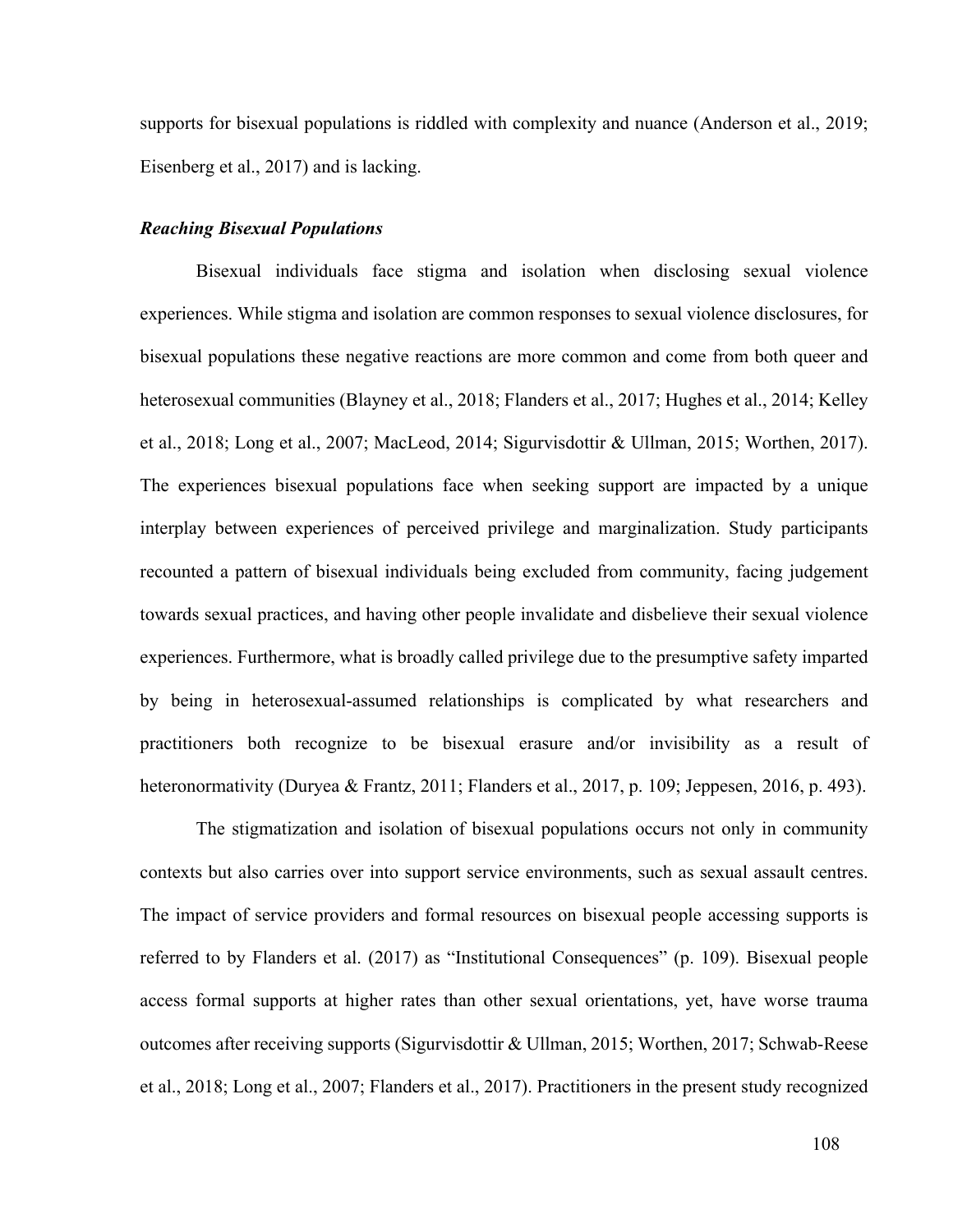supports for bisexual populations is riddled with complexity and nuance (Anderson et al., 2019; Eisenberg et al., 2017) and is lacking.

### *Reaching Bisexual Populations*

Bisexual individuals face stigma and isolation when disclosing sexual violence experiences. While stigma and isolation are common responses to sexual violence disclosures, for bisexual populations these negative reactions are more common and come from both queer and heterosexual communities (Blayney et al., 2018; Flanders et al., 2017; Hughes et al., 2014; Kelley et al., 2018; Long et al., 2007; MacLeod, 2014; Sigurvisdottir & Ullman, 2015; Worthen, 2017). The experiences bisexual populations face when seeking support are impacted by a unique interplay between experiences of perceived privilege and marginalization. Study participants recounted a pattern of bisexual individuals being excluded from community, facing judgement towards sexual practices, and having other people invalidate and disbelieve their sexual violence experiences. Furthermore, what is broadly called privilege due to the presumptive safety imparted by being in heterosexual-assumed relationships is complicated by what researchers and practitioners both recognize to be bisexual erasure and/or invisibility as a result of heteronormativity (Duryea & Frantz, 2011; Flanders et al., 2017, p. 109; Jeppesen, 2016, p. 493).

The stigmatization and isolation of bisexual populations occurs not only in community contexts but also carries over into support service environments, such as sexual assault centres. The impact of service providers and formal resources on bisexual people accessing supports is referred to by Flanders et al. (2017) as "Institutional Consequences" (p. 109). Bisexual people access formal supports at higher rates than other sexual orientations, yet, have worse trauma outcomes after receiving supports (Sigurvisdottir & Ullman, 2015; Worthen, 2017; Schwab-Reese et al., 2018; Long et al., 2007; Flanders et al., 2017). Practitioners in the present study recognized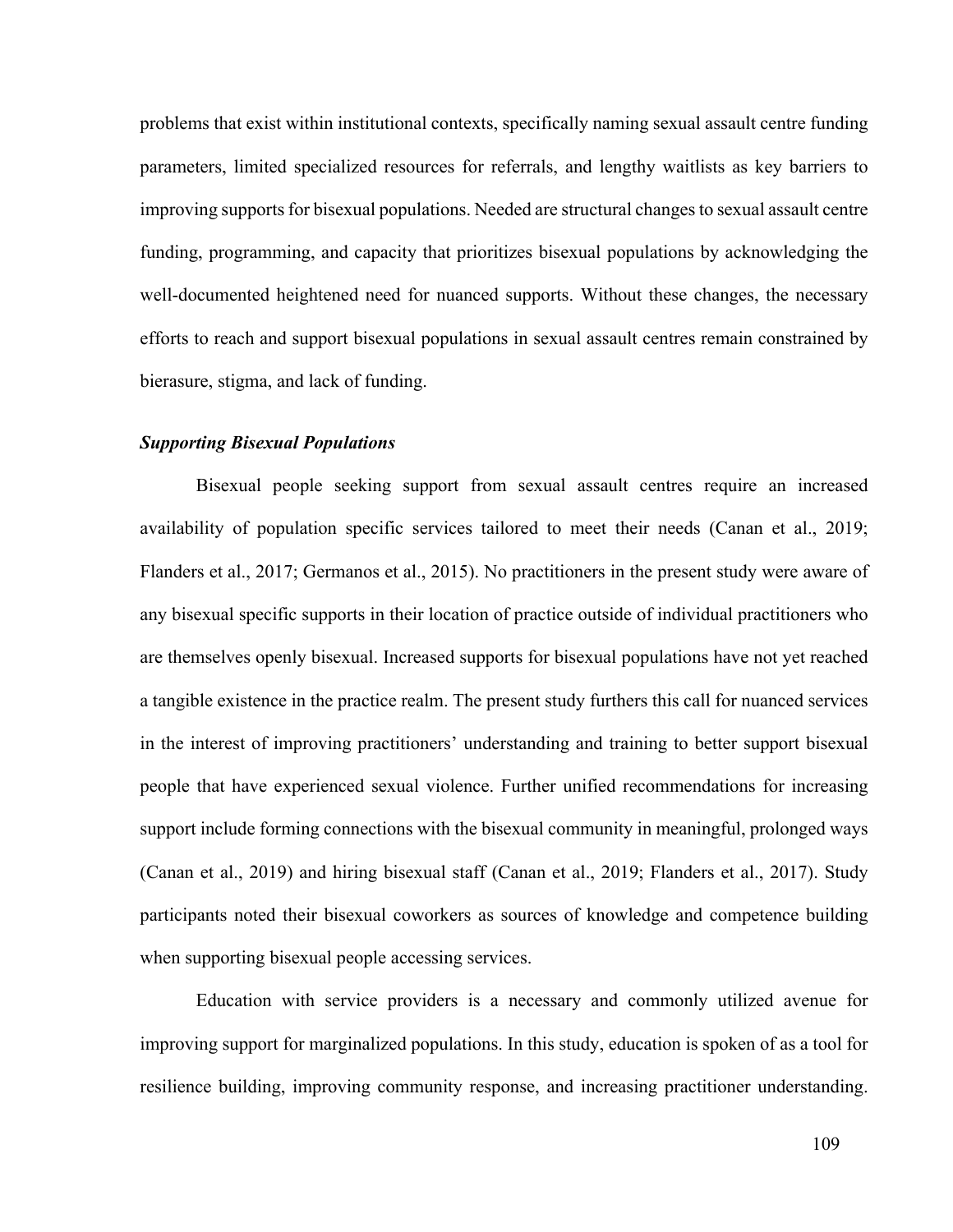problems that exist within institutional contexts, specifically naming sexual assault centre funding parameters, limited specialized resources for referrals, and lengthy waitlists as key barriers to improving supports for bisexual populations. Needed are structural changes to sexual assault centre funding, programming, and capacity that prioritizes bisexual populations by acknowledging the well-documented heightened need for nuanced supports. Without these changes, the necessary efforts to reach and support bisexual populations in sexual assault centres remain constrained by bierasure, stigma, and lack of funding.

### ***Supporting Bisexual Populations***

Bisexual people seeking support from sexual assault centres require an increased availability of population specific services tailored to meet their needs (Canan et al., 2019; Flanders et al., 2017; Germanos et al., 2015). No practitioners in the present study were aware of any bisexual specific supports in their location of practice outside of individual practitioners who are themselves openly bisexual. Increased supports for bisexual populations have not yet reached a tangible existence in the practice realm. The present study furthers this call for nuanced services in the interest of improving practitioners' understanding and training to better support bisexual people that have experienced sexual violence. Further unified recommendations for increasing support include forming connections with the bisexual community in meaningful, prolonged ways (Canan et al., 2019) and hiring bisexual staff (Canan et al., 2019; Flanders et al., 2017). Study participants noted their bisexual coworkers as sources of knowledge and competence building when supporting bisexual people accessing services.

Education with service providers is a necessary and commonly utilized avenue for improving support for marginalized populations. In this study, education is spoken of as a tool for resilience building, improving community response, and increasing practitioner understanding.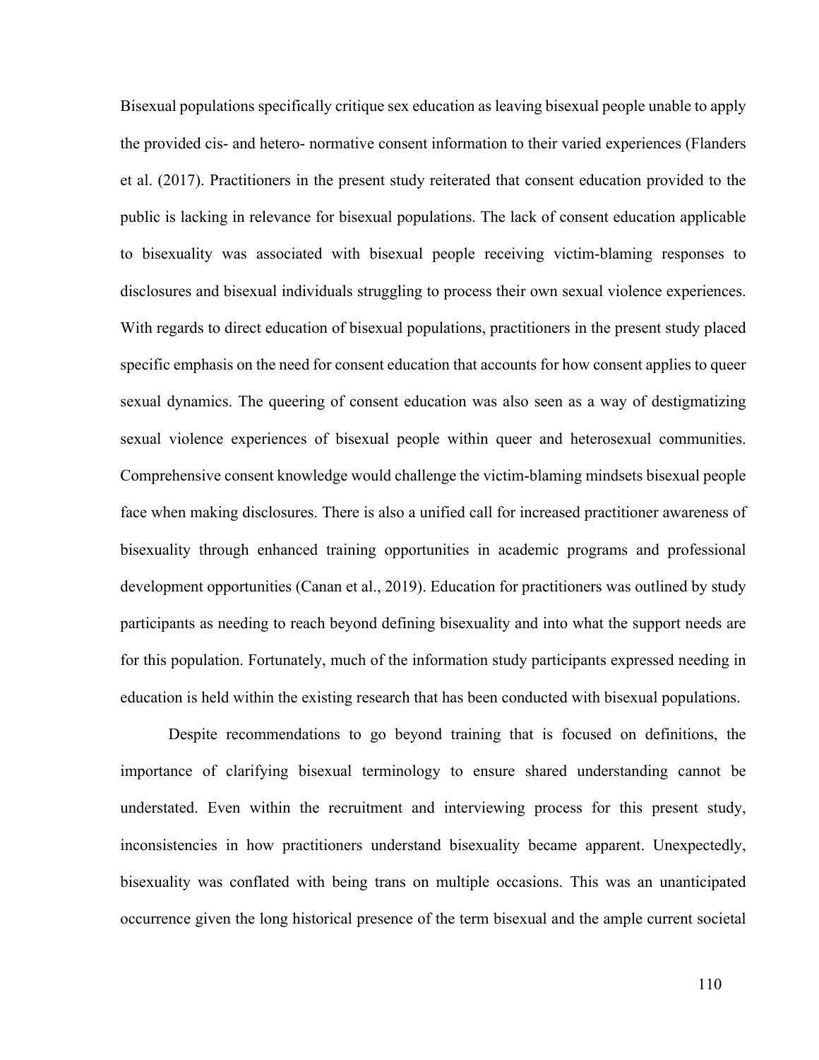Bisexual populations specifically critique sex education as leaving bisexual people unable to apply the provided cis- and hetero- normative consent information to their varied experiences (Flanders et al. (2017). Practitioners in the present study reiterated that consent education provided to the public is lacking in relevance for bisexual populations. The lack of consent education applicable to bisexuality was associated with bisexual people receiving victim-blaming responses to disclosures and bisexual individuals struggling to process their own sexual violence experiences. With regards to direct education of bisexual populations, practitioners in the present study placed specific emphasis on the need for consent education that accounts for how consent applies to queer sexual dynamics. The queering of consent education was also seen as a way of destigmatizing sexual violence experiences of bisexual people within queer and heterosexual communities. Comprehensive consent knowledge would challenge the victim-blaming mindsets bisexual people face when making disclosures. There is also a unified call for increased practitioner awareness of bisexuality through enhanced training opportunities in academic programs and professional development opportunities (Canan et al., 2019). Education for practitioners was outlined by study participants as needing to reach beyond defining bisexuality and into what the support needs are for this population. Fortunately, much of the information study participants expressed needing in education is held within the existing research that has been conducted with bisexual populations.

Despite recommendations to go beyond training that is focused on definitions, the importance of clarifying bisexual terminology to ensure shared understanding cannot be understated. Even within the recruitment and interviewing process for this present study, inconsistencies in how practitioners understand bisexuality became apparent. Unexpectedly, bisexuality was conflated with being trans on multiple occasions. This was an unanticipated occurrence given the long historical presence of the term bisexual and the ample current societal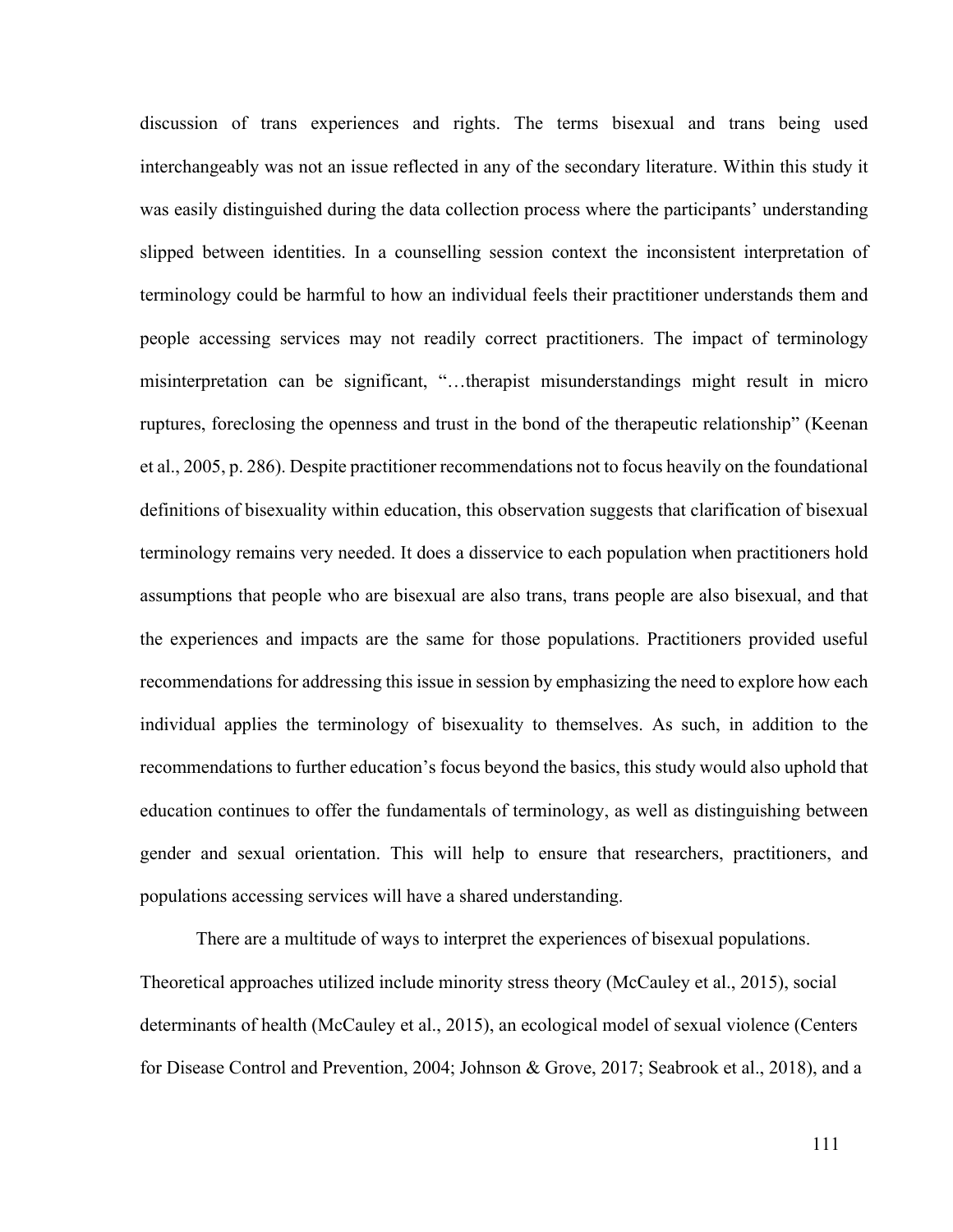discussion of trans experiences and rights. The terms bisexual and trans being used interchangeably was not an issue reflected in any of the secondary literature. Within this study it was easily distinguished during the data collection process where the participants' understanding slipped between identities. In a counselling session context the inconsistent interpretation of terminology could be harmful to how an individual feels their practitioner understands them and people accessing services may not readily correct practitioners. The impact of terminology misinterpretation can be significant, "…therapist misunderstandings might result in micro ruptures, foreclosing the openness and trust in the bond of the therapeutic relationship" (Keenan et al., 2005, p. 286). Despite practitioner recommendations not to focus heavily on the foundational definitions of bisexuality within education, this observation suggests that clarification of bisexual terminology remains very needed. It does a disservice to each population when practitioners hold assumptions that people who are bisexual are also trans, trans people are also bisexual, and that the experiences and impacts are the same for those populations. Practitioners provided useful recommendations for addressing this issue in session by emphasizing the need to explore how each individual applies the terminology of bisexuality to themselves. As such, in addition to the recommendations to further education's focus beyond the basics, this study would also uphold that education continues to offer the fundamentals of terminology, as well as distinguishing between gender and sexual orientation. This will help to ensure that researchers, practitioners, and populations accessing services will have a shared understanding.

There are a multitude of ways to interpret the experiences of bisexual populations. Theoretical approaches utilized include minority stress theory (McCauley et al., 2015), social determinants of health (McCauley et al., 2015), an ecological model of sexual violence (Centers for Disease Control and Prevention, 2004; Johnson & Grove, 2017; Seabrook et al., 2018), and a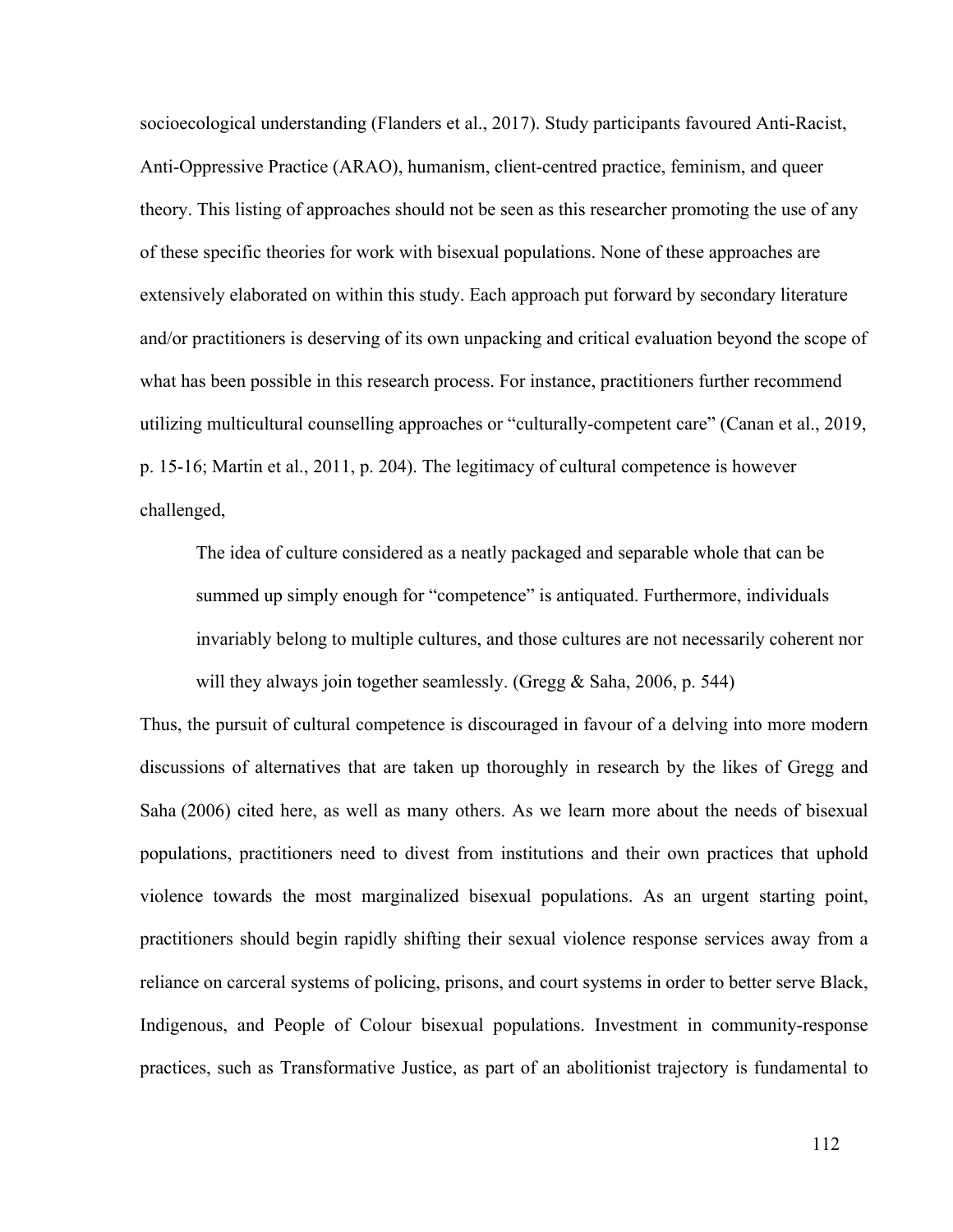socioecological understanding (Flanders et al., 2017). Study participants favoured Anti-Racist, Anti-Oppressive Practice (ARAO), humanism, client-centred practice, feminism, and queer theory. This listing of approaches should not be seen as this researcher promoting the use of any of these specific theories for work with bisexual populations. None of these approaches are extensively elaborated on within this study. Each approach put forward by secondary literature and/or practitioners is deserving of its own unpacking and critical evaluation beyond the scope of what has been possible in this research process. For instance, practitioners further recommend utilizing multicultural counselling approaches or "culturally-competent care" (Canan et al., 2019, p. 15-16; Martin et al., 2011, p. 204). The legitimacy of cultural competence is however challenged,

> The idea of culture considered as a neatly packaged and separable whole that can be summed up simply enough for "competence" is antiquated. Furthermore, individuals invariably belong to multiple cultures, and those cultures are not necessarily coherent nor will they always join together seamlessly. (Gregg & Saha, 2006, p. 544)

Thus, the pursuit of cultural competence is discouraged in favour of a delving into more modern discussions of alternatives that are taken up thoroughly in research by the likes of Gregg and Saha (2006) cited here, as well as many others. As we learn more about the needs of bisexual populations, practitioners need to divest from institutions and their own practices that uphold violence towards the most marginalized bisexual populations. As an urgent starting point, practitioners should begin rapidly shifting their sexual violence response services away from a reliance on carceral systems of policing, prisons, and court systems in order to better serve Black, Indigenous, and People of Colour bisexual populations. Investment in community-response practices, such as Transformative Justice, as part of an abolitionist trajectory is fundamental to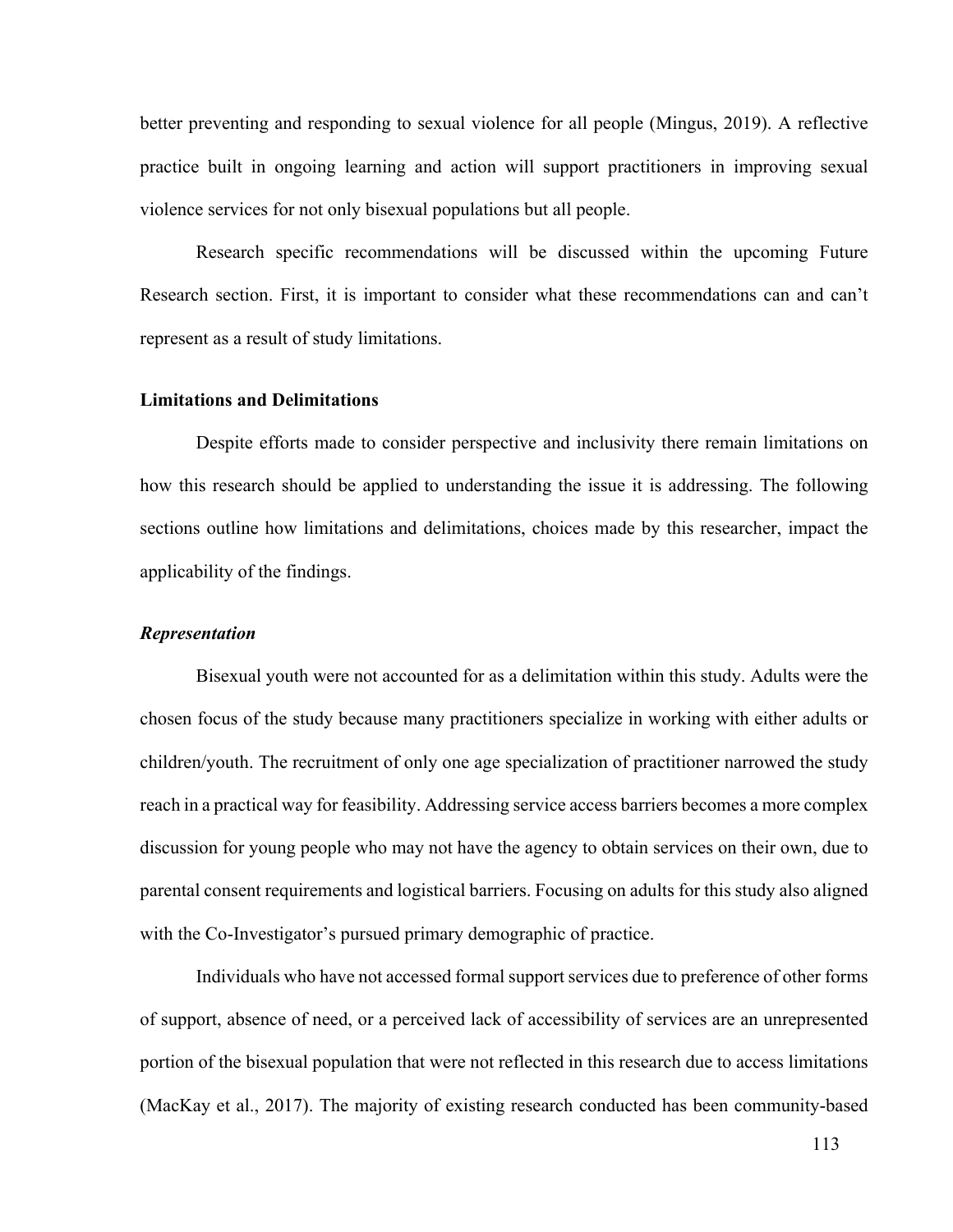better preventing and responding to sexual violence for all people (Mingus, 2019). A reflective practice built in ongoing learning and action will support practitioners in improving sexual violence services for not only bisexual populations but all people.

Research specific recommendations will be discussed within the upcoming Future Research section. First, it is important to consider what these recommendations can and can't represent as a result of study limitations.

### Limitations and Delimitations

Despite efforts made to consider perspective and inclusivity there remain limitations on how this research should be applied to understanding the issue it is addressing. The following sections outline how limitations and delimitations, choices made by this researcher, impact the applicability of the findings.

#### *Representation*

Bisexual youth were not accounted for as a delimitation within this study. Adults were the chosen focus of the study because many practitioners specialize in working with either adults or children/youth. The recruitment of only one age specialization of practitioner narrowed the study reach in a practical way for feasibility. Addressing service access barriers becomes a more complex discussion for young people who may not have the agency to obtain services on their own, due to parental consent requirements and logistical barriers. Focusing on adults for this study also aligned with the Co-Investigator's pursued primary demographic of practice.

Individuals who have not accessed formal support services due to preference of other forms of support, absence of need, or a perceived lack of accessibility of services are an unrepresented portion of the bisexual population that were not reflected in this research due to access limitations (MacKay et al., 2017). The majority of existing research conducted has been community-based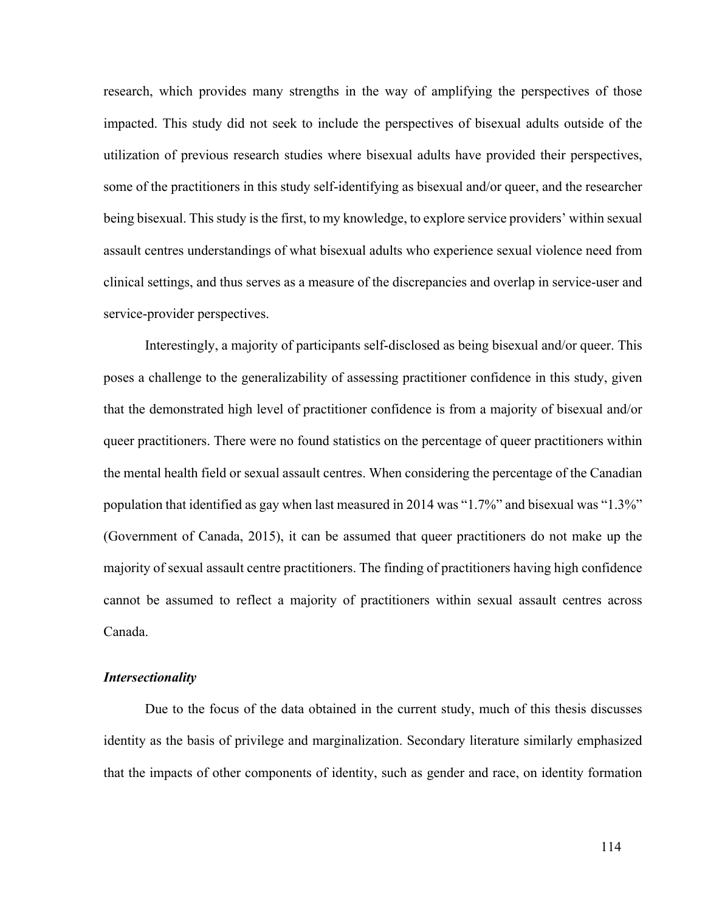research, which provides many strengths in the way of amplifying the perspectives of those impacted. This study did not seek to include the perspectives of bisexual adults outside of the utilization of previous research studies where bisexual adults have provided their perspectives, some of the practitioners in this study self-identifying as bisexual and/or queer, and the researcher being bisexual. This study is the first, to my knowledge, to explore service providers' within sexual assault centres understandings of what bisexual adults who experience sexual violence need from clinical settings, and thus serves as a measure of the discrepancies and overlap in service-user and service-provider perspectives.

Interestingly, a majority of participants self-disclosed as being bisexual and/or queer. This poses a challenge to the generalizability of assessing practitioner confidence in this study, given that the demonstrated high level of practitioner confidence is from a majority of bisexual and/or queer practitioners. There were no found statistics on the percentage of queer practitioners within the mental health field or sexual assault centres. When considering the percentage of the Canadian population that identified as gay when last measured in 2014 was "1.7%" and bisexual was "1.3%" (Government of Canada, 2015), it can be assumed that queer practitioners do not make up the majority of sexual assault centre practitioners. The finding of practitioners having high confidence cannot be assumed to reflect a majority of practitioners within sexual assault centres across Canada.

### *Intersectionality*

Due to the focus of the data obtained in the current study, much of this thesis discusses identity as the basis of privilege and marginalization. Secondary literature similarly emphasized that the impacts of other components of identity, such as gender and race, on identity formation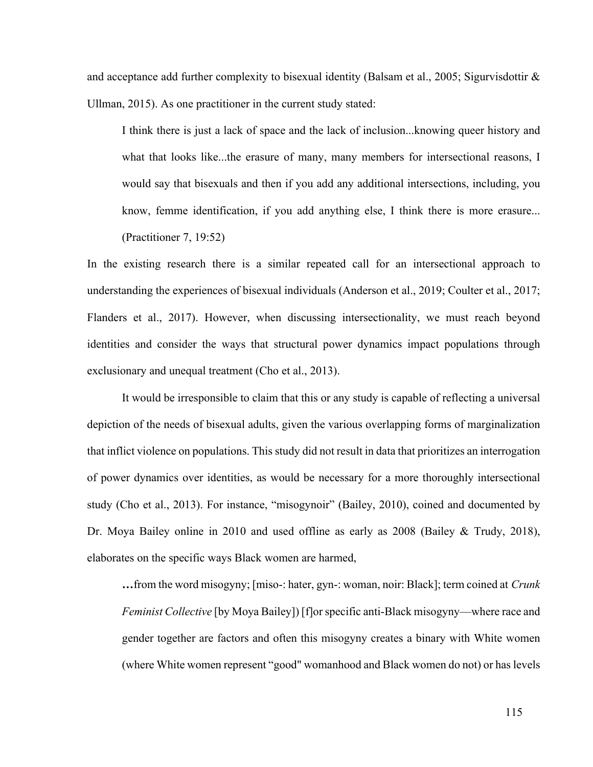and acceptance add further complexity to bisexual identity (Balsam et al., 2005; Sigurvisdottir & Ullman, 2015). As one practitioner in the current study stated:

> I think there is just a lack of space and the lack of inclusion...knowing queer history and what that looks like...the erasure of many, many members for intersectional reasons, I would say that bisexuals and then if you add any additional intersections, including, you know, femme identification, if you add anything else, I think there is more erasure... (Practitioner 7, 19:52)

In the existing research there is a similar repeated call for an intersectional approach to understanding the experiences of bisexual individuals (Anderson et al., 2019; Coulter et al., 2017; Flanders et al., 2017). However, when discussing intersectionality, we must reach beyond identities and consider the ways that structural power dynamics impact populations through exclusionary and unequal treatment (Cho et al., 2013).

It would be irresponsible to claim that this or any study is capable of reflecting a universal depiction of the needs of bisexual adults, given the various overlapping forms of marginalization that inflict violence on populations. This study did not result in data that prioritizes an interrogation of power dynamics over identities, as would be necessary for a more thoroughly intersectional study (Cho et al., 2013). For instance, "misogynoir" (Bailey, 2010), coined and documented by Dr. Moya Bailey online in 2010 and used offline as early as 2008 (Bailey & Trudy, 2018), elaborates on the specific ways Black women are harmed,

> **…**from the word misogyny; [miso-: hater, gyn-: woman, noir: Black]; term coined at *Crunk Feminist Collective* [by Moya Bailey]) [f]or specific anti-Black misogyny—where race and gender together are factors and often this misogyny creates a binary with White women (where White women represent "good" womanhood and Black women do not) or has levels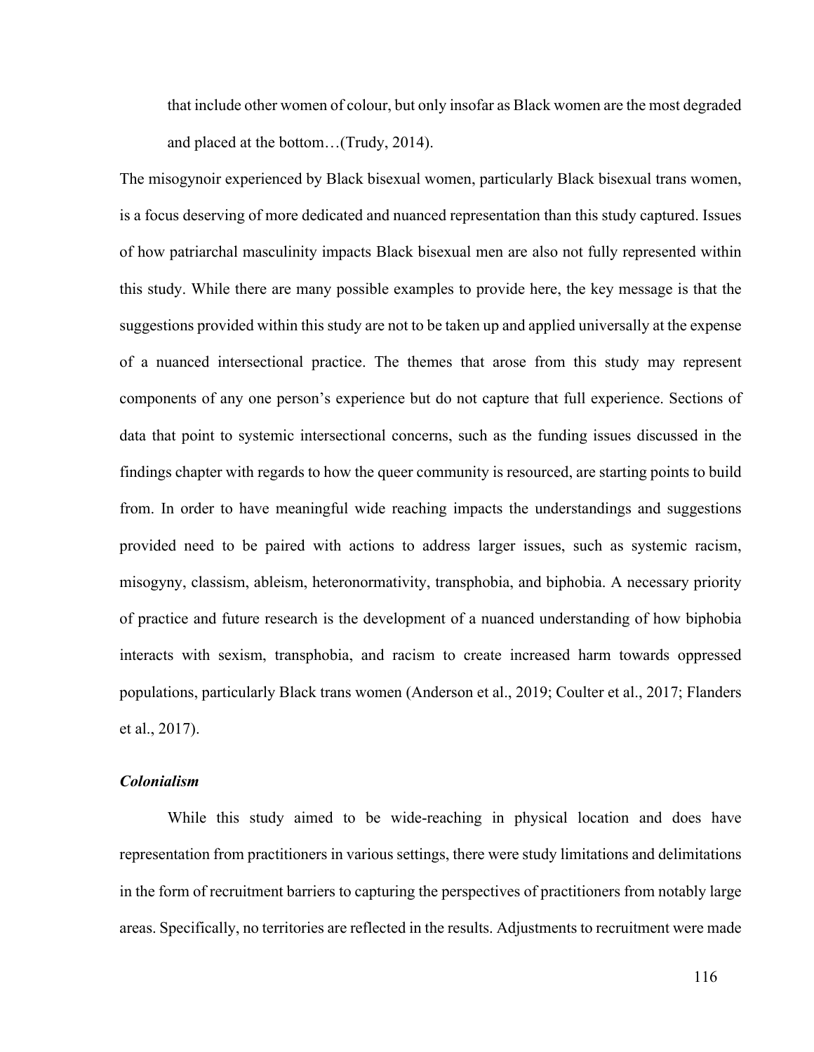> that include other women of colour, but only insofar as Black women are the most degraded and placed at the bottom…(Trudy, 2014).

The misogynoir experienced by Black bisexual women, particularly Black bisexual trans women, is a focus deserving of more dedicated and nuanced representation than this study captured. Issues of how patriarchal masculinity impacts Black bisexual men are also not fully represented within this study. While there are many possible examples to provide here, the key message is that the suggestions provided within this study are not to be taken up and applied universally at the expense of a nuanced intersectional practice. The themes that arose from this study may represent components of any one person's experience but do not capture that full experience. Sections of data that point to systemic intersectional concerns, such as the funding issues discussed in the findings chapter with regards to how the queer community is resourced, are starting points to build from. In order to have meaningful wide reaching impacts the understandings and suggestions provided need to be paired with actions to address larger issues, such as systemic racism, misogyny, classism, ableism, heteronormativity, transphobia, and biphobia. A necessary priority of practice and future research is the development of a nuanced understanding of how biphobia interacts with sexism, transphobia, and racism to create increased harm towards oppressed populations, particularly Black trans women (Anderson et al., 2019; Coulter et al., 2017; Flanders et al., 2017).

***Colonialism***

While this study aimed to be wide-reaching in physical location and does have representation from practitioners in various settings, there were study limitations and delimitations in the form of recruitment barriers to capturing the perspectives of practitioners from notably large areas. Specifically, no territories are reflected in the results. Adjustments to recruitment were made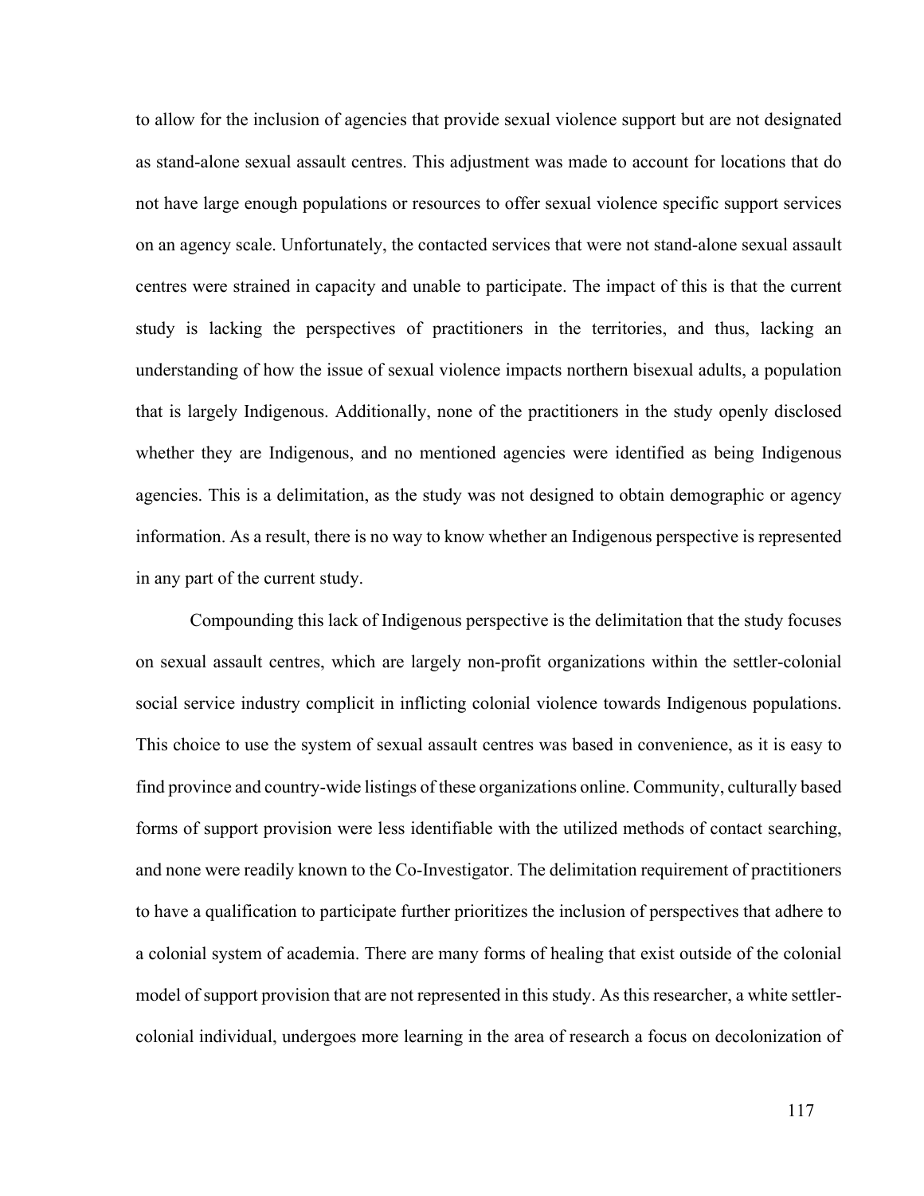to allow for the inclusion of agencies that provide sexual violence support but are not designated as stand-alone sexual assault centres. This adjustment was made to account for locations that do not have large enough populations or resources to offer sexual violence specific support services on an agency scale. Unfortunately, the contacted services that were not stand-alone sexual assault centres were strained in capacity and unable to participate. The impact of this is that the current study is lacking the perspectives of practitioners in the territories, and thus, lacking an understanding of how the issue of sexual violence impacts northern bisexual adults, a population that is largely Indigenous. Additionally, none of the practitioners in the study openly disclosed whether they are Indigenous, and no mentioned agencies were identified as being Indigenous agencies. This is a delimitation, as the study was not designed to obtain demographic or agency information. As a result, there is no way to know whether an Indigenous perspective is represented in any part of the current study.

Compounding this lack of Indigenous perspective is the delimitation that the study focuses on sexual assault centres, which are largely non-profit organizations within the settler-colonial social service industry complicit in inflicting colonial violence towards Indigenous populations. This choice to use the system of sexual assault centres was based in convenience, as it is easy to find province and country-wide listings of these organizations online. Community, culturally based forms of support provision were less identifiable with the utilized methods of contact searching, and none were readily known to the Co-Investigator. The delimitation requirement of practitioners to have a qualification to participate further prioritizes the inclusion of perspectives that adhere to a colonial system of academia. There are many forms of healing that exist outside of the colonial model of support provision that are not represented in this study. As this researcher, a white settler-colonial individual, undergoes more learning in the area of research a focus on decolonization of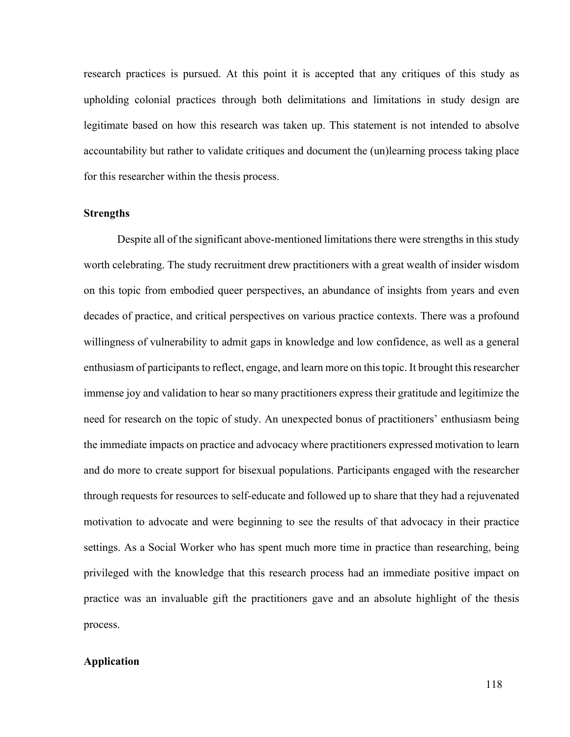research practices is pursued. At this point it is accepted that any critiques of this study as upholding colonial practices through both delimitations and limitations in study design are legitimate based on how this research was taken up. This statement is not intended to absolve accountability but rather to validate critiques and document the (un)learning process taking place for this researcher within the thesis process.

### Strengths

Despite all of the significant above-mentioned limitations there were strengths in this study worth celebrating. The study recruitment drew practitioners with a great wealth of insider wisdom on this topic from embodied queer perspectives, an abundance of insights from years and even decades of practice, and critical perspectives on various practice contexts. There was a profound willingness of vulnerability to admit gaps in knowledge and low confidence, as well as a general enthusiasm of participants to reflect, engage, and learn more on this topic. It brought this researcher immense joy and validation to hear so many practitioners express their gratitude and legitimize the need for research on the topic of study. An unexpected bonus of practitioners' enthusiasm being the immediate impacts on practice and advocacy where practitioners expressed motivation to learn and do more to create support for bisexual populations. Participants engaged with the researcher through requests for resources to self-educate and followed up to share that they had a rejuvenated motivation to advocate and were beginning to see the results of that advocacy in their practice settings. As a Social Worker who has spent much more time in practice than researching, being privileged with the knowledge that this research process had an immediate positive impact on practice was an invaluable gift the practitioners gave and an absolute highlight of the thesis process.

### Application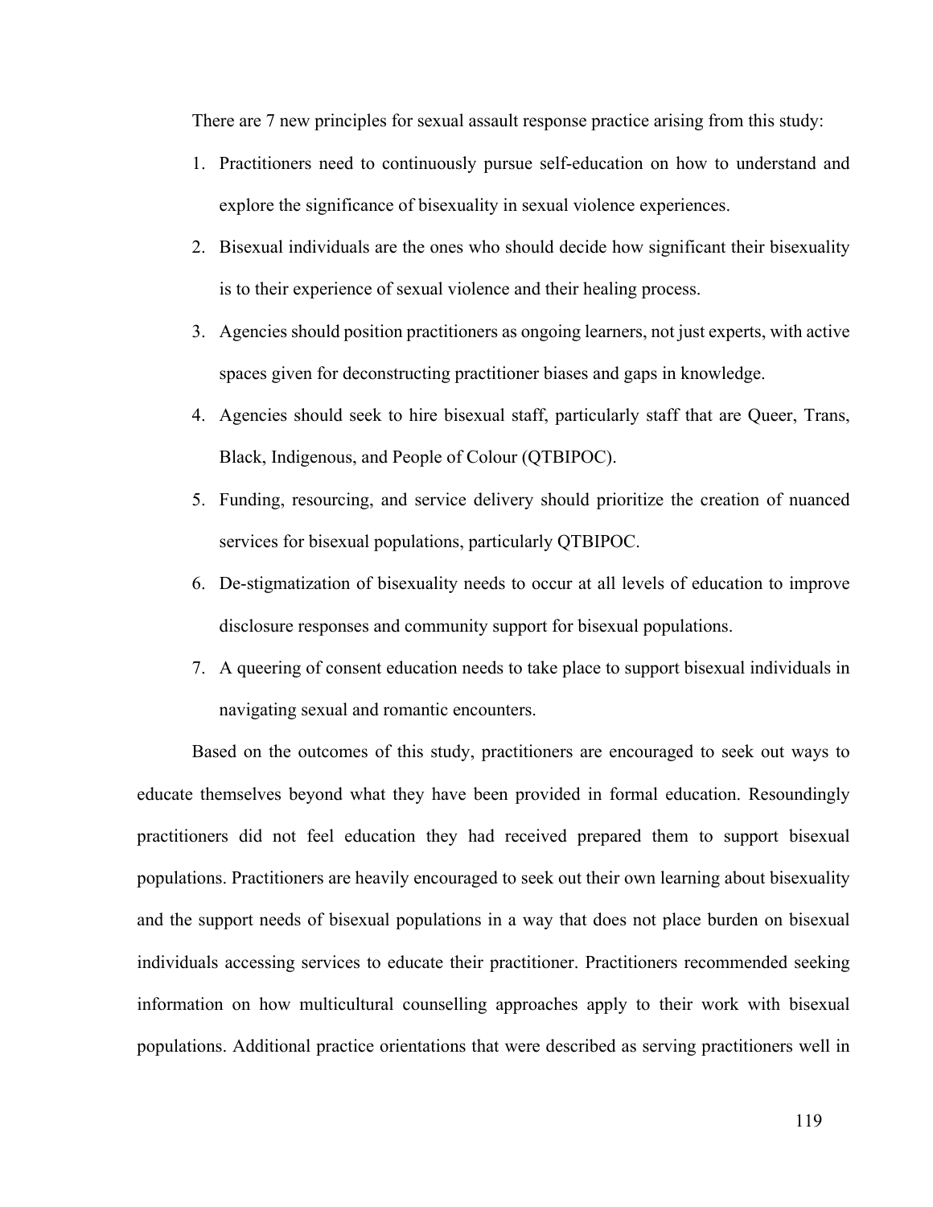There are 7 new principles for sexual assault response practice arising from this study:

1. Practitioners need to continuously pursue self-education on how to understand and explore the significance of bisexuality in sexual violence experiences.
2. Bisexual individuals are the ones who should decide how significant their bisexuality is to their experience of sexual violence and their healing process.
3. Agencies should position practitioners as ongoing learners, not just experts, with active spaces given for deconstructing practitioner biases and gaps in knowledge.
4. Agencies should seek to hire bisexual staff, particularly staff that are Queer, Trans, Black, Indigenous, and People of Colour (QTBIPOC).
5. Funding, resourcing, and service delivery should prioritize the creation of nuanced services for bisexual populations, particularly QTBIPOC.
6. De-stigmatization of bisexuality needs to occur at all levels of education to improve disclosure responses and community support for bisexual populations.
7. A queering of consent education needs to take place to support bisexual individuals in navigating sexual and romantic encounters.

Based on the outcomes of this study, practitioners are encouraged to seek out ways to educate themselves beyond what they have been provided in formal education. Resoundingly practitioners did not feel education they had received prepared them to support bisexual populations. Practitioners are heavily encouraged to seek out their own learning about bisexuality and the support needs of bisexual populations in a way that does not place burden on bisexual individuals accessing services to educate their practitioner. Practitioners recommended seeking information on how multicultural counselling approaches apply to their work with bisexual populations. Additional practice orientations that were described as serving practitioners well in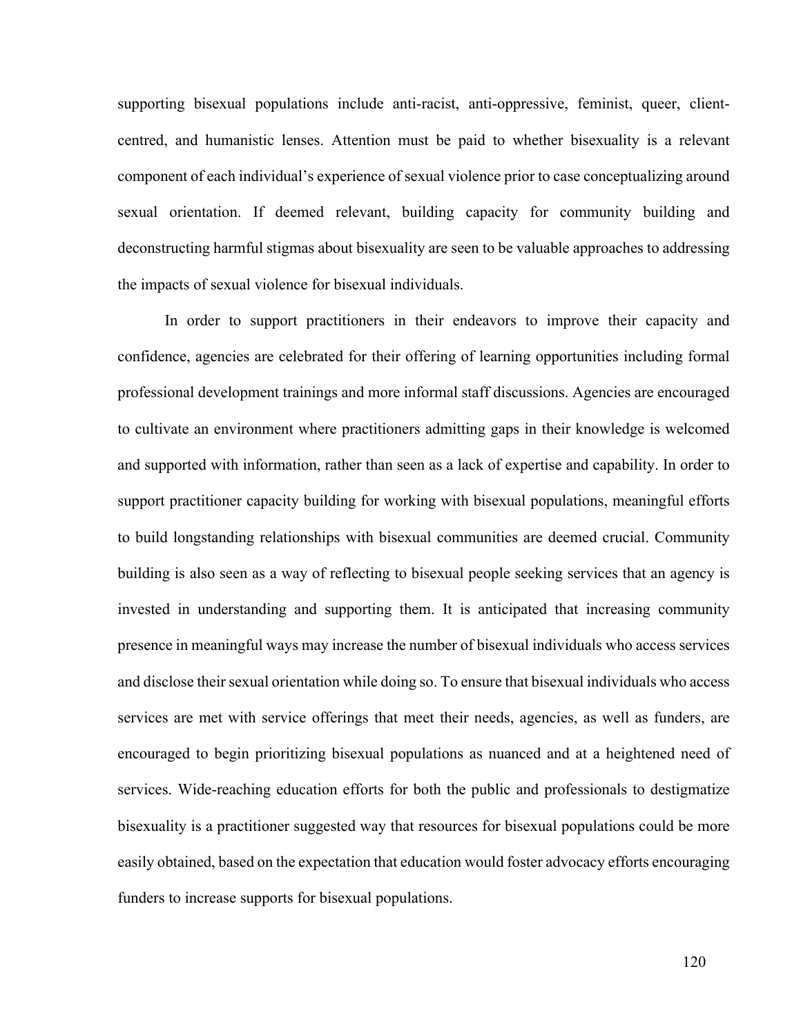supporting bisexual populations include anti-racist, anti-oppressive, feminist, queer, client-centred, and humanistic lenses. Attention must be paid to whether bisexuality is a relevant component of each individual's experience of sexual violence prior to case conceptualizing around sexual orientation. If deemed relevant, building capacity for community building and deconstructing harmful stigmas about bisexuality are seen to be valuable approaches to addressing the impacts of sexual violence for bisexual individuals.

In order to support practitioners in their endeavors to improve their capacity and confidence, agencies are celebrated for their offering of learning opportunities including formal professional development trainings and more informal staff discussions. Agencies are encouraged to cultivate an environment where practitioners admitting gaps in their knowledge is welcomed and supported with information, rather than seen as a lack of expertise and capability. In order to support practitioner capacity building for working with bisexual populations, meaningful efforts to build longstanding relationships with bisexual communities are deemed crucial. Community building is also seen as a way of reflecting to bisexual people seeking services that an agency is invested in understanding and supporting them. It is anticipated that increasing community presence in meaningful ways may increase the number of bisexual individuals who access services and disclose their sexual orientation while doing so. To ensure that bisexual individuals who access services are met with service offerings that meet their needs, agencies, as well as funders, are encouraged to begin prioritizing bisexual populations as nuanced and at a heightened need of services. Wide-reaching education efforts for both the public and professionals to destigmatize bisexuality is a practitioner suggested way that resources for bisexual populations could be more easily obtained, based on the expectation that education would foster advocacy efforts encouraging funders to increase supports for bisexual populations.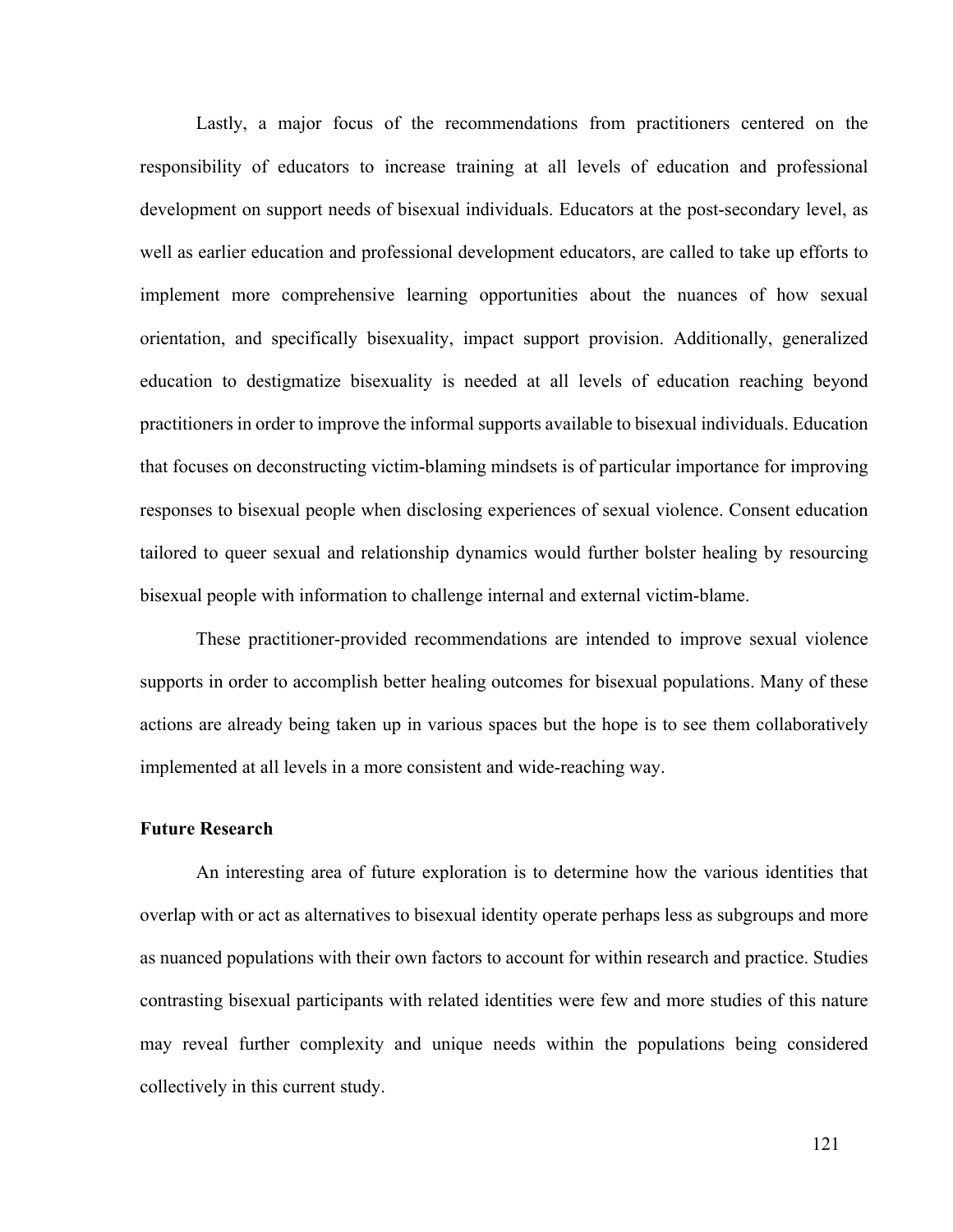Lastly, a major focus of the recommendations from practitioners centered on the responsibility of educators to increase training at all levels of education and professional development on support needs of bisexual individuals. Educators at the post-secondary level, as well as earlier education and professional development educators, are called to take up efforts to implement more comprehensive learning opportunities about the nuances of how sexual orientation, and specifically bisexuality, impact support provision. Additionally, generalized education to destigmatize bisexuality is needed at all levels of education reaching beyond practitioners in order to improve the informal supports available to bisexual individuals. Education that focuses on deconstructing victim-blaming mindsets is of particular importance for improving responses to bisexual people when disclosing experiences of sexual violence. Consent education tailored to queer sexual and relationship dynamics would further bolster healing by resourcing bisexual people with information to challenge internal and external victim-blame.

These practitioner-provided recommendations are intended to improve sexual violence supports in order to accomplish better healing outcomes for bisexual populations. Many of these actions are already being taken up in various spaces but the hope is to see them collaboratively implemented at all levels in a more consistent and wide-reaching way.

### Future Research

An interesting area of future exploration is to determine how the various identities that overlap with or act as alternatives to bisexual identity operate perhaps less as subgroups and more as nuanced populations with their own factors to account for within research and practice. Studies contrasting bisexual participants with related identities were few and more studies of this nature may reveal further complexity and unique needs within the populations being considered collectively in this current study.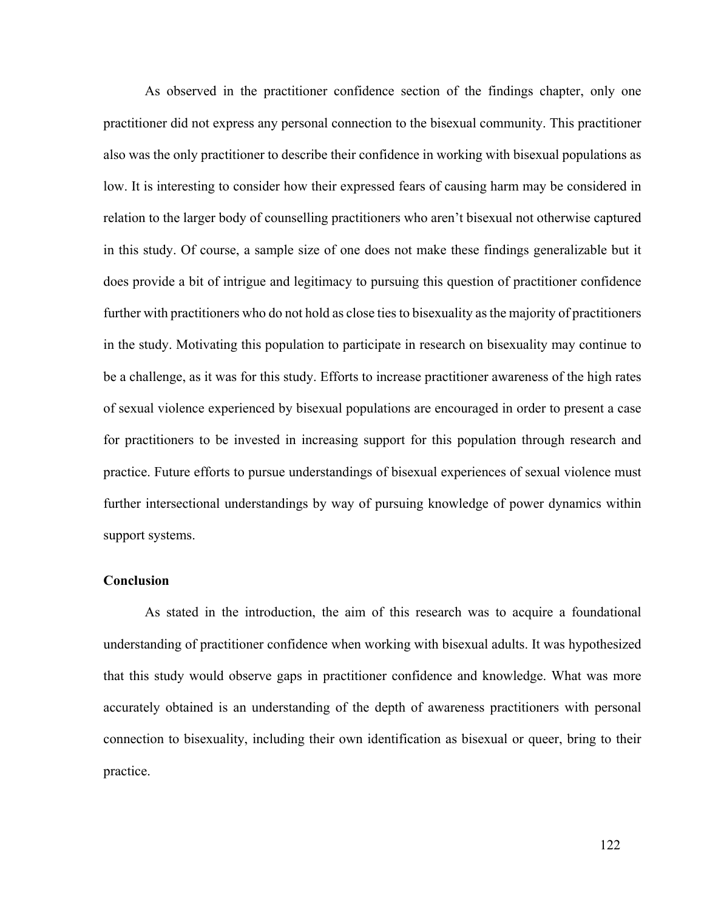As observed in the practitioner confidence section of the findings chapter, only one practitioner did not express any personal connection to the bisexual community. This practitioner also was the only practitioner to describe their confidence in working with bisexual populations as low. It is interesting to consider how their expressed fears of causing harm may be considered in relation to the larger body of counselling practitioners who aren't bisexual not otherwise captured in this study. Of course, a sample size of one does not make these findings generalizable but it does provide a bit of intrigue and legitimacy to pursuing this question of practitioner confidence further with practitioners who do not hold as close ties to bisexuality as the majority of practitioners in the study. Motivating this population to participate in research on bisexuality may continue to be a challenge, as it was for this study. Efforts to increase practitioner awareness of the high rates of sexual violence experienced by bisexual populations are encouraged in order to present a case for practitioners to be invested in increasing support for this population through research and practice. Future efforts to pursue understandings of bisexual experiences of sexual violence must further intersectional understandings by way of pursuing knowledge of power dynamics within support systems.

**Conclusion**

As stated in the introduction, the aim of this research was to acquire a foundational understanding of practitioner confidence when working with bisexual adults. It was hypothesized that this study would observe gaps in practitioner confidence and knowledge. What was more accurately obtained is an understanding of the depth of awareness practitioners with personal connection to bisexuality, including their own identification as bisexual or queer, bring to their practice.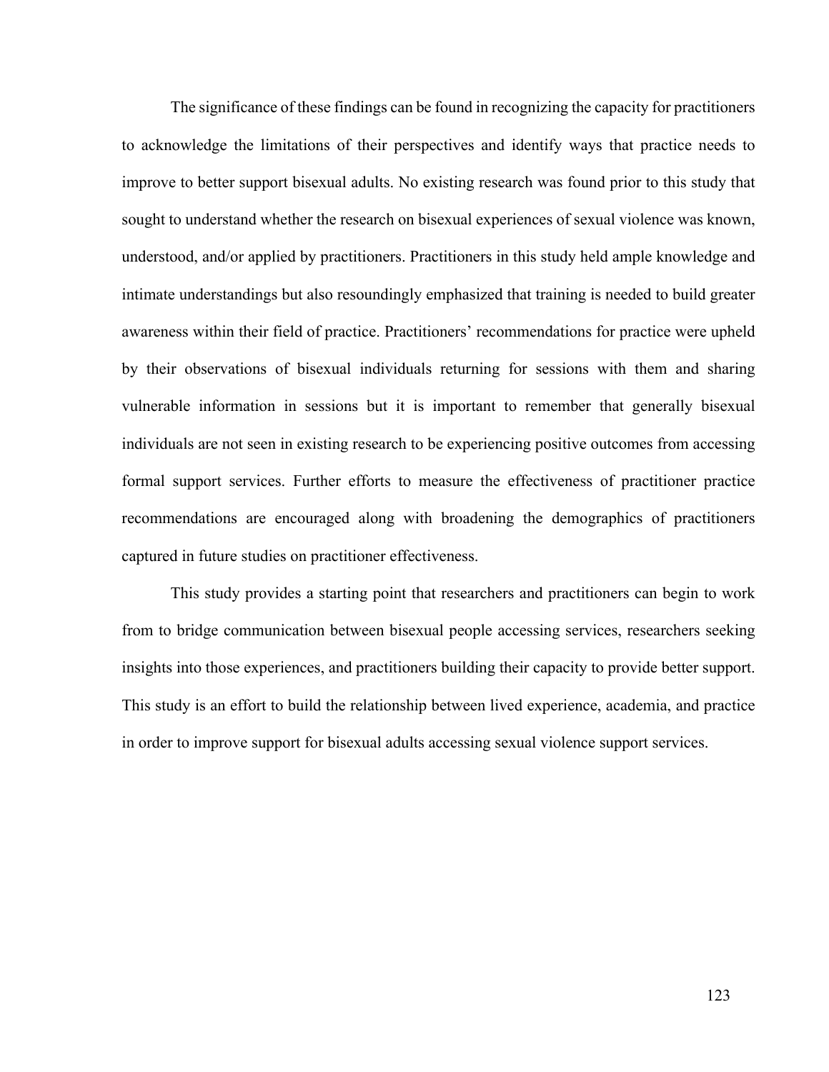The significance of these findings can be found in recognizing the capacity for practitioners to acknowledge the limitations of their perspectives and identify ways that practice needs to improve to better support bisexual adults. No existing research was found prior to this study that sought to understand whether the research on bisexual experiences of sexual violence was known, understood, and/or applied by practitioners. Practitioners in this study held ample knowledge and intimate understandings but also resoundingly emphasized that training is needed to build greater awareness within their field of practice. Practitioners' recommendations for practice were upheld by their observations of bisexual individuals returning for sessions with them and sharing vulnerable information in sessions but it is important to remember that generally bisexual individuals are not seen in existing research to be experiencing positive outcomes from accessing formal support services. Further efforts to measure the effectiveness of practitioner practice recommendations are encouraged along with broadening the demographics of practitioners captured in future studies on practitioner effectiveness.

This study provides a starting point that researchers and practitioners can begin to work from to bridge communication between bisexual people accessing services, researchers seeking insights into those experiences, and practitioners building their capacity to provide better support. This study is an effort to build the relationship between lived experience, academia, and practice in order to improve support for bisexual adults accessing sexual violence support services.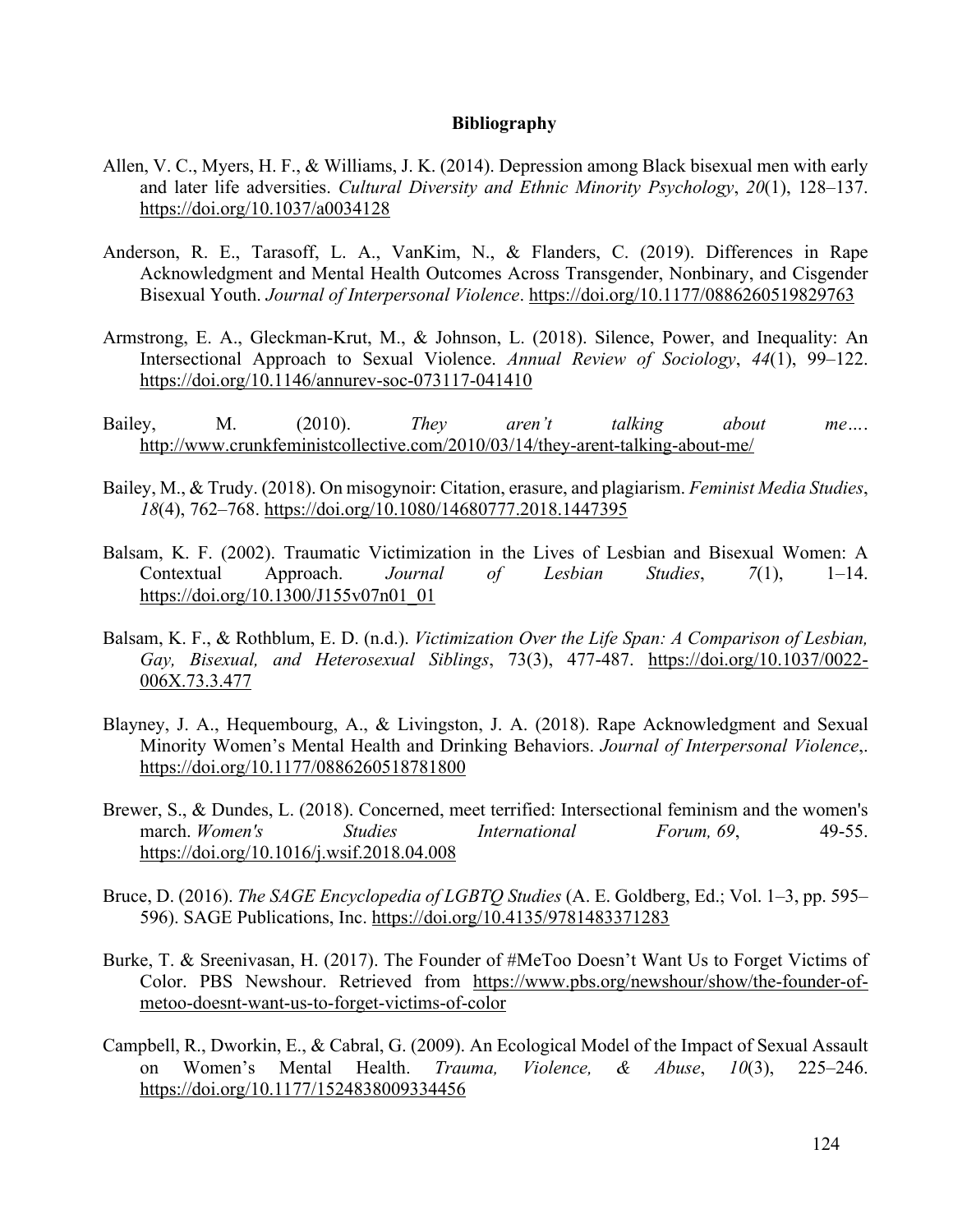# Bibliography

Allen, V. C., Myers, H. F., & Williams, J. K. (2014). Depression among Black bisexual men with early and later life adversities. *Cultural Diversity and Ethnic Minority Psychology*, *20*(1), 128–137. https://doi.org/10.1037/a0034128

Anderson, R. E., Tarasoff, L. A., VanKim, N., & Flanders, C. (2019). Differences in Rape Acknowledgment and Mental Health Outcomes Across Transgender, Nonbinary, and Cisgender Bisexual Youth. *Journal of Interpersonal Violence*. https://doi.org/10.1177/0886260519829763

Armstrong, E. A., Gleckman-Krut, M., & Johnson, L. (2018). Silence, Power, and Inequality: An Intersectional Approach to Sexual Violence. *Annual Review of Sociology*, *44*(1), 99–122. https://doi.org/10.1146/annurev-soc-073117-041410

Bailey, M. (2010). *They aren't talking about me…*. http://www.crunkfeministcollective.com/2010/03/14/they-arent-talking-about-me/

Bailey, M., & Trudy. (2018). On misogynoir: Citation, erasure, and plagiarism. *Feminist Media Studies*, *18*(4), 762–768. https://doi.org/10.1080/14680777.2018.1447395

Balsam, K. F. (2002). Traumatic Victimization in the Lives of Lesbian and Bisexual Women: A Contextual Approach. *Journal of Lesbian Studies*, *7*(1), 1–14. https://doi.org/10.1300/J155v07n01_01

Balsam, K. F., & Rothblum, E. D. (n.d.). *Victimization Over the Life Span: A Comparison of Lesbian, Gay, Bisexual, and Heterosexual Siblings*, 73(3), 477-487. https://doi.org/10.1037/0022-006X.73.3.477

Blayney, J. A., Hequembourg, A., & Livingston, J. A. (2018). Rape Acknowledgment and Sexual Minority Women's Mental Health and Drinking Behaviors. *Journal of Interpersonal Violence*,. https://doi.org/10.1177/0886260518781800

Brewer, S., & Dundes, L. (2018). Concerned, meet terrified: Intersectional feminism and the women's march. *Women's Studies International Forum, 69*, 49-55. https://doi.org/10.1016/j.wsif.2018.04.008

Bruce, D. (2016). *The SAGE Encyclopedia of LGBTQ Studies* (A. E. Goldberg, Ed.; Vol. 1–3, pp. 595–596). SAGE Publications, Inc. https://doi.org/10.4135/9781483371283

Burke, T. & Sreenivasan, H. (2017). The Founder of #MeToo Doesn't Want Us to Forget Victims of Color. PBS Newshour. Retrieved from https://www.pbs.org/newshour/show/the-founder-of-metoo-doesnt-want-us-to-forget-victims-of-color

Campbell, R., Dworkin, E., & Cabral, G. (2009). An Ecological Model of the Impact of Sexual Assault on Women's Mental Health. *Trauma, Violence, & Abuse*, *10*(3), 225–246. https://doi.org/10.1177/1524838009334456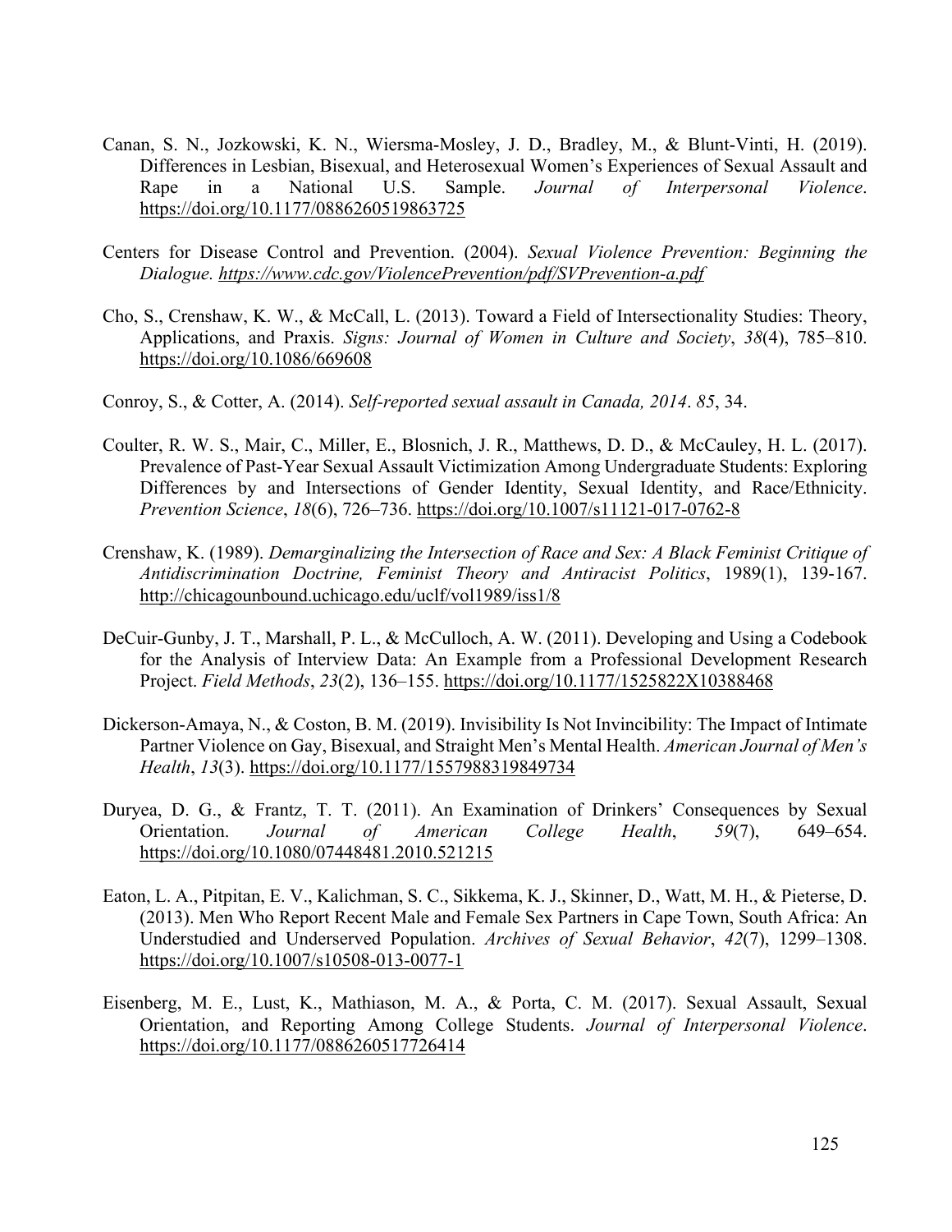Canan, S. N., Jozkowski, K. N., Wiersma-Mosley, J. D., Bradley, M., & Blunt-Vinti, H. (2019). Differences in Lesbian, Bisexual, and Heterosexual Women's Experiences of Sexual Assault and Rape in a National U.S. Sample. *Journal of Interpersonal Violence*. https://doi.org/10.1177/0886260519863725

Centers for Disease Control and Prevention. (2004). *Sexual Violence Prevention: Beginning the Dialogue. https://www.cdc.gov/ViolencePrevention/pdf/SVPrevention-a.pdf*

Cho, S., Crenshaw, K. W., & McCall, L. (2013). Toward a Field of Intersectionality Studies: Theory, Applications, and Praxis. *Signs: Journal of Women in Culture and Society*, *38*(4), 785–810. https://doi.org/10.1086/669608

Conroy, S., & Cotter, A. (2014). *Self-reported sexual assault in Canada, 2014*. *85*, 34.

Coulter, R. W. S., Mair, C., Miller, E., Blosnich, J. R., Matthews, D. D., & McCauley, H. L. (2017). Prevalence of Past-Year Sexual Assault Victimization Among Undergraduate Students: Exploring Differences by and Intersections of Gender Identity, Sexual Identity, and Race/Ethnicity. *Prevention Science*, *18*(6), 726–736. https://doi.org/10.1007/s11121-017-0762-8

Crenshaw, K. (1989). *Demarginalizing the Intersection of Race and Sex: A Black Feminist Critique of Antidiscrimination Doctrine, Feminist Theory and Antiracist Politics*, 1989(1), 139-167. http://chicagounbound.uchicago.edu/uclf/vol1989/iss1/8

DeCuir-Gunby, J. T., Marshall, P. L., & McCulloch, A. W. (2011). Developing and Using a Codebook for the Analysis of Interview Data: An Example from a Professional Development Research Project. *Field Methods*, *23*(2), 136–155. https://doi.org/10.1177/1525822X10388468

Dickerson-Amaya, N., & Coston, B. M. (2019). Invisibility Is Not Invincibility: The Impact of Intimate Partner Violence on Gay, Bisexual, and Straight Men's Mental Health. *American Journal of Men's Health*, *13*(3). https://doi.org/10.1177/1557988319849734

Duryea, D. G., & Frantz, T. T. (2011). An Examination of Drinkers' Consequences by Sexual Orientation. *Journal of American College Health*, *59*(7), 649–654. https://doi.org/10.1080/07448481.2010.521215

Eaton, L. A., Pitpitan, E. V., Kalichman, S. C., Sikkema, K. J., Skinner, D., Watt, M. H., & Pieterse, D. (2013). Men Who Report Recent Male and Female Sex Partners in Cape Town, South Africa: An Understudied and Underserved Population. *Archives of Sexual Behavior*, *42*(7), 1299–1308. https://doi.org/10.1007/s10508-013-0077-1

Eisenberg, M. E., Lust, K., Mathiason, M. A., & Porta, C. M. (2017). Sexual Assault, Sexual Orientation, and Reporting Among College Students. *Journal of Interpersonal Violence*. https://doi.org/10.1177/0886260517726414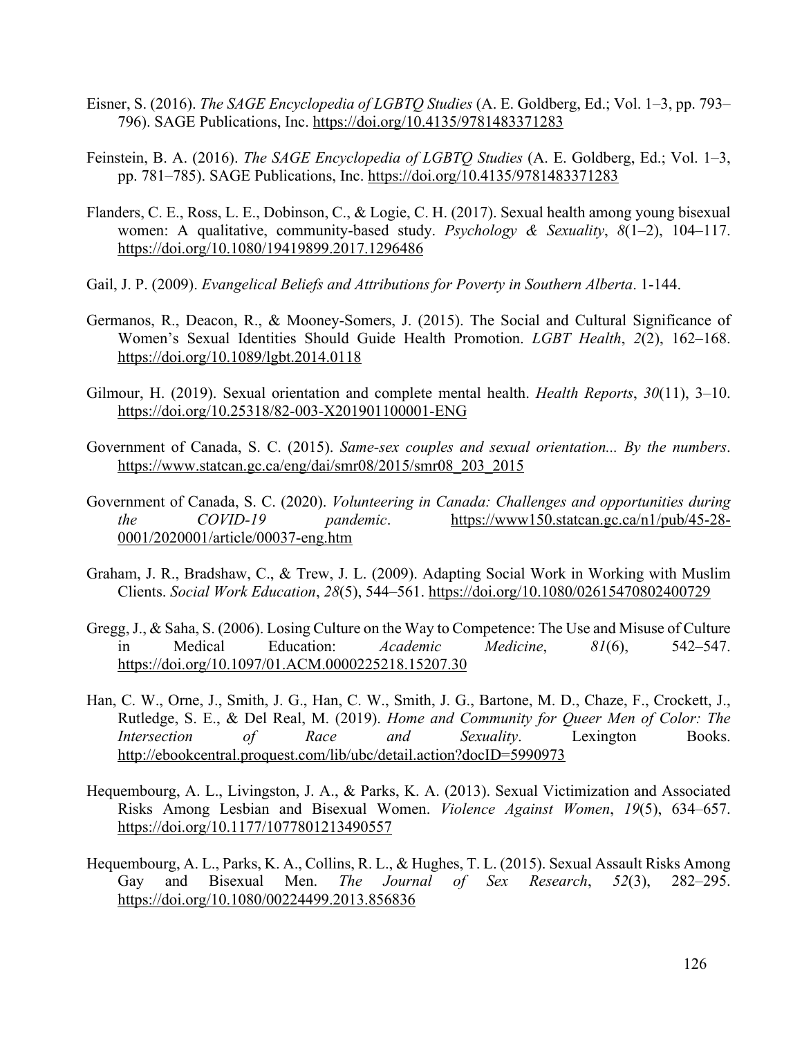Eisner, S. (2016). *The SAGE Encyclopedia of LGBTQ Studies* (A. E. Goldberg, Ed.; Vol. 1–3, pp. 793–796). SAGE Publications, Inc. https://doi.org/10.4135/9781483371283

Feinstein, B. A. (2016). *The SAGE Encyclopedia of LGBTQ Studies* (A. E. Goldberg, Ed.; Vol. 1–3, pp. 781–785). SAGE Publications, Inc. https://doi.org/10.4135/9781483371283

Flanders, C. E., Ross, L. E., Dobinson, C., & Logie, C. H. (2017). Sexual health among young bisexual women: A qualitative, community-based study. *Psychology & Sexuality*, *8*(1–2), 104–117. https://doi.org/10.1080/19419899.2017.1296486

Gail, J. P. (2009). *Evangelical Beliefs and Attributions for Poverty in Southern Alberta*. 1-144.

Germanos, R., Deacon, R., & Mooney-Somers, J. (2015). The Social and Cultural Significance of Women's Sexual Identities Should Guide Health Promotion. *LGBT Health*, *2*(2), 162–168. https://doi.org/10.1089/lgbt.2014.0118

Gilmour, H. (2019). Sexual orientation and complete mental health. *Health Reports*, *30*(11), 3–10. https://doi.org/10.25318/82-003-X201901100001-ENG

Government of Canada, S. C. (2015). *Same-sex couples and sexual orientation... By the numbers*. https://www.statcan.gc.ca/eng/dai/smr08/2015/smr08_203_2015

Government of Canada, S. C. (2020). *Volunteering in Canada: Challenges and opportunities during the COVID-19 pandemic*. https://www150.statcan.gc.ca/n1/pub/45-28-0001/2020001/article/00037-eng.htm

Graham, J. R., Bradshaw, C., & Trew, J. L. (2009). Adapting Social Work in Working with Muslim Clients. *Social Work Education*, *28*(5), 544–561. https://doi.org/10.1080/02615470802400729

Gregg, J., & Saha, S. (2006). Losing Culture on the Way to Competence: The Use and Misuse of Culture in Medical Education: *Academic Medicine*, *81*(6), 542–547. https://doi.org/10.1097/01.ACM.0000225218.15207.30

Han, C. W., Orne, J., Smith, J. G., Han, C. W., Smith, J. G., Bartone, M. D., Chaze, F., Crockett, J., Rutledge, S. E., & Del Real, M. (2019). *Home and Community for Queer Men of Color: The Intersection of Race and Sexuality*. Lexington Books. http://ebookcentral.proquest.com/lib/ubc/detail.action?docID=5990973

Hequembourg, A. L., Livingston, J. A., & Parks, K. A. (2013). Sexual Victimization and Associated Risks Among Lesbian and Bisexual Women. *Violence Against Women*, *19*(5), 634–657. https://doi.org/10.1177/1077801213490557

Hequembourg, A. L., Parks, K. A., Collins, R. L., & Hughes, T. L. (2015). Sexual Assault Risks Among Gay and Bisexual Men. *The Journal of Sex Research*, *52*(3), 282–295. https://doi.org/10.1080/00224499.2013.856836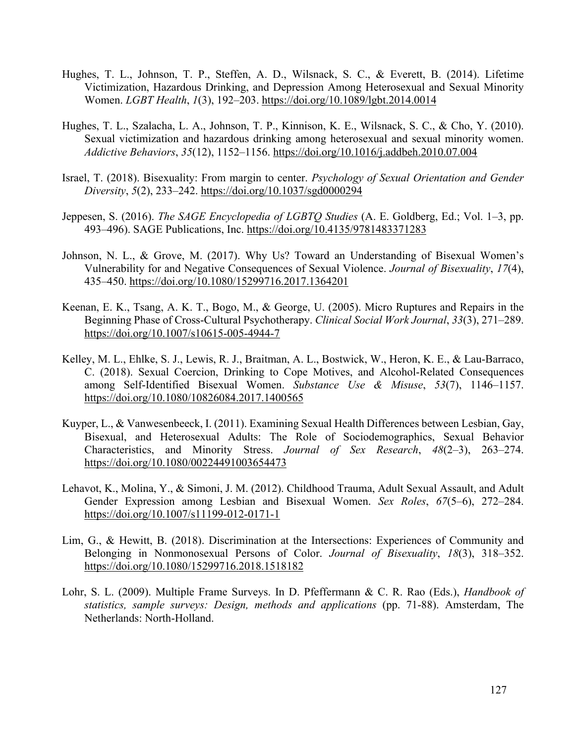Hughes, T. L., Johnson, T. P., Steffen, A. D., Wilsnack, S. C., & Everett, B. (2014). Lifetime Victimization, Hazardous Drinking, and Depression Among Heterosexual and Sexual Minority Women. *LGBT Health*, *1*(3), 192–203. https://doi.org/10.1089/lgbt.2014.0014

Hughes, T. L., Szalacha, L. A., Johnson, T. P., Kinnison, K. E., Wilsnack, S. C., & Cho, Y. (2010). Sexual victimization and hazardous drinking among heterosexual and sexual minority women. *Addictive Behaviors*, *35*(12), 1152–1156. https://doi.org/10.1016/j.addbeh.2010.07.004

Israel, T. (2018). Bisexuality: From margin to center. *Psychology of Sexual Orientation and Gender Diversity*, *5*(2), 233–242. https://doi.org/10.1037/sgd0000294

Jeppesen, S. (2016). *The SAGE Encyclopedia of LGBTQ Studies* (A. E. Goldberg, Ed.; Vol. 1–3, pp. 493–496). SAGE Publications, Inc. https://doi.org/10.4135/9781483371283

Johnson, N. L., & Grove, M. (2017). Why Us? Toward an Understanding of Bisexual Women's Vulnerability for and Negative Consequences of Sexual Violence. *Journal of Bisexuality*, *17*(4), 435–450. https://doi.org/10.1080/15299716.2017.1364201

Keenan, E. K., Tsang, A. K. T., Bogo, M., & George, U. (2005). Micro Ruptures and Repairs in the Beginning Phase of Cross-Cultural Psychotherapy. *Clinical Social Work Journal*, *33*(3), 271–289. https://doi.org/10.1007/s10615-005-4944-7

Kelley, M. L., Ehlke, S. J., Lewis, R. J., Braitman, A. L., Bostwick, W., Heron, K. E., & Lau-Barraco, C. (2018). Sexual Coercion, Drinking to Cope Motives, and Alcohol-Related Consequences among Self-Identified Bisexual Women. *Substance Use & Misuse*, *53*(7), 1146–1157. https://doi.org/10.1080/10826084.2017.1400565

Kuyper, L., & Vanwesenbeeck, I. (2011). Examining Sexual Health Differences between Lesbian, Gay, Bisexual, and Heterosexual Adults: The Role of Sociodemographics, Sexual Behavior Characteristics, and Minority Stress. *Journal of Sex Research*, *48*(2–3), 263–274. https://doi.org/10.1080/00224491003654473

Lehavot, K., Molina, Y., & Simoni, J. M. (2012). Childhood Trauma, Adult Sexual Assault, and Adult Gender Expression among Lesbian and Bisexual Women. *Sex Roles*, *67*(5–6), 272–284. https://doi.org/10.1007/s11199-012-0171-1

Lim, G., & Hewitt, B. (2018). Discrimination at the Intersections: Experiences of Community and Belonging in Nonmonosexual Persons of Color. *Journal of Bisexuality*, *18*(3), 318–352. https://doi.org/10.1080/15299716.2018.1518182

Lohr, S. L. (2009). Multiple Frame Surveys. In D. Pfeffermann & C. R. Rao (Eds.), *Handbook of statistics, sample surveys: Design, methods and applications* (pp. 71-88). Amsterdam, The Netherlands: North-Holland.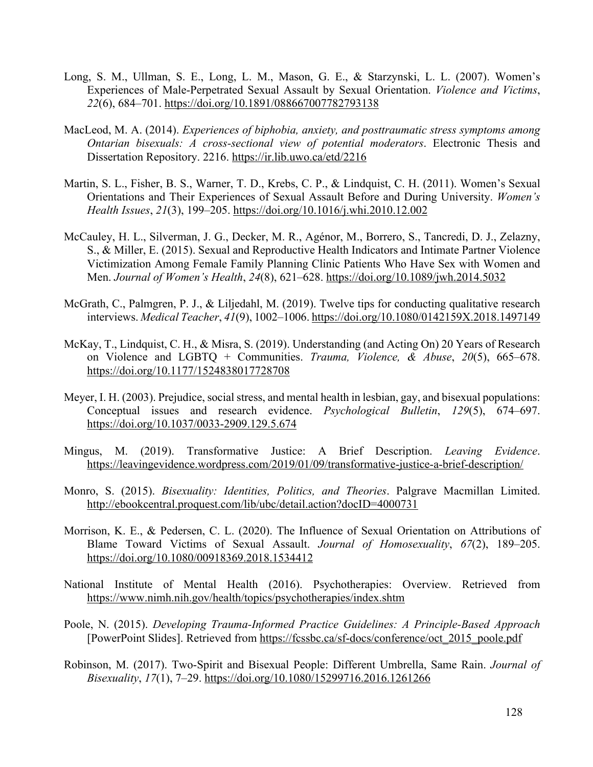Long, S. M., Ullman, S. E., Long, L. M., Mason, G. E., & Starzynski, L. L. (2007). Women's Experiences of Male-Perpetrated Sexual Assault by Sexual Orientation. *Violence and Victims*, *22*(6), 684–701. https://doi.org/10.1891/088667007782793138

MacLeod, M. A. (2014). *Experiences of biphobia, anxiety, and posttraumatic stress symptoms among Ontarian bisexuals: A cross-sectional view of potential moderators*. Electronic Thesis and Dissertation Repository. 2216. https://ir.lib.uwo.ca/etd/2216

Martin, S. L., Fisher, B. S., Warner, T. D., Krebs, C. P., & Lindquist, C. H. (2011). Women's Sexual Orientations and Their Experiences of Sexual Assault Before and During University. *Women's Health Issues*, *21*(3), 199–205. https://doi.org/10.1016/j.whi.2010.12.002

McCauley, H. L., Silverman, J. G., Decker, M. R., Agénor, M., Borrero, S., Tancredi, D. J., Zelazny, S., & Miller, E. (2015). Sexual and Reproductive Health Indicators and Intimate Partner Violence Victimization Among Female Family Planning Clinic Patients Who Have Sex with Women and Men. *Journal of Women's Health*, *24*(8), 621–628. https://doi.org/10.1089/jwh.2014.5032

McGrath, C., Palmgren, P. J., & Liljedahl, M. (2019). Twelve tips for conducting qualitative research interviews. *Medical Teacher*, *41*(9), 1002–1006. https://doi.org/10.1080/0142159X.2018.1497149

McKay, T., Lindquist, C. H., & Misra, S. (2019). Understanding (and Acting On) 20 Years of Research on Violence and LGBTQ + Communities. *Trauma, Violence, & Abuse*, *20*(5), 665–678. https://doi.org/10.1177/1524838017728708

Meyer, I. H. (2003). Prejudice, social stress, and mental health in lesbian, gay, and bisexual populations: Conceptual issues and research evidence. *Psychological Bulletin*, *129*(5), 674–697. https://doi.org/10.1037/0033-2909.129.5.674

Mingus, M. (2019). Transformative Justice: A Brief Description. *Leaving Evidence*. https://leavingevidence.wordpress.com/2019/01/09/transformative-justice-a-brief-description/

Monro, S. (2015). *Bisexuality: Identities, Politics, and Theories*. Palgrave Macmillan Limited. http://ebookcentral.proquest.com/lib/ubc/detail.action?docID=4000731

Morrison, K. E., & Pedersen, C. L. (2020). The Influence of Sexual Orientation on Attributions of Blame Toward Victims of Sexual Assault. *Journal of Homosexuality*, *67*(2), 189–205. https://doi.org/10.1080/00918369.2018.1534412

National Institute of Mental Health (2016). Psychotherapies: Overview. Retrieved from https://www.nimh.nih.gov/health/topics/psychotherapies/index.shtm

Poole, N. (2015). *Developing Trauma-Informed Practice Guidelines: A Principle-Based Approach* [PowerPoint Slides]. Retrieved from https://fcssbc.ca/sf-docs/conference/oct_2015_poole.pdf

Robinson, M. (2017). Two-Spirit and Bisexual People: Different Umbrella, Same Rain. *Journal of Bisexuality*, *17*(1), 7–29. https://doi.org/10.1080/15299716.2016.1261266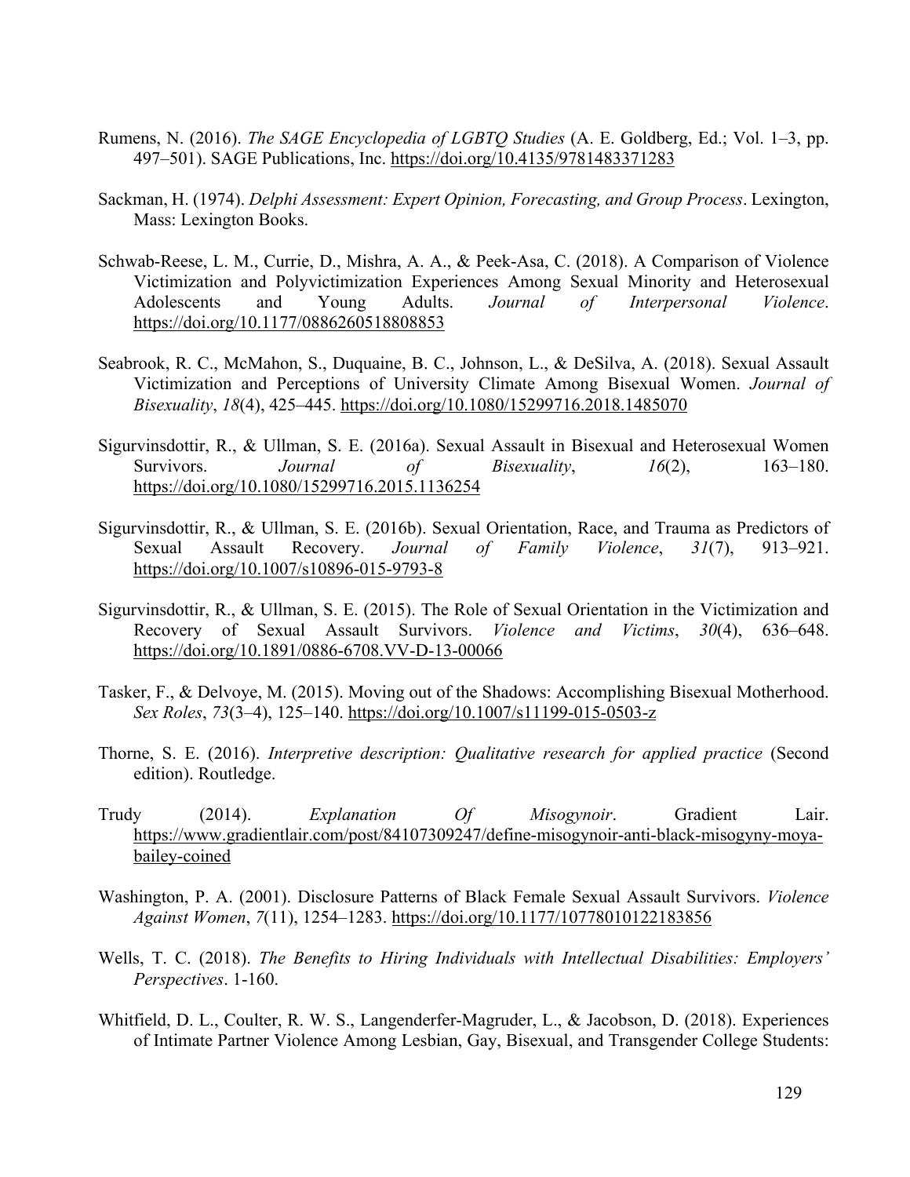Rumens, N. (2016). *The SAGE Encyclopedia of LGBTQ Studies* (A. E. Goldberg, Ed.; Vol. 1–3, pp. 497–501). SAGE Publications, Inc. https://doi.org/10.4135/9781483371283

Sackman, H. (1974). *Delphi Assessment: Expert Opinion, Forecasting, and Group Process*. Lexington, Mass: Lexington Books.

Schwab-Reese, L. M., Currie, D., Mishra, A. A., & Peek-Asa, C. (2018). A Comparison of Violence Victimization and Polyvictimization Experiences Among Sexual Minority and Heterosexual Adolescents and Young Adults. *Journal of Interpersonal Violence*. https://doi.org/10.1177/0886260518808853

Seabrook, R. C., McMahon, S., Duquaine, B. C., Johnson, L., & DeSilva, A. (2018). Sexual Assault Victimization and Perceptions of University Climate Among Bisexual Women. *Journal of Bisexuality*, *18*(4), 425–445. https://doi.org/10.1080/15299716.2018.1485070

Sigurvinsdottir, R., & Ullman, S. E. (2016a). Sexual Assault in Bisexual and Heterosexual Women Survivors. *Journal of Bisexuality*, *16*(2), 163–180. https://doi.org/10.1080/15299716.2015.1136254

Sigurvinsdottir, R., & Ullman, S. E. (2016b). Sexual Orientation, Race, and Trauma as Predictors of Sexual Assault Recovery. *Journal of Family Violence*, *31*(7), 913–921. https://doi.org/10.1007/s10896-015-9793-8

Sigurvinsdottir, R., & Ullman, S. E. (2015). The Role of Sexual Orientation in the Victimization and Recovery of Sexual Assault Survivors. *Violence and Victims*, *30*(4), 636–648. https://doi.org/10.1891/0886-6708.VV-D-13-00066

Tasker, F., & Delvoye, M. (2015). Moving out of the Shadows: Accomplishing Bisexual Motherhood. *Sex Roles*, *73*(3–4), 125–140. https://doi.org/10.1007/s11199-015-0503-z

Thorne, S. E. (2016). *Interpretive description: Qualitative research for applied practice* (Second edition). Routledge.

Trudy (2014). *Explanation Of Misogynoir*. Gradient Lair. https://www.gradientlair.com/post/84107309247/define-misogynoir-anti-black-misogyny-moya-bailey-coined

Washington, P. A. (2001). Disclosure Patterns of Black Female Sexual Assault Survivors. *Violence Against Women*, *7*(11), 1254–1283. https://doi.org/10.1177/10778010122183856

Wells, T. C. (2018). *The Benefits to Hiring Individuals with Intellectual Disabilities: Employers' Perspectives*. 1-160.

Whitfield, D. L., Coulter, R. W. S., Langenderfer-Magruder, L., & Jacobson, D. (2018). Experiences of Intimate Partner Violence Among Lesbian, Gay, Bisexual, and Transgender College Students: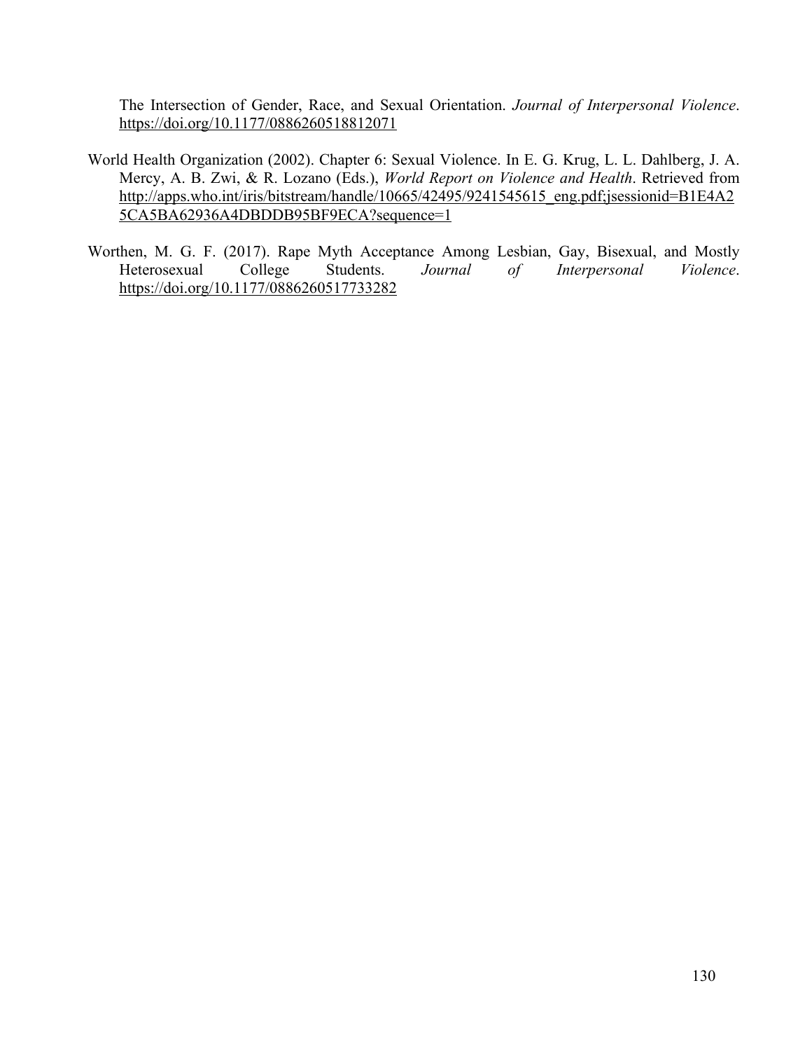The Intersection of Gender, Race, and Sexual Orientation. *Journal of Interpersonal Violence*. https://doi.org/10.1177/0886260518812071

World Health Organization (2002). Chapter 6: Sexual Violence. In E. G. Krug, L. L. Dahlberg, J. A. Mercy, A. B. Zwi, & R. Lozano (Eds.), *World Report on Violence and Health*. Retrieved from http://apps.who.int/iris/bitstream/handle/10665/42495/9241545615_eng.pdf;jsessionid=B1E4A25CA5BA62936A4DBDDB95BF9ECA?sequence=1

Worthen, M. G. F. (2017). Rape Myth Acceptance Among Lesbian, Gay, Bisexual, and Mostly Heterosexual College Students. *Journal of Interpersonal Violence*. https://doi.org/10.1177/0886260517733282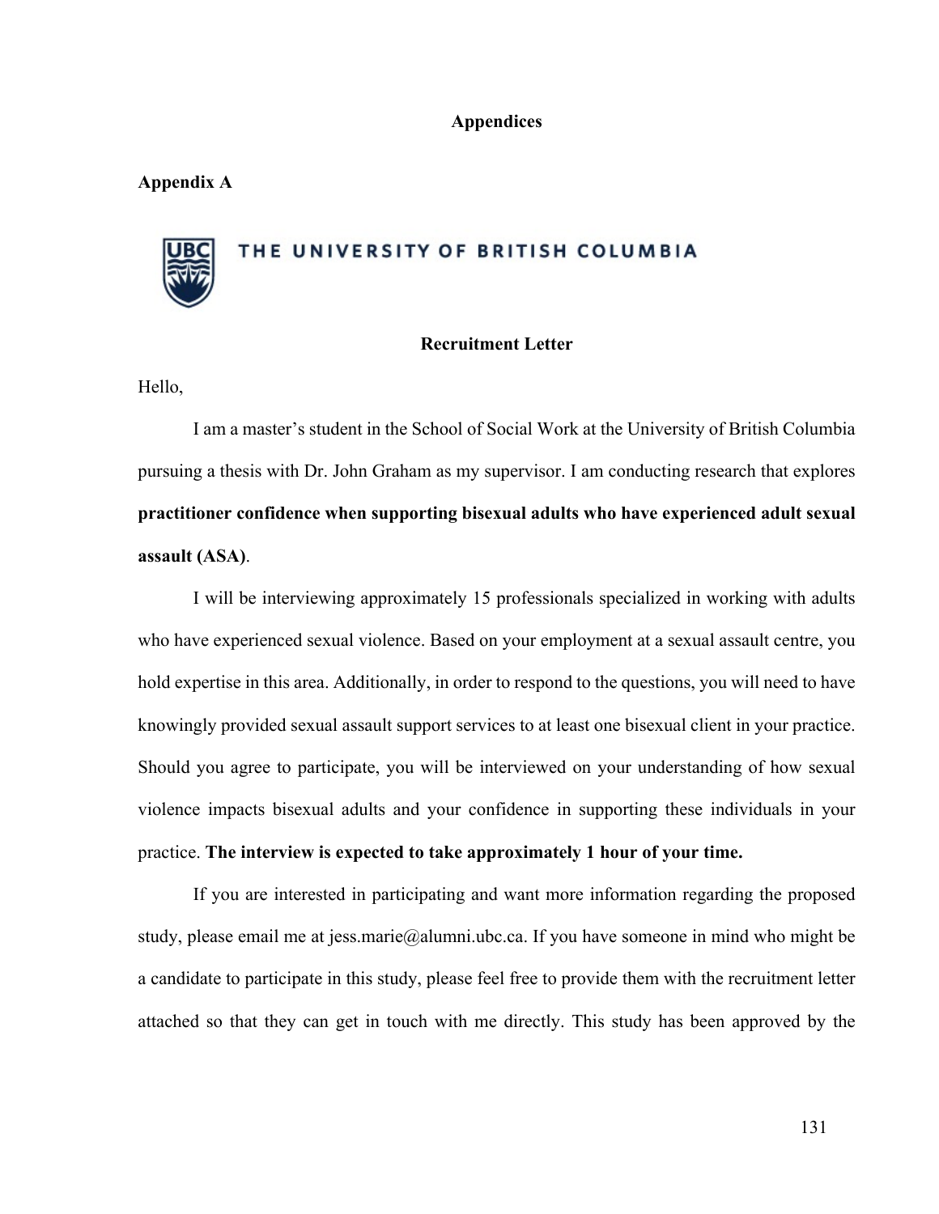# Appendices

## Appendix A

THE UNIVERSITY OF BRITISH COLUMBIA

### Recruitment Letter

Hello,

I am a master's student in the School of Social Work at the University of British Columbia pursuing a thesis with Dr. John Graham as my supervisor. I am conducting research that explores **practitioner confidence when supporting bisexual adults who have experienced adult sexual assault (ASA)**.

I will be interviewing approximately 15 professionals specialized in working with adults who have experienced sexual violence. Based on your employment at a sexual assault centre, you hold expertise in this area. Additionally, in order to respond to the questions, you will need to have knowingly provided sexual assault support services to at least one bisexual client in your practice. Should you agree to participate, you will be interviewed on your understanding of how sexual violence impacts bisexual adults and your confidence in supporting these individuals in your practice. **The interview is expected to take approximately 1 hour of your time.**

If you are interested in participating and want more information regarding the proposed study, please email me at jess.marie@alumni.ubc.ca. If you have someone in mind who might be a candidate to participate in this study, please feel free to provide them with the recruitment letter attached so that they can get in touch with me directly. This study has been approved by the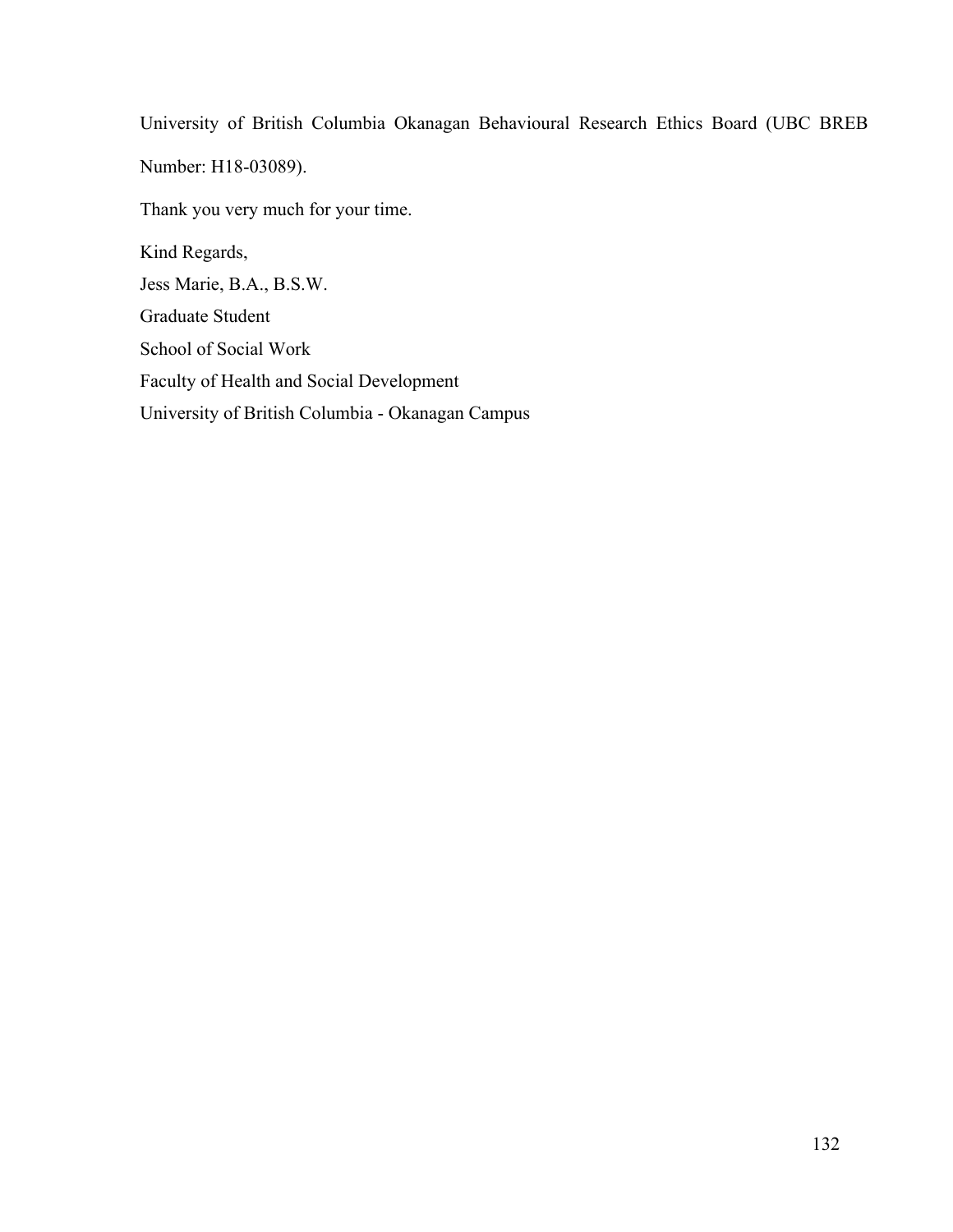University of British Columbia Okanagan Behavioural Research Ethics Board (UBC BREB Number: H18-03089).

Thank you very much for your time.

Kind Regards,
Jess Marie, B.A., B.S.W.
Graduate Student
School of Social Work
Faculty of Health and Social Development
University of British Columbia - Okanagan Campus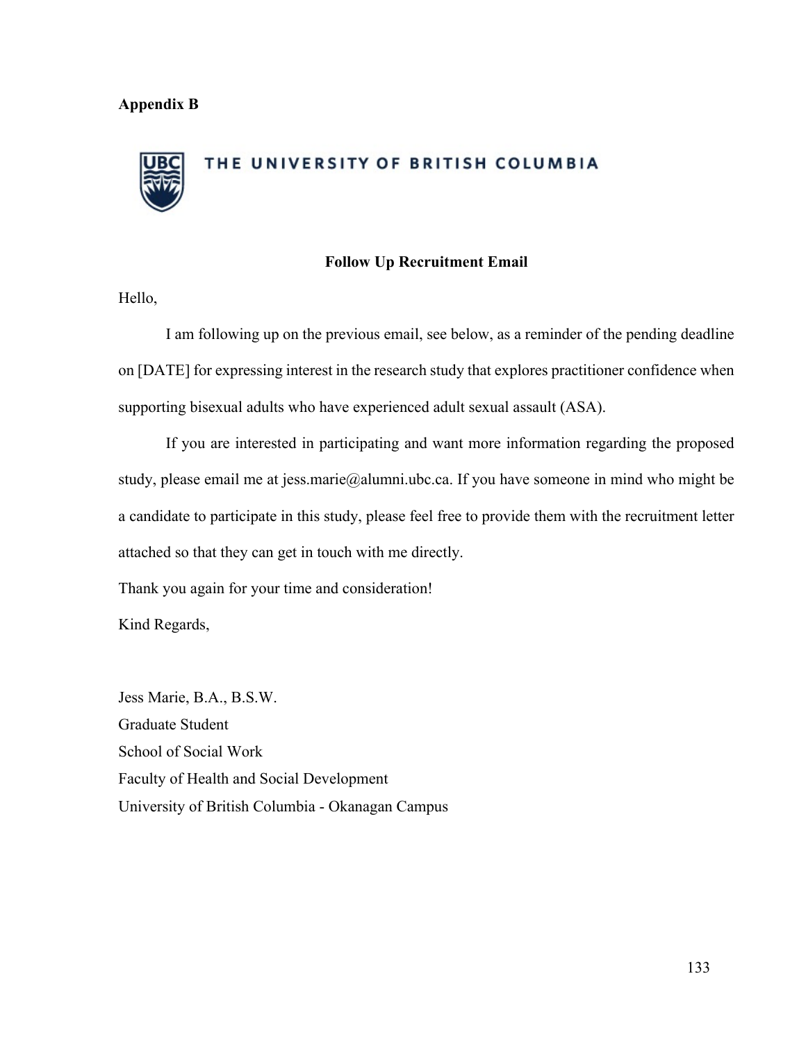**Appendix B**

THE UNIVERSITY OF BRITISH COLUMBIA

**Follow Up Recruitment Email**

Hello,

I am following up on the previous email, see below, as a reminder of the pending deadline on [DATE] for expressing interest in the research study that explores practitioner confidence when supporting bisexual adults who have experienced adult sexual assault (ASA).

If you are interested in participating and want more information regarding the proposed study, please email me at jess.marie@alumni.ubc.ca. If you have someone in mind who might be a candidate to participate in this study, please feel free to provide them with the recruitment letter attached so that they can get in touch with me directly.

Thank you again for your time and consideration!

Kind Regards,

Jess Marie, B.A., B.S.W.  
Graduate Student  
School of Social Work  
Faculty of Health and Social Development  
University of British Columbia - Okanagan Campus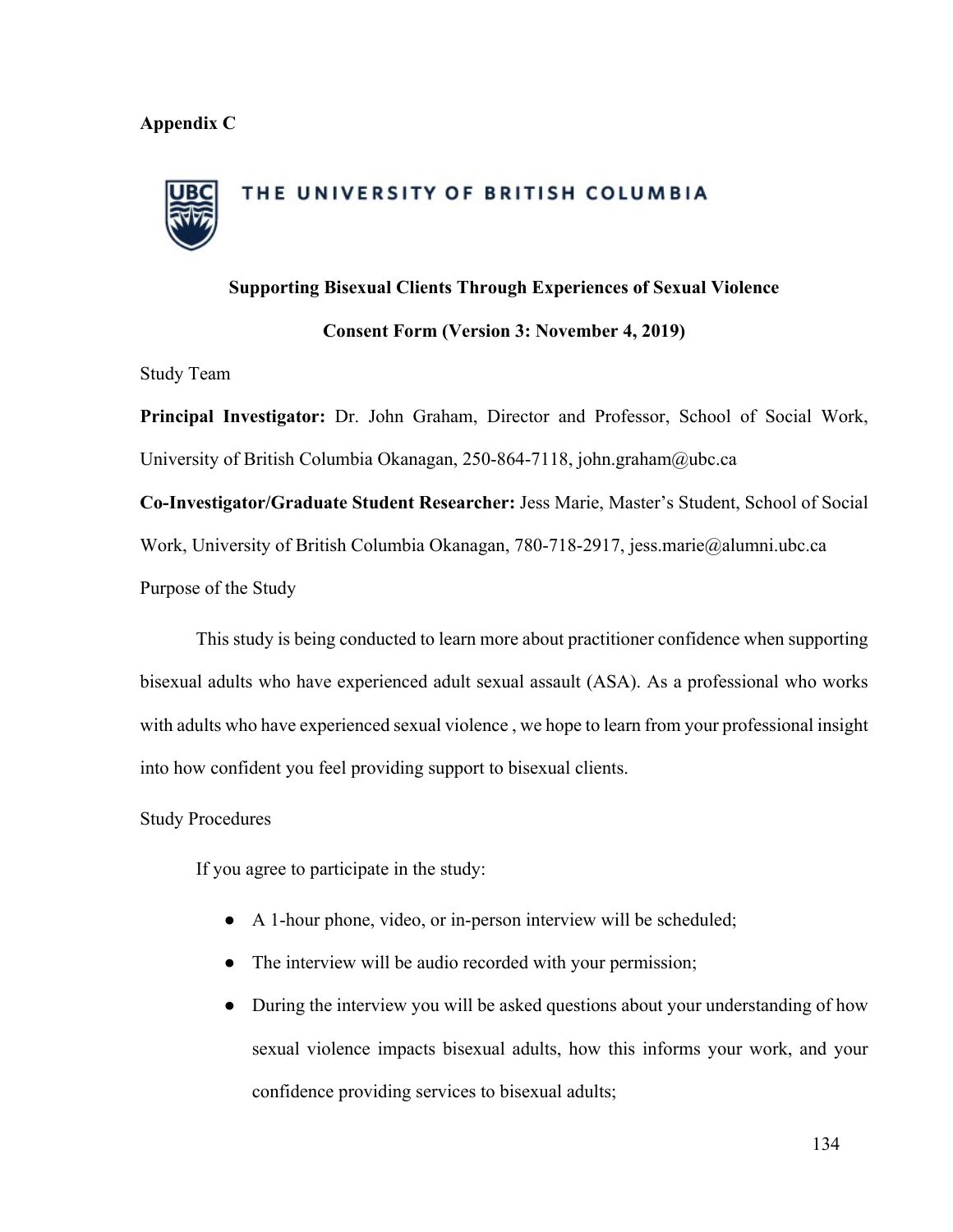**Appendix C**

THE UNIVERSITY OF BRITISH COLUMBIA

**Supporting Bisexual Clients Through Experiences of Sexual Violence**

**Consent Form (Version 3: November 4, 2019)**

Study Team

**Principal Investigator:** Dr. John Graham, Director and Professor, School of Social Work, University of British Columbia Okanagan, 250-864-7118, john.graham@ubc.ca

**Co-Investigator/Graduate Student Researcher:** Jess Marie, Master's Student, School of Social Work, University of British Columbia Okanagan, 780-718-2917, jess.marie@alumni.ubc.ca

Purpose of the Study

This study is being conducted to learn more about practitioner confidence when supporting bisexual adults who have experienced adult sexual assault (ASA). As a professional who works with adults who have experienced sexual violence , we hope to learn from your professional insight into how confident you feel providing support to bisexual clients.

Study Procedures

If you agree to participate in the study:

- A 1-hour phone, video, or in-person interview will be scheduled;
- The interview will be audio recorded with your permission;
- During the interview you will be asked questions about your understanding of how sexual violence impacts bisexual adults, how this informs your work, and your confidence providing services to bisexual adults;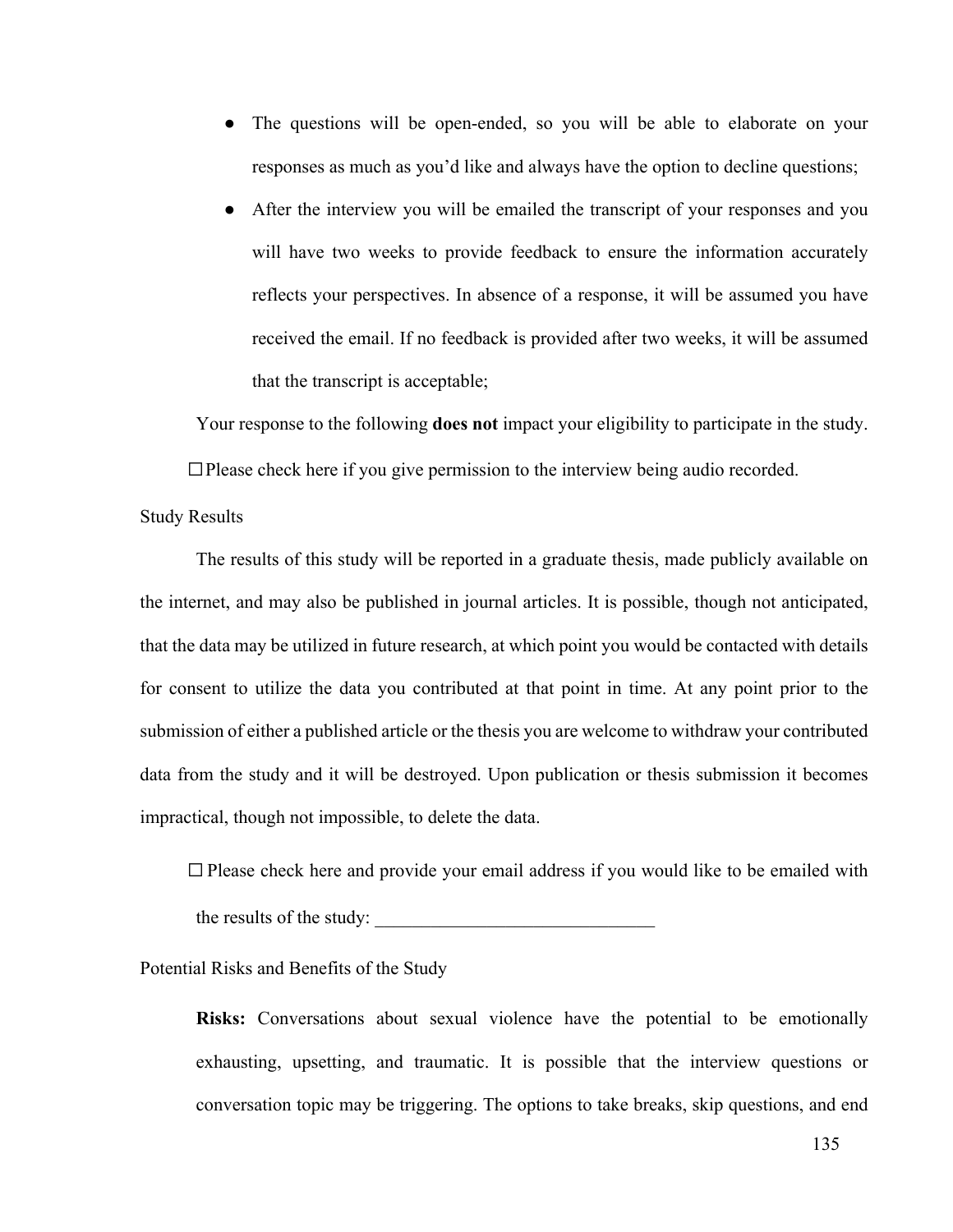- The questions will be open-ended, so you will be able to elaborate on your responses as much as you'd like and always have the option to decline questions;
- After the interview you will be emailed the transcript of your responses and you will have two weeks to provide feedback to ensure the information accurately reflects your perspectives. In absence of a response, it will be assumed you have received the email. If no feedback is provided after two weeks, it will be assumed that the transcript is acceptable;

Your response to the following **does not** impact your eligibility to participate in the study.

☐ Please check here if you give permission to the interview being audio recorded.

Study Results

The results of this study will be reported in a graduate thesis, made publicly available on the internet, and may also be published in journal articles. It is possible, though not anticipated, that the data may be utilized in future research, at which point you would be contacted with details for consent to utilize the data you contributed at that point in time. At any point prior to the submission of either a published article or the thesis you are welcome to withdraw your contributed data from the study and it will be destroyed. Upon publication or thesis submission it becomes impractical, though not impossible, to delete the data.

☐ Please check here and provide your email address if you would like to be emailed with the results of the study: ______________________________

Potential Risks and Benefits of the Study

**Risks:** Conversations about sexual violence have the potential to be emotionally exhausting, upsetting, and traumatic. It is possible that the interview questions or conversation topic may be triggering. The options to take breaks, skip questions, and end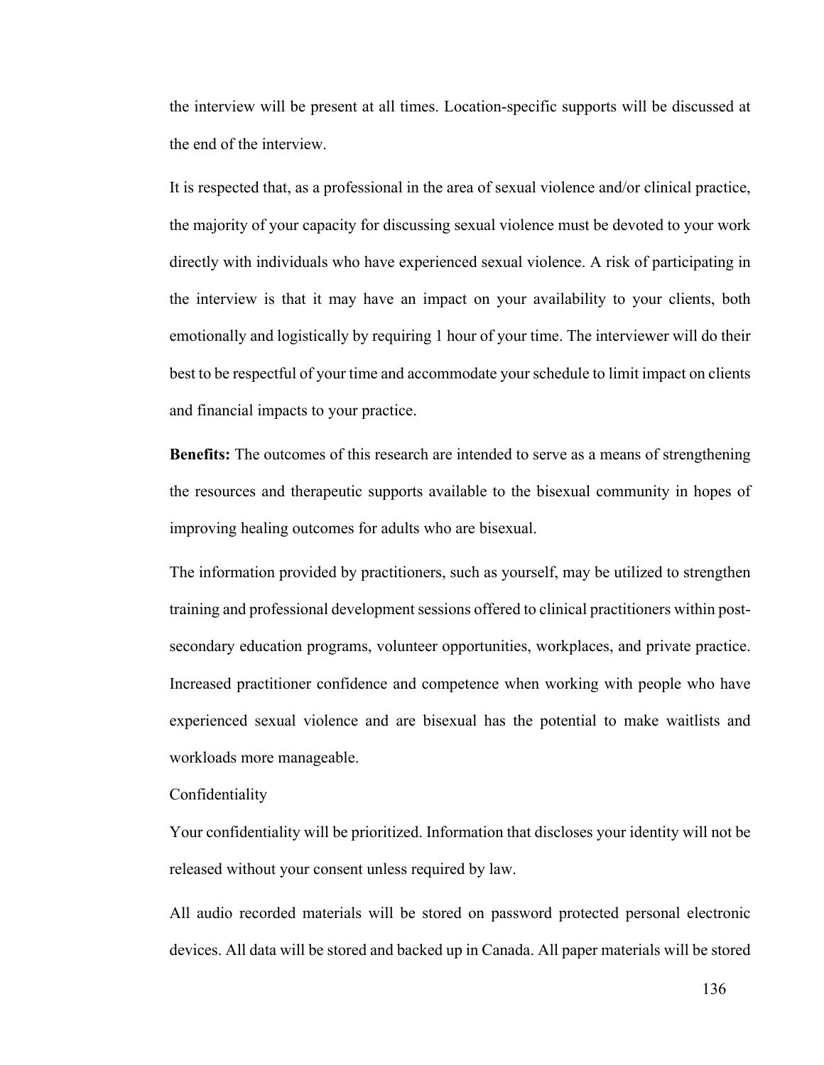the interview will be present at all times. Location-specific supports will be discussed at the end of the interview.

It is respected that, as a professional in the area of sexual violence and/or clinical practice, the majority of your capacity for discussing sexual violence must be devoted to your work directly with individuals who have experienced sexual violence. A risk of participating in the interview is that it may have an impact on your availability to your clients, both emotionally and logistically by requiring 1 hour of your time. The interviewer will do their best to be respectful of your time and accommodate your schedule to limit impact on clients and financial impacts to your practice.

**Benefits:** The outcomes of this research are intended to serve as a means of strengthening the resources and therapeutic supports available to the bisexual community in hopes of improving healing outcomes for adults who are bisexual.

The information provided by practitioners, such as yourself, may be utilized to strengthen training and professional development sessions offered to clinical practitioners within post-secondary education programs, volunteer opportunities, workplaces, and private practice. Increased practitioner confidence and competence when working with people who have experienced sexual violence and are bisexual has the potential to make waitlists and workloads more manageable.

Confidentiality

Your confidentiality will be prioritized. Information that discloses your identity will not be released without your consent unless required by law.

All audio recorded materials will be stored on password protected personal electronic devices. All data will be stored and backed up in Canada. All paper materials will be stored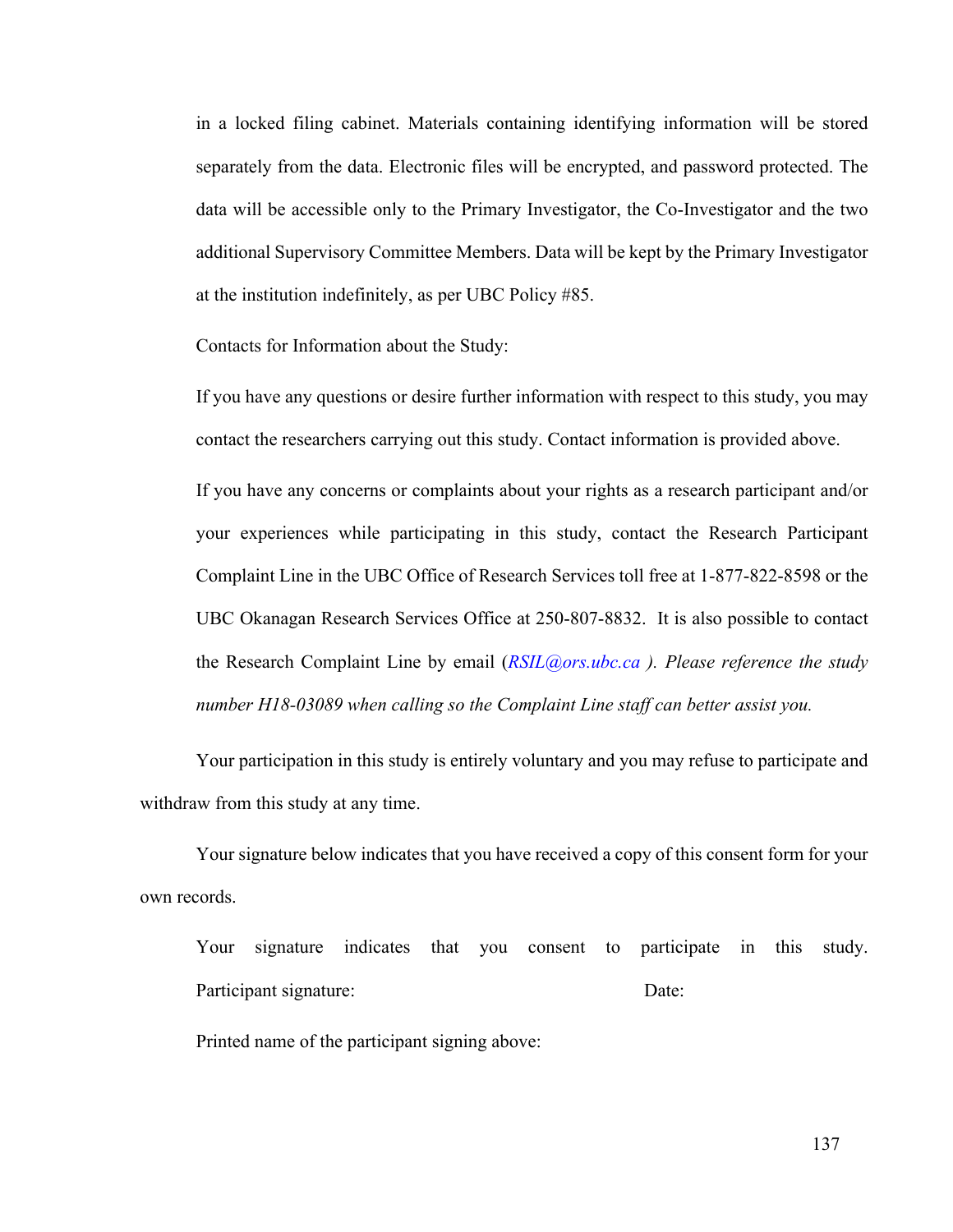in a locked filing cabinet. Materials containing identifying information will be stored separately from the data. Electronic files will be encrypted, and password protected. The data will be accessible only to the Primary Investigator, the Co-Investigator and the two additional Supervisory Committee Members. Data will be kept by the Primary Investigator at the institution indefinitely, as per UBC Policy #85.

Contacts for Information about the Study:

If you have any questions or desire further information with respect to this study, you may contact the researchers carrying out this study. Contact information is provided above.

If you have any concerns or complaints about your rights as a research participant and/or your experiences while participating in this study, contact the Research Participant Complaint Line in the UBC Office of Research Services toll free at 1-877-822-8598 or the UBC Okanagan Research Services Office at 250-807-8832. It is also possible to contact the Research Complaint Line by email (*RSIL@ors.ubc.ca* ). *Please reference the study number H18-03089 when calling so the Complaint Line staff can better assist you.*

Your participation in this study is entirely voluntary and you may refuse to participate and withdraw from this study at any time.

Your signature below indicates that you have received a copy of this consent form for your own records.

Your signature indicates that you consent to participate in this study.

Participant signature: Date:

Printed name of the participant signing above: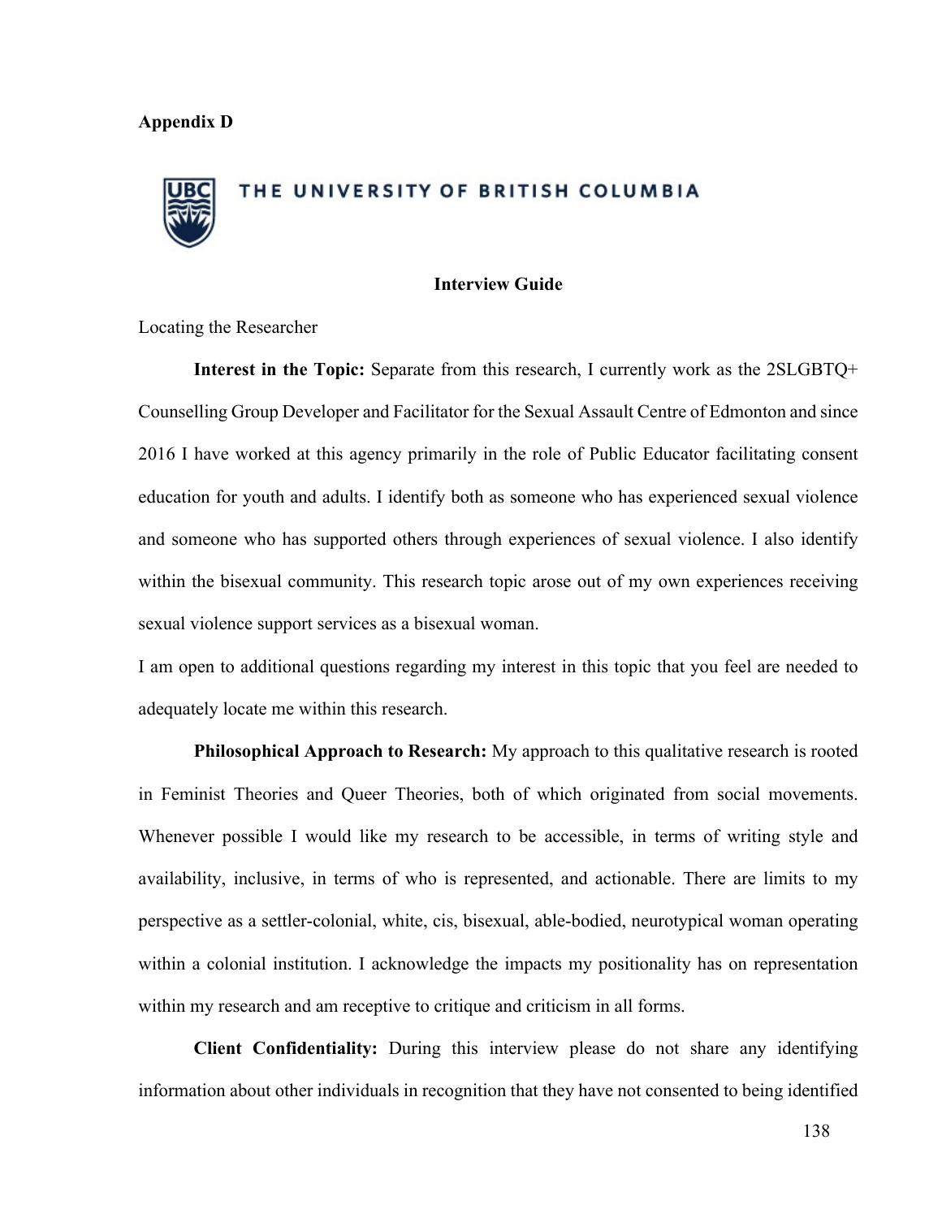**Appendix D**

THE UNIVERSITY OF BRITISH COLUMBIA

**Interview Guide**

Locating the Researcher

**Interest in the Topic:** Separate from this research, I currently work as the 2SLGBTQ+ Counselling Group Developer and Facilitator for the Sexual Assault Centre of Edmonton and since 2016 I have worked at this agency primarily in the role of Public Educator facilitating consent education for youth and adults. I identify both as someone who has experienced sexual violence and someone who has supported others through experiences of sexual violence. I also identify within the bisexual community. This research topic arose out of my own experiences receiving sexual violence support services as a bisexual woman.

I am open to additional questions regarding my interest in this topic that you feel are needed to adequately locate me within this research.

**Philosophical Approach to Research:** My approach to this qualitative research is rooted in Feminist Theories and Queer Theories, both of which originated from social movements. Whenever possible I would like my research to be accessible, in terms of writing style and availability, inclusive, in terms of who is represented, and actionable. There are limits to my perspective as a settler-colonial, white, cis, bisexual, able-bodied, neurotypical woman operating within a colonial institution. I acknowledge the impacts my positionality has on representation within my research and am receptive to critique and criticism in all forms.

**Client Confidentiality:** During this interview please do not share any identifying information about other individuals in recognition that they have not consented to being identified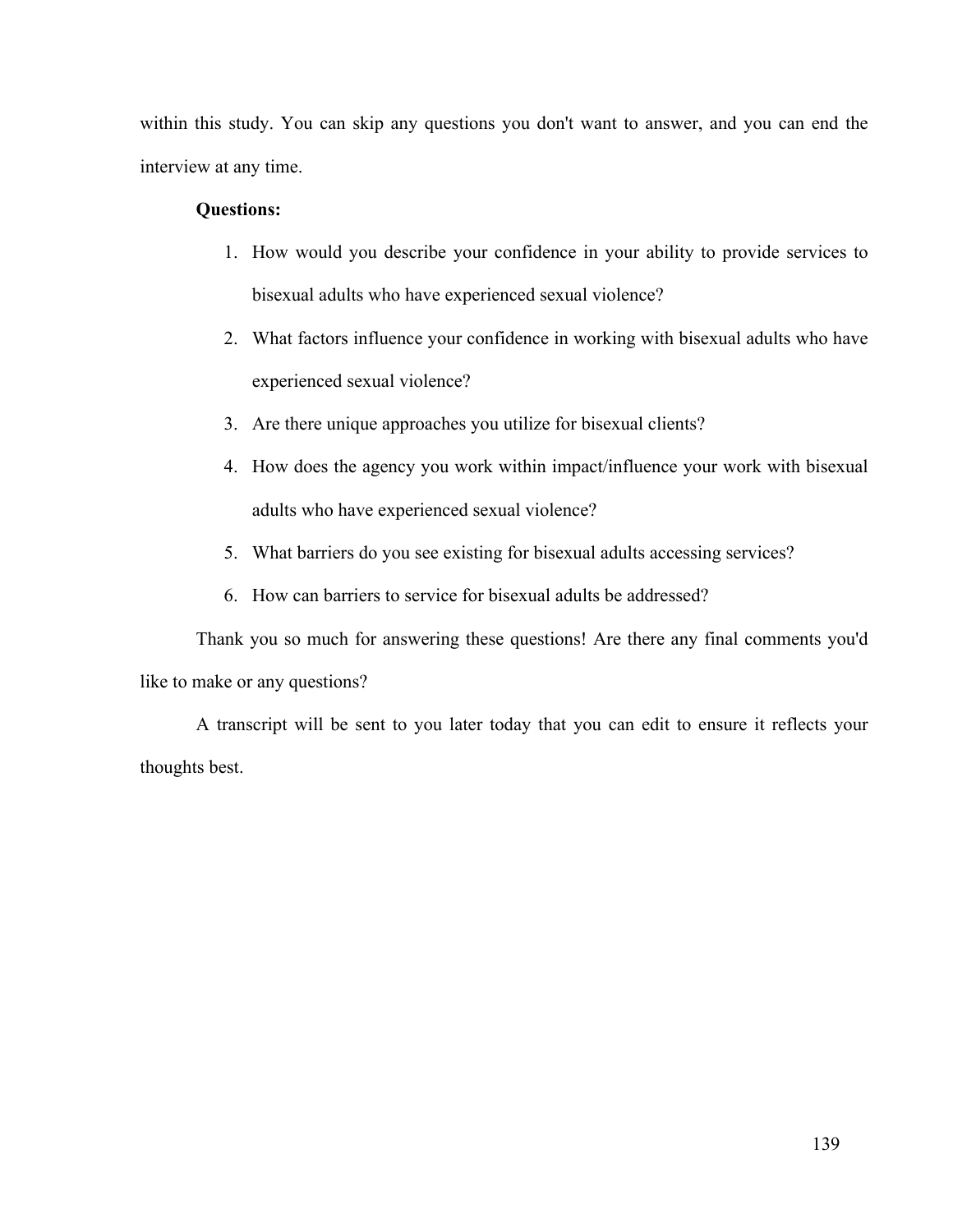within this study. You can skip any questions you don't want to answer, and you can end the interview at any time.

**Questions:**

1. How would you describe your confidence in your ability to provide services to bisexual adults who have experienced sexual violence?
2. What factors influence your confidence in working with bisexual adults who have experienced sexual violence?
3. Are there unique approaches you utilize for bisexual clients?
4. How does the agency you work within impact/influence your work with bisexual adults who have experienced sexual violence?
5. What barriers do you see existing for bisexual adults accessing services?
6. How can barriers to service for bisexual adults be addressed?

Thank you so much for answering these questions! Are there any final comments you'd like to make or any questions?

A transcript will be sent to you later today that you can edit to ensure it reflects your thoughts best.